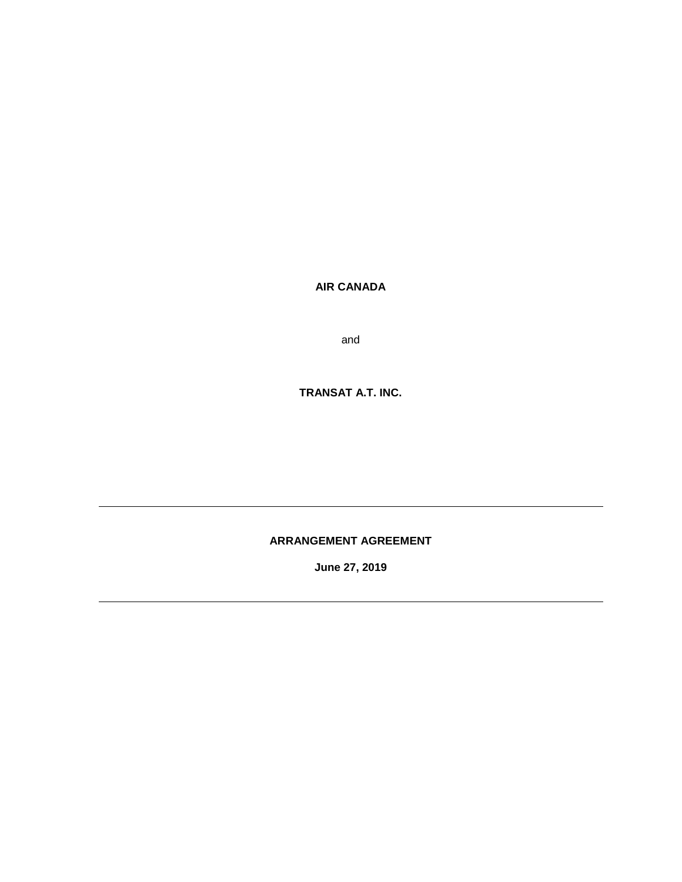**AIR CANADA**

and

**TRANSAT A.T. INC.**

---

**ARRANGEMENT AGREEMENT**

**June 27, 2019**

---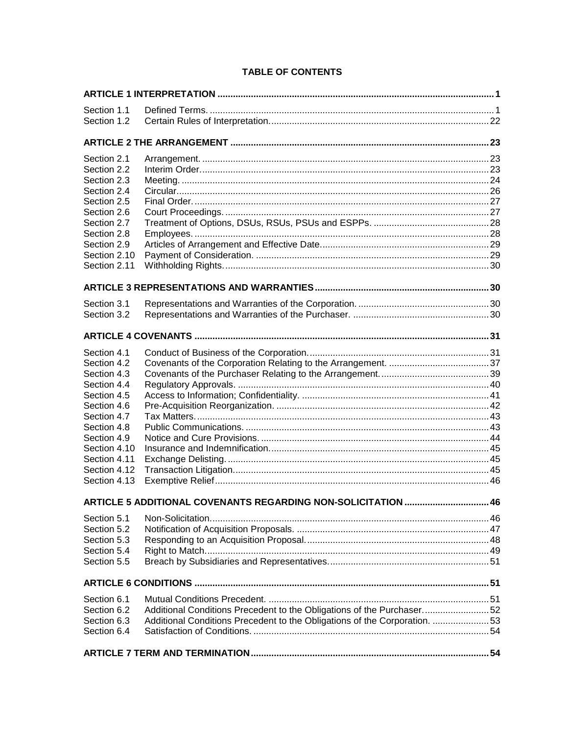# TABLE OF CONTENTS

| | | |
|---|---|---|
| **ARTICLE 1 INTERPRETATION** | | **1** |
| Section 1.1 | Defined Terms. | 1 |
| Section 1.2 | Certain Rules of Interpretation. | 22 |
| **ARTICLE 2 THE ARRANGEMENT** | | **23** |
| Section 2.1 | Arrangement. | 23 |
| Section 2.2 | Interim Order. | 23 |
| Section 2.3 | Meeting. | 24 |
| Section 2.4 | Circular. | 26 |
| Section 2.5 | Final Order. | 27 |
| Section 2.6 | Court Proceedings. | 27 |
| Section 2.7 | Treatment of Options, DSUs, RSUs, PSUs and ESPPs. | 28 |
| Section 2.8 | Employees. | 28 |
| Section 2.9 | Articles of Arrangement and Effective Date. | 29 |
| Section 2.10 | Payment of Consideration. | 29 |
| Section 2.11 | Withholding Rights. | 30 |
| **ARTICLE 3 REPRESENTATIONS AND WARRANTIES** | | **30** |
| Section 3.1 | Representations and Warranties of the Corporation. | 30 |
| Section 3.2 | Representations and Warranties of the Purchaser. | 30 |
| **ARTICLE 4 COVENANTS** | | **31** |
| Section 4.1 | Conduct of Business of the Corporation. | 31 |
| Section 4.2 | Covenants of the Corporation Relating to the Arrangement. | 37 |
| Section 4.3 | Covenants of the Purchaser Relating to the Arrangement. | 39 |
| Section 4.4 | Regulatory Approvals. | 40 |
| Section 4.5 | Access to Information; Confidentiality. | 41 |
| Section 4.6 | Pre-Acquisition Reorganization. | 42 |
| Section 4.7 | Tax Matters. | 43 |
| Section 4.8 | Public Communications. | 43 |
| Section 4.9 | Notice and Cure Provisions. | 44 |
| Section 4.10 | Insurance and Indemnification. | 45 |
| Section 4.11 | Exchange Delisting. | 45 |
| Section 4.12 | Transaction Litigation. | 45 |
| Section 4.13 | Exemptive Relief | 46 |
| **ARTICLE 5 ADDITIONAL COVENANTS REGARDING NON-SOLICITATION** | | **46** |
| Section 5.1 | Non-Solicitation. | 46 |
| Section 5.2 | Notification of Acquisition Proposals. | 47 |
| Section 5.3 | Responding to an Acquisition Proposal. | 48 |
| Section 5.4 | Right to Match. | 49 |
| Section 5.5 | Breach by Subsidiaries and Representatives. | 51 |
| **ARTICLE 6 CONDITIONS** | | **51** |
| Section 6.1 | Mutual Conditions Precedent. | 51 |
| Section 6.2 | Additional Conditions Precedent to the Obligations of the Purchaser. | 52 |
| Section 6.3 | Additional Conditions Precedent to the Obligations of the Corporation. | 53 |
| Section 6.4 | Satisfaction of Conditions. | 54 |
| **ARTICLE 7 TERM AND TERMINATION** | | **54** |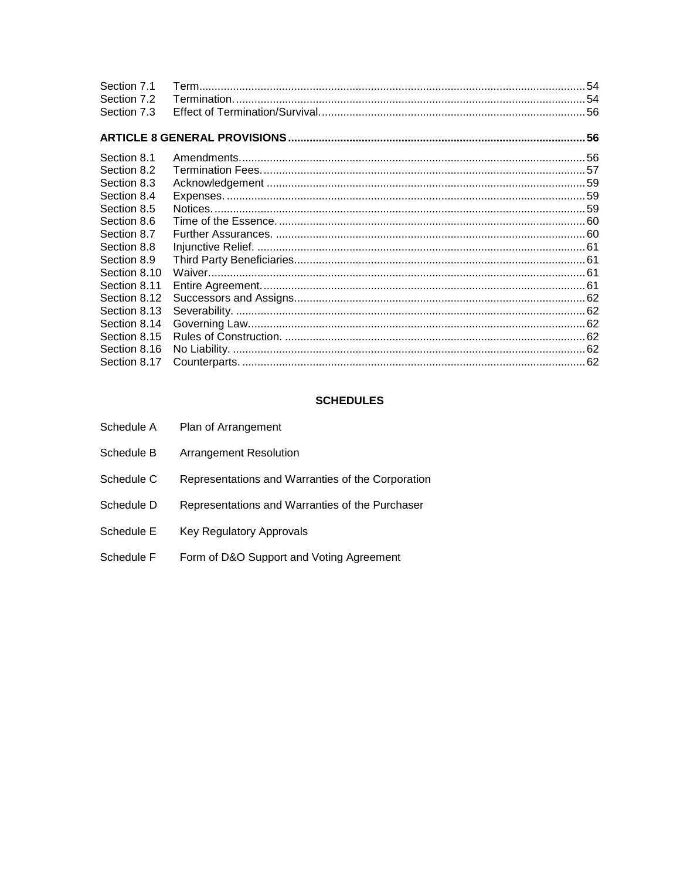| | | |
|---|---|---|
| Section 7.1 | Term | 54 |
| Section 7.2 | Termination. | 54 |
| Section 7.3 | Effect of Termination/Survival. | 56 |

**ARTICLE 8 GENERAL PROVISIONS** ........ **56**

| | | |
|---|---|---|
| Section 8.1 | Amendments. | 56 |
| Section 8.2 | Termination Fees. | 57 |
| Section 8.3 | Acknowledgement | 59 |
| Section 8.4 | Expenses. | 59 |
| Section 8.5 | Notices. | 59 |
| Section 8.6 | Time of the Essence. | 60 |
| Section 8.7 | Further Assurances. | 60 |
| Section 8.8 | Injunctive Relief. | 61 |
| Section 8.9 | Third Party Beneficiaries. | 61 |
| Section 8.10 | Waiver. | 61 |
| Section 8.11 | Entire Agreement. | 61 |
| Section 8.12 | Successors and Assigns. | 62 |
| Section 8.13 | Severability. | 62 |
| Section 8.14 | Governing Law. | 62 |
| Section 8.15 | Rules of Construction. | 62 |
| Section 8.16 | No Liability. | 62 |
| Section 8.17 | Counterparts. | 62 |

## SCHEDULES

| | |
|---|---|
| Schedule A | Plan of Arrangement |
| Schedule B | Arrangement Resolution |
| Schedule C | Representations and Warranties of the Corporation |
| Schedule D | Representations and Warranties of the Purchaser |
| Schedule E | Key Regulatory Approvals |
| Schedule F | Form of D&O Support and Voting Agreement |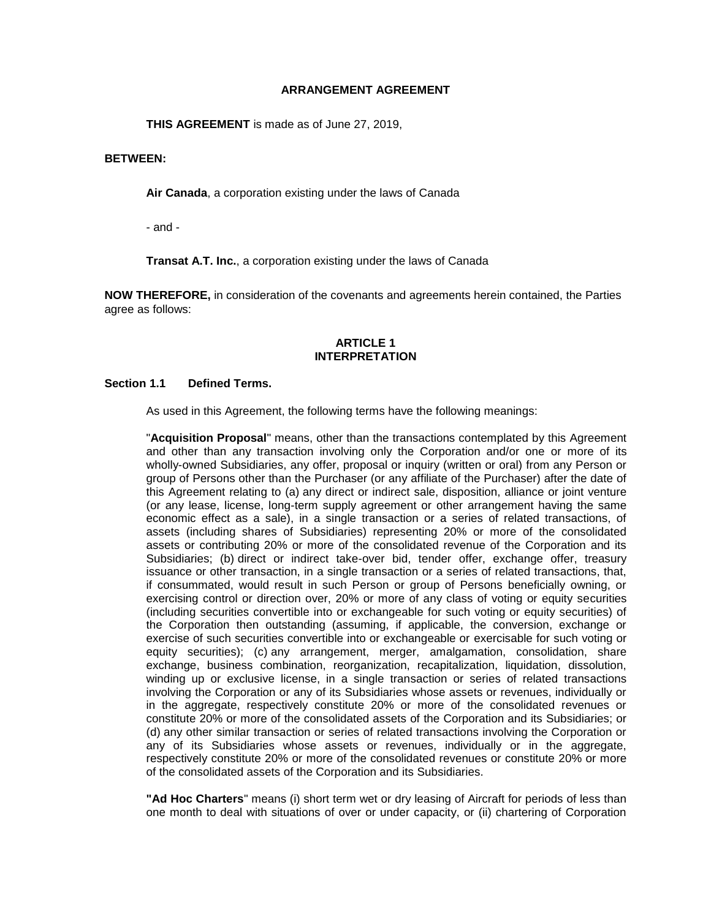# ARRANGEMENT AGREEMENT

**THIS AGREEMENT** is made as of June 27, 2019,

**BETWEEN:**

**Air Canada**, a corporation existing under the laws of Canada

- and -

**Transat A.T. Inc.**, a corporation existing under the laws of Canada

**NOW THEREFORE,** in consideration of the covenants and agreements herein contained, the Parties agree as follows:

## ARTICLE 1 INTERPRETATION

### Section 1.1 Defined Terms.

As used in this Agreement, the following terms have the following meanings:

"**Acquisition Proposal**" means, other than the transactions contemplated by this Agreement and other than any transaction involving only the Corporation and/or one or more of its wholly-owned Subsidiaries, any offer, proposal or inquiry (written or oral) from any Person or group of Persons other than the Purchaser (or any affiliate of the Purchaser) after the date of this Agreement relating to (a) any direct or indirect sale, disposition, alliance or joint venture (or any lease, license, long-term supply agreement or other arrangement having the same economic effect as a sale), in a single transaction or a series of related transactions, of assets (including shares of Subsidiaries) representing 20% or more of the consolidated assets or contributing 20% or more of the consolidated revenue of the Corporation and its Subsidiaries; (b) direct or indirect take-over bid, tender offer, exchange offer, treasury issuance or other transaction, in a single transaction or a series of related transactions, that, if consummated, would result in such Person or group of Persons beneficially owning, or exercising control or direction over, 20% or more of any class of voting or equity securities (including securities convertible into or exchangeable for such voting or equity securities) of the Corporation then outstanding (assuming, if applicable, the conversion, exchange or exercise of such securities convertible into or exchangeable or exercisable for such voting or equity securities); (c) any arrangement, merger, amalgamation, consolidation, share exchange, business combination, reorganization, recapitalization, liquidation, dissolution, winding up or exclusive license, in a single transaction or series of related transactions involving the Corporation or any of its Subsidiaries whose assets or revenues, individually or in the aggregate, respectively constitute 20% or more of the consolidated revenues or constitute 20% or more of the consolidated assets of the Corporation and its Subsidiaries; or (d) any other similar transaction or series of related transactions involving the Corporation or any of its Subsidiaries whose assets or revenues, individually or in the aggregate, respectively constitute 20% or more of the consolidated revenues or constitute 20% or more of the consolidated assets of the Corporation and its Subsidiaries.

**"Ad Hoc Charters**" means (i) short term wet or dry leasing of Aircraft for periods of less than one month to deal with situations of over or under capacity, or (ii) chartering of Corporation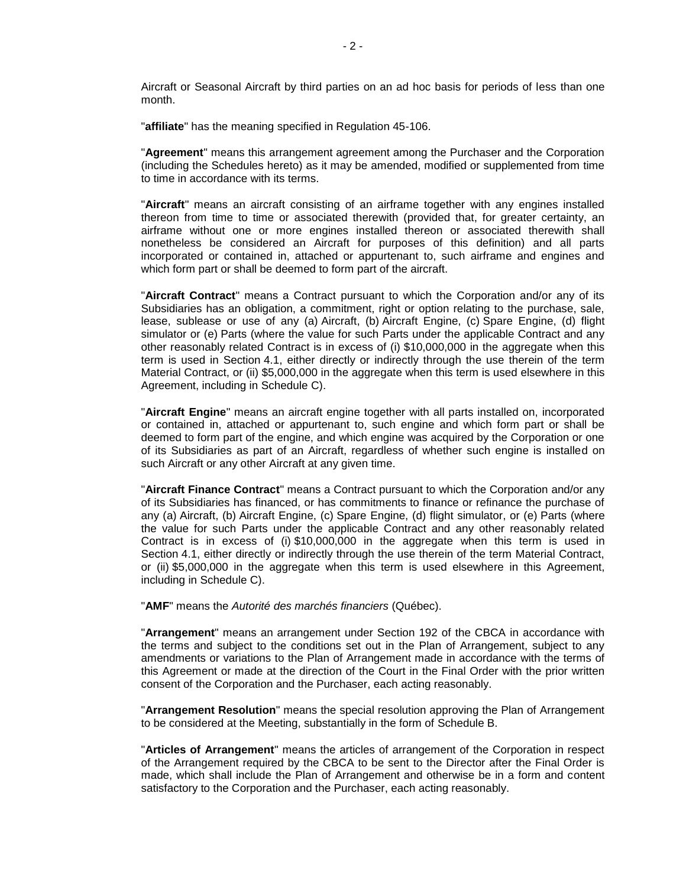Aircraft or Seasonal Aircraft by third parties on an ad hoc basis for periods of less than one month.

"**affiliate**" has the meaning specified in Regulation 45-106.

"**Agreement**" means this arrangement agreement among the Purchaser and the Corporation (including the Schedules hereto) as it may be amended, modified or supplemented from time to time in accordance with its terms.

"**Aircraft**" means an aircraft consisting of an airframe together with any engines installed thereon from time to time or associated therewith (provided that, for greater certainty, an airframe without one or more engines installed thereon or associated therewith shall nonetheless be considered an Aircraft for purposes of this definition) and all parts incorporated or contained in, attached or appurtenant to, such airframe and engines and which form part or shall be deemed to form part of the aircraft.

"**Aircraft Contract**" means a Contract pursuant to which the Corporation and/or any of its Subsidiaries has an obligation, a commitment, right or option relating to the purchase, sale, lease, sublease or use of any (a) Aircraft, (b) Aircraft Engine, (c) Spare Engine, (d) flight simulator or (e) Parts (where the value for such Parts under the applicable Contract and any other reasonably related Contract is in excess of (i) $10,000,000 in the aggregate when this term is used in Section 4.1, either directly or indirectly through the use therein of the term Material Contract, or (ii) $5,000,000 in the aggregate when this term is used elsewhere in this Agreement, including in Schedule C).

"**Aircraft Engine**" means an aircraft engine together with all parts installed on, incorporated or contained in, attached or appurtenant to, such engine and which form part or shall be deemed to form part of the engine, and which engine was acquired by the Corporation or one of its Subsidiaries as part of an Aircraft, regardless of whether such engine is installed on such Aircraft or any other Aircraft at any given time.

"**Aircraft Finance Contract**" means a Contract pursuant to which the Corporation and/or any of its Subsidiaries has financed, or has commitments to finance or refinance the purchase of any (a) Aircraft, (b) Aircraft Engine, (c) Spare Engine, (d) flight simulator, or (e) Parts (where the value for such Parts under the applicable Contract and any other reasonably related Contract is in excess of (i) $10,000,000 in the aggregate when this term is used in Section 4.1, either directly or indirectly through the use therein of the term Material Contract, or (ii) $5,000,000 in the aggregate when this term is used elsewhere in this Agreement, including in Schedule C).

"**AMF**" means the *Autorité des marchés financiers* (Québec).

"**Arrangement**" means an arrangement under Section 192 of the CBCA in accordance with the terms and subject to the conditions set out in the Plan of Arrangement, subject to any amendments or variations to the Plan of Arrangement made in accordance with the terms of this Agreement or made at the direction of the Court in the Final Order with the prior written consent of the Corporation and the Purchaser, each acting reasonably.

"**Arrangement Resolution**" means the special resolution approving the Plan of Arrangement to be considered at the Meeting, substantially in the form of Schedule B.

"**Articles of Arrangement**" means the articles of arrangement of the Corporation in respect of the Arrangement required by the CBCA to be sent to the Director after the Final Order is made, which shall include the Plan of Arrangement and otherwise be in a form and content satisfactory to the Corporation and the Purchaser, each acting reasonably.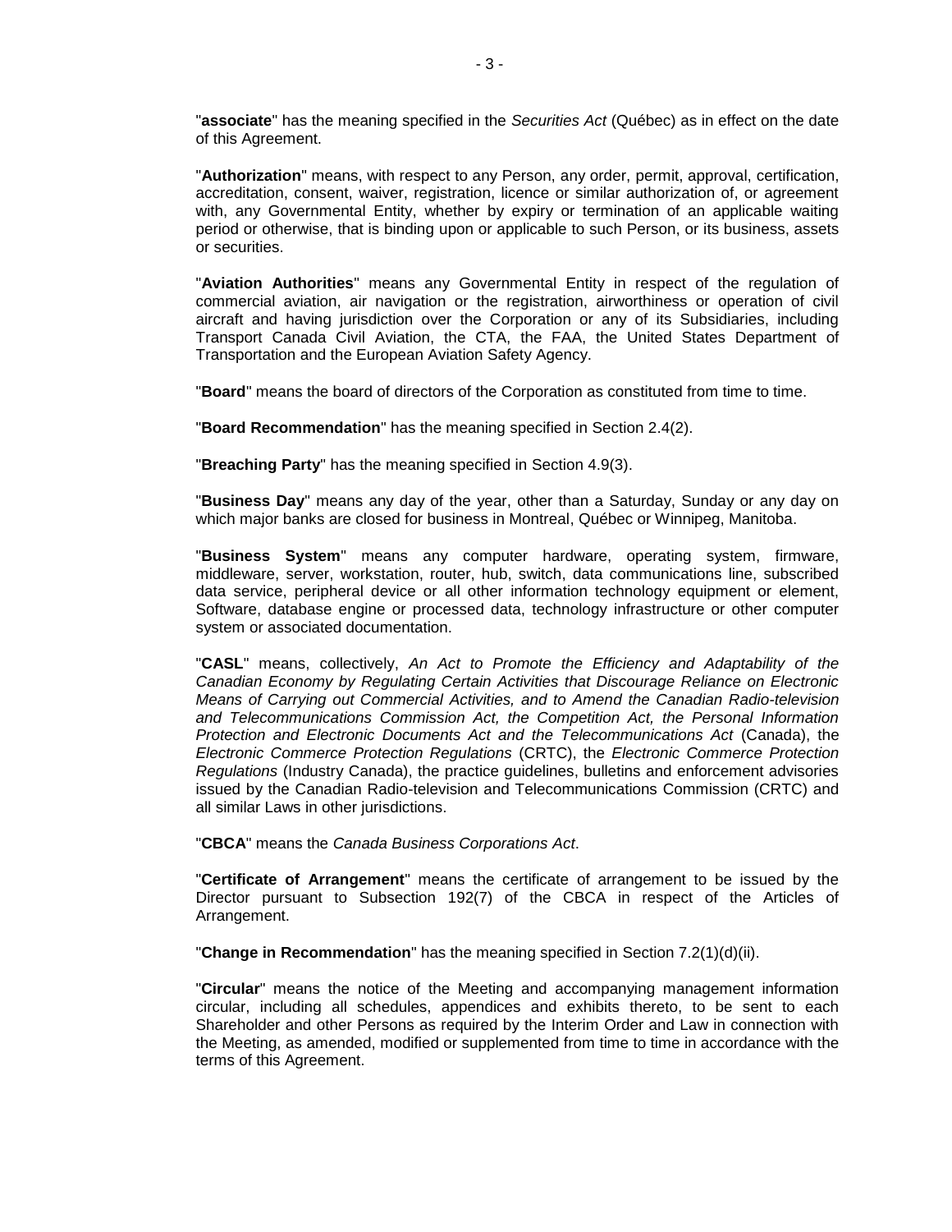"**associate**" has the meaning specified in the *Securities Act* (Québec) as in effect on the date of this Agreement.

"**Authorization**" means, with respect to any Person, any order, permit, approval, certification, accreditation, consent, waiver, registration, licence or similar authorization of, or agreement with, any Governmental Entity, whether by expiry or termination of an applicable waiting period or otherwise, that is binding upon or applicable to such Person, or its business, assets or securities.

"**Aviation Authorities**" means any Governmental Entity in respect of the regulation of commercial aviation, air navigation or the registration, airworthiness or operation of civil aircraft and having jurisdiction over the Corporation or any of its Subsidiaries, including Transport Canada Civil Aviation, the CTA, the FAA, the United States Department of Transportation and the European Aviation Safety Agency.

"**Board**" means the board of directors of the Corporation as constituted from time to time.

"**Board Recommendation**" has the meaning specified in Section 2.4(2).

"**Breaching Party**" has the meaning specified in Section 4.9(3).

"**Business Day**" means any day of the year, other than a Saturday, Sunday or any day on which major banks are closed for business in Montreal, Québec or Winnipeg, Manitoba.

"**Business System**" means any computer hardware, operating system, firmware, middleware, server, workstation, router, hub, switch, data communications line, subscribed data service, peripheral device or all other information technology equipment or element, Software, database engine or processed data, technology infrastructure or other computer system or associated documentation.

"**CASL**" means, collectively, *An Act to Promote the Efficiency and Adaptability of the Canadian Economy by Regulating Certain Activities that Discourage Reliance on Electronic Means of Carrying out Commercial Activities, and to Amend the Canadian Radio-television and Telecommunications Commission Act, the Competition Act, the Personal Information Protection and Electronic Documents Act and the Telecommunications Act* (Canada), the *Electronic Commerce Protection Regulations* (CRTC), the *Electronic Commerce Protection Regulations* (Industry Canada), the practice guidelines, bulletins and enforcement advisories issued by the Canadian Radio-television and Telecommunications Commission (CRTC) and all similar Laws in other jurisdictions.

"**CBCA**" means the *Canada Business Corporations Act*.

"**Certificate of Arrangement**" means the certificate of arrangement to be issued by the Director pursuant to Subsection 192(7) of the CBCA in respect of the Articles of Arrangement.

"**Change in Recommendation**" has the meaning specified in Section 7.2(1)(d)(ii).

"**Circular**" means the notice of the Meeting and accompanying management information circular, including all schedules, appendices and exhibits thereto, to be sent to each Shareholder and other Persons as required by the Interim Order and Law in connection with the Meeting, as amended, modified or supplemented from time to time in accordance with the terms of this Agreement.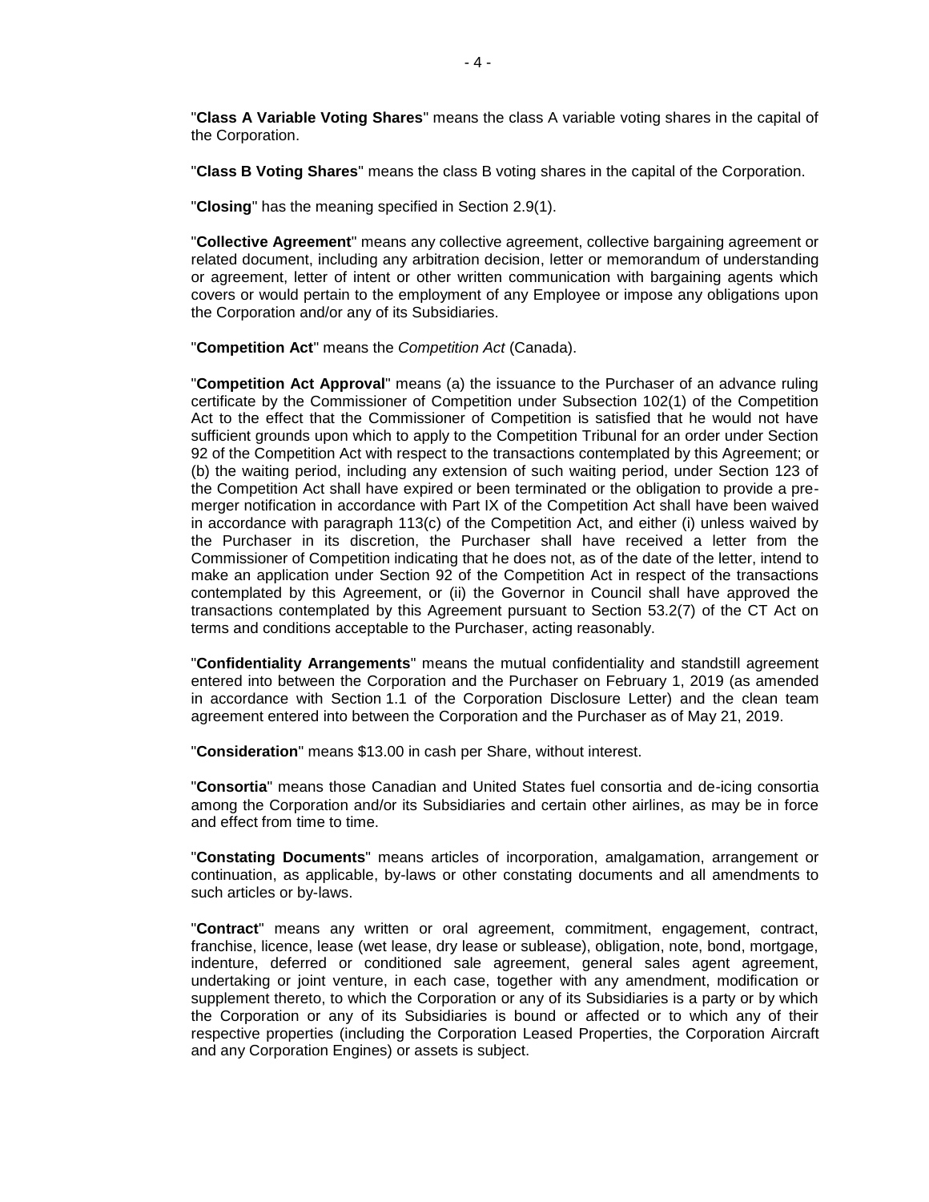"**Class A Variable Voting Shares**" means the class A variable voting shares in the capital of the Corporation.

"**Class B Voting Shares**" means the class B voting shares in the capital of the Corporation.

"**Closing**" has the meaning specified in Section 2.9(1).

"**Collective Agreement**" means any collective agreement, collective bargaining agreement or related document, including any arbitration decision, letter or memorandum of understanding or agreement, letter of intent or other written communication with bargaining agents which covers or would pertain to the employment of any Employee or impose any obligations upon the Corporation and/or any of its Subsidiaries.

"**Competition Act**" means the *Competition Act* (Canada).

"**Competition Act Approval**" means (a) the issuance to the Purchaser of an advance ruling certificate by the Commissioner of Competition under Subsection 102(1) of the Competition Act to the effect that the Commissioner of Competition is satisfied that he would not have sufficient grounds upon which to apply to the Competition Tribunal for an order under Section 92 of the Competition Act with respect to the transactions contemplated by this Agreement; or (b) the waiting period, including any extension of such waiting period, under Section 123 of the Competition Act shall have expired or been terminated or the obligation to provide a pre-merger notification in accordance with Part IX of the Competition Act shall have been waived in accordance with paragraph 113(c) of the Competition Act, and either (i) unless waived by the Purchaser in its discretion, the Purchaser shall have received a letter from the Commissioner of Competition indicating that he does not, as of the date of the letter, intend to make an application under Section 92 of the Competition Act in respect of the transactions contemplated by this Agreement, or (ii) the Governor in Council shall have approved the transactions contemplated by this Agreement pursuant to Section 53.2(7) of the CT Act on terms and conditions acceptable to the Purchaser, acting reasonably.

"**Confidentiality Arrangements**" means the mutual confidentiality and standstill agreement entered into between the Corporation and the Purchaser on February 1, 2019 (as amended in accordance with Section 1.1 of the Corporation Disclosure Letter) and the clean team agreement entered into between the Corporation and the Purchaser as of May 21, 2019.

"**Consideration**" means $13.00 in cash per Share, without interest.

"**Consortia**" means those Canadian and United States fuel consortia and de-icing consortia among the Corporation and/or its Subsidiaries and certain other airlines, as may be in force and effect from time to time.

"**Constating Documents**" means articles of incorporation, amalgamation, arrangement or continuation, as applicable, by-laws or other constating documents and all amendments to such articles or by-laws.

"**Contract**" means any written or oral agreement, commitment, engagement, contract, franchise, licence, lease (wet lease, dry lease or sublease), obligation, note, bond, mortgage, indenture, deferred or conditioned sale agreement, general sales agent agreement, undertaking or joint venture, in each case, together with any amendment, modification or supplement thereto, to which the Corporation or any of its Subsidiaries is a party or by which the Corporation or any of its Subsidiaries is bound or affected or to which any of their respective properties (including the Corporation Leased Properties, the Corporation Aircraft and any Corporation Engines) or assets is subject.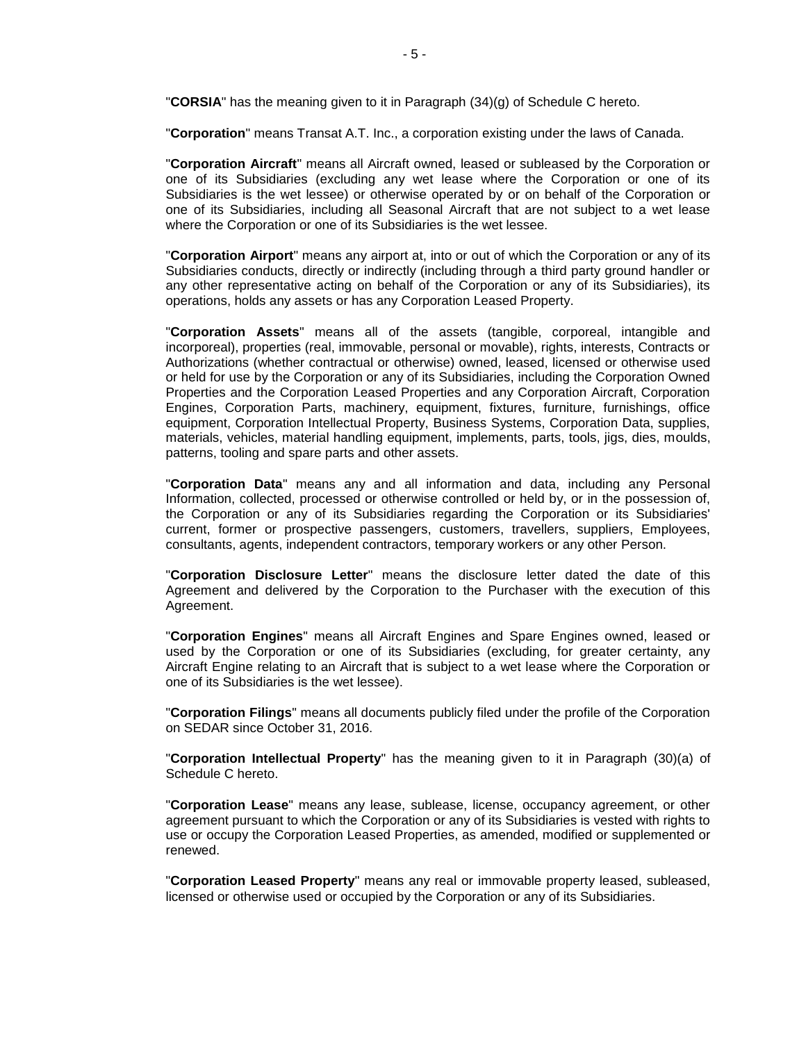"**CORSIA**" has the meaning given to it in Paragraph (34)(g) of Schedule C hereto.

"**Corporation**" means Transat A.T. Inc., a corporation existing under the laws of Canada.

"**Corporation Aircraft**" means all Aircraft owned, leased or subleased by the Corporation or one of its Subsidiaries (excluding any wet lease where the Corporation or one of its Subsidiaries is the wet lessee) or otherwise operated by or on behalf of the Corporation or one of its Subsidiaries, including all Seasonal Aircraft that are not subject to a wet lease where the Corporation or one of its Subsidiaries is the wet lessee.

"**Corporation Airport**" means any airport at, into or out of which the Corporation or any of its Subsidiaries conducts, directly or indirectly (including through a third party ground handler or any other representative acting on behalf of the Corporation or any of its Subsidiaries), its operations, holds any assets or has any Corporation Leased Property.

"**Corporation Assets**" means all of the assets (tangible, corporeal, intangible and incorporeal), properties (real, immovable, personal or movable), rights, interests, Contracts or Authorizations (whether contractual or otherwise) owned, leased, licensed or otherwise used or held for use by the Corporation or any of its Subsidiaries, including the Corporation Owned Properties and the Corporation Leased Properties and any Corporation Aircraft, Corporation Engines, Corporation Parts, machinery, equipment, fixtures, furniture, furnishings, office equipment, Corporation Intellectual Property, Business Systems, Corporation Data, supplies, materials, vehicles, material handling equipment, implements, parts, tools, jigs, dies, moulds, patterns, tooling and spare parts and other assets.

"**Corporation Data**" means any and all information and data, including any Personal Information, collected, processed or otherwise controlled or held by, or in the possession of, the Corporation or any of its Subsidiaries regarding the Corporation or its Subsidiaries' current, former or prospective passengers, customers, travellers, suppliers, Employees, consultants, agents, independent contractors, temporary workers or any other Person.

"**Corporation Disclosure Letter**" means the disclosure letter dated the date of this Agreement and delivered by the Corporation to the Purchaser with the execution of this Agreement.

"**Corporation Engines**" means all Aircraft Engines and Spare Engines owned, leased or used by the Corporation or one of its Subsidiaries (excluding, for greater certainty, any Aircraft Engine relating to an Aircraft that is subject to a wet lease where the Corporation or one of its Subsidiaries is the wet lessee).

"**Corporation Filings**" means all documents publicly filed under the profile of the Corporation on SEDAR since October 31, 2016.

"**Corporation Intellectual Property**" has the meaning given to it in Paragraph (30)(a) of Schedule C hereto.

"**Corporation Lease**" means any lease, sublease, license, occupancy agreement, or other agreement pursuant to which the Corporation or any of its Subsidiaries is vested with rights to use or occupy the Corporation Leased Properties, as amended, modified or supplemented or renewed.

"**Corporation Leased Property**" means any real or immovable property leased, subleased, licensed or otherwise used or occupied by the Corporation or any of its Subsidiaries.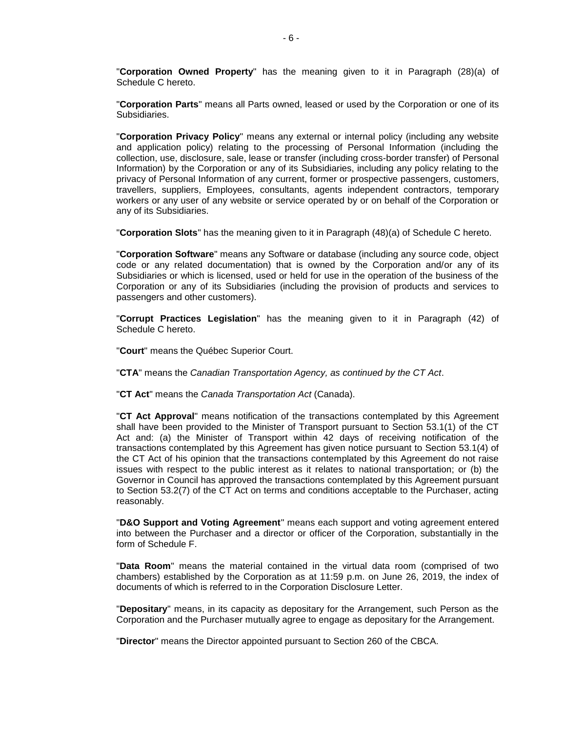"**Corporation Owned Property**" has the meaning given to it in Paragraph (28)(a) of Schedule C hereto.

"**Corporation Parts**" means all Parts owned, leased or used by the Corporation or one of its Subsidiaries.

"**Corporation Privacy Policy**" means any external or internal policy (including any website and application policy) relating to the processing of Personal Information (including the collection, use, disclosure, sale, lease or transfer (including cross-border transfer) of Personal Information) by the Corporation or any of its Subsidiaries, including any policy relating to the privacy of Personal Information of any current, former or prospective passengers, customers, travellers, suppliers, Employees, consultants, agents independent contractors, temporary workers or any user of any website or service operated by or on behalf of the Corporation or any of its Subsidiaries.

"**Corporation Slots**" has the meaning given to it in Paragraph (48)(a) of Schedule C hereto.

"**Corporation Software**" means any Software or database (including any source code, object code or any related documentation) that is owned by the Corporation and/or any of its Subsidiaries or which is licensed, used or held for use in the operation of the business of the Corporation or any of its Subsidiaries (including the provision of products and services to passengers and other customers).

"**Corrupt Practices Legislation**" has the meaning given to it in Paragraph (42) of Schedule C hereto.

"**Court**" means the Québec Superior Court.

"**CTA**" means the *Canadian Transportation Agency, as continued by the CT Act*.

"**CT Act**" means the *Canada Transportation Act* (Canada).

"**CT Act Approval**" means notification of the transactions contemplated by this Agreement shall have been provided to the Minister of Transport pursuant to Section 53.1(1) of the CT Act and: (a) the Minister of Transport within 42 days of receiving notification of the transactions contemplated by this Agreement has given notice pursuant to Section 53.1(4) of the CT Act of his opinion that the transactions contemplated by this Agreement do not raise issues with respect to the public interest as it relates to national transportation; or (b) the Governor in Council has approved the transactions contemplated by this Agreement pursuant to Section 53.2(7) of the CT Act on terms and conditions acceptable to the Purchaser, acting reasonably.

"**D&O Support and Voting Agreement**" means each support and voting agreement entered into between the Purchaser and a director or officer of the Corporation, substantially in the form of Schedule F.

"**Data Room**" means the material contained in the virtual data room (comprised of two chambers) established by the Corporation as at 11:59 p.m. on June 26, 2019, the index of documents of which is referred to in the Corporation Disclosure Letter.

"**Depositary**" means, in its capacity as depositary for the Arrangement, such Person as the Corporation and the Purchaser mutually agree to engage as depositary for the Arrangement.

"**Director**" means the Director appointed pursuant to Section 260 of the CBCA.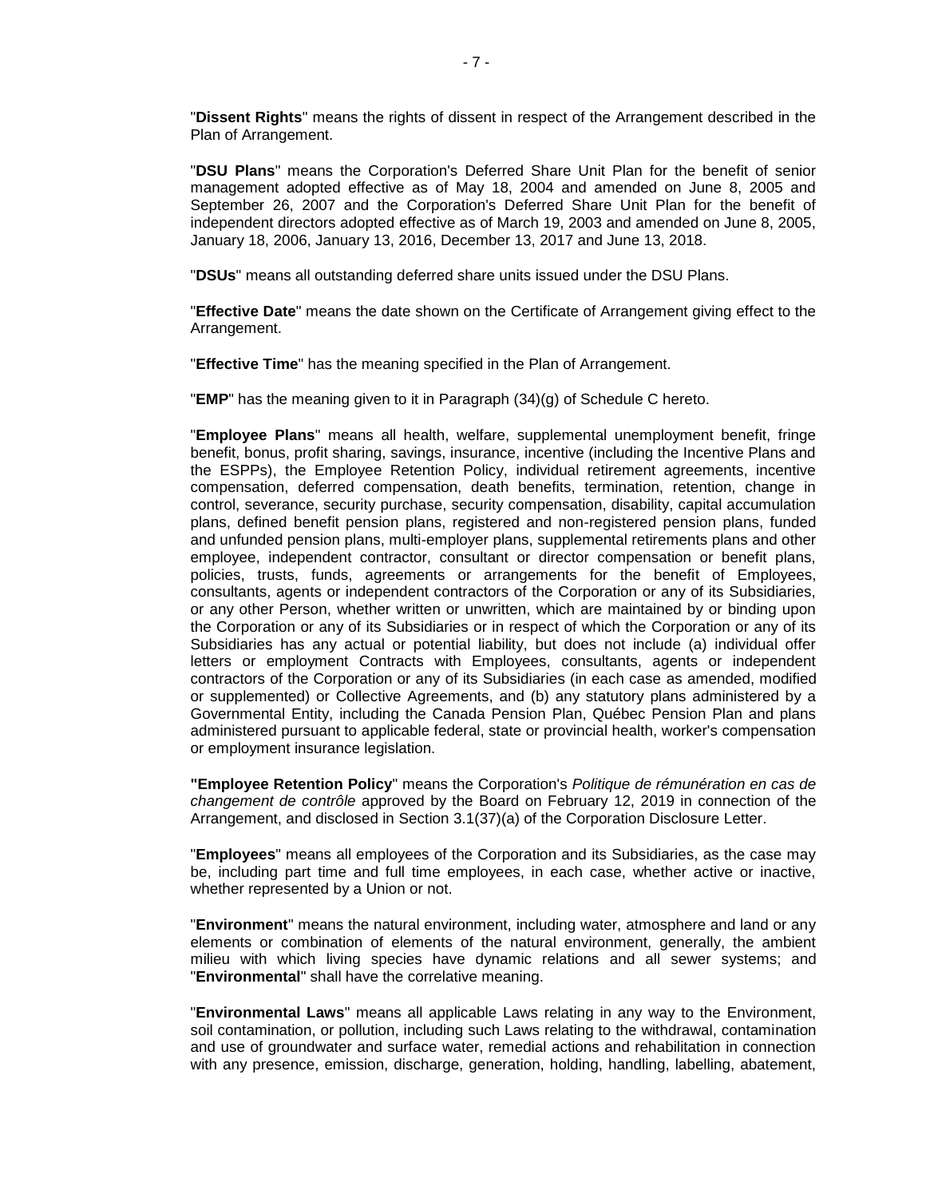"**Dissent Rights**" means the rights of dissent in respect of the Arrangement described in the Plan of Arrangement.

"**DSU Plans**" means the Corporation's Deferred Share Unit Plan for the benefit of senior management adopted effective as of May 18, 2004 and amended on June 8, 2005 and September 26, 2007 and the Corporation's Deferred Share Unit Plan for the benefit of independent directors adopted effective as of March 19, 2003 and amended on June 8, 2005, January 18, 2006, January 13, 2016, December 13, 2017 and June 13, 2018.

"**DSUs**" means all outstanding deferred share units issued under the DSU Plans.

"**Effective Date**" means the date shown on the Certificate of Arrangement giving effect to the Arrangement.

"**Effective Time**" has the meaning specified in the Plan of Arrangement.

"**EMP**" has the meaning given to it in Paragraph (34)(g) of Schedule C hereto.

"**Employee Plans**" means all health, welfare, supplemental unemployment benefit, fringe benefit, bonus, profit sharing, savings, insurance, incentive (including the Incentive Plans and the ESPPs), the Employee Retention Policy, individual retirement agreements, incentive compensation, deferred compensation, death benefits, termination, retention, change in control, severance, security purchase, security compensation, disability, capital accumulation plans, defined benefit pension plans, registered and non-registered pension plans, funded and unfunded pension plans, multi-employer plans, supplemental retirements plans and other employee, independent contractor, consultant or director compensation or benefit plans, policies, trusts, funds, agreements or arrangements for the benefit of Employees, consultants, agents or independent contractors of the Corporation or any of its Subsidiaries, or any other Person, whether written or unwritten, which are maintained by or binding upon the Corporation or any of its Subsidiaries or in respect of which the Corporation or any of its Subsidiaries has any actual or potential liability, but does not include (a) individual offer letters or employment Contracts with Employees, consultants, agents or independent contractors of the Corporation or any of its Subsidiaries (in each case as amended, modified or supplemented) or Collective Agreements, and (b) any statutory plans administered by a Governmental Entity, including the Canada Pension Plan, Québec Pension Plan and plans administered pursuant to applicable federal, state or provincial health, worker's compensation or employment insurance legislation.

"**Employee Retention Policy**" means the Corporation's *Politique de rémunération en cas de changement de contrôle* approved by the Board on February 12, 2019 in connection of the Arrangement, and disclosed in Section 3.1(37)(a) of the Corporation Disclosure Letter.

"**Employees**" means all employees of the Corporation and its Subsidiaries, as the case may be, including part time and full time employees, in each case, whether active or inactive, whether represented by a Union or not.

"**Environment**" means the natural environment, including water, atmosphere and land or any elements or combination of elements of the natural environment, generally, the ambient milieu with which living species have dynamic relations and all sewer systems; and "**Environmental**" shall have the correlative meaning.

"**Environmental Laws**" means all applicable Laws relating in any way to the Environment, soil contamination, or pollution, including such Laws relating to the withdrawal, contamination and use of groundwater and surface water, remedial actions and rehabilitation in connection with any presence, emission, discharge, generation, holding, handling, labelling, abatement,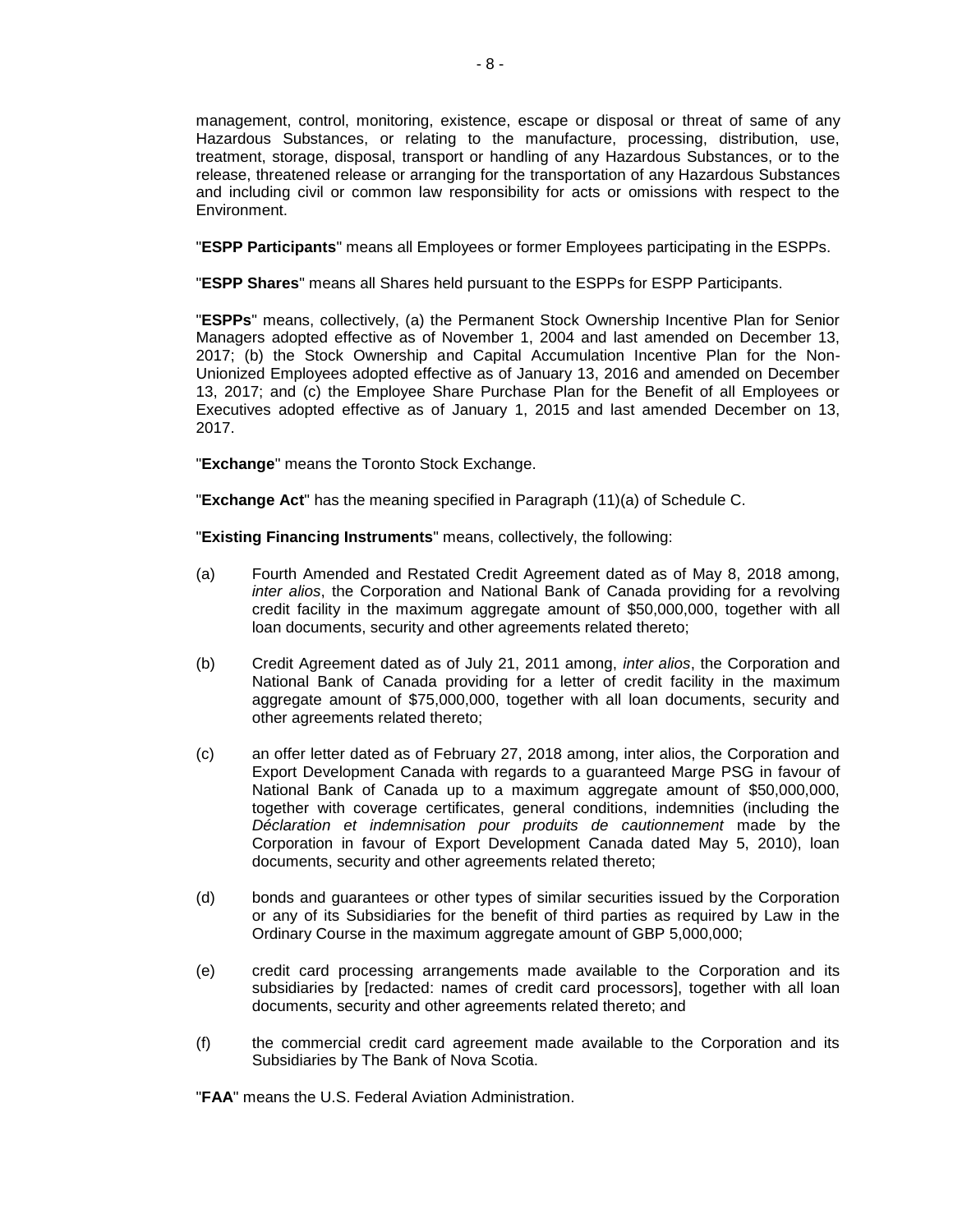management, control, monitoring, existence, escape or disposal or threat of same of any Hazardous Substances, or relating to the manufacture, processing, distribution, use, treatment, storage, disposal, transport or handling of any Hazardous Substances, or to the release, threatened release or arranging for the transportation of any Hazardous Substances and including civil or common law responsibility for acts or omissions with respect to the Environment.

"**ESPP Participants**" means all Employees or former Employees participating in the ESPPs.

"**ESPP Shares**" means all Shares held pursuant to the ESPPs for ESPP Participants.

"**ESPPs**" means, collectively, (a) the Permanent Stock Ownership Incentive Plan for Senior Managers adopted effective as of November 1, 2004 and last amended on December 13, 2017; (b) the Stock Ownership and Capital Accumulation Incentive Plan for the Non-Unionized Employees adopted effective as of January 13, 2016 and amended on December 13, 2017; and (c) the Employee Share Purchase Plan for the Benefit of all Employees or Executives adopted effective as of January 1, 2015 and last amended December on 13, 2017.

"**Exchange**" means the Toronto Stock Exchange.

"**Exchange Act**" has the meaning specified in Paragraph (11)(a) of Schedule C.

"**Existing Financing Instruments**" means, collectively, the following:

(a) Fourth Amended and Restated Credit Agreement dated as of May 8, 2018 among, *inter alios*, the Corporation and National Bank of Canada providing for a revolving credit facility in the maximum aggregate amount of $50,000,000, together with all loan documents, security and other agreements related thereto;

(b) Credit Agreement dated as of July 21, 2011 among, *inter alios*, the Corporation and National Bank of Canada providing for a letter of credit facility in the maximum aggregate amount of $75,000,000, together with all loan documents, security and other agreements related thereto;

(c) an offer letter dated as of February 27, 2018 among, inter alios, the Corporation and Export Development Canada with regards to a guaranteed Marge PSG in favour of National Bank of Canada up to a maximum aggregate amount of $50,000,000, together with coverage certificates, general conditions, indemnities (including the *Déclaration et indemnisation pour produits de cautionnement* made by the Corporation in favour of Export Development Canada dated May 5, 2010), loan documents, security and other agreements related thereto;

(d) bonds and guarantees or other types of similar securities issued by the Corporation or any of its Subsidiaries for the benefit of third parties as required by Law in the Ordinary Course in the maximum aggregate amount of GBP 5,000,000;

(e) credit card processing arrangements made available to the Corporation and its subsidiaries by [redacted: names of credit card processors], together with all loan documents, security and other agreements related thereto; and

(f) the commercial credit card agreement made available to the Corporation and its Subsidiaries by The Bank of Nova Scotia.

"**FAA**" means the U.S. Federal Aviation Administration.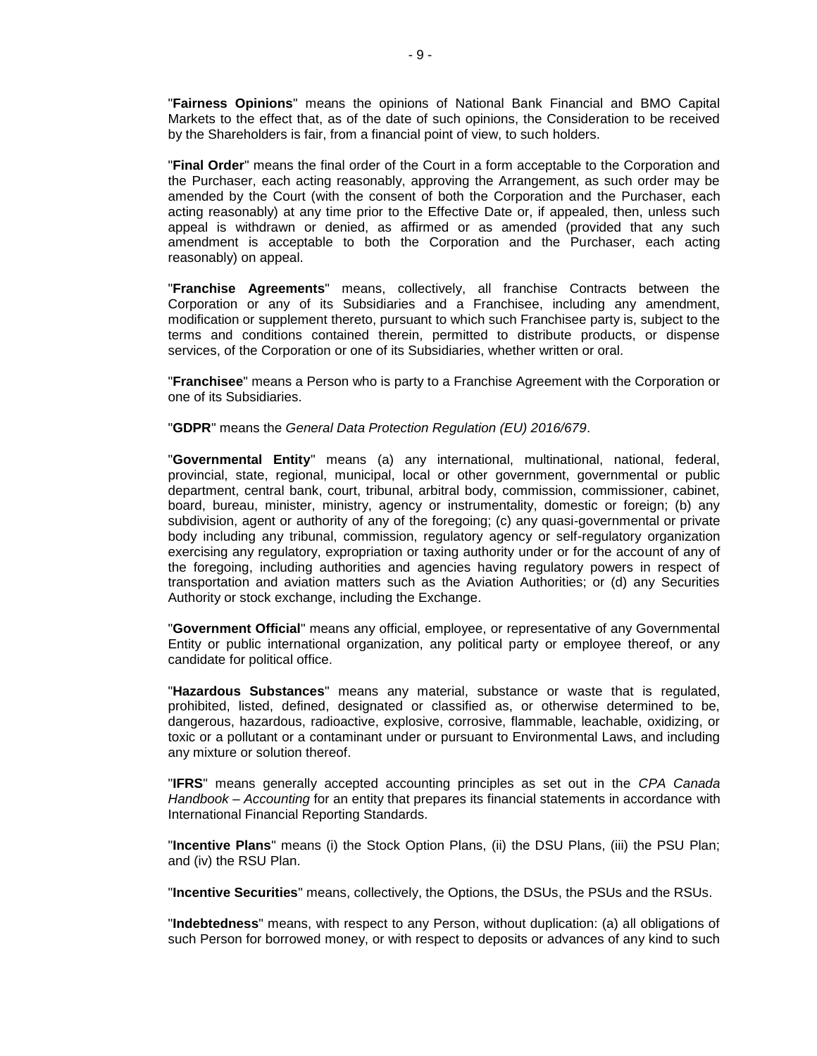"**Fairness Opinions**" means the opinions of National Bank Financial and BMO Capital Markets to the effect that, as of the date of such opinions, the Consideration to be received by the Shareholders is fair, from a financial point of view, to such holders.

"**Final Order**" means the final order of the Court in a form acceptable to the Corporation and the Purchaser, each acting reasonably, approving the Arrangement, as such order may be amended by the Court (with the consent of both the Corporation and the Purchaser, each acting reasonably) at any time prior to the Effective Date or, if appealed, then, unless such appeal is withdrawn or denied, as affirmed or as amended (provided that any such amendment is acceptable to both the Corporation and the Purchaser, each acting reasonably) on appeal.

"**Franchise Agreements**" means, collectively, all franchise Contracts between the Corporation or any of its Subsidiaries and a Franchisee, including any amendment, modification or supplement thereto, pursuant to which such Franchisee party is, subject to the terms and conditions contained therein, permitted to distribute products, or dispense services, of the Corporation or one of its Subsidiaries, whether written or oral.

"**Franchisee**" means a Person who is party to a Franchise Agreement with the Corporation or one of its Subsidiaries.

"**GDPR**" means the *General Data Protection Regulation (EU) 2016/679*.

"**Governmental Entity**" means (a) any international, multinational, national, federal, provincial, state, regional, municipal, local or other government, governmental or public department, central bank, court, tribunal, arbitral body, commission, commissioner, cabinet, board, bureau, minister, ministry, agency or instrumentality, domestic or foreign; (b) any subdivision, agent or authority of any of the foregoing; (c) any quasi-governmental or private body including any tribunal, commission, regulatory agency or self-regulatory organization exercising any regulatory, expropriation or taxing authority under or for the account of any of the foregoing, including authorities and agencies having regulatory powers in respect of transportation and aviation matters such as the Aviation Authorities; or (d) any Securities Authority or stock exchange, including the Exchange.

"**Government Official**" means any official, employee, or representative of any Governmental Entity or public international organization, any political party or employee thereof, or any candidate for political office.

"**Hazardous Substances**" means any material, substance or waste that is regulated, prohibited, listed, defined, designated or classified as, or otherwise determined to be, dangerous, hazardous, radioactive, explosive, corrosive, flammable, leachable, oxidizing, or toxic or a pollutant or a contaminant under or pursuant to Environmental Laws, and including any mixture or solution thereof.

"**IFRS**" means generally accepted accounting principles as set out in the *CPA Canada Handbook – Accounting* for an entity that prepares its financial statements in accordance with International Financial Reporting Standards.

"**Incentive Plans**" means (i) the Stock Option Plans, (ii) the DSU Plans, (iii) the PSU Plan; and (iv) the RSU Plan.

"**Incentive Securities**" means, collectively, the Options, the DSUs, the PSUs and the RSUs.

"**Indebtedness**" means, with respect to any Person, without duplication: (a) all obligations of such Person for borrowed money, or with respect to deposits or advances of any kind to such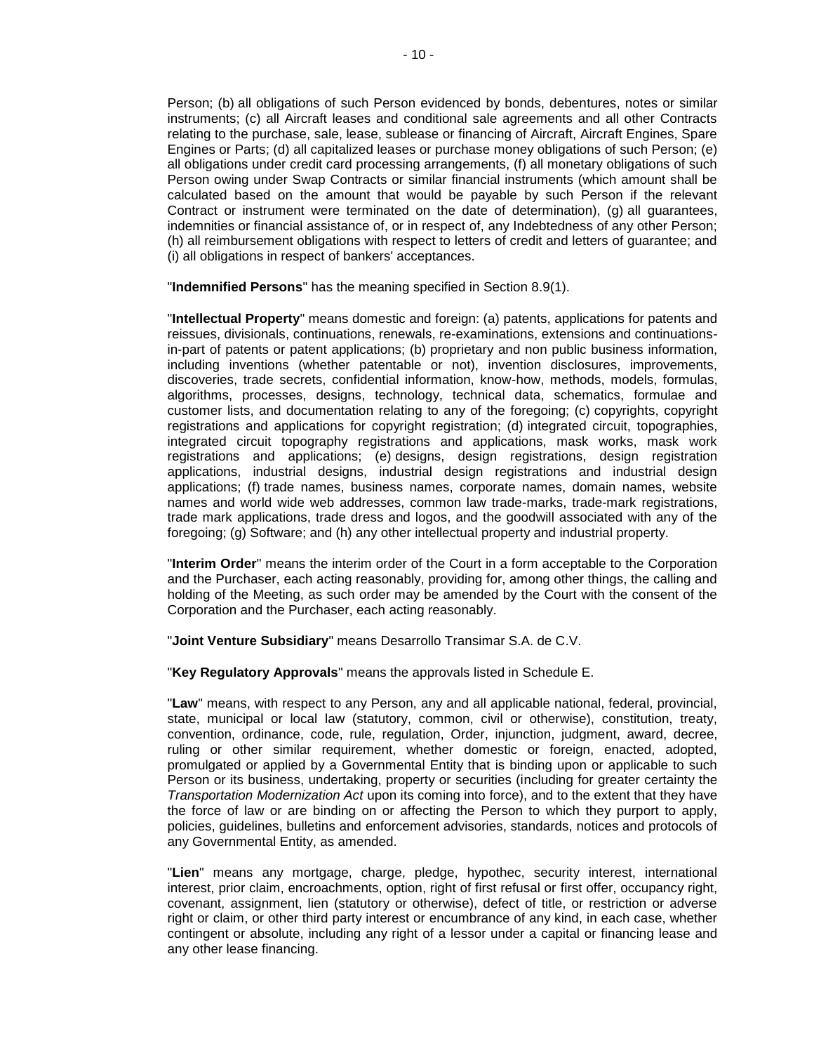Person; (b) all obligations of such Person evidenced by bonds, debentures, notes or similar instruments; (c) all Aircraft leases and conditional sale agreements and all other Contracts relating to the purchase, sale, lease, sublease or financing of Aircraft, Aircraft Engines, Spare Engines or Parts; (d) all capitalized leases or purchase money obligations of such Person; (e) all obligations under credit card processing arrangements, (f) all monetary obligations of such Person owing under Swap Contracts or similar financial instruments (which amount shall be calculated based on the amount that would be payable by such Person if the relevant Contract or instrument were terminated on the date of determination), (g) all guarantees, indemnities or financial assistance of, or in respect of, any Indebtedness of any other Person; (h) all reimbursement obligations with respect to letters of credit and letters of guarantee; and (i) all obligations in respect of bankers' acceptances.

"**Indemnified Persons**" has the meaning specified in Section 8.9(1).

"**Intellectual Property**" means domestic and foreign: (a) patents, applications for patents and reissues, divisionals, continuations, renewals, re-examinations, extensions and continuations-in-part of patents or patent applications; (b) proprietary and non public business information, including inventions (whether patentable or not), invention disclosures, improvements, discoveries, trade secrets, confidential information, know-how, methods, models, formulas, algorithms, processes, designs, technology, technical data, schematics, formulae and customer lists, and documentation relating to any of the foregoing; (c) copyrights, copyright registrations and applications for copyright registration; (d) integrated circuit, topographies, integrated circuit topography registrations and applications, mask works, mask work registrations and applications; (e) designs, design registrations, design registration applications, industrial designs, industrial design registrations and industrial design applications; (f) trade names, business names, corporate names, domain names, website names and world wide web addresses, common law trade-marks, trade-mark registrations, trade mark applications, trade dress and logos, and the goodwill associated with any of the foregoing; (g) Software; and (h) any other intellectual property and industrial property.

"**Interim Order**" means the interim order of the Court in a form acceptable to the Corporation and the Purchaser, each acting reasonably, providing for, among other things, the calling and holding of the Meeting, as such order may be amended by the Court with the consent of the Corporation and the Purchaser, each acting reasonably.

"**Joint Venture Subsidiary**" means Desarrollo Transimar S.A. de C.V.

"**Key Regulatory Approvals**" means the approvals listed in Schedule E.

"**Law**" means, with respect to any Person, any and all applicable national, federal, provincial, state, municipal or local law (statutory, common, civil or otherwise), constitution, treaty, convention, ordinance, code, rule, regulation, Order, injunction, judgment, award, decree, ruling or other similar requirement, whether domestic or foreign, enacted, adopted, promulgated or applied by a Governmental Entity that is binding upon or applicable to such Person or its business, undertaking, property or securities (including for greater certainty the *Transportation Modernization Act* upon its coming into force), and to the extent that they have the force of law or are binding on or affecting the Person to which they purport to apply, policies, guidelines, bulletins and enforcement advisories, standards, notices and protocols of any Governmental Entity, as amended.

"**Lien**" means any mortgage, charge, pledge, hypothec, security interest, international interest, prior claim, encroachments, option, right of first refusal or first offer, occupancy right, covenant, assignment, lien (statutory or otherwise), defect of title, or restriction or adverse right or claim, or other third party interest or encumbrance of any kind, in each case, whether contingent or absolute, including any right of a lessor under a capital or financing lease and any other lease financing.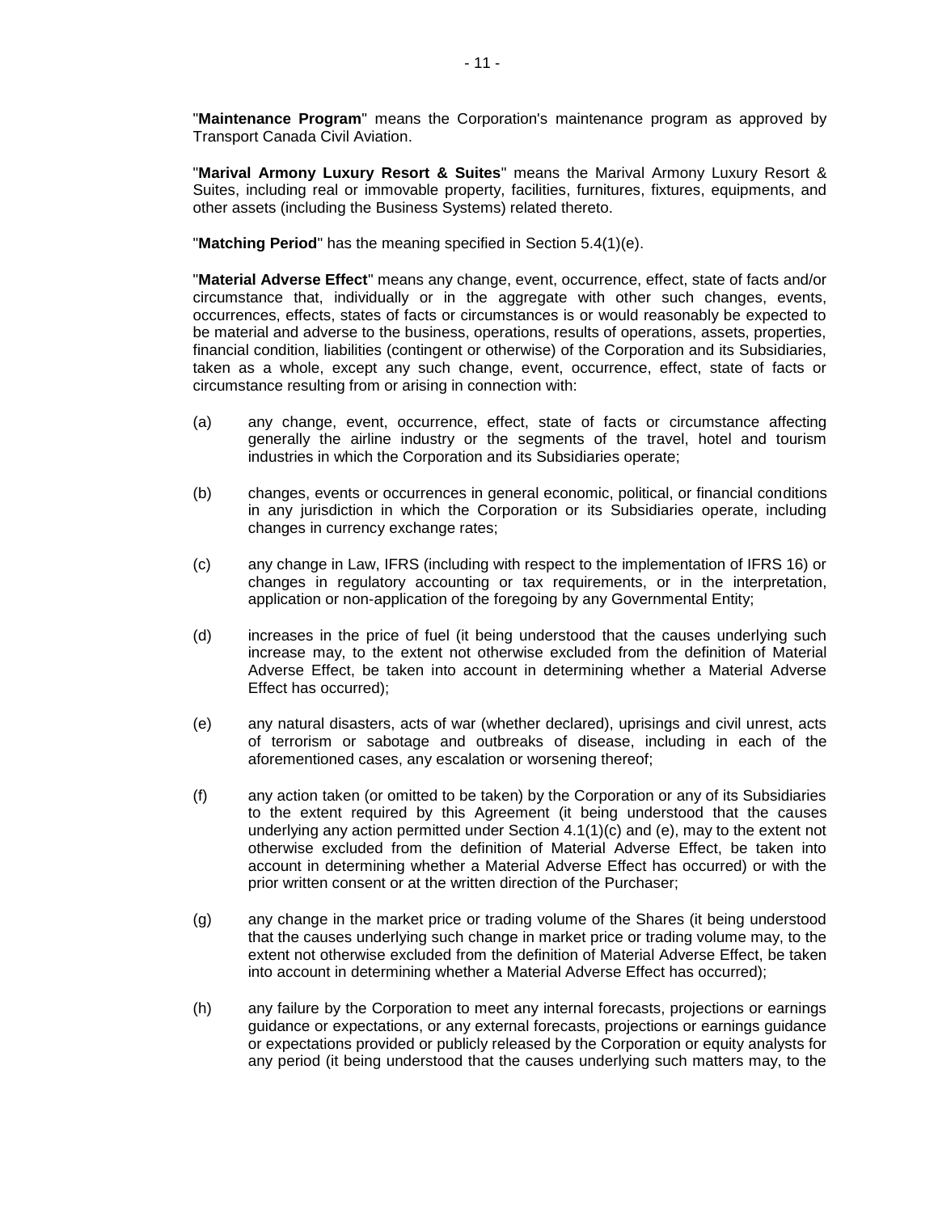"**Maintenance Program**" means the Corporation's maintenance program as approved by Transport Canada Civil Aviation.

"**Marival Armony Luxury Resort & Suites**" means the Marival Armony Luxury Resort & Suites, including real or immovable property, facilities, furnitures, fixtures, equipments, and other assets (including the Business Systems) related thereto.

"**Matching Period**" has the meaning specified in Section 5.4(1)(e).

"**Material Adverse Effect**" means any change, event, occurrence, effect, state of facts and/or circumstance that, individually or in the aggregate with other such changes, events, occurrences, effects, states of facts or circumstances is or would reasonably be expected to be material and adverse to the business, operations, results of operations, assets, properties, financial condition, liabilities (contingent or otherwise) of the Corporation and its Subsidiaries, taken as a whole, except any such change, event, occurrence, effect, state of facts or circumstance resulting from or arising in connection with:

(a) any change, event, occurrence, effect, state of facts or circumstance affecting generally the airline industry or the segments of the travel, hotel and tourism industries in which the Corporation and its Subsidiaries operate;

(b) changes, events or occurrences in general economic, political, or financial conditions in any jurisdiction in which the Corporation or its Subsidiaries operate, including changes in currency exchange rates;

(c) any change in Law, IFRS (including with respect to the implementation of IFRS 16) or changes in regulatory accounting or tax requirements, or in the interpretation, application or non-application of the foregoing by any Governmental Entity;

(d) increases in the price of fuel (it being understood that the causes underlying such increase may, to the extent not otherwise excluded from the definition of Material Adverse Effect, be taken into account in determining whether a Material Adverse Effect has occurred);

(e) any natural disasters, acts of war (whether declared), uprisings and civil unrest, acts of terrorism or sabotage and outbreaks of disease, including in each of the aforementioned cases, any escalation or worsening thereof;

(f) any action taken (or omitted to be taken) by the Corporation or any of its Subsidiaries to the extent required by this Agreement (it being understood that the causes underlying any action permitted under Section 4.1(1)(c) and (e), may to the extent not otherwise excluded from the definition of Material Adverse Effect, be taken into account in determining whether a Material Adverse Effect has occurred) or with the prior written consent or at the written direction of the Purchaser;

(g) any change in the market price or trading volume of the Shares (it being understood that the causes underlying such change in market price or trading volume may, to the extent not otherwise excluded from the definition of Material Adverse Effect, be taken into account in determining whether a Material Adverse Effect has occurred);

(h) any failure by the Corporation to meet any internal forecasts, projections or earnings guidance or expectations, or any external forecasts, projections or earnings guidance or expectations provided or publicly released by the Corporation or equity analysts for any period (it being understood that the causes underlying such matters may, to the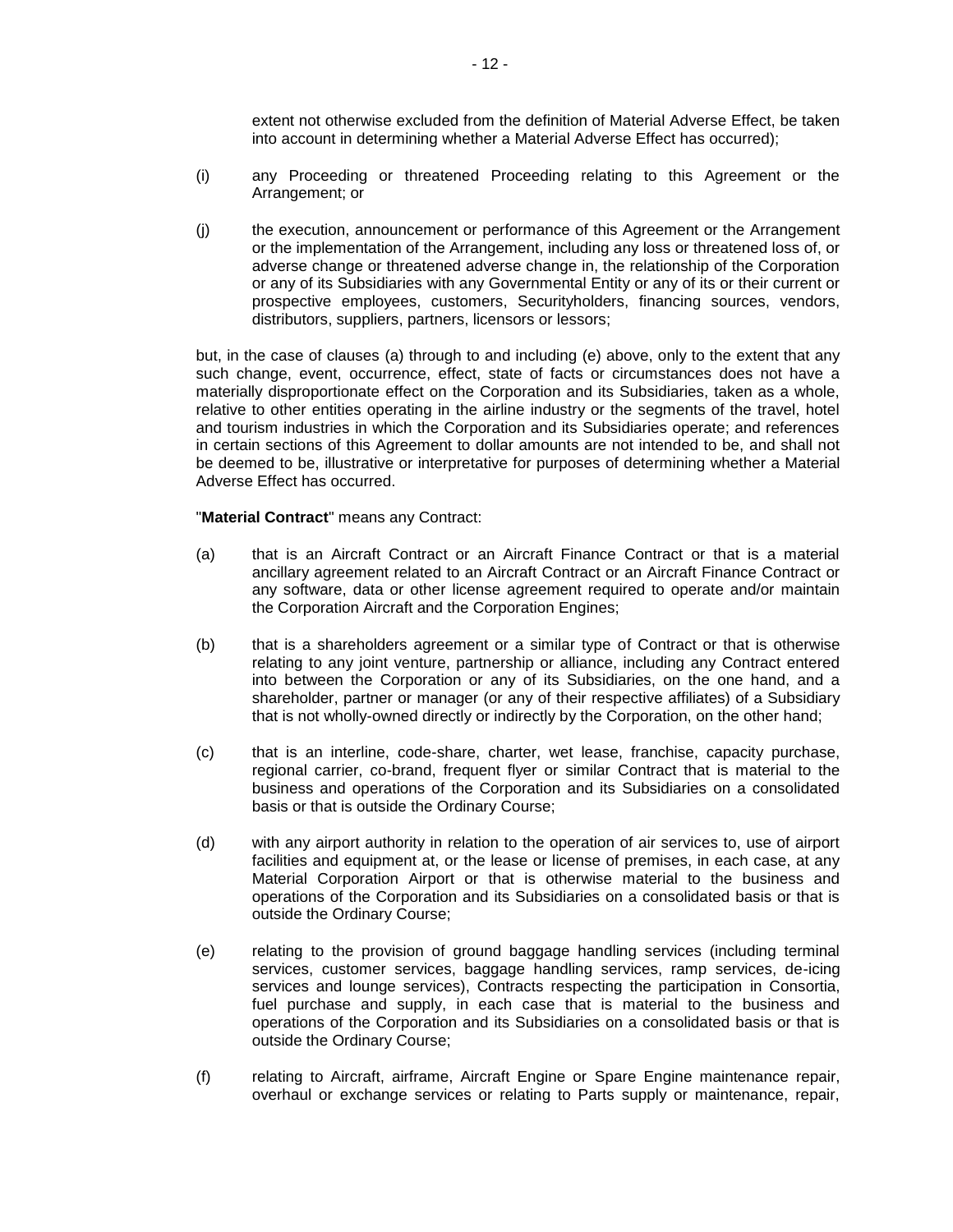extent not otherwise excluded from the definition of Material Adverse Effect, be taken into account in determining whether a Material Adverse Effect has occurred);

(i) any Proceeding or threatened Proceeding relating to this Agreement or the Arrangement; or

(j) the execution, announcement or performance of this Agreement or the Arrangement or the implementation of the Arrangement, including any loss or threatened loss of, or adverse change or threatened adverse change in, the relationship of the Corporation or any of its Subsidiaries with any Governmental Entity or any of its or their current or prospective employees, customers, Securityholders, financing sources, vendors, distributors, suppliers, partners, licensors or lessors;

but, in the case of clauses (a) through to and including (e) above, only to the extent that any such change, event, occurrence, effect, state of facts or circumstances does not have a materially disproportionate effect on the Corporation and its Subsidiaries, taken as a whole, relative to other entities operating in the airline industry or the segments of the travel, hotel and tourism industries in which the Corporation and its Subsidiaries operate; and references in certain sections of this Agreement to dollar amounts are not intended to be, and shall not be deemed to be, illustrative or interpretative for purposes of determining whether a Material Adverse Effect has occurred.

"**Material Contract**" means any Contract:

(a) that is an Aircraft Contract or an Aircraft Finance Contract or that is a material ancillary agreement related to an Aircraft Contract or an Aircraft Finance Contract or any software, data or other license agreement required to operate and/or maintain the Corporation Aircraft and the Corporation Engines;

(b) that is a shareholders agreement or a similar type of Contract or that is otherwise relating to any joint venture, partnership or alliance, including any Contract entered into between the Corporation or any of its Subsidiaries, on the one hand, and a shareholder, partner or manager (or any of their respective affiliates) of a Subsidiary that is not wholly-owned directly or indirectly by the Corporation, on the other hand;

(c) that is an interline, code-share, charter, wet lease, franchise, capacity purchase, regional carrier, co-brand, frequent flyer or similar Contract that is material to the business and operations of the Corporation and its Subsidiaries on a consolidated basis or that is outside the Ordinary Course;

(d) with any airport authority in relation to the operation of air services to, use of airport facilities and equipment at, or the lease or license of premises, in each case, at any Material Corporation Airport or that is otherwise material to the business and operations of the Corporation and its Subsidiaries on a consolidated basis or that is outside the Ordinary Course;

(e) relating to the provision of ground baggage handling services (including terminal services, customer services, baggage handling services, ramp services, de-icing services and lounge services), Contracts respecting the participation in Consortia, fuel purchase and supply, in each case that is material to the business and operations of the Corporation and its Subsidiaries on a consolidated basis or that is outside the Ordinary Course;

(f) relating to Aircraft, airframe, Aircraft Engine or Spare Engine maintenance repair, overhaul or exchange services or relating to Parts supply or maintenance, repair,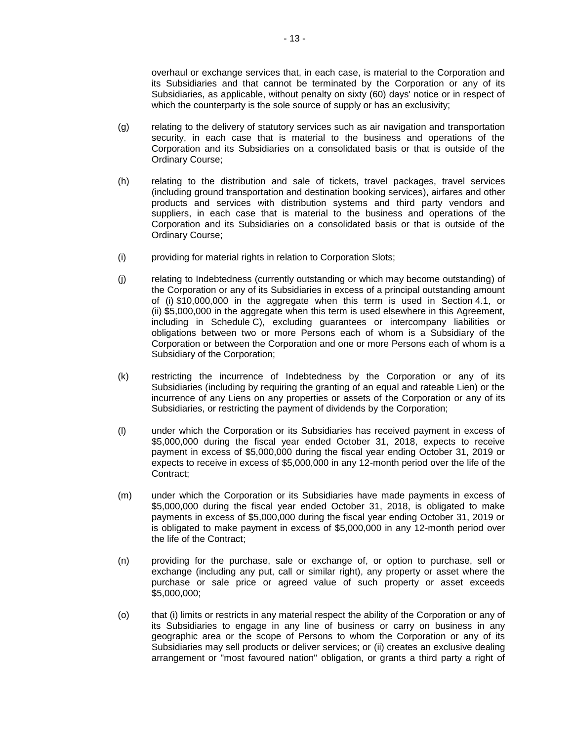overhaul or exchange services that, in each case, is material to the Corporation and its Subsidiaries and that cannot be terminated by the Corporation or any of its Subsidiaries, as applicable, without penalty on sixty (60) days' notice or in respect of which the counterparty is the sole source of supply or has an exclusivity;

(g) relating to the delivery of statutory services such as air navigation and transportation security, in each case that is material to the business and operations of the Corporation and its Subsidiaries on a consolidated basis or that is outside of the Ordinary Course;

(h) relating to the distribution and sale of tickets, travel packages, travel services (including ground transportation and destination booking services), airfares and other products and services with distribution systems and third party vendors and suppliers, in each case that is material to the business and operations of the Corporation and its Subsidiaries on a consolidated basis or that is outside of the Ordinary Course;

(i) providing for material rights in relation to Corporation Slots;

(j) relating to Indebtedness (currently outstanding or which may become outstanding) of the Corporation or any of its Subsidiaries in excess of a principal outstanding amount of (i) $10,000,000 in the aggregate when this term is used in Section 4.1, or (ii) $5,000,000 in the aggregate when this term is used elsewhere in this Agreement, including in Schedule C), excluding guarantees or intercompany liabilities or obligations between two or more Persons each of whom is a Subsidiary of the Corporation or between the Corporation and one or more Persons each of whom is a Subsidiary of the Corporation;

(k) restricting the incurrence of Indebtedness by the Corporation or any of its Subsidiaries (including by requiring the granting of an equal and rateable Lien) or the incurrence of any Liens on any properties or assets of the Corporation or any of its Subsidiaries, or restricting the payment of dividends by the Corporation;

(l) under which the Corporation or its Subsidiaries has received payment in excess of $5,000,000 during the fiscal year ended October 31, 2018, expects to receive payment in excess of $5,000,000 during the fiscal year ending October 31, 2019 or expects to receive in excess of $5,000,000 in any 12-month period over the life of the Contract;

(m) under which the Corporation or its Subsidiaries have made payments in excess of $5,000,000 during the fiscal year ended October 31, 2018, is obligated to make payments in excess of $5,000,000 during the fiscal year ending October 31, 2019 or is obligated to make payment in excess of $5,000,000 in any 12-month period over the life of the Contract;

(n) providing for the purchase, sale or exchange of, or option to purchase, sell or exchange (including any put, call or similar right), any property or asset where the purchase or sale price or agreed value of such property or asset exceeds $5,000,000;

(o) that (i) limits or restricts in any material respect the ability of the Corporation or any of its Subsidiaries to engage in any line of business or carry on business in any geographic area or the scope of Persons to whom the Corporation or any of its Subsidiaries may sell products or deliver services; or (ii) creates an exclusive dealing arrangement or "most favoured nation" obligation, or grants a third party a right of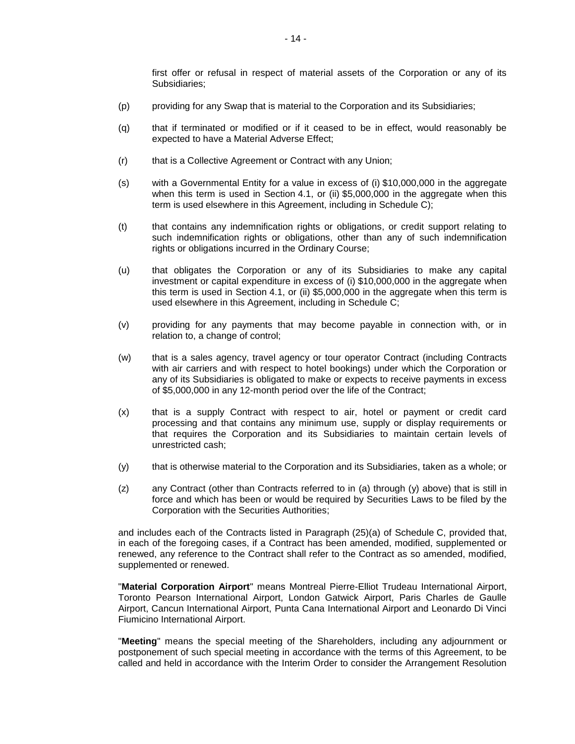first offer or refusal in respect of material assets of the Corporation or any of its Subsidiaries;

(p) providing for any Swap that is material to the Corporation and its Subsidiaries;

(q) that if terminated or modified or if it ceased to be in effect, would reasonably be expected to have a Material Adverse Effect;

(r) that is a Collective Agreement or Contract with any Union;

(s) with a Governmental Entity for a value in excess of (i) $10,000,000 in the aggregate when this term is used in Section 4.1, or (ii) $5,000,000 in the aggregate when this term is used elsewhere in this Agreement, including in Schedule C);

(t) that contains any indemnification rights or obligations, or credit support relating to such indemnification rights or obligations, other than any of such indemnification rights or obligations incurred in the Ordinary Course;

(u) that obligates the Corporation or any of its Subsidiaries to make any capital investment or capital expenditure in excess of (i) $10,000,000 in the aggregate when this term is used in Section 4.1, or (ii) $5,000,000 in the aggregate when this term is used elsewhere in this Agreement, including in Schedule C;

(v) providing for any payments that may become payable in connection with, or in relation to, a change of control;

(w) that is a sales agency, travel agency or tour operator Contract (including Contracts with air carriers and with respect to hotel bookings) under which the Corporation or any of its Subsidiaries is obligated to make or expects to receive payments in excess of $5,000,000 in any 12-month period over the life of the Contract;

(x) that is a supply Contract with respect to air, hotel or payment or credit card processing and that contains any minimum use, supply or display requirements or that requires the Corporation and its Subsidiaries to maintain certain levels of unrestricted cash;

(y) that is otherwise material to the Corporation and its Subsidiaries, taken as a whole; or

(z) any Contract (other than Contracts referred to in (a) through (y) above) that is still in force and which has been or would be required by Securities Laws to be filed by the Corporation with the Securities Authorities;

and includes each of the Contracts listed in Paragraph (25)(a) of Schedule C, provided that, in each of the foregoing cases, if a Contract has been amended, modified, supplemented or renewed, any reference to the Contract shall refer to the Contract as so amended, modified, supplemented or renewed.

"**Material Corporation Airport**" means Montreal Pierre-Elliot Trudeau International Airport, Toronto Pearson International Airport, London Gatwick Airport, Paris Charles de Gaulle Airport, Cancun International Airport, Punta Cana International Airport and Leonardo Di Vinci Fiumicino International Airport.

"**Meeting**" means the special meeting of the Shareholders, including any adjournment or postponement of such special meeting in accordance with the terms of this Agreement, to be called and held in accordance with the Interim Order to consider the Arrangement Resolution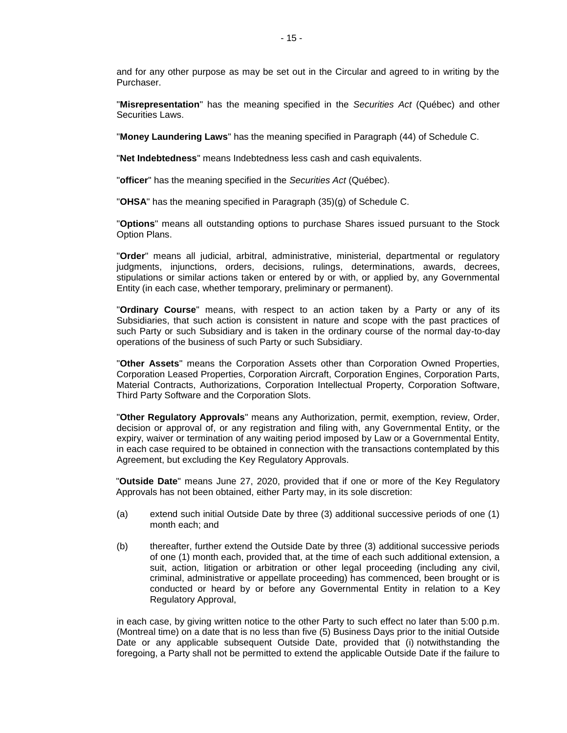and for any other purpose as may be set out in the Circular and agreed to in writing by the Purchaser.

"**Misrepresentation**" has the meaning specified in the *Securities Act* (Québec) and other Securities Laws.

"**Money Laundering Laws**" has the meaning specified in Paragraph (44) of Schedule C.

"**Net Indebtedness**" means Indebtedness less cash and cash equivalents.

"**officer**" has the meaning specified in the *Securities Act* (Québec).

"**OHSA**" has the meaning specified in Paragraph (35)(g) of Schedule C.

"**Options**" means all outstanding options to purchase Shares issued pursuant to the Stock Option Plans.

"**Order**" means all judicial, arbitral, administrative, ministerial, departmental or regulatory judgments, injunctions, orders, decisions, rulings, determinations, awards, decrees, stipulations or similar actions taken or entered by or with, or applied by, any Governmental Entity (in each case, whether temporary, preliminary or permanent).

"**Ordinary Course**" means, with respect to an action taken by a Party or any of its Subsidiaries, that such action is consistent in nature and scope with the past practices of such Party or such Subsidiary and is taken in the ordinary course of the normal day-to-day operations of the business of such Party or such Subsidiary.

"**Other Assets**" means the Corporation Assets other than Corporation Owned Properties, Corporation Leased Properties, Corporation Aircraft, Corporation Engines, Corporation Parts, Material Contracts, Authorizations, Corporation Intellectual Property, Corporation Software, Third Party Software and the Corporation Slots.

"**Other Regulatory Approvals**" means any Authorization, permit, exemption, review, Order, decision or approval of, or any registration and filing with, any Governmental Entity, or the expiry, waiver or termination of any waiting period imposed by Law or a Governmental Entity, in each case required to be obtained in connection with the transactions contemplated by this Agreement, but excluding the Key Regulatory Approvals.

"**Outside Date**" means June 27, 2020, provided that if one or more of the Key Regulatory Approvals has not been obtained, either Party may, in its sole discretion:

(a) extend such initial Outside Date by three (3) additional successive periods of one (1) month each; and

(b) thereafter, further extend the Outside Date by three (3) additional successive periods of one (1) month each, provided that, at the time of each such additional extension, a suit, action, litigation or arbitration or other legal proceeding (including any civil, criminal, administrative or appellate proceeding) has commenced, been brought or is conducted or heard by or before any Governmental Entity in relation to a Key Regulatory Approval,

in each case, by giving written notice to the other Party to such effect no later than 5:00 p.m. (Montreal time) on a date that is no less than five (5) Business Days prior to the initial Outside Date or any applicable subsequent Outside Date, provided that (i) notwithstanding the foregoing, a Party shall not be permitted to extend the applicable Outside Date if the failure to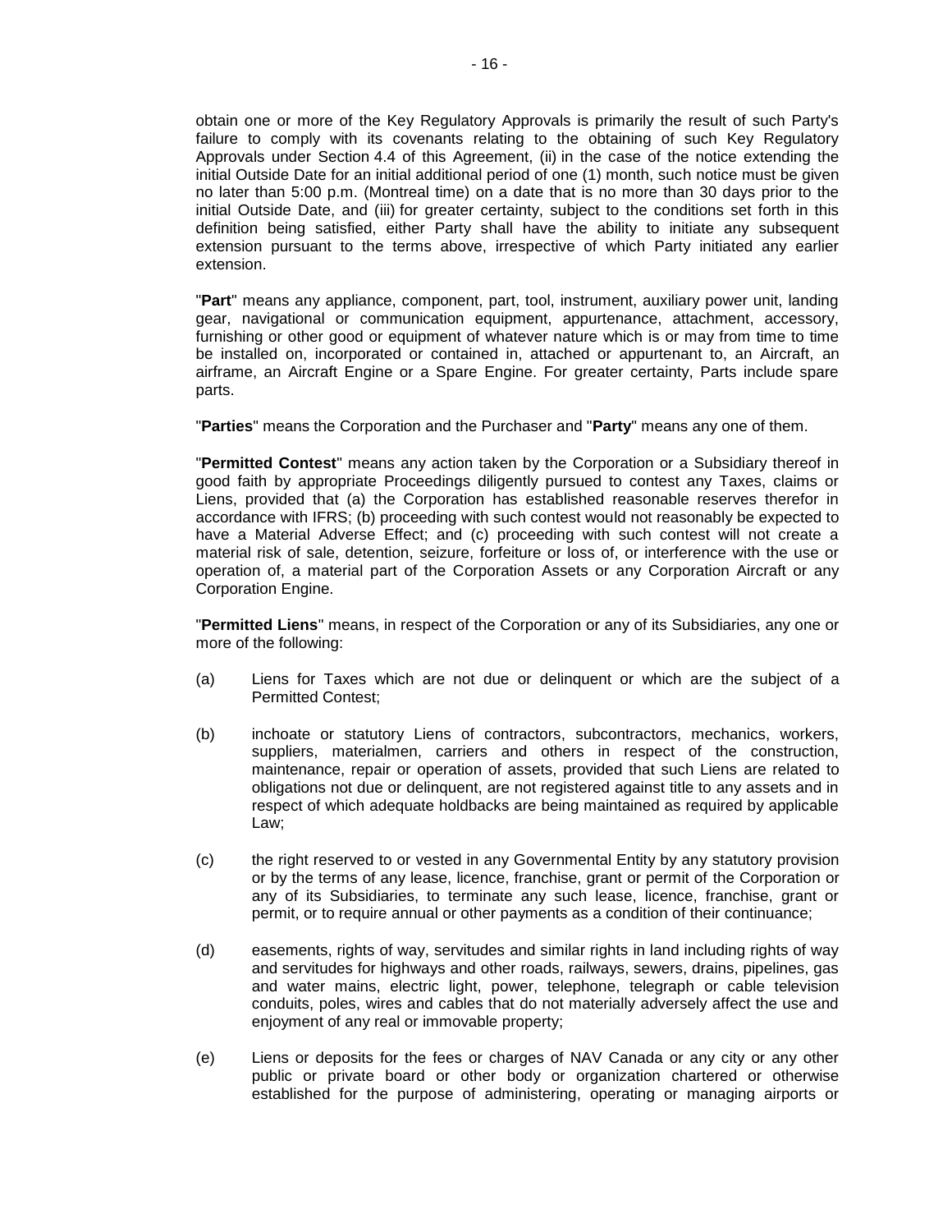obtain one or more of the Key Regulatory Approvals is primarily the result of such Party's failure to comply with its covenants relating to the obtaining of such Key Regulatory Approvals under Section 4.4 of this Agreement, (ii) in the case of the notice extending the initial Outside Date for an initial additional period of one (1) month, such notice must be given no later than 5:00 p.m. (Montreal time) on a date that is no more than 30 days prior to the initial Outside Date, and (iii) for greater certainty, subject to the conditions set forth in this definition being satisfied, either Party shall have the ability to initiate any subsequent extension pursuant to the terms above, irrespective of which Party initiated any earlier extension.

"**Part**" means any appliance, component, part, tool, instrument, auxiliary power unit, landing gear, navigational or communication equipment, appurtenance, attachment, accessory, furnishing or other good or equipment of whatever nature which is or may from time to time be installed on, incorporated or contained in, attached or appurtenant to, an Aircraft, an airframe, an Aircraft Engine or a Spare Engine. For greater certainty, Parts include spare parts.

"**Parties**" means the Corporation and the Purchaser and "**Party**" means any one of them.

"**Permitted Contest**" means any action taken by the Corporation or a Subsidiary thereof in good faith by appropriate Proceedings diligently pursued to contest any Taxes, claims or Liens, provided that (a) the Corporation has established reasonable reserves therefor in accordance with IFRS; (b) proceeding with such contest would not reasonably be expected to have a Material Adverse Effect; and (c) proceeding with such contest will not create a material risk of sale, detention, seizure, forfeiture or loss of, or interference with the use or operation of, a material part of the Corporation Assets or any Corporation Aircraft or any Corporation Engine.

"**Permitted Liens**" means, in respect of the Corporation or any of its Subsidiaries, any one or more of the following:

(a) Liens for Taxes which are not due or delinquent or which are the subject of a Permitted Contest;

(b) inchoate or statutory Liens of contractors, subcontractors, mechanics, workers, suppliers, materialmen, carriers and others in respect of the construction, maintenance, repair or operation of assets, provided that such Liens are related to obligations not due or delinquent, are not registered against title to any assets and in respect of which adequate holdbacks are being maintained as required by applicable Law;

(c) the right reserved to or vested in any Governmental Entity by any statutory provision or by the terms of any lease, licence, franchise, grant or permit of the Corporation or any of its Subsidiaries, to terminate any such lease, licence, franchise, grant or permit, or to require annual or other payments as a condition of their continuance;

(d) easements, rights of way, servitudes and similar rights in land including rights of way and servitudes for highways and other roads, railways, sewers, drains, pipelines, gas and water mains, electric light, power, telephone, telegraph or cable television conduits, poles, wires and cables that do not materially adversely affect the use and enjoyment of any real or immovable property;

(e) Liens or deposits for the fees or charges of NAV Canada or any city or any other public or private board or other body or organization chartered or otherwise established for the purpose of administering, operating or managing airports or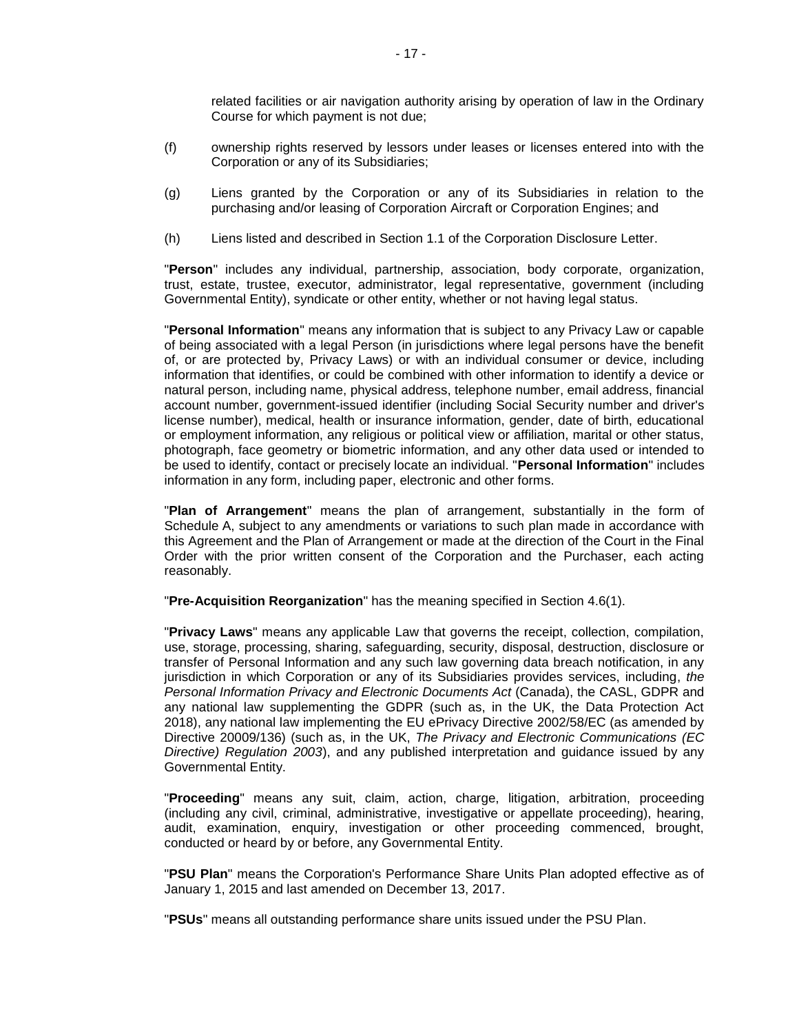related facilities or air navigation authority arising by operation of law in the Ordinary Course for which payment is not due;

(f) ownership rights reserved by lessors under leases or licenses entered into with the Corporation or any of its Subsidiaries;

(g) Liens granted by the Corporation or any of its Subsidiaries in relation to the purchasing and/or leasing of Corporation Aircraft or Corporation Engines; and

(h) Liens listed and described in Section 1.1 of the Corporation Disclosure Letter.

"**Person**" includes any individual, partnership, association, body corporate, organization, trust, estate, trustee, executor, administrator, legal representative, government (including Governmental Entity), syndicate or other entity, whether or not having legal status.

"**Personal Information**" means any information that is subject to any Privacy Law or capable of being associated with a legal Person (in jurisdictions where legal persons have the benefit of, or are protected by, Privacy Laws) or with an individual consumer or device, including information that identifies, or could be combined with other information to identify a device or natural person, including name, physical address, telephone number, email address, financial account number, government-issued identifier (including Social Security number and driver's license number), medical, health or insurance information, gender, date of birth, educational or employment information, any religious or political view or affiliation, marital or other status, photograph, face geometry or biometric information, and any other data used or intended to be used to identify, contact or precisely locate an individual. "**Personal Information**" includes information in any form, including paper, electronic and other forms.

"**Plan of Arrangement**" means the plan of arrangement, substantially in the form of Schedule A, subject to any amendments or variations to such plan made in accordance with this Agreement and the Plan of Arrangement or made at the direction of the Court in the Final Order with the prior written consent of the Corporation and the Purchaser, each acting reasonably.

"**Pre-Acquisition Reorganization**" has the meaning specified in Section 4.6(1).

"**Privacy Laws**" means any applicable Law that governs the receipt, collection, compilation, use, storage, processing, sharing, safeguarding, security, disposal, destruction, disclosure or transfer of Personal Information and any such law governing data breach notification, in any jurisdiction in which Corporation or any of its Subsidiaries provides services, including, *the Personal Information Privacy and Electronic Documents Act* (Canada), the CASL, GDPR and any national law supplementing the GDPR (such as, in the UK, the Data Protection Act 2018), any national law implementing the EU ePrivacy Directive 2002/58/EC (as amended by Directive 20009/136) (such as, in the UK, *The Privacy and Electronic Communications (EC Directive) Regulation 2003*), and any published interpretation and guidance issued by any Governmental Entity.

"**Proceeding**" means any suit, claim, action, charge, litigation, arbitration, proceeding (including any civil, criminal, administrative, investigative or appellate proceeding), hearing, audit, examination, enquiry, investigation or other proceeding commenced, brought, conducted or heard by or before, any Governmental Entity.

"**PSU Plan**" means the Corporation's Performance Share Units Plan adopted effective as of January 1, 2015 and last amended on December 13, 2017.

"**PSUs**" means all outstanding performance share units issued under the PSU Plan.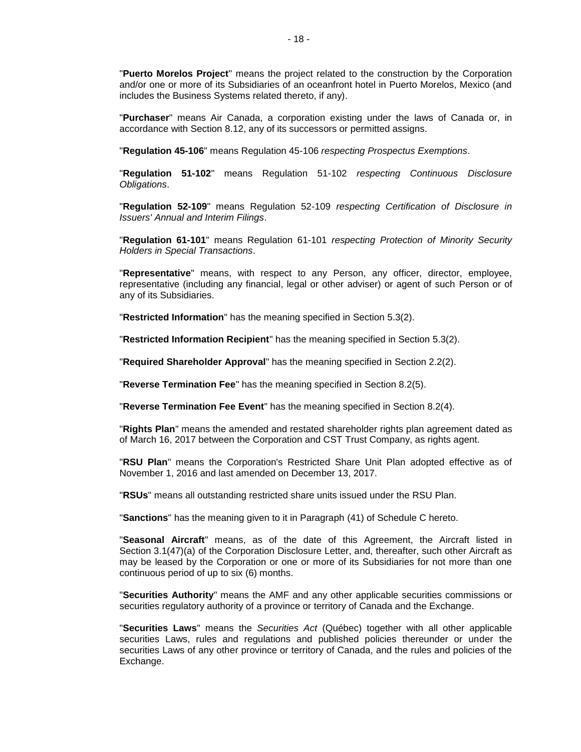"**Puerto Morelos Project**" means the project related to the construction by the Corporation and/or one or more of its Subsidiaries of an oceanfront hotel in Puerto Morelos, Mexico (and includes the Business Systems related thereto, if any).

"**Purchaser**" means Air Canada, a corporation existing under the laws of Canada or, in accordance with Section 8.12, any of its successors or permitted assigns.

"**Regulation 45-106**" means Regulation 45-106 *respecting Prospectus Exemptions*.

"**Regulation 51-102**" means Regulation 51-102 *respecting Continuous Disclosure Obligations*.

"**Regulation 52-109**" means Regulation 52-109 *respecting Certification of Disclosure in Issuers' Annual and Interim Filings*.

"**Regulation 61-101**" means Regulation 61-101 *respecting Protection of Minority Security Holders in Special Transactions*.

"**Representative**" means, with respect to any Person, any officer, director, employee, representative (including any financial, legal or other adviser) or agent of such Person or of any of its Subsidiaries.

"**Restricted Information**" has the meaning specified in Section 5.3(2).

"**Restricted Information Recipient**" has the meaning specified in Section 5.3(2).

"**Required Shareholder Approval**" has the meaning specified in Section 2.2(2).

"**Reverse Termination Fee**" has the meaning specified in Section 8.2(5).

"**Reverse Termination Fee Event**" has the meaning specified in Section 8.2(4).

"**Rights Plan**" means the amended and restated shareholder rights plan agreement dated as of March 16, 2017 between the Corporation and CST Trust Company, as rights agent.

"**RSU Plan**" means the Corporation's Restricted Share Unit Plan adopted effective as of November 1, 2016 and last amended on December 13, 2017.

"**RSUs**" means all outstanding restricted share units issued under the RSU Plan.

"**Sanctions**" has the meaning given to it in Paragraph (41) of Schedule C hereto.

"**Seasonal Aircraft**" means, as of the date of this Agreement, the Aircraft listed in Section 3.1(47)(a) of the Corporation Disclosure Letter, and, thereafter, such other Aircraft as may be leased by the Corporation or one or more of its Subsidiaries for not more than one continuous period of up to six (6) months.

"**Securities Authority**" means the AMF and any other applicable securities commissions or securities regulatory authority of a province or territory of Canada and the Exchange.

"**Securities Laws**" means the *Securities Act* (Québec) together with all other applicable securities Laws, rules and regulations and published policies thereunder or under the securities Laws of any other province or territory of Canada, and the rules and policies of the Exchange.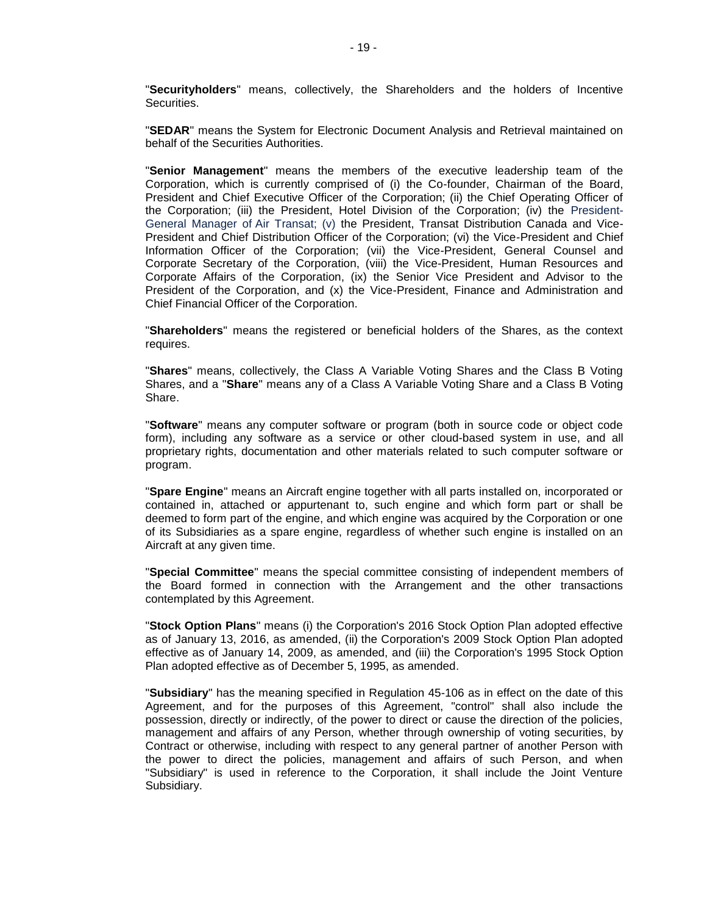"**Securityholders**" means, collectively, the Shareholders and the holders of Incentive Securities.

"**SEDAR**" means the System for Electronic Document Analysis and Retrieval maintained on behalf of the Securities Authorities.

"**Senior Management**" means the members of the executive leadership team of the Corporation, which is currently comprised of (i) the Co-founder, Chairman of the Board, President and Chief Executive Officer of the Corporation; (ii) the Chief Operating Officer of the Corporation; (iii) the President, Hotel Division of the Corporation; (iv) the President-General Manager of Air Transat; (v) the President, Transat Distribution Canada and Vice-President and Chief Distribution Officer of the Corporation; (vi) the Vice-President and Chief Information Officer of the Corporation; (vii) the Vice-President, General Counsel and Corporate Secretary of the Corporation, (viii) the Vice-President, Human Resources and Corporate Affairs of the Corporation, (ix) the Senior Vice President and Advisor to the President of the Corporation, and (x) the Vice-President, Finance and Administration and Chief Financial Officer of the Corporation.

"**Shareholders**" means the registered or beneficial holders of the Shares, as the context requires.

"**Shares**" means, collectively, the Class A Variable Voting Shares and the Class B Voting Shares, and a "**Share**" means any of a Class A Variable Voting Share and a Class B Voting Share.

"**Software**" means any computer software or program (both in source code or object code form), including any software as a service or other cloud-based system in use, and all proprietary rights, documentation and other materials related to such computer software or program.

"**Spare Engine**" means an Aircraft engine together with all parts installed on, incorporated or contained in, attached or appurtenant to, such engine and which form part or shall be deemed to form part of the engine, and which engine was acquired by the Corporation or one of its Subsidiaries as a spare engine, regardless of whether such engine is installed on an Aircraft at any given time.

"**Special Committee**" means the special committee consisting of independent members of the Board formed in connection with the Arrangement and the other transactions contemplated by this Agreement.

"**Stock Option Plans**" means (i) the Corporation's 2016 Stock Option Plan adopted effective as of January 13, 2016, as amended, (ii) the Corporation's 2009 Stock Option Plan adopted effective as of January 14, 2009, as amended, and (iii) the Corporation's 1995 Stock Option Plan adopted effective as of December 5, 1995, as amended.

"**Subsidiary**" has the meaning specified in Regulation 45-106 as in effect on the date of this Agreement, and for the purposes of this Agreement, "control" shall also include the possession, directly or indirectly, of the power to direct or cause the direction of the policies, management and affairs of any Person, whether through ownership of voting securities, by Contract or otherwise, including with respect to any general partner of another Person with the power to direct the policies, management and affairs of such Person, and when "Subsidiary" is used in reference to the Corporation, it shall include the Joint Venture Subsidiary.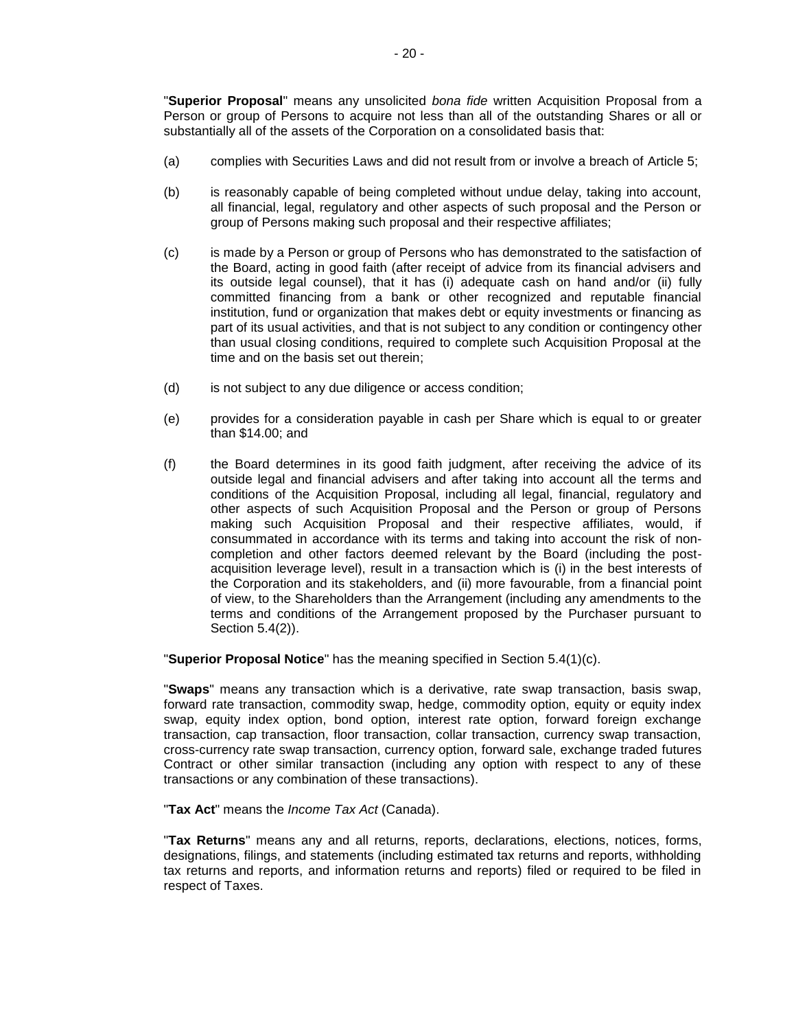"**Superior Proposal**" means any unsolicited *bona fide* written Acquisition Proposal from a Person or group of Persons to acquire not less than all of the outstanding Shares or all or substantially all of the assets of the Corporation on a consolidated basis that:

(a) complies with Securities Laws and did not result from or involve a breach of Article 5;

(b) is reasonably capable of being completed without undue delay, taking into account, all financial, legal, regulatory and other aspects of such proposal and the Person or group of Persons making such proposal and their respective affiliates;

(c) is made by a Person or group of Persons who has demonstrated to the satisfaction of the Board, acting in good faith (after receipt of advice from its financial advisers and its outside legal counsel), that it has (i) adequate cash on hand and/or (ii) fully committed financing from a bank or other recognized and reputable financial institution, fund or organization that makes debt or equity investments or financing as part of its usual activities, and that is not subject to any condition or contingency other than usual closing conditions, required to complete such Acquisition Proposal at the time and on the basis set out therein;

(d) is not subject to any due diligence or access condition;

(e) provides for a consideration payable in cash per Share which is equal to or greater than $14.00; and

(f) the Board determines in its good faith judgment, after receiving the advice of its outside legal and financial advisers and after taking into account all the terms and conditions of the Acquisition Proposal, including all legal, financial, regulatory and other aspects of such Acquisition Proposal and the Person or group of Persons making such Acquisition Proposal and their respective affiliates, would, if consummated in accordance with its terms and taking into account the risk of non-completion and other factors deemed relevant by the Board (including the post-acquisition leverage level), result in a transaction which is (i) in the best interests of the Corporation and its stakeholders, and (ii) more favourable, from a financial point of view, to the Shareholders than the Arrangement (including any amendments to the terms and conditions of the Arrangement proposed by the Purchaser pursuant to Section 5.4(2)).

"**Superior Proposal Notice**" has the meaning specified in Section 5.4(1)(c).

"**Swaps**" means any transaction which is a derivative, rate swap transaction, basis swap, forward rate transaction, commodity swap, hedge, commodity option, equity or equity index swap, equity index option, bond option, interest rate option, forward foreign exchange transaction, cap transaction, floor transaction, collar transaction, currency swap transaction, cross-currency rate swap transaction, currency option, forward sale, exchange traded futures Contract or other similar transaction (including any option with respect to any of these transactions or any combination of these transactions).

"**Tax Act**" means the *Income Tax Act* (Canada).

"**Tax Returns**" means any and all returns, reports, declarations, elections, notices, forms, designations, filings, and statements (including estimated tax returns and reports, withholding tax returns and reports, and information returns and reports) filed or required to be filed in respect of Taxes.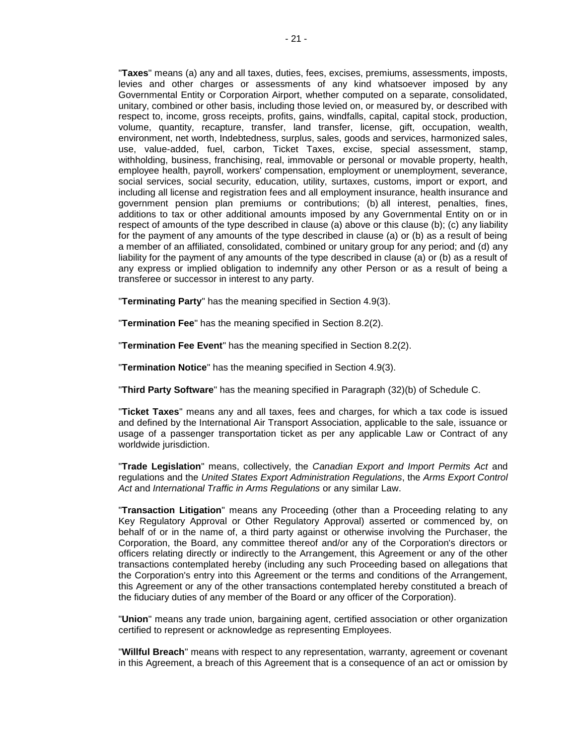"**Taxes**" means (a) any and all taxes, duties, fees, excises, premiums, assessments, imposts, levies and other charges or assessments of any kind whatsoever imposed by any Governmental Entity or Corporation Airport, whether computed on a separate, consolidated, unitary, combined or other basis, including those levied on, or measured by, or described with respect to, income, gross receipts, profits, gains, windfalls, capital, capital stock, production, volume, quantity, recapture, transfer, land transfer, license, gift, occupation, wealth, environment, net worth, Indebtedness, surplus, sales, goods and services, harmonized sales, use, value-added, fuel, carbon, Ticket Taxes, excise, special assessment, stamp, withholding, business, franchising, real, immovable or personal or movable property, health, employee health, payroll, workers' compensation, employment or unemployment, severance, social services, social security, education, utility, surtaxes, customs, import or export, and including all license and registration fees and all employment insurance, health insurance and government pension plan premiums or contributions; (b) all interest, penalties, fines, additions to tax or other additional amounts imposed by any Governmental Entity on or in respect of amounts of the type described in clause (a) above or this clause (b); (c) any liability for the payment of any amounts of the type described in clause (a) or (b) as a result of being a member of an affiliated, consolidated, combined or unitary group for any period; and (d) any liability for the payment of any amounts of the type described in clause (a) or (b) as a result of any express or implied obligation to indemnify any other Person or as a result of being a transferee or successor in interest to any party.

"**Terminating Party**" has the meaning specified in Section 4.9(3).

"**Termination Fee**" has the meaning specified in Section 8.2(2).

"**Termination Fee Event**" has the meaning specified in Section 8.2(2).

"**Termination Notice**" has the meaning specified in Section 4.9(3).

"**Third Party Software**" has the meaning specified in Paragraph (32)(b) of Schedule C.

"**Ticket Taxes**" means any and all taxes, fees and charges, for which a tax code is issued and defined by the International Air Transport Association, applicable to the sale, issuance or usage of a passenger transportation ticket as per any applicable Law or Contract of any worldwide jurisdiction.

"**Trade Legislation**" means, collectively, the *Canadian Export and Import Permits Act* and regulations and the *United States Export Administration Regulations*, the *Arms Export Control Act* and *International Traffic in Arms Regulations* or any similar Law.

"**Transaction Litigation**" means any Proceeding (other than a Proceeding relating to any Key Regulatory Approval or Other Regulatory Approval) asserted or commenced by, on behalf of or in the name of, a third party against or otherwise involving the Purchaser, the Corporation, the Board, any committee thereof and/or any of the Corporation's directors or officers relating directly or indirectly to the Arrangement, this Agreement or any of the other transactions contemplated hereby (including any such Proceeding based on allegations that the Corporation's entry into this Agreement or the terms and conditions of the Arrangement, this Agreement or any of the other transactions contemplated hereby constituted a breach of the fiduciary duties of any member of the Board or any officer of the Corporation).

"**Union**" means any trade union, bargaining agent, certified association or other organization certified to represent or acknowledge as representing Employees.

"**Willful Breach**" means with respect to any representation, warranty, agreement or covenant in this Agreement, a breach of this Agreement that is a consequence of an act or omission by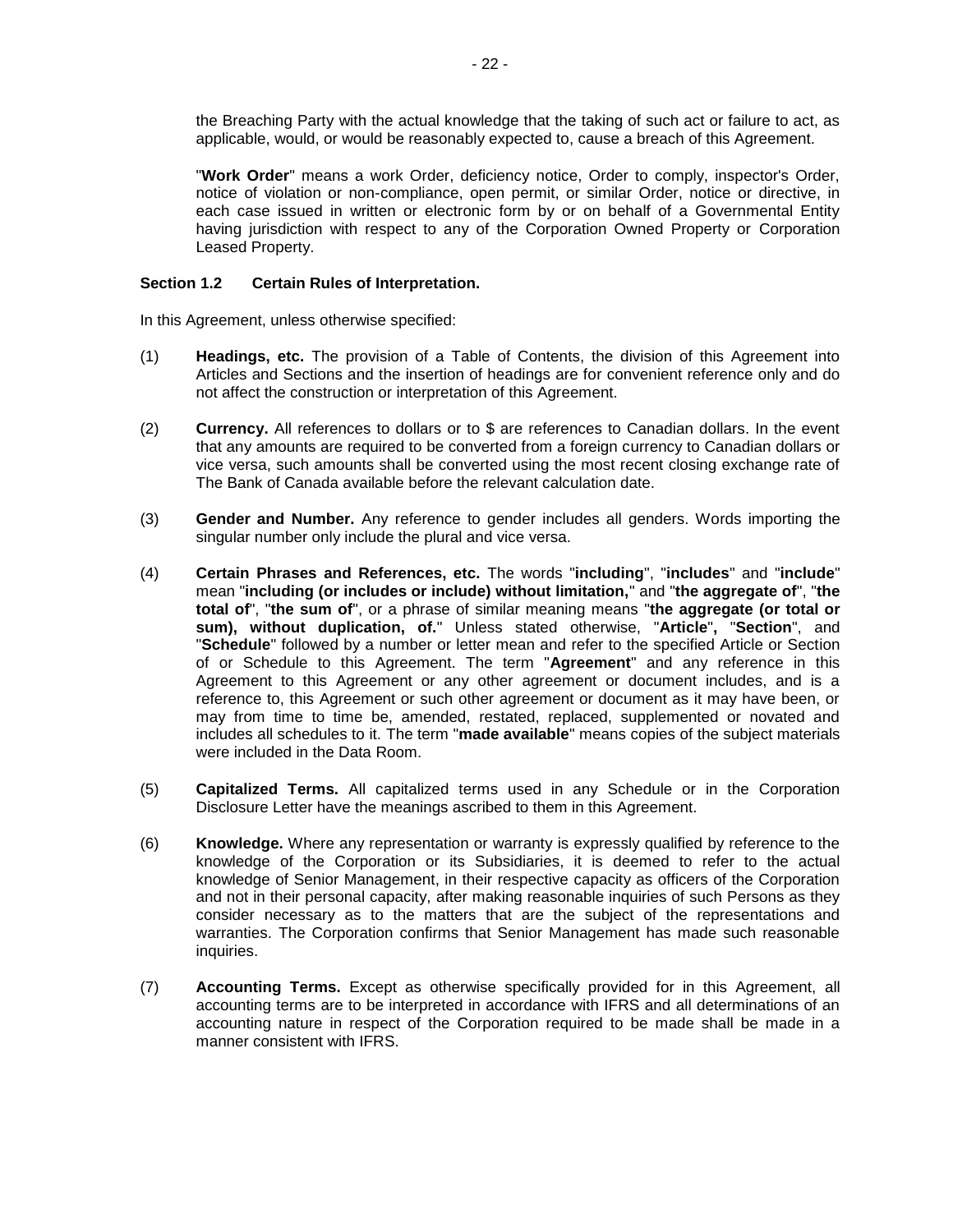the Breaching Party with the actual knowledge that the taking of such act or failure to act, as applicable, would, or would be reasonably expected to, cause a breach of this Agreement.

"**Work Order**" means a work Order, deficiency notice, Order to comply, inspector's Order, notice of violation or non-compliance, open permit, or similar Order, notice or directive, in each case issued in written or electronic form by or on behalf of a Governmental Entity having jurisdiction with respect to any of the Corporation Owned Property or Corporation Leased Property.

**Section 1.2 Certain Rules of Interpretation.**

In this Agreement, unless otherwise specified:

(1) **Headings, etc.** The provision of a Table of Contents, the division of this Agreement into Articles and Sections and the insertion of headings are for convenient reference only and do not affect the construction or interpretation of this Agreement.

(2) **Currency.** All references to dollars or to $ are references to Canadian dollars. In the event that any amounts are required to be converted from a foreign currency to Canadian dollars or vice versa, such amounts shall be converted using the most recent closing exchange rate of The Bank of Canada available before the relevant calculation date.

(3) **Gender and Number.** Any reference to gender includes all genders. Words importing the singular number only include the plural and vice versa.

(4) **Certain Phrases and References, etc.** The words "**including**", "**includes**" and "**include**" mean "**including (or includes or include) without limitation,**" and "**the aggregate of**", "**the total of**", "**the sum of**", or a phrase of similar meaning means "**the aggregate (or total or sum), without duplication, of.**" Unless stated otherwise, "**Article**"**,** "**Section**", and "**Schedule**" followed by a number or letter mean and refer to the specified Article or Section of or Schedule to this Agreement. The term "**Agreement**" and any reference in this Agreement to this Agreement or any other agreement or document includes, and is a reference to, this Agreement or such other agreement or document as it may have been, or may from time to time be, amended, restated, replaced, supplemented or novated and includes all schedules to it. The term "**made available**" means copies of the subject materials were included in the Data Room.

(5) **Capitalized Terms.** All capitalized terms used in any Schedule or in the Corporation Disclosure Letter have the meanings ascribed to them in this Agreement.

(6) **Knowledge.** Where any representation or warranty is expressly qualified by reference to the knowledge of the Corporation or its Subsidiaries, it is deemed to refer to the actual knowledge of Senior Management, in their respective capacity as officers of the Corporation and not in their personal capacity, after making reasonable inquiries of such Persons as they consider necessary as to the matters that are the subject of the representations and warranties. The Corporation confirms that Senior Management has made such reasonable inquiries.

(7) **Accounting Terms.** Except as otherwise specifically provided for in this Agreement, all accounting terms are to be interpreted in accordance with IFRS and all determinations of an accounting nature in respect of the Corporation required to be made shall be made in a manner consistent with IFRS.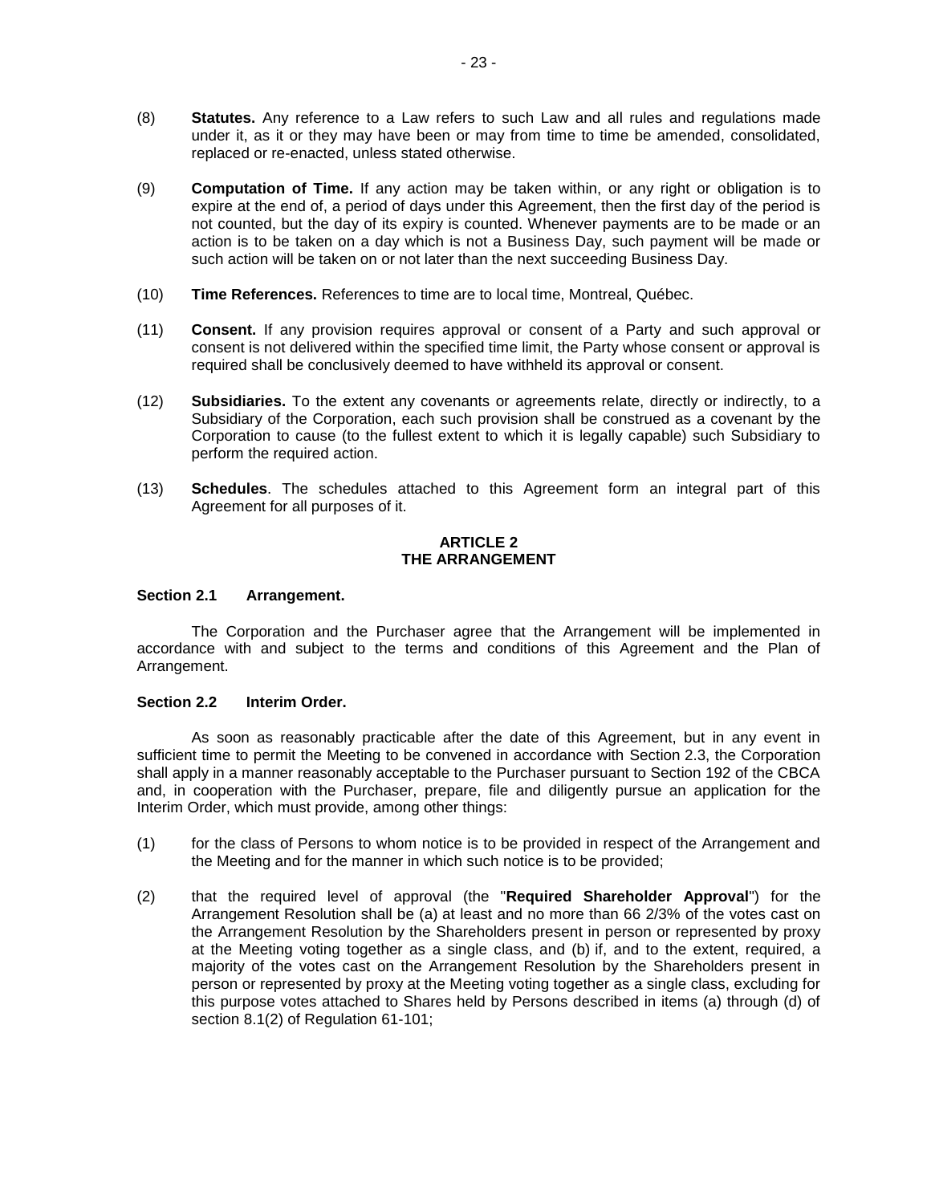(8) **Statutes.** Any reference to a Law refers to such Law and all rules and regulations made under it, as it or they may have been or may from time to time be amended, consolidated, replaced or re-enacted, unless stated otherwise.

(9) **Computation of Time.** If any action may be taken within, or any right or obligation is to expire at the end of, a period of days under this Agreement, then the first day of the period is not counted, but the day of its expiry is counted. Whenever payments are to be made or an action is to be taken on a day which is not a Business Day, such payment will be made or such action will be taken on or not later than the next succeeding Business Day.

(10) **Time References.** References to time are to local time, Montreal, Québec.

(11) **Consent.** If any provision requires approval or consent of a Party and such approval or consent is not delivered within the specified time limit, the Party whose consent or approval is required shall be conclusively deemed to have withheld its approval or consent.

(12) **Subsidiaries.** To the extent any covenants or agreements relate, directly or indirectly, to a Subsidiary of the Corporation, each such provision shall be construed as a covenant by the Corporation to cause (to the fullest extent to which it is legally capable) such Subsidiary to perform the required action.

(13) **Schedules**. The schedules attached to this Agreement form an integral part of this Agreement for all purposes of it.

## ARTICLE 2
## THE ARRANGEMENT

### Section 2.1 Arrangement.

The Corporation and the Purchaser agree that the Arrangement will be implemented in accordance with and subject to the terms and conditions of this Agreement and the Plan of Arrangement.

### Section 2.2 Interim Order.

As soon as reasonably practicable after the date of this Agreement, but in any event in sufficient time to permit the Meeting to be convened in accordance with Section 2.3, the Corporation shall apply in a manner reasonably acceptable to the Purchaser pursuant to Section 192 of the CBCA and, in cooperation with the Purchaser, prepare, file and diligently pursue an application for the Interim Order, which must provide, among other things:

(1) for the class of Persons to whom notice is to be provided in respect of the Arrangement and the Meeting and for the manner in which such notice is to be provided;

(2) that the required level of approval (the "**Required Shareholder Approval**") for the Arrangement Resolution shall be (a) at least and no more than 66 2/3% of the votes cast on the Arrangement Resolution by the Shareholders present in person or represented by proxy at the Meeting voting together as a single class, and (b) if, and to the extent, required, a majority of the votes cast on the Arrangement Resolution by the Shareholders present in person or represented by proxy at the Meeting voting together as a single class, excluding for this purpose votes attached to Shares held by Persons described in items (a) through (d) of section 8.1(2) of Regulation 61-101;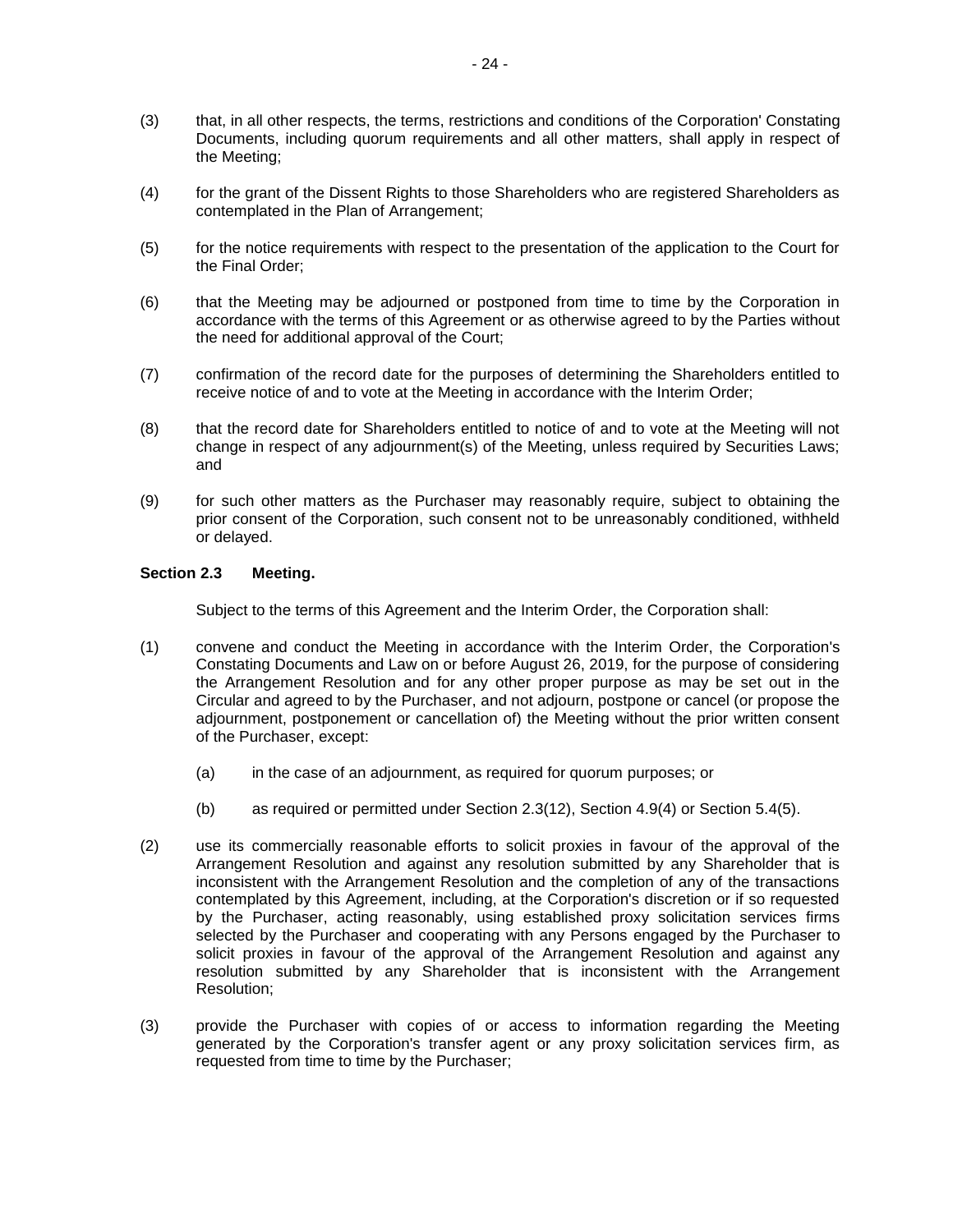(3) that, in all other respects, the terms, restrictions and conditions of the Corporation' Constating Documents, including quorum requirements and all other matters, shall apply in respect of the Meeting;

(4) for the grant of the Dissent Rights to those Shareholders who are registered Shareholders as contemplated in the Plan of Arrangement;

(5) for the notice requirements with respect to the presentation of the application to the Court for the Final Order;

(6) that the Meeting may be adjourned or postponed from time to time by the Corporation in accordance with the terms of this Agreement or as otherwise agreed to by the Parties without the need for additional approval of the Court;

(7) confirmation of the record date for the purposes of determining the Shareholders entitled to receive notice of and to vote at the Meeting in accordance with the Interim Order;

(8) that the record date for Shareholders entitled to notice of and to vote at the Meeting will not change in respect of any adjournment(s) of the Meeting, unless required by Securities Laws; and

(9) for such other matters as the Purchaser may reasonably require, subject to obtaining the prior consent of the Corporation, such consent not to be unreasonably conditioned, withheld or delayed.

**Section 2.3 Meeting.**

Subject to the terms of this Agreement and the Interim Order, the Corporation shall:

(1) convene and conduct the Meeting in accordance with the Interim Order, the Corporation's Constating Documents and Law on or before August 26, 2019, for the purpose of considering the Arrangement Resolution and for any other proper purpose as may be set out in the Circular and agreed to by the Purchaser, and not adjourn, postpone or cancel (or propose the adjournment, postponement or cancellation of) the Meeting without the prior written consent of the Purchaser, except:

   (a) in the case of an adjournment, as required for quorum purposes; or

   (b) as required or permitted under Section 2.3(12), Section 4.9(4) or Section 5.4(5).

(2) use its commercially reasonable efforts to solicit proxies in favour of the approval of the Arrangement Resolution and against any resolution submitted by any Shareholder that is inconsistent with the Arrangement Resolution and the completion of any of the transactions contemplated by this Agreement, including, at the Corporation's discretion or if so requested by the Purchaser, acting reasonably, using established proxy solicitation services firms selected by the Purchaser and cooperating with any Persons engaged by the Purchaser to solicit proxies in favour of the approval of the Arrangement Resolution and against any resolution submitted by any Shareholder that is inconsistent with the Arrangement Resolution;

(3) provide the Purchaser with copies of or access to information regarding the Meeting generated by the Corporation's transfer agent or any proxy solicitation services firm, as requested from time to time by the Purchaser;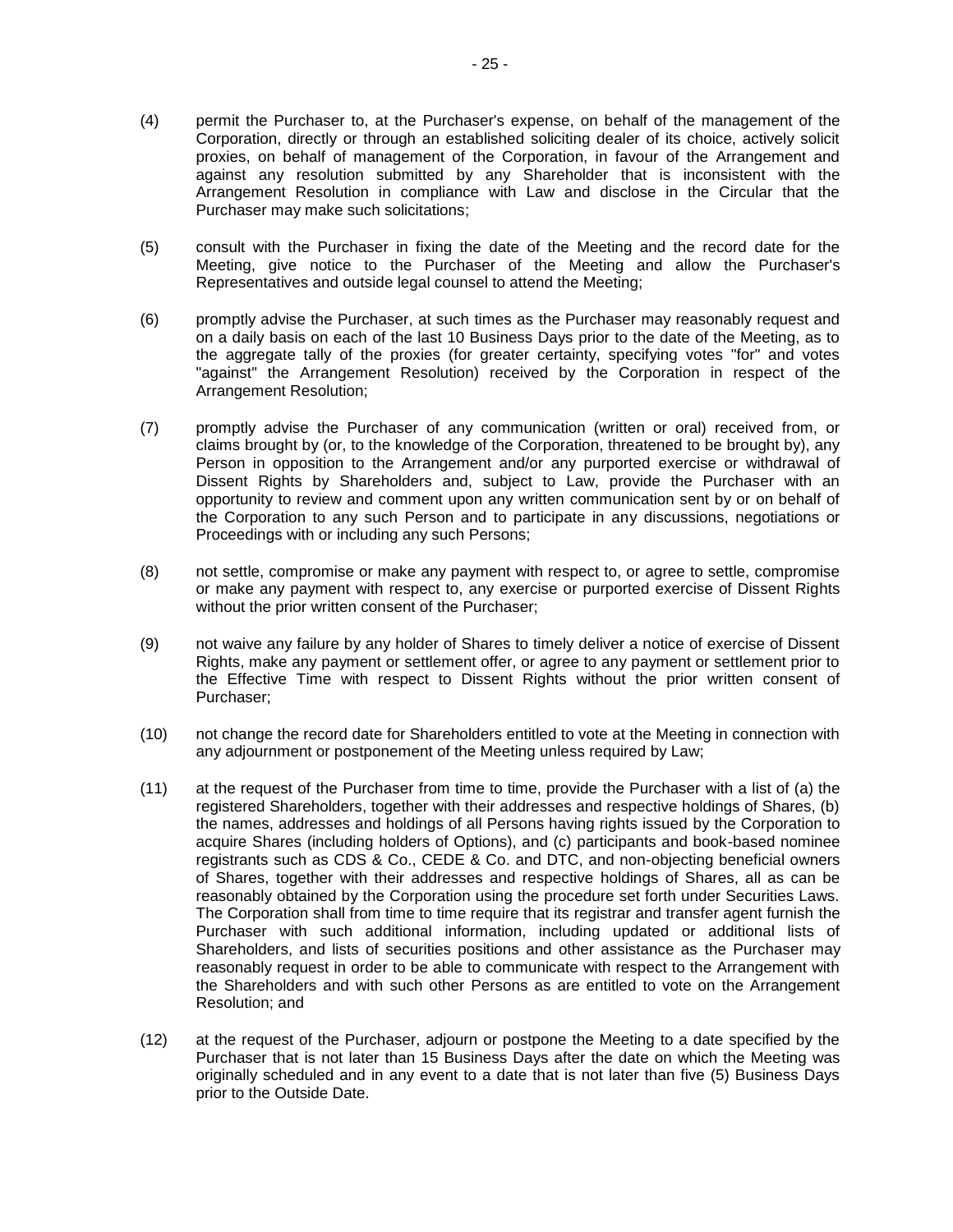(4) permit the Purchaser to, at the Purchaser's expense, on behalf of the management of the Corporation, directly or through an established soliciting dealer of its choice, actively solicit proxies, on behalf of management of the Corporation, in favour of the Arrangement and against any resolution submitted by any Shareholder that is inconsistent with the Arrangement Resolution in compliance with Law and disclose in the Circular that the Purchaser may make such solicitations;

(5) consult with the Purchaser in fixing the date of the Meeting and the record date for the Meeting, give notice to the Purchaser of the Meeting and allow the Purchaser's Representatives and outside legal counsel to attend the Meeting;

(6) promptly advise the Purchaser, at such times as the Purchaser may reasonably request and on a daily basis on each of the last 10 Business Days prior to the date of the Meeting, as to the aggregate tally of the proxies (for greater certainty, specifying votes "for" and votes "against" the Arrangement Resolution) received by the Corporation in respect of the Arrangement Resolution;

(7) promptly advise the Purchaser of any communication (written or oral) received from, or claims brought by (or, to the knowledge of the Corporation, threatened to be brought by), any Person in opposition to the Arrangement and/or any purported exercise or withdrawal of Dissent Rights by Shareholders and, subject to Law, provide the Purchaser with an opportunity to review and comment upon any written communication sent by or on behalf of the Corporation to any such Person and to participate in any discussions, negotiations or Proceedings with or including any such Persons;

(8) not settle, compromise or make any payment with respect to, or agree to settle, compromise or make any payment with respect to, any exercise or purported exercise of Dissent Rights without the prior written consent of the Purchaser;

(9) not waive any failure by any holder of Shares to timely deliver a notice of exercise of Dissent Rights, make any payment or settlement offer, or agree to any payment or settlement prior to the Effective Time with respect to Dissent Rights without the prior written consent of Purchaser;

(10) not change the record date for Shareholders entitled to vote at the Meeting in connection with any adjournment or postponement of the Meeting unless required by Law;

(11) at the request of the Purchaser from time to time, provide the Purchaser with a list of (a) the registered Shareholders, together with their addresses and respective holdings of Shares, (b) the names, addresses and holdings of all Persons having rights issued by the Corporation to acquire Shares (including holders of Options), and (c) participants and book-based nominee registrants such as CDS & Co., CEDE & Co. and DTC, and non-objecting beneficial owners of Shares, together with their addresses and respective holdings of Shares, all as can be reasonably obtained by the Corporation using the procedure set forth under Securities Laws. The Corporation shall from time to time require that its registrar and transfer agent furnish the Purchaser with such additional information, including updated or additional lists of Shareholders, and lists of securities positions and other assistance as the Purchaser may reasonably request in order to be able to communicate with respect to the Arrangement with the Shareholders and with such other Persons as are entitled to vote on the Arrangement Resolution; and

(12) at the request of the Purchaser, adjourn or postpone the Meeting to a date specified by the Purchaser that is not later than 15 Business Days after the date on which the Meeting was originally scheduled and in any event to a date that is not later than five (5) Business Days prior to the Outside Date.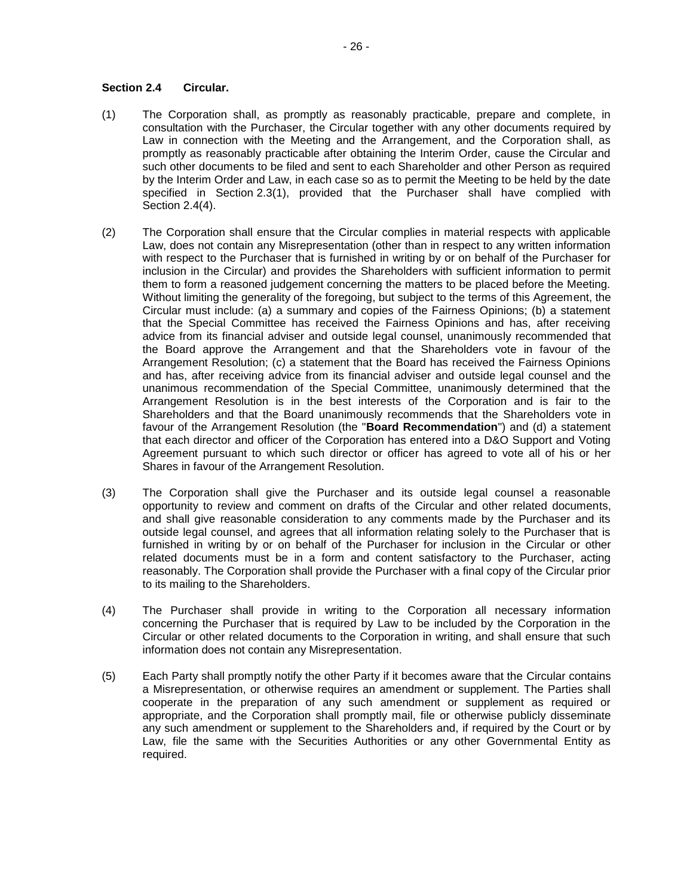**Section 2.4 Circular.**

(1) The Corporation shall, as promptly as reasonably practicable, prepare and complete, in consultation with the Purchaser, the Circular together with any other documents required by Law in connection with the Meeting and the Arrangement, and the Corporation shall, as promptly as reasonably practicable after obtaining the Interim Order, cause the Circular and such other documents to be filed and sent to each Shareholder and other Person as required by the Interim Order and Law, in each case so as to permit the Meeting to be held by the date specified in Section 2.3(1), provided that the Purchaser shall have complied with Section 2.4(4).

(2) The Corporation shall ensure that the Circular complies in material respects with applicable Law, does not contain any Misrepresentation (other than in respect to any written information with respect to the Purchaser that is furnished in writing by or on behalf of the Purchaser for inclusion in the Circular) and provides the Shareholders with sufficient information to permit them to form a reasoned judgement concerning the matters to be placed before the Meeting. Without limiting the generality of the foregoing, but subject to the terms of this Agreement, the Circular must include: (a) a summary and copies of the Fairness Opinions; (b) a statement that the Special Committee has received the Fairness Opinions and has, after receiving advice from its financial adviser and outside legal counsel, unanimously recommended that the Board approve the Arrangement and that the Shareholders vote in favour of the Arrangement Resolution; (c) a statement that the Board has received the Fairness Opinions and has, after receiving advice from its financial adviser and outside legal counsel and the unanimous recommendation of the Special Committee, unanimously determined that the Arrangement Resolution is in the best interests of the Corporation and is fair to the Shareholders and that the Board unanimously recommends that the Shareholders vote in favour of the Arrangement Resolution (the "**Board Recommendation**") and (d) a statement that each director and officer of the Corporation has entered into a D&O Support and Voting Agreement pursuant to which such director or officer has agreed to vote all of his or her Shares in favour of the Arrangement Resolution.

(3) The Corporation shall give the Purchaser and its outside legal counsel a reasonable opportunity to review and comment on drafts of the Circular and other related documents, and shall give reasonable consideration to any comments made by the Purchaser and its outside legal counsel, and agrees that all information relating solely to the Purchaser that is furnished in writing by or on behalf of the Purchaser for inclusion in the Circular or other related documents must be in a form and content satisfactory to the Purchaser, acting reasonably. The Corporation shall provide the Purchaser with a final copy of the Circular prior to its mailing to the Shareholders.

(4) The Purchaser shall provide in writing to the Corporation all necessary information concerning the Purchaser that is required by Law to be included by the Corporation in the Circular or other related documents to the Corporation in writing, and shall ensure that such information does not contain any Misrepresentation.

(5) Each Party shall promptly notify the other Party if it becomes aware that the Circular contains a Misrepresentation, or otherwise requires an amendment or supplement. The Parties shall cooperate in the preparation of any such amendment or supplement as required or appropriate, and the Corporation shall promptly mail, file or otherwise publicly disseminate any such amendment or supplement to the Shareholders and, if required by the Court or by Law, file the same with the Securities Authorities or any other Governmental Entity as required.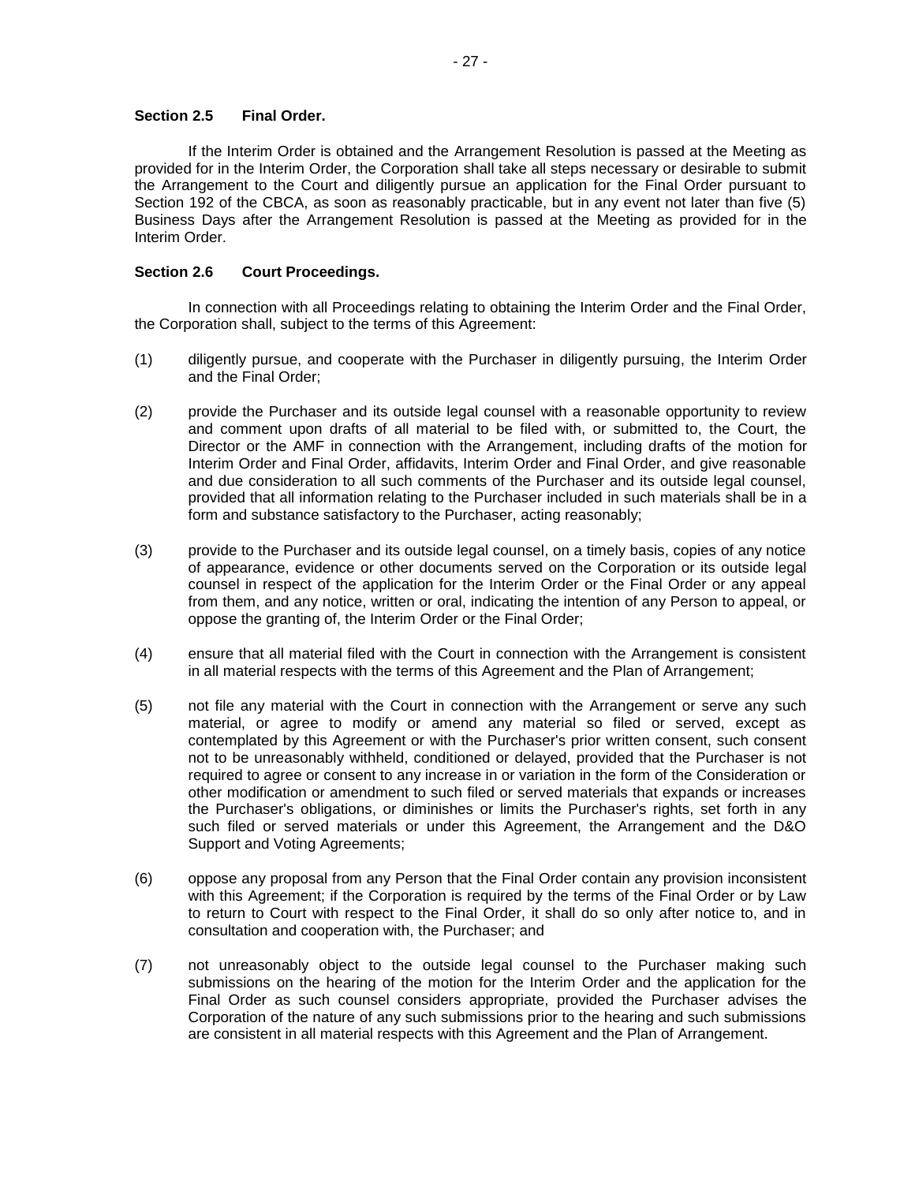**Section 2.5 Final Order.**

If the Interim Order is obtained and the Arrangement Resolution is passed at the Meeting as provided for in the Interim Order, the Corporation shall take all steps necessary or desirable to submit the Arrangement to the Court and diligently pursue an application for the Final Order pursuant to Section 192 of the CBCA, as soon as reasonably practicable, but in any event not later than five (5) Business Days after the Arrangement Resolution is passed at the Meeting as provided for in the Interim Order.

**Section 2.6 Court Proceedings.**

In connection with all Proceedings relating to obtaining the Interim Order and the Final Order, the Corporation shall, subject to the terms of this Agreement:

(1) diligently pursue, and cooperate with the Purchaser in diligently pursuing, the Interim Order and the Final Order;

(2) provide the Purchaser and its outside legal counsel with a reasonable opportunity to review and comment upon drafts of all material to be filed with, or submitted to, the Court, the Director or the AMF in connection with the Arrangement, including drafts of the motion for Interim Order and Final Order, affidavits, Interim Order and Final Order, and give reasonable and due consideration to all such comments of the Purchaser and its outside legal counsel, provided that all information relating to the Purchaser included in such materials shall be in a form and substance satisfactory to the Purchaser, acting reasonably;

(3) provide to the Purchaser and its outside legal counsel, on a timely basis, copies of any notice of appearance, evidence or other documents served on the Corporation or its outside legal counsel in respect of the application for the Interim Order or the Final Order or any appeal from them, and any notice, written or oral, indicating the intention of any Person to appeal, or oppose the granting of, the Interim Order or the Final Order;

(4) ensure that all material filed with the Court in connection with the Arrangement is consistent in all material respects with the terms of this Agreement and the Plan of Arrangement;

(5) not file any material with the Court in connection with the Arrangement or serve any such material, or agree to modify or amend any material so filed or served, except as contemplated by this Agreement or with the Purchaser's prior written consent, such consent not to be unreasonably withheld, conditioned or delayed, provided that the Purchaser is not required to agree or consent to any increase in or variation in the form of the Consideration or other modification or amendment to such filed or served materials that expands or increases the Purchaser's obligations, or diminishes or limits the Purchaser's rights, set forth in any such filed or served materials or under this Agreement, the Arrangement and the D&O Support and Voting Agreements;

(6) oppose any proposal from any Person that the Final Order contain any provision inconsistent with this Agreement; if the Corporation is required by the terms of the Final Order or by Law to return to Court with respect to the Final Order, it shall do so only after notice to, and in consultation and cooperation with, the Purchaser; and

(7) not unreasonably object to the outside legal counsel to the Purchaser making such submissions on the hearing of the motion for the Interim Order and the application for the Final Order as such counsel considers appropriate, provided the Purchaser advises the Corporation of the nature of any such submissions prior to the hearing and such submissions are consistent in all material respects with this Agreement and the Plan of Arrangement.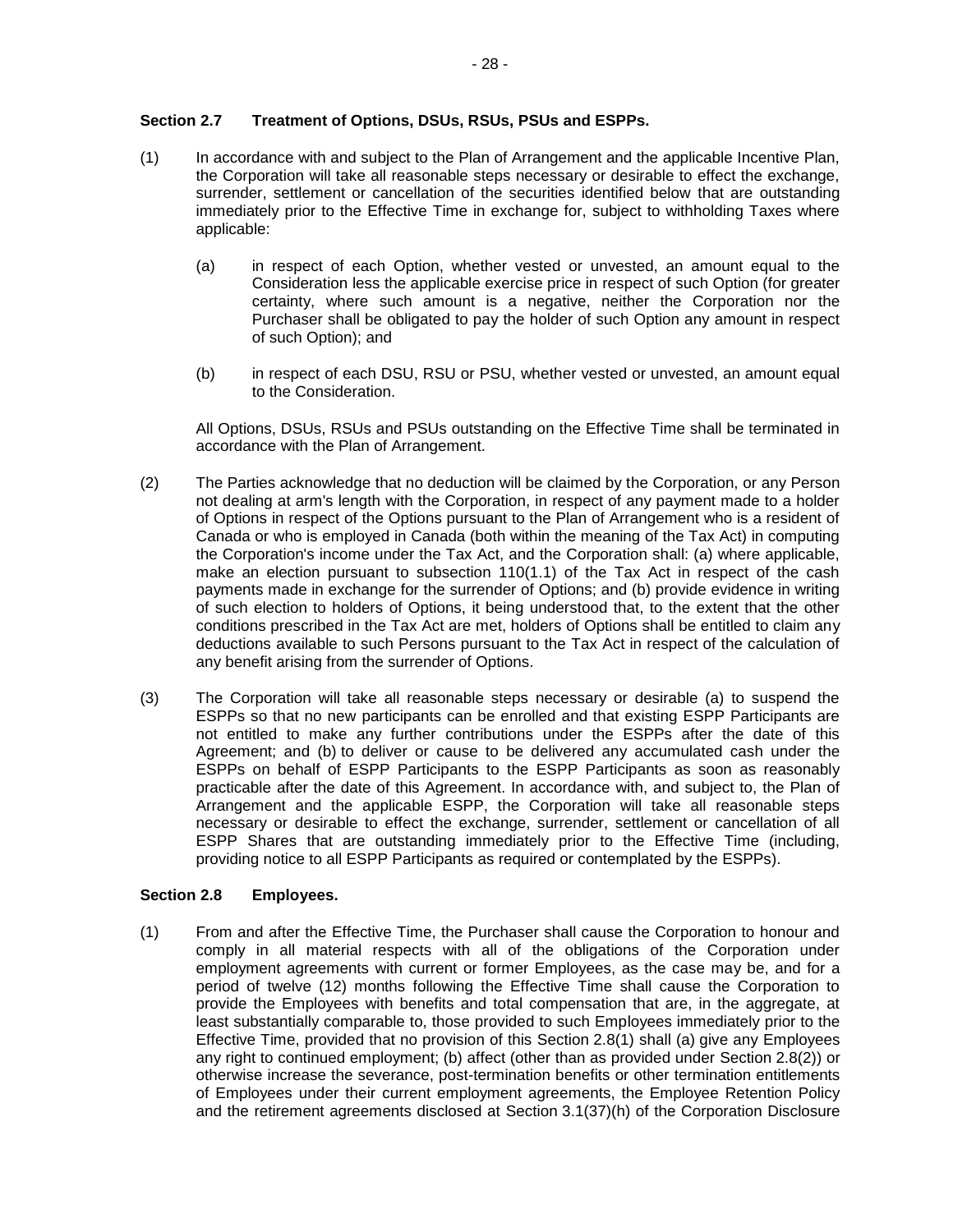**Section 2.7 Treatment of Options, DSUs, RSUs, PSUs and ESPPs.**

(1) In accordance with and subject to the Plan of Arrangement and the applicable Incentive Plan, the Corporation will take all reasonable steps necessary or desirable to effect the exchange, surrender, settlement or cancellation of the securities identified below that are outstanding immediately prior to the Effective Time in exchange for, subject to withholding Taxes where applicable:

(a) in respect of each Option, whether vested or unvested, an amount equal to the Consideration less the applicable exercise price in respect of such Option (for greater certainty, where such amount is a negative, neither the Corporation nor the Purchaser shall be obligated to pay the holder of such Option any amount in respect of such Option); and

(b) in respect of each DSU, RSU or PSU, whether vested or unvested, an amount equal to the Consideration.

All Options, DSUs, RSUs and PSUs outstanding on the Effective Time shall be terminated in accordance with the Plan of Arrangement.

(2) The Parties acknowledge that no deduction will be claimed by the Corporation, or any Person not dealing at arm's length with the Corporation, in respect of any payment made to a holder of Options in respect of the Options pursuant to the Plan of Arrangement who is a resident of Canada or who is employed in Canada (both within the meaning of the Tax Act) in computing the Corporation's income under the Tax Act, and the Corporation shall: (a) where applicable, make an election pursuant to subsection 110(1.1) of the Tax Act in respect of the cash payments made in exchange for the surrender of Options; and (b) provide evidence in writing of such election to holders of Options, it being understood that, to the extent that the other conditions prescribed in the Tax Act are met, holders of Options shall be entitled to claim any deductions available to such Persons pursuant to the Tax Act in respect of the calculation of any benefit arising from the surrender of Options.

(3) The Corporation will take all reasonable steps necessary or desirable (a) to suspend the ESPPs so that no new participants can be enrolled and that existing ESPP Participants are not entitled to make any further contributions under the ESPPs after the date of this Agreement; and (b) to deliver or cause to be delivered any accumulated cash under the ESPPs on behalf of ESPP Participants to the ESPP Participants as soon as reasonably practicable after the date of this Agreement. In accordance with, and subject to, the Plan of Arrangement and the applicable ESPP, the Corporation will take all reasonable steps necessary or desirable to effect the exchange, surrender, settlement or cancellation of all ESPP Shares that are outstanding immediately prior to the Effective Time (including, providing notice to all ESPP Participants as required or contemplated by the ESPPs).

**Section 2.8 Employees.**

(1) From and after the Effective Time, the Purchaser shall cause the Corporation to honour and comply in all material respects with all of the obligations of the Corporation under employment agreements with current or former Employees, as the case may be, and for a period of twelve (12) months following the Effective Time shall cause the Corporation to provide the Employees with benefits and total compensation that are, in the aggregate, at least substantially comparable to, those provided to such Employees immediately prior to the Effective Time, provided that no provision of this Section 2.8(1) shall (a) give any Employees any right to continued employment; (b) affect (other than as provided under Section 2.8(2)) or otherwise increase the severance, post-termination benefits or other termination entitlements of Employees under their current employment agreements, the Employee Retention Policy and the retirement agreements disclosed at Section 3.1(37)(h) of the Corporation Disclosure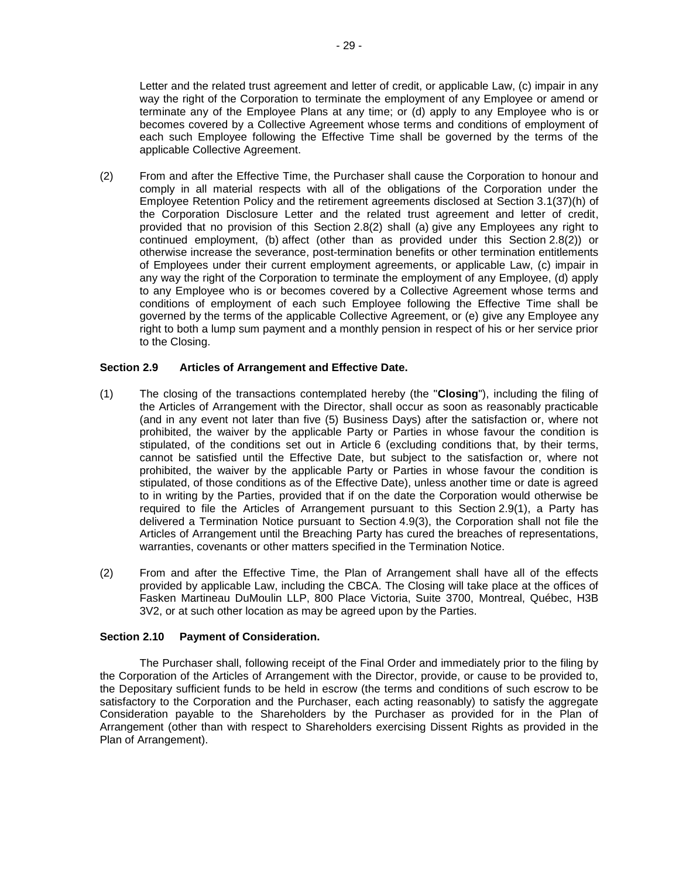Letter and the related trust agreement and letter of credit, or applicable Law, (c) impair in any way the right of the Corporation to terminate the employment of any Employee or amend or terminate any of the Employee Plans at any time; or (d) apply to any Employee who is or becomes covered by a Collective Agreement whose terms and conditions of employment of each such Employee following the Effective Time shall be governed by the terms of the applicable Collective Agreement.

(2) From and after the Effective Time, the Purchaser shall cause the Corporation to honour and comply in all material respects with all of the obligations of the Corporation under the Employee Retention Policy and the retirement agreements disclosed at Section 3.1(37)(h) of the Corporation Disclosure Letter and the related trust agreement and letter of credit, provided that no provision of this Section 2.8(2) shall (a) give any Employees any right to continued employment, (b) affect (other than as provided under this Section 2.8(2)) or otherwise increase the severance, post-termination benefits or other termination entitlements of Employees under their current employment agreements, or applicable Law, (c) impair in any way the right of the Corporation to terminate the employment of any Employee, (d) apply to any Employee who is or becomes covered by a Collective Agreement whose terms and conditions of employment of each such Employee following the Effective Time shall be governed by the terms of the applicable Collective Agreement, or (e) give any Employee any right to both a lump sum payment and a monthly pension in respect of his or her service prior to the Closing.

### Section 2.9 Articles of Arrangement and Effective Date.

(1) The closing of the transactions contemplated hereby (the "**Closing**"), including the filing of the Articles of Arrangement with the Director, shall occur as soon as reasonably practicable (and in any event not later than five (5) Business Days) after the satisfaction or, where not prohibited, the waiver by the applicable Party or Parties in whose favour the condition is stipulated, of the conditions set out in Article 6 (excluding conditions that, by their terms, cannot be satisfied until the Effective Date, but subject to the satisfaction or, where not prohibited, the waiver by the applicable Party or Parties in whose favour the condition is stipulated, of those conditions as of the Effective Date), unless another time or date is agreed to in writing by the Parties, provided that if on the date the Corporation would otherwise be required to file the Articles of Arrangement pursuant to this Section 2.9(1), a Party has delivered a Termination Notice pursuant to Section 4.9(3), the Corporation shall not file the Articles of Arrangement until the Breaching Party has cured the breaches of representations, warranties, covenants or other matters specified in the Termination Notice.

(2) From and after the Effective Time, the Plan of Arrangement shall have all of the effects provided by applicable Law, including the CBCA. The Closing will take place at the offices of Fasken Martineau DuMoulin LLP, 800 Place Victoria, Suite 3700, Montreal, Québec, H3B 3V2, or at such other location as may be agreed upon by the Parties.

### Section 2.10 Payment of Consideration.

The Purchaser shall, following receipt of the Final Order and immediately prior to the filing by the Corporation of the Articles of Arrangement with the Director, provide, or cause to be provided to, the Depositary sufficient funds to be held in escrow (the terms and conditions of such escrow to be satisfactory to the Corporation and the Purchaser, each acting reasonably) to satisfy the aggregate Consideration payable to the Shareholders by the Purchaser as provided for in the Plan of Arrangement (other than with respect to Shareholders exercising Dissent Rights as provided in the Plan of Arrangement).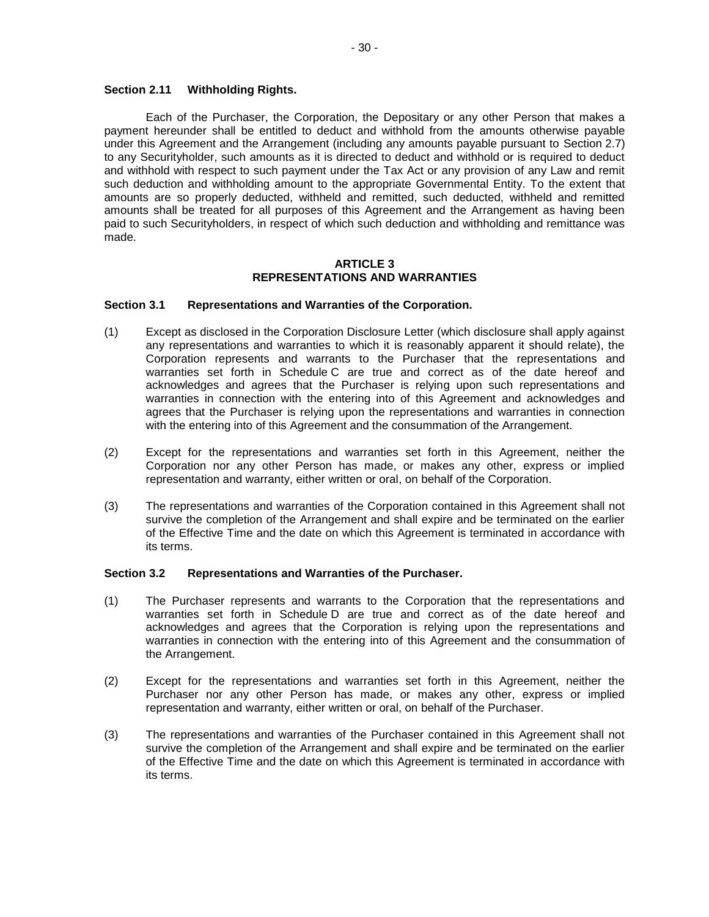**Section 2.11 Withholding Rights.**

Each of the Purchaser, the Corporation, the Depositary or any other Person that makes a payment hereunder shall be entitled to deduct and withhold from the amounts otherwise payable under this Agreement and the Arrangement (including any amounts payable pursuant to Section 2.7) to any Securityholder, such amounts as it is directed to deduct and withhold or is required to deduct and withhold with respect to such payment under the Tax Act or any provision of any Law and remit such deduction and withholding amount to the appropriate Governmental Entity. To the extent that amounts are so properly deducted, withheld and remitted, such deducted, withheld and remitted amounts shall be treated for all purposes of this Agreement and the Arrangement as having been paid to such Securityholders, in respect of which such deduction and withholding and remittance was made.

## ARTICLE 3
## REPRESENTATIONS AND WARRANTIES

**Section 3.1 Representations and Warranties of the Corporation.**

(1) Except as disclosed in the Corporation Disclosure Letter (which disclosure shall apply against any representations and warranties to which it is reasonably apparent it should relate), the Corporation represents and warrants to the Purchaser that the representations and warranties set forth in Schedule C are true and correct as of the date hereof and acknowledges and agrees that the Purchaser is relying upon such representations and warranties in connection with the entering into of this Agreement and acknowledges and agrees that the Purchaser is relying upon the representations and warranties in connection with the entering into of this Agreement and the consummation of the Arrangement.

(2) Except for the representations and warranties set forth in this Agreement, neither the Corporation nor any other Person has made, or makes any other, express or implied representation and warranty, either written or oral, on behalf of the Corporation.

(3) The representations and warranties of the Corporation contained in this Agreement shall not survive the completion of the Arrangement and shall expire and be terminated on the earlier of the Effective Time and the date on which this Agreement is terminated in accordance with its terms.

**Section 3.2 Representations and Warranties of the Purchaser.**

(1) The Purchaser represents and warrants to the Corporation that the representations and warranties set forth in Schedule D are true and correct as of the date hereof and acknowledges and agrees that the Corporation is relying upon the representations and warranties in connection with the entering into of this Agreement and the consummation of the Arrangement.

(2) Except for the representations and warranties set forth in this Agreement, neither the Purchaser nor any other Person has made, or makes any other, express or implied representation and warranty, either written or oral, on behalf of the Purchaser.

(3) The representations and warranties of the Purchaser contained in this Agreement shall not survive the completion of the Arrangement and shall expire and be terminated on the earlier of the Effective Time and the date on which this Agreement is terminated in accordance with its terms.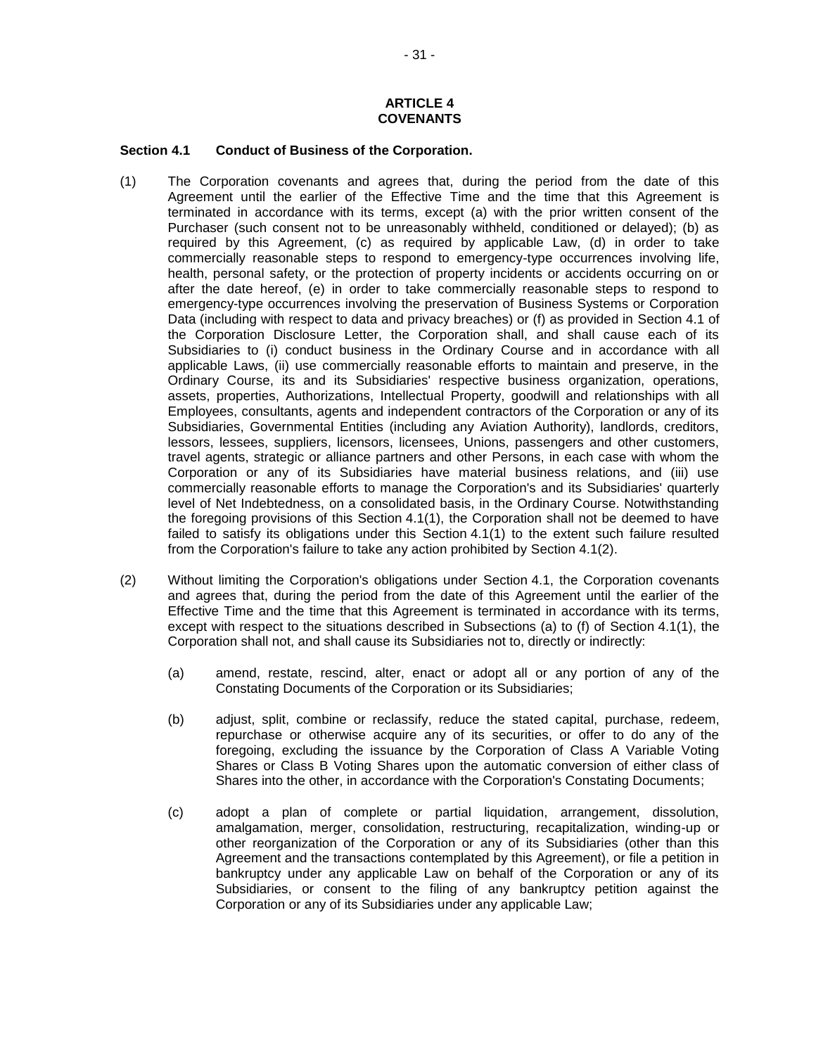## ARTICLE 4
## COVENANTS

### Section 4.1 Conduct of Business of the Corporation.

(1) The Corporation covenants and agrees that, during the period from the date of this Agreement until the earlier of the Effective Time and the time that this Agreement is terminated in accordance with its terms, except (a) with the prior written consent of the Purchaser (such consent not to be unreasonably withheld, conditioned or delayed); (b) as required by this Agreement, (c) as required by applicable Law, (d) in order to take commercially reasonable steps to respond to emergency-type occurrences involving life, health, personal safety, or the protection of property incidents or accidents occurring on or after the date hereof, (e) in order to take commercially reasonable steps to respond to emergency-type occurrences involving the preservation of Business Systems or Corporation Data (including with respect to data and privacy breaches) or (f) as provided in Section 4.1 of the Corporation Disclosure Letter, the Corporation shall, and shall cause each of its Subsidiaries to (i) conduct business in the Ordinary Course and in accordance with all applicable Laws, (ii) use commercially reasonable efforts to maintain and preserve, in the Ordinary Course, its and its Subsidiaries' respective business organization, operations, assets, properties, Authorizations, Intellectual Property, goodwill and relationships with all Employees, consultants, agents and independent contractors of the Corporation or any of its Subsidiaries, Governmental Entities (including any Aviation Authority), landlords, creditors, lessors, lessees, suppliers, licensors, licensees, Unions, passengers and other customers, travel agents, strategic or alliance partners and other Persons, in each case with whom the Corporation or any of its Subsidiaries have material business relations, and (iii) use commercially reasonable efforts to manage the Corporation's and its Subsidiaries' quarterly level of Net Indebtedness, on a consolidated basis, in the Ordinary Course. Notwithstanding the foregoing provisions of this Section 4.1(1), the Corporation shall not be deemed to have failed to satisfy its obligations under this Section 4.1(1) to the extent such failure resulted from the Corporation's failure to take any action prohibited by Section 4.1(2).

(2) Without limiting the Corporation's obligations under Section 4.1, the Corporation covenants and agrees that, during the period from the date of this Agreement until the earlier of the Effective Time and the time that this Agreement is terminated in accordance with its terms, except with respect to the situations described in Subsections (a) to (f) of Section 4.1(1), the Corporation shall not, and shall cause its Subsidiaries not to, directly or indirectly:

(a) amend, restate, rescind, alter, enact or adopt all or any portion of any of the Constating Documents of the Corporation or its Subsidiaries;

(b) adjust, split, combine or reclassify, reduce the stated capital, purchase, redeem, repurchase or otherwise acquire any of its securities, or offer to do any of the foregoing, excluding the issuance by the Corporation of Class A Variable Voting Shares or Class B Voting Shares upon the automatic conversion of either class of Shares into the other, in accordance with the Corporation's Constating Documents;

(c) adopt a plan of complete or partial liquidation, arrangement, dissolution, amalgamation, merger, consolidation, restructuring, recapitalization, winding-up or other reorganization of the Corporation or any of its Subsidiaries (other than this Agreement and the transactions contemplated by this Agreement), or file a petition in bankruptcy under any applicable Law on behalf of the Corporation or any of its Subsidiaries, or consent to the filing of any bankruptcy petition against the Corporation or any of its Subsidiaries under any applicable Law;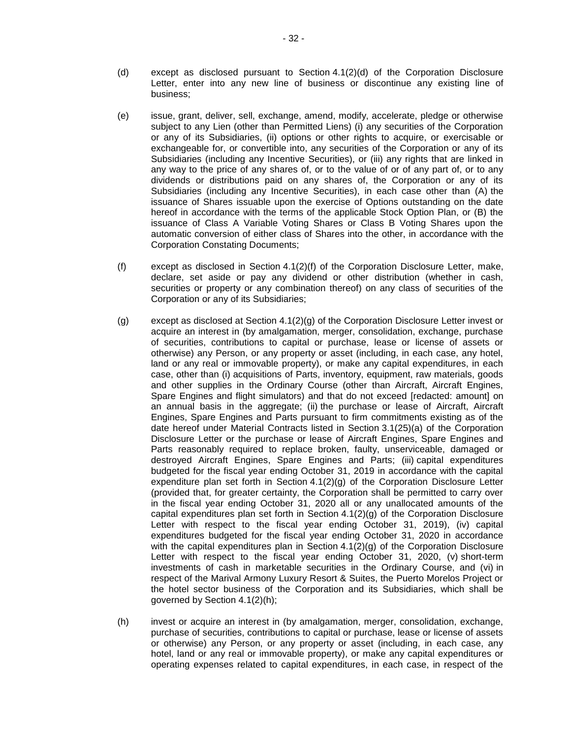(d) except as disclosed pursuant to Section 4.1(2)(d) of the Corporation Disclosure Letter, enter into any new line of business or discontinue any existing line of business;

(e) issue, grant, deliver, sell, exchange, amend, modify, accelerate, pledge or otherwise subject to any Lien (other than Permitted Liens) (i) any securities of the Corporation or any of its Subsidiaries, (ii) options or other rights to acquire, or exercisable or exchangeable for, or convertible into, any securities of the Corporation or any of its Subsidiaries (including any Incentive Securities), or (iii) any rights that are linked in any way to the price of any shares of, or to the value of or of any part of, or to any dividends or distributions paid on any shares of, the Corporation or any of its Subsidiaries (including any Incentive Securities), in each case other than (A) the issuance of Shares issuable upon the exercise of Options outstanding on the date hereof in accordance with the terms of the applicable Stock Option Plan, or (B) the issuance of Class A Variable Voting Shares or Class B Voting Shares upon the automatic conversion of either class of Shares into the other, in accordance with the Corporation Constating Documents;

(f) except as disclosed in Section 4.1(2)(f) of the Corporation Disclosure Letter, make, declare, set aside or pay any dividend or other distribution (whether in cash, securities or property or any combination thereof) on any class of securities of the Corporation or any of its Subsidiaries;

(g) except as disclosed at Section 4.1(2)(g) of the Corporation Disclosure Letter invest or acquire an interest in (by amalgamation, merger, consolidation, exchange, purchase of securities, contributions to capital or purchase, lease or license of assets or otherwise) any Person, or any property or asset (including, in each case, any hotel, land or any real or immovable property), or make any capital expenditures, in each case, other than (i) acquisitions of Parts, inventory, equipment, raw materials, goods and other supplies in the Ordinary Course (other than Aircraft, Aircraft Engines, Spare Engines and flight simulators) and that do not exceed [redacted: amount] on an annual basis in the aggregate; (ii) the purchase or lease of Aircraft, Aircraft Engines, Spare Engines and Parts pursuant to firm commitments existing as of the date hereof under Material Contracts listed in Section 3.1(25)(a) of the Corporation Disclosure Letter or the purchase or lease of Aircraft Engines, Spare Engines and Parts reasonably required to replace broken, faulty, unserviceable, damaged or destroyed Aircraft Engines, Spare Engines and Parts; (iii) capital expenditures budgeted for the fiscal year ending October 31, 2019 in accordance with the capital expenditure plan set forth in Section 4.1(2)(g) of the Corporation Disclosure Letter (provided that, for greater certainty, the Corporation shall be permitted to carry over in the fiscal year ending October 31, 2020 all or any unallocated amounts of the capital expenditures plan set forth in Section 4.1(2)(g) of the Corporation Disclosure Letter with respect to the fiscal year ending October 31, 2019), (iv) capital expenditures budgeted for the fiscal year ending October 31, 2020 in accordance with the capital expenditures plan in Section 4.1(2)(g) of the Corporation Disclosure Letter with respect to the fiscal year ending October 31, 2020, (v) short-term investments of cash in marketable securities in the Ordinary Course, and (vi) in respect of the Marival Armony Luxury Resort & Suites, the Puerto Morelos Project or the hotel sector business of the Corporation and its Subsidiaries, which shall be governed by Section 4.1(2)(h);

(h) invest or acquire an interest in (by amalgamation, merger, consolidation, exchange, purchase of securities, contributions to capital or purchase, lease or license of assets or otherwise) any Person, or any property or asset (including, in each case, any hotel, land or any real or immovable property), or make any capital expenditures or operating expenses related to capital expenditures, in each case, in respect of the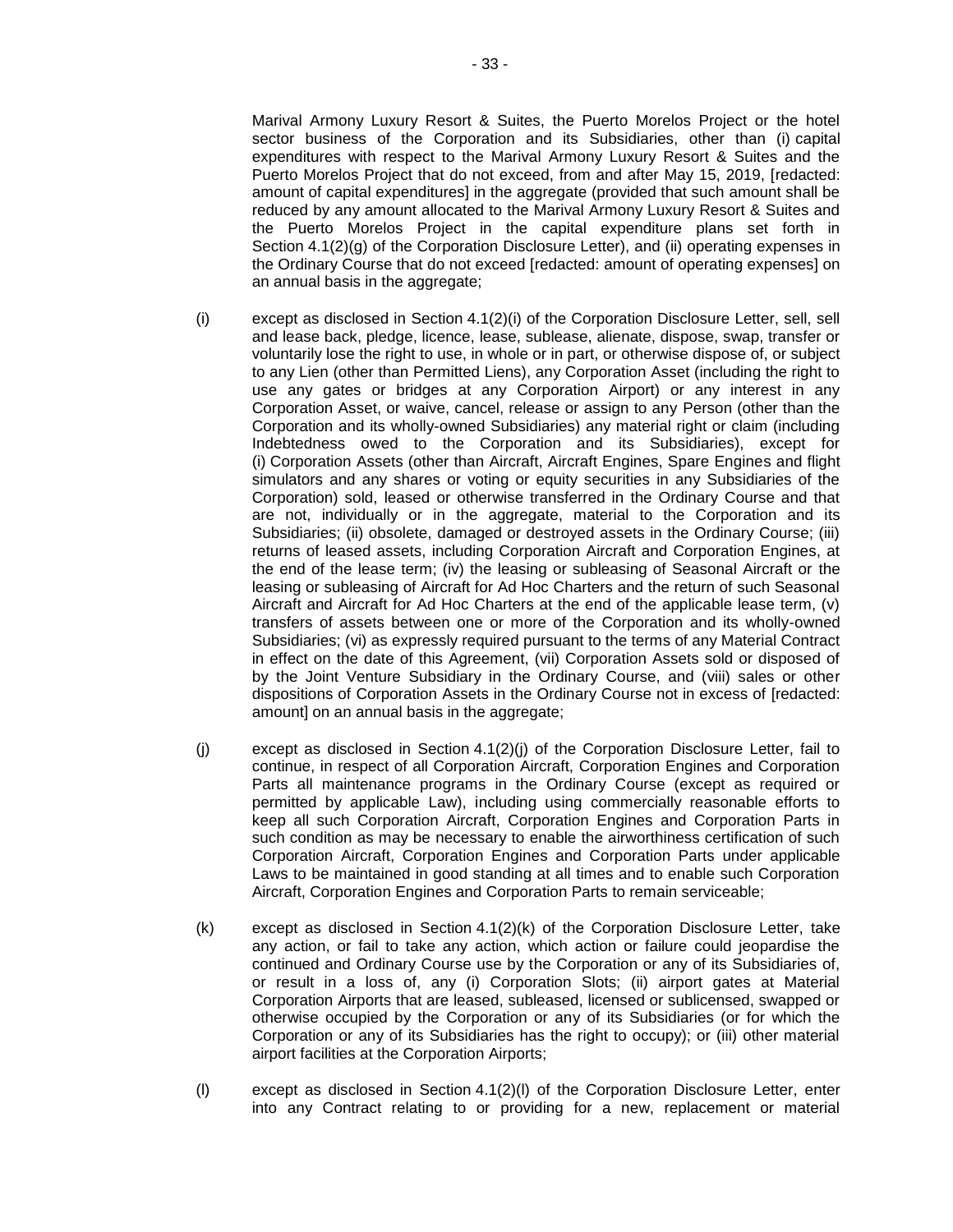Marival Armony Luxury Resort & Suites, the Puerto Morelos Project or the hotel sector business of the Corporation and its Subsidiaries, other than (i) capital expenditures with respect to the Marival Armony Luxury Resort & Suites and the Puerto Morelos Project that do not exceed, from and after May 15, 2019, [redacted: amount of capital expenditures] in the aggregate (provided that such amount shall be reduced by any amount allocated to the Marival Armony Luxury Resort & Suites and the Puerto Morelos Project in the capital expenditure plans set forth in Section 4.1(2)(g) of the Corporation Disclosure Letter), and (ii) operating expenses in the Ordinary Course that do not exceed [redacted: amount of operating expenses] on an annual basis in the aggregate;

(i) except as disclosed in Section 4.1(2)(i) of the Corporation Disclosure Letter, sell, sell and lease back, pledge, licence, lease, sublease, alienate, dispose, swap, transfer or voluntarily lose the right to use, in whole or in part, or otherwise dispose of, or subject to any Lien (other than Permitted Liens), any Corporation Asset (including the right to use any gates or bridges at any Corporation Airport) or any interest in any Corporation Asset, or waive, cancel, release or assign to any Person (other than the Corporation and its wholly-owned Subsidiaries) any material right or claim (including Indebtedness owed to the Corporation and its Subsidiaries), except for (i) Corporation Assets (other than Aircraft, Aircraft Engines, Spare Engines and flight simulators and any shares or voting or equity securities in any Subsidiaries of the Corporation) sold, leased or otherwise transferred in the Ordinary Course and that are not, individually or in the aggregate, material to the Corporation and its Subsidiaries; (ii) obsolete, damaged or destroyed assets in the Ordinary Course; (iii) returns of leased assets, including Corporation Aircraft and Corporation Engines, at the end of the lease term; (iv) the leasing or subleasing of Seasonal Aircraft or the leasing or subleasing of Aircraft for Ad Hoc Charters and the return of such Seasonal Aircraft and Aircraft for Ad Hoc Charters at the end of the applicable lease term, (v) transfers of assets between one or more of the Corporation and its wholly-owned Subsidiaries; (vi) as expressly required pursuant to the terms of any Material Contract in effect on the date of this Agreement, (vii) Corporation Assets sold or disposed of by the Joint Venture Subsidiary in the Ordinary Course, and (viii) sales or other dispositions of Corporation Assets in the Ordinary Course not in excess of [redacted: amount] on an annual basis in the aggregate;

(j) except as disclosed in Section 4.1(2)(j) of the Corporation Disclosure Letter, fail to continue, in respect of all Corporation Aircraft, Corporation Engines and Corporation Parts all maintenance programs in the Ordinary Course (except as required or permitted by applicable Law), including using commercially reasonable efforts to keep all such Corporation Aircraft, Corporation Engines and Corporation Parts in such condition as may be necessary to enable the airworthiness certification of such Corporation Aircraft, Corporation Engines and Corporation Parts under applicable Laws to be maintained in good standing at all times and to enable such Corporation Aircraft, Corporation Engines and Corporation Parts to remain serviceable;

(k) except as disclosed in Section 4.1(2)(k) of the Corporation Disclosure Letter, take any action, or fail to take any action, which action or failure could jeopardise the continued and Ordinary Course use by the Corporation or any of its Subsidiaries of, or result in a loss of, any (i) Corporation Slots; (ii) airport gates at Material Corporation Airports that are leased, subleased, licensed or sublicensed, swapped or otherwise occupied by the Corporation or any of its Subsidiaries (or for which the Corporation or any of its Subsidiaries has the right to occupy); or (iii) other material airport facilities at the Corporation Airports;

(l) except as disclosed in Section 4.1(2)(l) of the Corporation Disclosure Letter, enter into any Contract relating to or providing for a new, replacement or material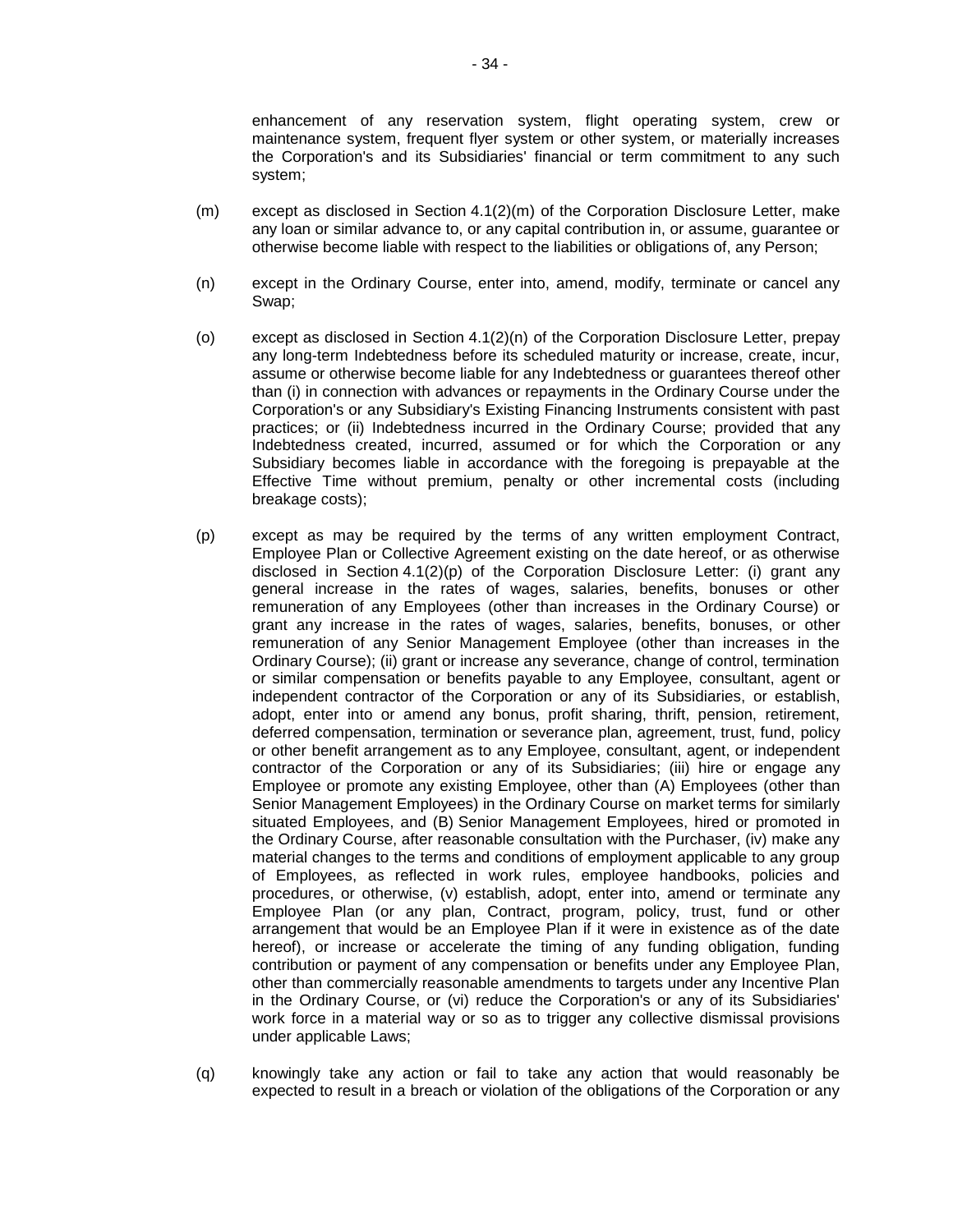enhancement of any reservation system, flight operating system, crew or maintenance system, frequent flyer system or other system, or materially increases the Corporation's and its Subsidiaries' financial or term commitment to any such system;

(m) except as disclosed in Section 4.1(2)(m) of the Corporation Disclosure Letter, make any loan or similar advance to, or any capital contribution in, or assume, guarantee or otherwise become liable with respect to the liabilities or obligations of, any Person;

(n) except in the Ordinary Course, enter into, amend, modify, terminate or cancel any Swap;

(o) except as disclosed in Section 4.1(2)(n) of the Corporation Disclosure Letter, prepay any long-term Indebtedness before its scheduled maturity or increase, create, incur, assume or otherwise become liable for any Indebtedness or guarantees thereof other than (i) in connection with advances or repayments in the Ordinary Course under the Corporation's or any Subsidiary's Existing Financing Instruments consistent with past practices; or (ii) Indebtedness incurred in the Ordinary Course; provided that any Indebtedness created, incurred, assumed or for which the Corporation or any Subsidiary becomes liable in accordance with the foregoing is prepayable at the Effective Time without premium, penalty or other incremental costs (including breakage costs);

(p) except as may be required by the terms of any written employment Contract, Employee Plan or Collective Agreement existing on the date hereof, or as otherwise disclosed in Section 4.1(2)(p) of the Corporation Disclosure Letter: (i) grant any general increase in the rates of wages, salaries, benefits, bonuses or other remuneration of any Employees (other than increases in the Ordinary Course) or grant any increase in the rates of wages, salaries, benefits, bonuses, or other remuneration of any Senior Management Employee (other than increases in the Ordinary Course); (ii) grant or increase any severance, change of control, termination or similar compensation or benefits payable to any Employee, consultant, agent or independent contractor of the Corporation or any of its Subsidiaries, or establish, adopt, enter into or amend any bonus, profit sharing, thrift, pension, retirement, deferred compensation, termination or severance plan, agreement, trust, fund, policy or other benefit arrangement as to any Employee, consultant, agent, or independent contractor of the Corporation or any of its Subsidiaries; (iii) hire or engage any Employee or promote any existing Employee, other than (A) Employees (other than Senior Management Employees) in the Ordinary Course on market terms for similarly situated Employees, and (B) Senior Management Employees, hired or promoted in the Ordinary Course, after reasonable consultation with the Purchaser, (iv) make any material changes to the terms and conditions of employment applicable to any group of Employees, as reflected in work rules, employee handbooks, policies and procedures, or otherwise, (v) establish, adopt, enter into, amend or terminate any Employee Plan (or any plan, Contract, program, policy, trust, fund or other arrangement that would be an Employee Plan if it were in existence as of the date hereof), or increase or accelerate the timing of any funding obligation, funding contribution or payment of any compensation or benefits under any Employee Plan, other than commercially reasonable amendments to targets under any Incentive Plan in the Ordinary Course, or (vi) reduce the Corporation's or any of its Subsidiaries' work force in a material way or so as to trigger any collective dismissal provisions under applicable Laws;

(q) knowingly take any action or fail to take any action that would reasonably be expected to result in a breach or violation of the obligations of the Corporation or any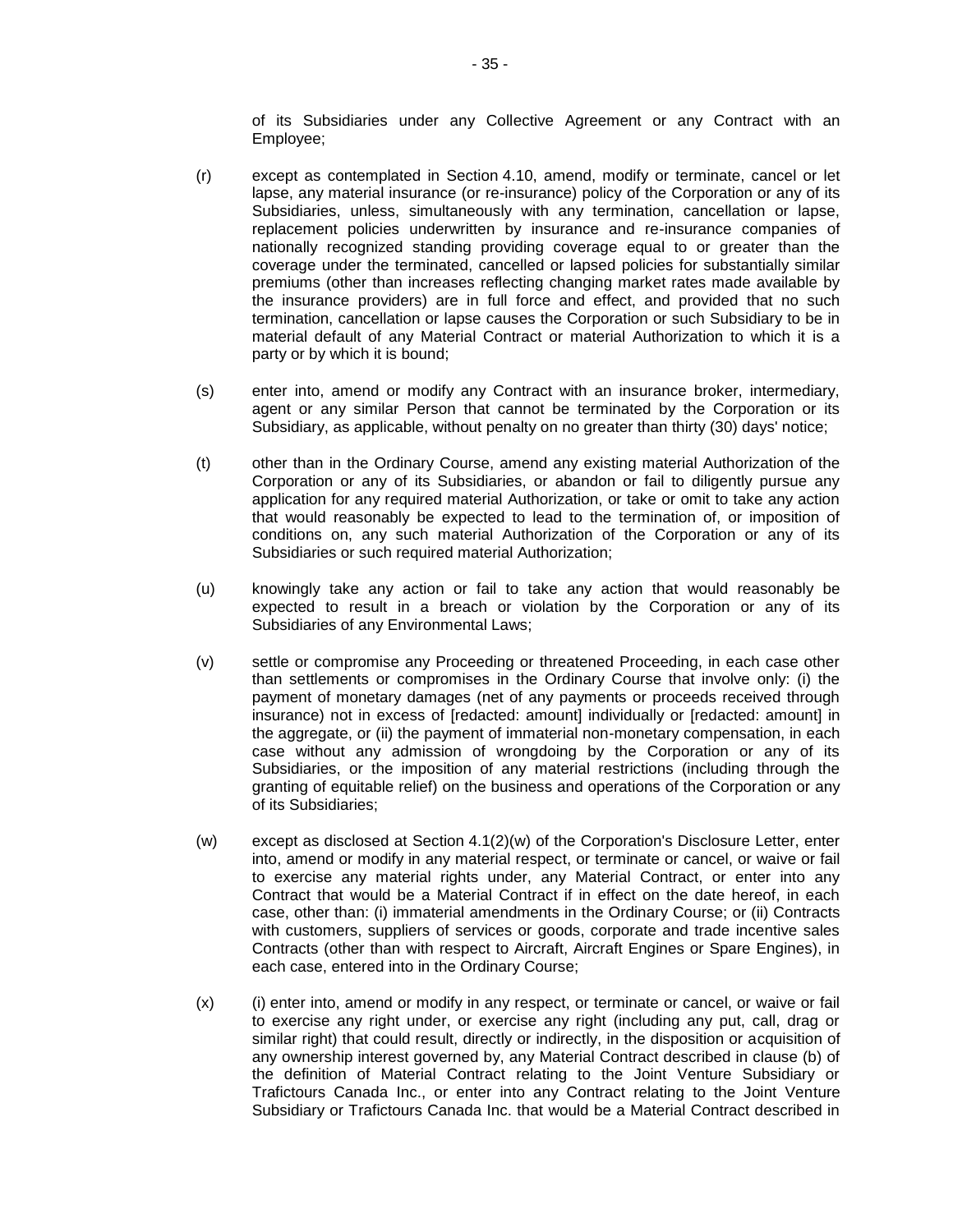of its Subsidiaries under any Collective Agreement or any Contract with an Employee;

(r) except as contemplated in Section 4.10, amend, modify or terminate, cancel or let lapse, any material insurance (or re-insurance) policy of the Corporation or any of its Subsidiaries, unless, simultaneously with any termination, cancellation or lapse, replacement policies underwritten by insurance and re-insurance companies of nationally recognized standing providing coverage equal to or greater than the coverage under the terminated, cancelled or lapsed policies for substantially similar premiums (other than increases reflecting changing market rates made available by the insurance providers) are in full force and effect, and provided that no such termination, cancellation or lapse causes the Corporation or such Subsidiary to be in material default of any Material Contract or material Authorization to which it is a party or by which it is bound;

(s) enter into, amend or modify any Contract with an insurance broker, intermediary, agent or any similar Person that cannot be terminated by the Corporation or its Subsidiary, as applicable, without penalty on no greater than thirty (30) days' notice;

(t) other than in the Ordinary Course, amend any existing material Authorization of the Corporation or any of its Subsidiaries, or abandon or fail to diligently pursue any application for any required material Authorization, or take or omit to take any action that would reasonably be expected to lead to the termination of, or imposition of conditions on, any such material Authorization of the Corporation or any of its Subsidiaries or such required material Authorization;

(u) knowingly take any action or fail to take any action that would reasonably be expected to result in a breach or violation by the Corporation or any of its Subsidiaries of any Environmental Laws;

(v) settle or compromise any Proceeding or threatened Proceeding, in each case other than settlements or compromises in the Ordinary Course that involve only: (i) the payment of monetary damages (net of any payments or proceeds received through insurance) not in excess of [redacted: amount] individually or [redacted: amount] in the aggregate, or (ii) the payment of immaterial non-monetary compensation, in each case without any admission of wrongdoing by the Corporation or any of its Subsidiaries, or the imposition of any material restrictions (including through the granting of equitable relief) on the business and operations of the Corporation or any of its Subsidiaries;

(w) except as disclosed at Section 4.1(2)(w) of the Corporation's Disclosure Letter, enter into, amend or modify in any material respect, or terminate or cancel, or waive or fail to exercise any material rights under, any Material Contract, or enter into any Contract that would be a Material Contract if in effect on the date hereof, in each case, other than: (i) immaterial amendments in the Ordinary Course; or (ii) Contracts with customers, suppliers of services or goods, corporate and trade incentive sales Contracts (other than with respect to Aircraft, Aircraft Engines or Spare Engines), in each case, entered into in the Ordinary Course;

(x) (i) enter into, amend or modify in any respect, or terminate or cancel, or waive or fail to exercise any right under, or exercise any right (including any put, call, drag or similar right) that could result, directly or indirectly, in the disposition or acquisition of any ownership interest governed by, any Material Contract described in clause (b) of the definition of Material Contract relating to the Joint Venture Subsidiary or Trafictours Canada Inc., or enter into any Contract relating to the Joint Venture Subsidiary or Trafictours Canada Inc. that would be a Material Contract described in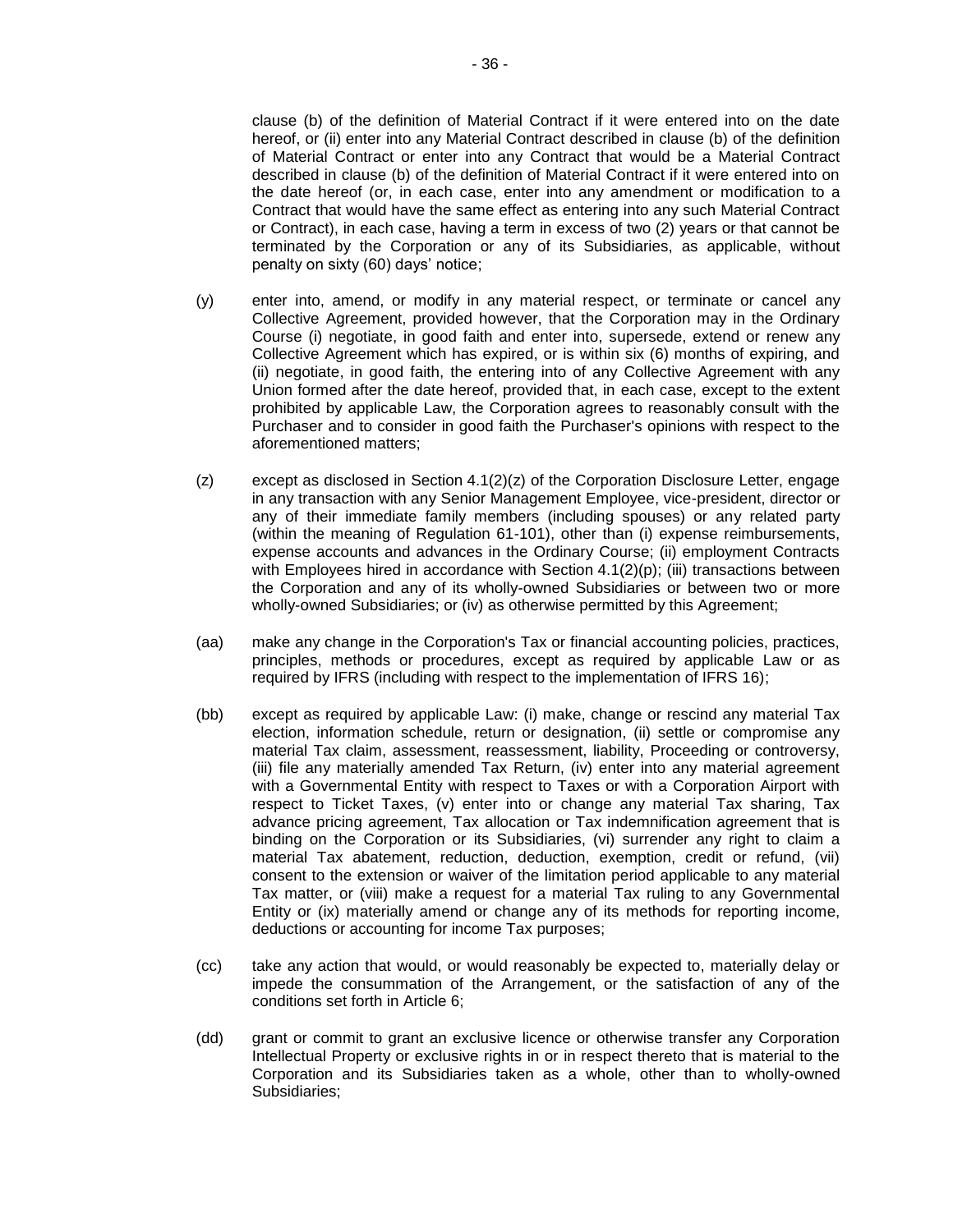clause (b) of the definition of Material Contract if it were entered into on the date hereof, or (ii) enter into any Material Contract described in clause (b) of the definition of Material Contract or enter into any Contract that would be a Material Contract described in clause (b) of the definition of Material Contract if it were entered into on the date hereof (or, in each case, enter into any amendment or modification to a Contract that would have the same effect as entering into any such Material Contract or Contract), in each case, having a term in excess of two (2) years or that cannot be terminated by the Corporation or any of its Subsidiaries, as applicable, without penalty on sixty (60) days' notice;

(y) enter into, amend, or modify in any material respect, or terminate or cancel any Collective Agreement, provided however, that the Corporation may in the Ordinary Course (i) negotiate, in good faith and enter into, supersede, extend or renew any Collective Agreement which has expired, or is within six (6) months of expiring, and (ii) negotiate, in good faith, the entering into of any Collective Agreement with any Union formed after the date hereof, provided that, in each case, except to the extent prohibited by applicable Law, the Corporation agrees to reasonably consult with the Purchaser and to consider in good faith the Purchaser's opinions with respect to the aforementioned matters;

(z) except as disclosed in Section 4.1(2)(z) of the Corporation Disclosure Letter, engage in any transaction with any Senior Management Employee, vice-president, director or any of their immediate family members (including spouses) or any related party (within the meaning of Regulation 61-101), other than (i) expense reimbursements, expense accounts and advances in the Ordinary Course; (ii) employment Contracts with Employees hired in accordance with Section 4.1(2)(p); (iii) transactions between the Corporation and any of its wholly-owned Subsidiaries or between two or more wholly-owned Subsidiaries; or (iv) as otherwise permitted by this Agreement;

(aa) make any change in the Corporation's Tax or financial accounting policies, practices, principles, methods or procedures, except as required by applicable Law or as required by IFRS (including with respect to the implementation of IFRS 16);

(bb) except as required by applicable Law: (i) make, change or rescind any material Tax election, information schedule, return or designation, (ii) settle or compromise any material Tax claim, assessment, reassessment, liability, Proceeding or controversy, (iii) file any materially amended Tax Return, (iv) enter into any material agreement with a Governmental Entity with respect to Taxes or with a Corporation Airport with respect to Ticket Taxes, (v) enter into or change any material Tax sharing, Tax advance pricing agreement, Tax allocation or Tax indemnification agreement that is binding on the Corporation or its Subsidiaries, (vi) surrender any right to claim a material Tax abatement, reduction, deduction, exemption, credit or refund, (vii) consent to the extension or waiver of the limitation period applicable to any material Tax matter, or (viii) make a request for a material Tax ruling to any Governmental Entity or (ix) materially amend or change any of its methods for reporting income, deductions or accounting for income Tax purposes;

(cc) take any action that would, or would reasonably be expected to, materially delay or impede the consummation of the Arrangement, or the satisfaction of any of the conditions set forth in Article 6;

(dd) grant or commit to grant an exclusive licence or otherwise transfer any Corporation Intellectual Property or exclusive rights in or in respect thereto that is material to the Corporation and its Subsidiaries taken as a whole, other than to wholly-owned Subsidiaries;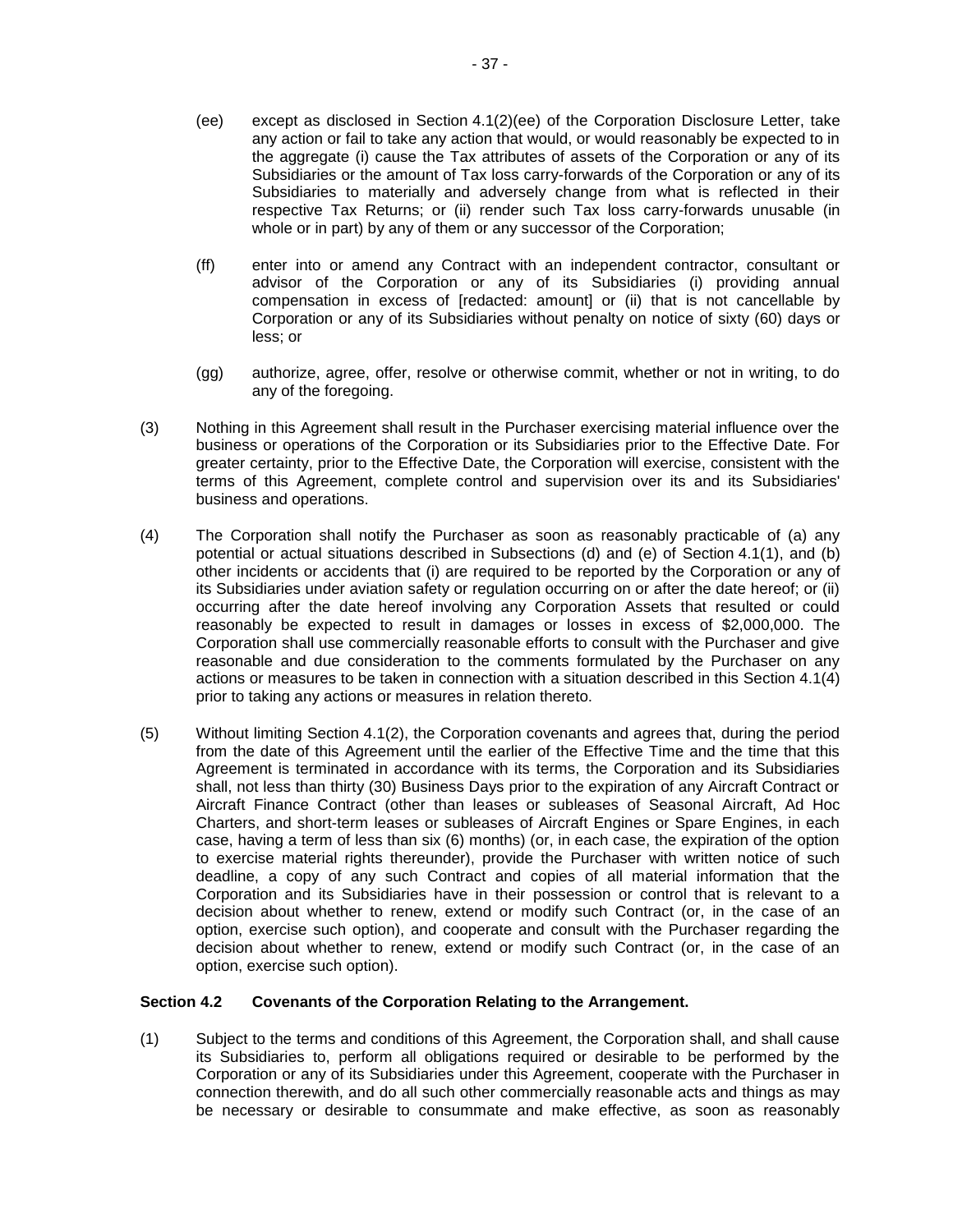(ee) except as disclosed in Section 4.1(2)(ee) of the Corporation Disclosure Letter, take any action or fail to take any action that would, or would reasonably be expected to in the aggregate (i) cause the Tax attributes of assets of the Corporation or any of its Subsidiaries or the amount of Tax loss carry-forwards of the Corporation or any of its Subsidiaries to materially and adversely change from what is reflected in their respective Tax Returns; or (ii) render such Tax loss carry-forwards unusable (in whole or in part) by any of them or any successor of the Corporation;

(ff) enter into or amend any Contract with an independent contractor, consultant or advisor of the Corporation or any of its Subsidiaries (i) providing annual compensation in excess of [redacted: amount] or (ii) that is not cancellable by Corporation or any of its Subsidiaries without penalty on notice of sixty (60) days or less; or

(gg) authorize, agree, offer, resolve or otherwise commit, whether or not in writing, to do any of the foregoing.

(3) Nothing in this Agreement shall result in the Purchaser exercising material influence over the business or operations of the Corporation or its Subsidiaries prior to the Effective Date. For greater certainty, prior to the Effective Date, the Corporation will exercise, consistent with the terms of this Agreement, complete control and supervision over its and its Subsidiaries' business and operations.

(4) The Corporation shall notify the Purchaser as soon as reasonably practicable of (a) any potential or actual situations described in Subsections (d) and (e) of Section 4.1(1), and (b) other incidents or accidents that (i) are required to be reported by the Corporation or any of its Subsidiaries under aviation safety or regulation occurring on or after the date hereof; or (ii) occurring after the date hereof involving any Corporation Assets that resulted or could reasonably be expected to result in damages or losses in excess of $2,000,000. The Corporation shall use commercially reasonable efforts to consult with the Purchaser and give reasonable and due consideration to the comments formulated by the Purchaser on any actions or measures to be taken in connection with a situation described in this Section 4.1(4) prior to taking any actions or measures in relation thereto.

(5) Without limiting Section 4.1(2), the Corporation covenants and agrees that, during the period from the date of this Agreement until the earlier of the Effective Time and the time that this Agreement is terminated in accordance with its terms, the Corporation and its Subsidiaries shall, not less than thirty (30) Business Days prior to the expiration of any Aircraft Contract or Aircraft Finance Contract (other than leases or subleases of Seasonal Aircraft, Ad Hoc Charters, and short-term leases or subleases of Aircraft Engines or Spare Engines, in each case, having a term of less than six (6) months) (or, in each case, the expiration of the option to exercise material rights thereunder), provide the Purchaser with written notice of such deadline, a copy of any such Contract and copies of all material information that the Corporation and its Subsidiaries have in their possession or control that is relevant to a decision about whether to renew, extend or modify such Contract (or, in the case of an option, exercise such option), and cooperate and consult with the Purchaser regarding the decision about whether to renew, extend or modify such Contract (or, in the case of an option, exercise such option).

**Section 4.2 Covenants of the Corporation Relating to the Arrangement.**

(1) Subject to the terms and conditions of this Agreement, the Corporation shall, and shall cause its Subsidiaries to, perform all obligations required or desirable to be performed by the Corporation or any of its Subsidiaries under this Agreement, cooperate with the Purchaser in connection therewith, and do all such other commercially reasonable acts and things as may be necessary or desirable to consummate and make effective, as soon as reasonably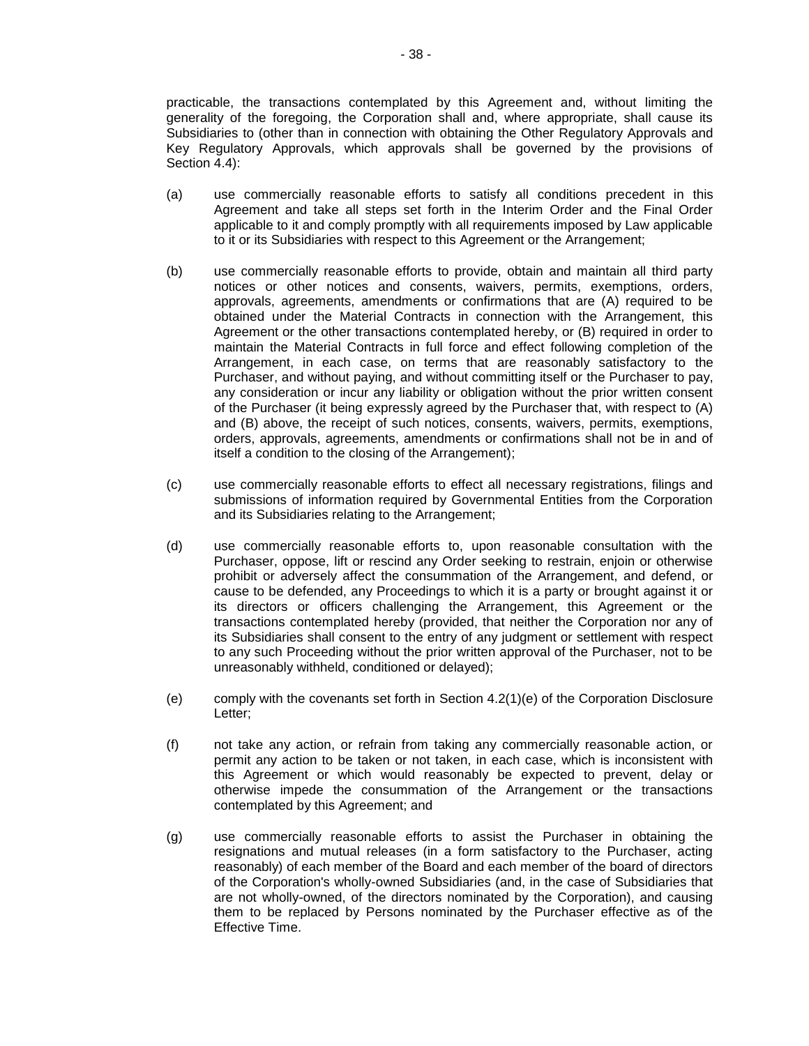practicable, the transactions contemplated by this Agreement and, without limiting the generality of the foregoing, the Corporation shall and, where appropriate, shall cause its Subsidiaries to (other than in connection with obtaining the Other Regulatory Approvals and Key Regulatory Approvals, which approvals shall be governed by the provisions of Section 4.4):

(a) use commercially reasonable efforts to satisfy all conditions precedent in this Agreement and take all steps set forth in the Interim Order and the Final Order applicable to it and comply promptly with all requirements imposed by Law applicable to it or its Subsidiaries with respect to this Agreement or the Arrangement;

(b) use commercially reasonable efforts to provide, obtain and maintain all third party notices or other notices and consents, waivers, permits, exemptions, orders, approvals, agreements, amendments or confirmations that are (A) required to be obtained under the Material Contracts in connection with the Arrangement, this Agreement or the other transactions contemplated hereby, or (B) required in order to maintain the Material Contracts in full force and effect following completion of the Arrangement, in each case, on terms that are reasonably satisfactory to the Purchaser, and without paying, and without committing itself or the Purchaser to pay, any consideration or incur any liability or obligation without the prior written consent of the Purchaser (it being expressly agreed by the Purchaser that, with respect to (A) and (B) above, the receipt of such notices, consents, waivers, permits, exemptions, orders, approvals, agreements, amendments or confirmations shall not be in and of itself a condition to the closing of the Arrangement);

(c) use commercially reasonable efforts to effect all necessary registrations, filings and submissions of information required by Governmental Entities from the Corporation and its Subsidiaries relating to the Arrangement;

(d) use commercially reasonable efforts to, upon reasonable consultation with the Purchaser, oppose, lift or rescind any Order seeking to restrain, enjoin or otherwise prohibit or adversely affect the consummation of the Arrangement, and defend, or cause to be defended, any Proceedings to which it is a party or brought against it or its directors or officers challenging the Arrangement, this Agreement or the transactions contemplated hereby (provided, that neither the Corporation nor any of its Subsidiaries shall consent to the entry of any judgment or settlement with respect to any such Proceeding without the prior written approval of the Purchaser, not to be unreasonably withheld, conditioned or delayed);

(e) comply with the covenants set forth in Section 4.2(1)(e) of the Corporation Disclosure Letter;

(f) not take any action, or refrain from taking any commercially reasonable action, or permit any action to be taken or not taken, in each case, which is inconsistent with this Agreement or which would reasonably be expected to prevent, delay or otherwise impede the consummation of the Arrangement or the transactions contemplated by this Agreement; and

(g) use commercially reasonable efforts to assist the Purchaser in obtaining the resignations and mutual releases (in a form satisfactory to the Purchaser, acting reasonably) of each member of the Board and each member of the board of directors of the Corporation's wholly-owned Subsidiaries (and, in the case of Subsidiaries that are not wholly-owned, of the directors nominated by the Corporation), and causing them to be replaced by Persons nominated by the Purchaser effective as of the Effective Time.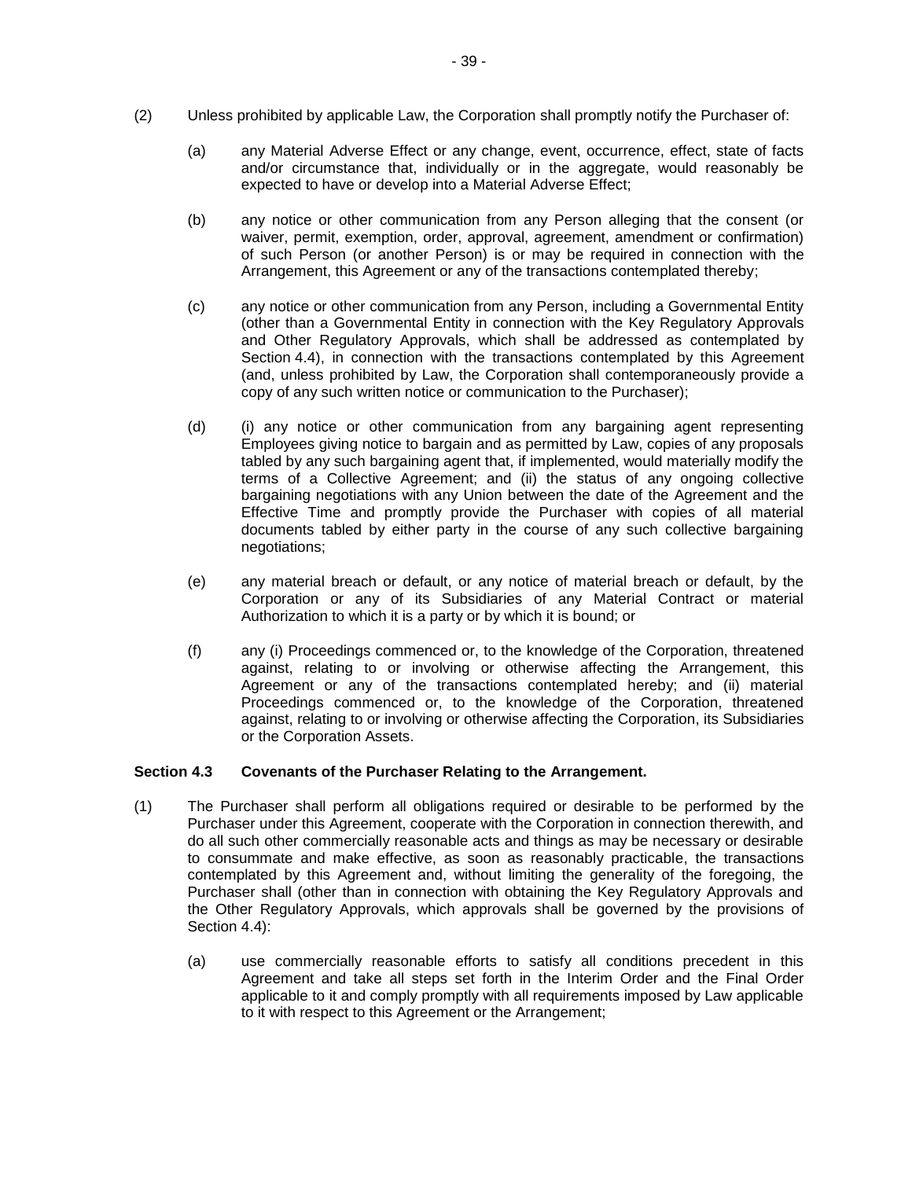(2) Unless prohibited by applicable Law, the Corporation shall promptly notify the Purchaser of:

(a) any Material Adverse Effect or any change, event, occurrence, effect, state of facts and/or circumstance that, individually or in the aggregate, would reasonably be expected to have or develop into a Material Adverse Effect;

(b) any notice or other communication from any Person alleging that the consent (or waiver, permit, exemption, order, approval, agreement, amendment or confirmation) of such Person (or another Person) is or may be required in connection with the Arrangement, this Agreement or any of the transactions contemplated thereby;

(c) any notice or other communication from any Person, including a Governmental Entity (other than a Governmental Entity in connection with the Key Regulatory Approvals and Other Regulatory Approvals, which shall be addressed as contemplated by Section 4.4), in connection with the transactions contemplated by this Agreement (and, unless prohibited by Law, the Corporation shall contemporaneously provide a copy of any such written notice or communication to the Purchaser);

(d) (i) any notice or other communication from any bargaining agent representing Employees giving notice to bargain and as permitted by Law, copies of any proposals tabled by any such bargaining agent that, if implemented, would materially modify the terms of a Collective Agreement; and (ii) the status of any ongoing collective bargaining negotiations with any Union between the date of the Agreement and the Effective Time and promptly provide the Purchaser with copies of all material documents tabled by either party in the course of any such collective bargaining negotiations;

(e) any material breach or default, or any notice of material breach or default, by the Corporation or any of its Subsidiaries of any Material Contract or material Authorization to which it is a party or by which it is bound; or

(f) any (i) Proceedings commenced or, to the knowledge of the Corporation, threatened against, relating to or involving or otherwise affecting the Arrangement, this Agreement or any of the transactions contemplated hereby; and (ii) material Proceedings commenced or, to the knowledge of the Corporation, threatened against, relating to or involving or otherwise affecting the Corporation, its Subsidiaries or the Corporation Assets.

**Section 4.3 Covenants of the Purchaser Relating to the Arrangement.**

(1) The Purchaser shall perform all obligations required or desirable to be performed by the Purchaser under this Agreement, cooperate with the Corporation in connection therewith, and do all such other commercially reasonable acts and things as may be necessary or desirable to consummate and make effective, as soon as reasonably practicable, the transactions contemplated by this Agreement and, without limiting the generality of the foregoing, the Purchaser shall (other than in connection with obtaining the Key Regulatory Approvals and the Other Regulatory Approvals, which approvals shall be governed by the provisions of Section 4.4):

(a) use commercially reasonable efforts to satisfy all conditions precedent in this Agreement and take all steps set forth in the Interim Order and the Final Order applicable to it and comply promptly with all requirements imposed by Law applicable to it with respect to this Agreement or the Arrangement;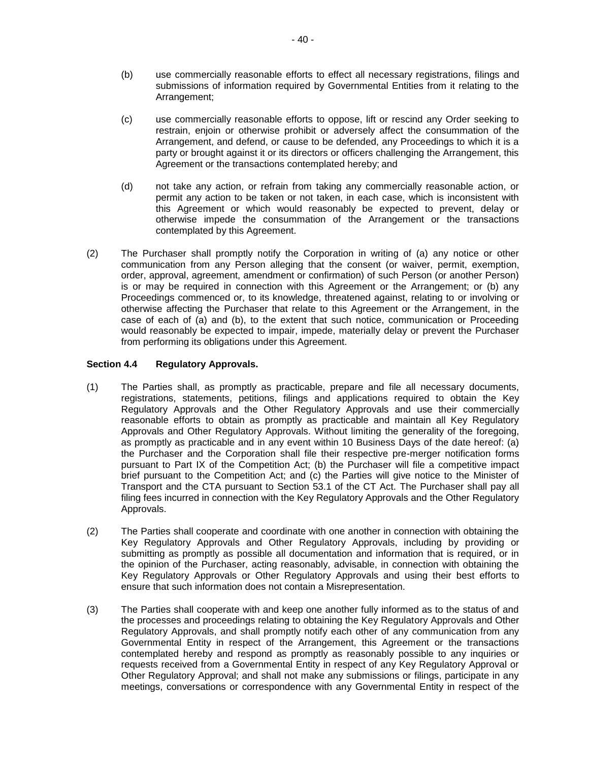(b) use commercially reasonable efforts to effect all necessary registrations, filings and submissions of information required by Governmental Entities from it relating to the Arrangement;

(c) use commercially reasonable efforts to oppose, lift or rescind any Order seeking to restrain, enjoin or otherwise prohibit or adversely affect the consummation of the Arrangement, and defend, or cause to be defended, any Proceedings to which it is a party or brought against it or its directors or officers challenging the Arrangement, this Agreement or the transactions contemplated hereby; and

(d) not take any action, or refrain from taking any commercially reasonable action, or permit any action to be taken or not taken, in each case, which is inconsistent with this Agreement or which would reasonably be expected to prevent, delay or otherwise impede the consummation of the Arrangement or the transactions contemplated by this Agreement.

(2) The Purchaser shall promptly notify the Corporation in writing of (a) any notice or other communication from any Person alleging that the consent (or waiver, permit, exemption, order, approval, agreement, amendment or confirmation) of such Person (or another Person) is or may be required in connection with this Agreement or the Arrangement; or (b) any Proceedings commenced or, to its knowledge, threatened against, relating to or involving or otherwise affecting the Purchaser that relate to this Agreement or the Arrangement, in the case of each of (a) and (b), to the extent that such notice, communication or Proceeding would reasonably be expected to impair, impede, materially delay or prevent the Purchaser from performing its obligations under this Agreement.

**Section 4.4 Regulatory Approvals.**

(1) The Parties shall, as promptly as practicable, prepare and file all necessary documents, registrations, statements, petitions, filings and applications required to obtain the Key Regulatory Approvals and the Other Regulatory Approvals and use their commercially reasonable efforts to obtain as promptly as practicable and maintain all Key Regulatory Approvals and Other Regulatory Approvals. Without limiting the generality of the foregoing, as promptly as practicable and in any event within 10 Business Days of the date hereof: (a) the Purchaser and the Corporation shall file their respective pre-merger notification forms pursuant to Part IX of the Competition Act; (b) the Purchaser will file a competitive impact brief pursuant to the Competition Act; and (c) the Parties will give notice to the Minister of Transport and the CTA pursuant to Section 53.1 of the CT Act. The Purchaser shall pay all filing fees incurred in connection with the Key Regulatory Approvals and the Other Regulatory Approvals.

(2) The Parties shall cooperate and coordinate with one another in connection with obtaining the Key Regulatory Approvals and Other Regulatory Approvals, including by providing or submitting as promptly as possible all documentation and information that is required, or in the opinion of the Purchaser, acting reasonably, advisable, in connection with obtaining the Key Regulatory Approvals or Other Regulatory Approvals and using their best efforts to ensure that such information does not contain a Misrepresentation.

(3) The Parties shall cooperate with and keep one another fully informed as to the status of and the processes and proceedings relating to obtaining the Key Regulatory Approvals and Other Regulatory Approvals, and shall promptly notify each other of any communication from any Governmental Entity in respect of the Arrangement, this Agreement or the transactions contemplated hereby and respond as promptly as reasonably possible to any inquiries or requests received from a Governmental Entity in respect of any Key Regulatory Approval or Other Regulatory Approval; and shall not make any submissions or filings, participate in any meetings, conversations or correspondence with any Governmental Entity in respect of the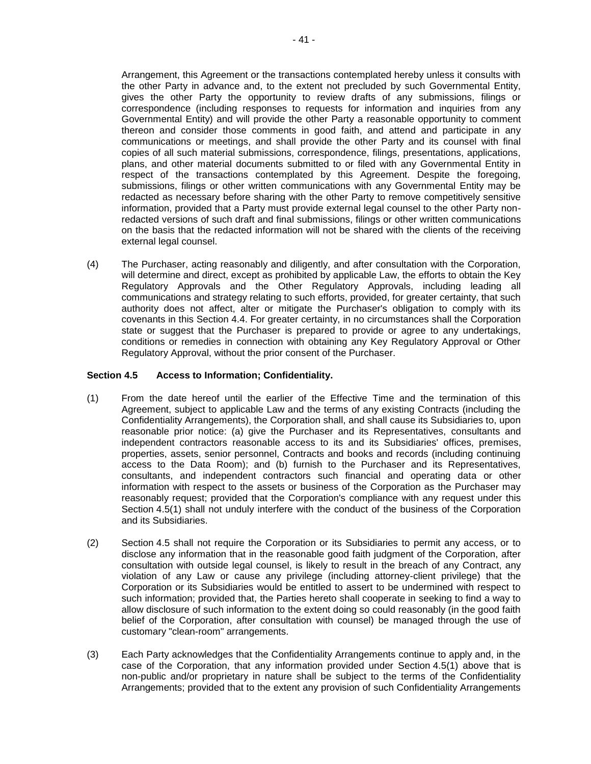Arrangement, this Agreement or the transactions contemplated hereby unless it consults with the other Party in advance and, to the extent not precluded by such Governmental Entity, gives the other Party the opportunity to review drafts of any submissions, filings or correspondence (including responses to requests for information and inquiries from any Governmental Entity) and will provide the other Party a reasonable opportunity to comment thereon and consider those comments in good faith, and attend and participate in any communications or meetings, and shall provide the other Party and its counsel with final copies of all such material submissions, correspondence, filings, presentations, applications, plans, and other material documents submitted to or filed with any Governmental Entity in respect of the transactions contemplated by this Agreement. Despite the foregoing, submissions, filings or other written communications with any Governmental Entity may be redacted as necessary before sharing with the other Party to remove competitively sensitive information, provided that a Party must provide external legal counsel to the other Party non-redacted versions of such draft and final submissions, filings or other written communications on the basis that the redacted information will not be shared with the clients of the receiving external legal counsel.

(4) The Purchaser, acting reasonably and diligently, and after consultation with the Corporation, will determine and direct, except as prohibited by applicable Law, the efforts to obtain the Key Regulatory Approvals and the Other Regulatory Approvals, including leading all communications and strategy relating to such efforts, provided, for greater certainty, that such authority does not affect, alter or mitigate the Purchaser's obligation to comply with its covenants in this Section 4.4. For greater certainty, in no circumstances shall the Corporation state or suggest that the Purchaser is prepared to provide or agree to any undertakings, conditions or remedies in connection with obtaining any Key Regulatory Approval or Other Regulatory Approval, without the prior consent of the Purchaser.

**Section 4.5 Access to Information; Confidentiality.**

(1) From the date hereof until the earlier of the Effective Time and the termination of this Agreement, subject to applicable Law and the terms of any existing Contracts (including the Confidentiality Arrangements), the Corporation shall, and shall cause its Subsidiaries to, upon reasonable prior notice: (a) give the Purchaser and its Representatives, consultants and independent contractors reasonable access to its and its Subsidiaries' offices, premises, properties, assets, senior personnel, Contracts and books and records (including continuing access to the Data Room); and (b) furnish to the Purchaser and its Representatives, consultants, and independent contractors such financial and operating data or other information with respect to the assets or business of the Corporation as the Purchaser may reasonably request; provided that the Corporation's compliance with any request under this Section 4.5(1) shall not unduly interfere with the conduct of the business of the Corporation and its Subsidiaries.

(2) Section 4.5 shall not require the Corporation or its Subsidiaries to permit any access, or to disclose any information that in the reasonable good faith judgment of the Corporation, after consultation with outside legal counsel, is likely to result in the breach of any Contract, any violation of any Law or cause any privilege (including attorney-client privilege) that the Corporation or its Subsidiaries would be entitled to assert to be undermined with respect to such information; provided that, the Parties hereto shall cooperate in seeking to find a way to allow disclosure of such information to the extent doing so could reasonably (in the good faith belief of the Corporation, after consultation with counsel) be managed through the use of customary "clean-room" arrangements.

(3) Each Party acknowledges that the Confidentiality Arrangements continue to apply and, in the case of the Corporation, that any information provided under Section 4.5(1) above that is non-public and/or proprietary in nature shall be subject to the terms of the Confidentiality Arrangements; provided that to the extent any provision of such Confidentiality Arrangements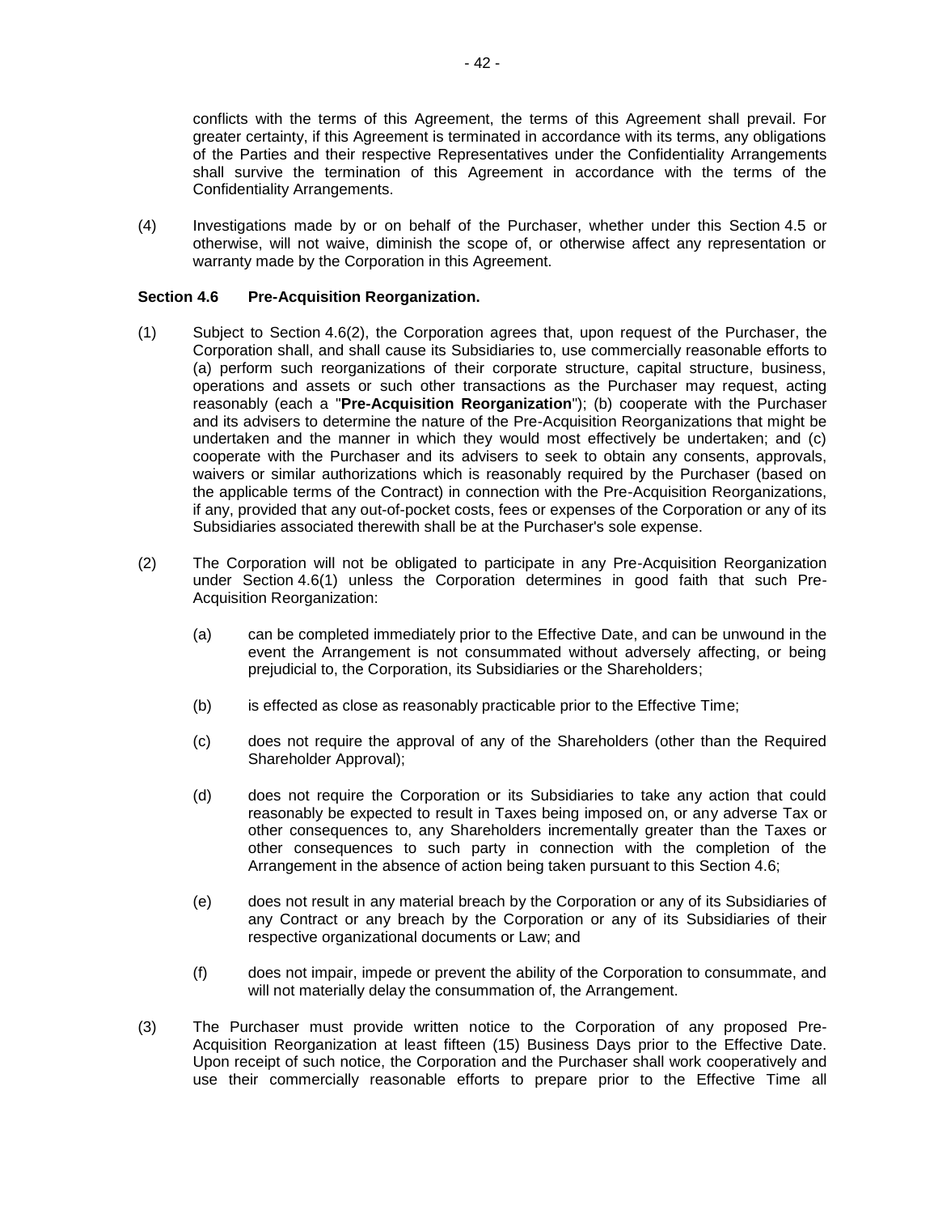conflicts with the terms of this Agreement, the terms of this Agreement shall prevail. For greater certainty, if this Agreement is terminated in accordance with its terms, any obligations of the Parties and their respective Representatives under the Confidentiality Arrangements shall survive the termination of this Agreement in accordance with the terms of the Confidentiality Arrangements.

(4) Investigations made by or on behalf of the Purchaser, whether under this Section 4.5 or otherwise, will not waive, diminish the scope of, or otherwise affect any representation or warranty made by the Corporation in this Agreement.

**Section 4.6 Pre-Acquisition Reorganization.**

(1) Subject to Section 4.6(2), the Corporation agrees that, upon request of the Purchaser, the Corporation shall, and shall cause its Subsidiaries to, use commercially reasonable efforts to (a) perform such reorganizations of their corporate structure, capital structure, business, operations and assets or such other transactions as the Purchaser may request, acting reasonably (each a "**Pre-Acquisition Reorganization**"); (b) cooperate with the Purchaser and its advisers to determine the nature of the Pre-Acquisition Reorganizations that might be undertaken and the manner in which they would most effectively be undertaken; and (c) cooperate with the Purchaser and its advisers to seek to obtain any consents, approvals, waivers or similar authorizations which is reasonably required by the Purchaser (based on the applicable terms of the Contract) in connection with the Pre-Acquisition Reorganizations, if any, provided that any out-of-pocket costs, fees or expenses of the Corporation or any of its Subsidiaries associated therewith shall be at the Purchaser's sole expense.

(2) The Corporation will not be obligated to participate in any Pre-Acquisition Reorganization under Section 4.6(1) unless the Corporation determines in good faith that such Pre-Acquisition Reorganization:

(a) can be completed immediately prior to the Effective Date, and can be unwound in the event the Arrangement is not consummated without adversely affecting, or being prejudicial to, the Corporation, its Subsidiaries or the Shareholders;

(b) is effected as close as reasonably practicable prior to the Effective Time;

(c) does not require the approval of any of the Shareholders (other than the Required Shareholder Approval);

(d) does not require the Corporation or its Subsidiaries to take any action that could reasonably be expected to result in Taxes being imposed on, or any adverse Tax or other consequences to, any Shareholders incrementally greater than the Taxes or other consequences to such party in connection with the completion of the Arrangement in the absence of action being taken pursuant to this Section 4.6;

(e) does not result in any material breach by the Corporation or any of its Subsidiaries of any Contract or any breach by the Corporation or any of its Subsidiaries of their respective organizational documents or Law; and

(f) does not impair, impede or prevent the ability of the Corporation to consummate, and will not materially delay the consummation of, the Arrangement.

(3) The Purchaser must provide written notice to the Corporation of any proposed Pre-Acquisition Reorganization at least fifteen (15) Business Days prior to the Effective Date. Upon receipt of such notice, the Corporation and the Purchaser shall work cooperatively and use their commercially reasonable efforts to prepare prior to the Effective Time all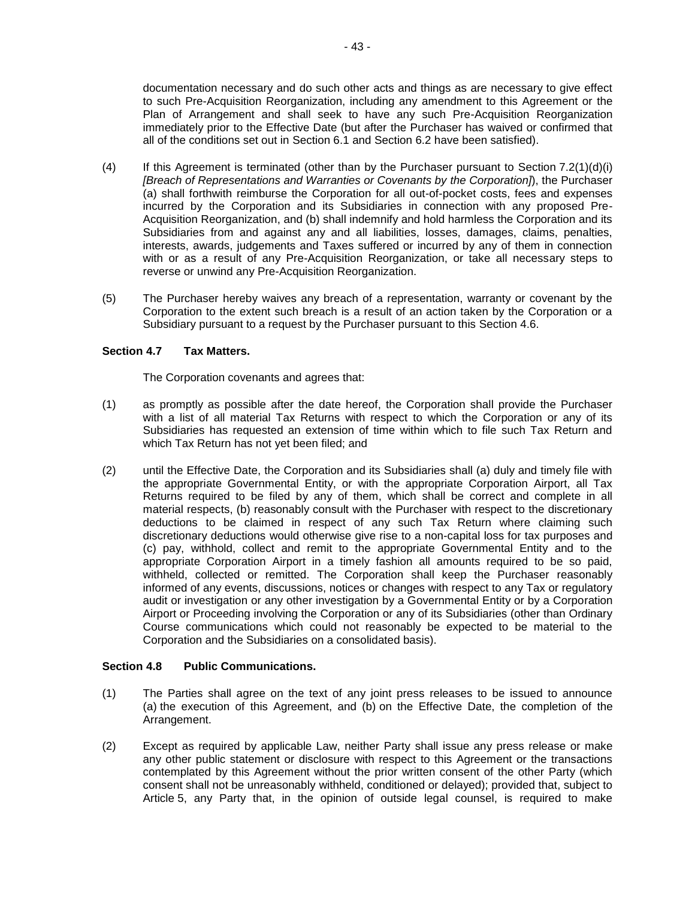documentation necessary and do such other acts and things as are necessary to give effect to such Pre-Acquisition Reorganization, including any amendment to this Agreement or the Plan of Arrangement and shall seek to have any such Pre-Acquisition Reorganization immediately prior to the Effective Date (but after the Purchaser has waived or confirmed that all of the conditions set out in Section 6.1 and Section 6.2 have been satisfied).

(4) If this Agreement is terminated (other than by the Purchaser pursuant to Section 7.2(1)(d)(i) *[Breach of Representations and Warranties or Covenants by the Corporation]*), the Purchaser (a) shall forthwith reimburse the Corporation for all out-of-pocket costs, fees and expenses incurred by the Corporation and its Subsidiaries in connection with any proposed Pre-Acquisition Reorganization, and (b) shall indemnify and hold harmless the Corporation and its Subsidiaries from and against any and all liabilities, losses, damages, claims, penalties, interests, awards, judgements and Taxes suffered or incurred by any of them in connection with or as a result of any Pre-Acquisition Reorganization, or take all necessary steps to reverse or unwind any Pre-Acquisition Reorganization.

(5) The Purchaser hereby waives any breach of a representation, warranty or covenant by the Corporation to the extent such breach is a result of an action taken by the Corporation or a Subsidiary pursuant to a request by the Purchaser pursuant to this Section 4.6.

**Section 4.7 Tax Matters.**

The Corporation covenants and agrees that:

(1) as promptly as possible after the date hereof, the Corporation shall provide the Purchaser with a list of all material Tax Returns with respect to which the Corporation or any of its Subsidiaries has requested an extension of time within which to file such Tax Return and which Tax Return has not yet been filed; and

(2) until the Effective Date, the Corporation and its Subsidiaries shall (a) duly and timely file with the appropriate Governmental Entity, or with the appropriate Corporation Airport, all Tax Returns required to be filed by any of them, which shall be correct and complete in all material respects, (b) reasonably consult with the Purchaser with respect to the discretionary deductions to be claimed in respect of any such Tax Return where claiming such discretionary deductions would otherwise give rise to a non-capital loss for tax purposes and (c) pay, withhold, collect and remit to the appropriate Governmental Entity and to the appropriate Corporation Airport in a timely fashion all amounts required to be so paid, withheld, collected or remitted. The Corporation shall keep the Purchaser reasonably informed of any events, discussions, notices or changes with respect to any Tax or regulatory audit or investigation or any other investigation by a Governmental Entity or by a Corporation Airport or Proceeding involving the Corporation or any of its Subsidiaries (other than Ordinary Course communications which could not reasonably be expected to be material to the Corporation and the Subsidiaries on a consolidated basis).

**Section 4.8 Public Communications.**

(1) The Parties shall agree on the text of any joint press releases to be issued to announce (a) the execution of this Agreement, and (b) on the Effective Date, the completion of the Arrangement.

(2) Except as required by applicable Law, neither Party shall issue any press release or make any other public statement or disclosure with respect to this Agreement or the transactions contemplated by this Agreement without the prior written consent of the other Party (which consent shall not be unreasonably withheld, conditioned or delayed); provided that, subject to Article 5, any Party that, in the opinion of outside legal counsel, is required to make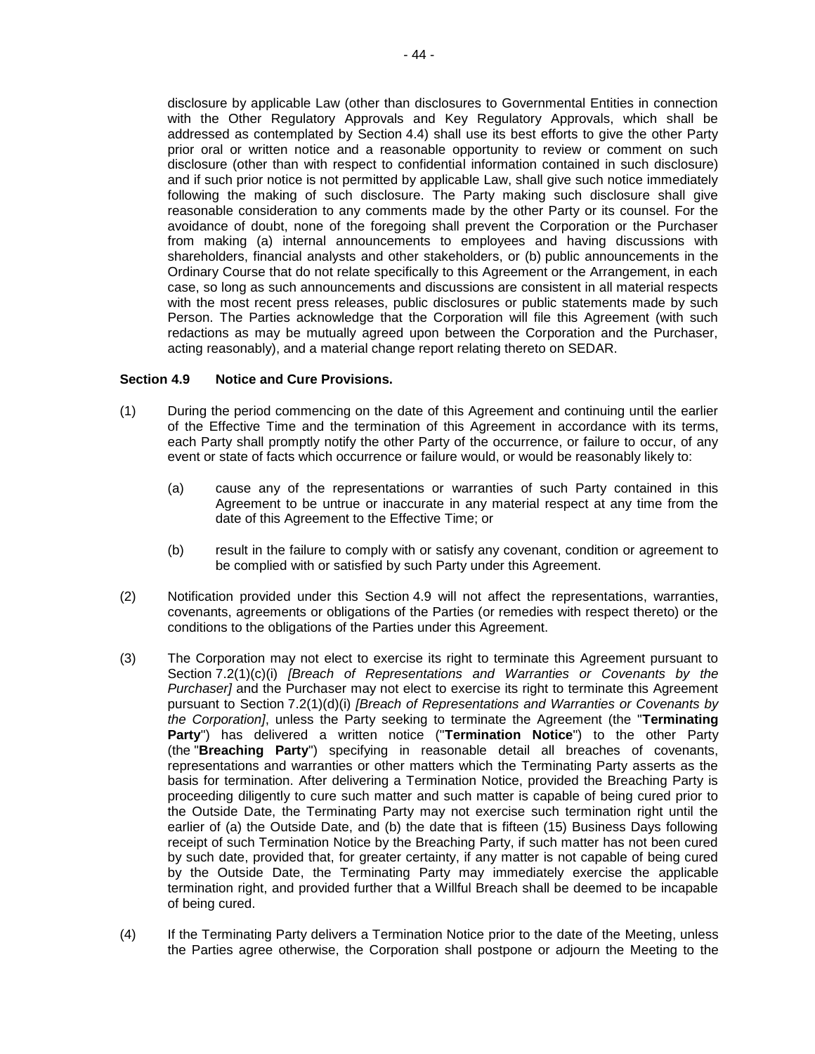disclosure by applicable Law (other than disclosures to Governmental Entities in connection with the Other Regulatory Approvals and Key Regulatory Approvals, which shall be addressed as contemplated by Section 4.4) shall use its best efforts to give the other Party prior oral or written notice and a reasonable opportunity to review or comment on such disclosure (other than with respect to confidential information contained in such disclosure) and if such prior notice is not permitted by applicable Law, shall give such notice immediately following the making of such disclosure. The Party making such disclosure shall give reasonable consideration to any comments made by the other Party or its counsel. For the avoidance of doubt, none of the foregoing shall prevent the Corporation or the Purchaser from making (a) internal announcements to employees and having discussions with shareholders, financial analysts and other stakeholders, or (b) public announcements in the Ordinary Course that do not relate specifically to this Agreement or the Arrangement, in each case, so long as such announcements and discussions are consistent in all material respects with the most recent press releases, public disclosures or public statements made by such Person. The Parties acknowledge that the Corporation will file this Agreement (with such redactions as may be mutually agreed upon between the Corporation and the Purchaser, acting reasonably), and a material change report relating thereto on SEDAR.

**Section 4.9 Notice and Cure Provisions.**

(1) During the period commencing on the date of this Agreement and continuing until the earlier of the Effective Time and the termination of this Agreement in accordance with its terms, each Party shall promptly notify the other Party of the occurrence, or failure to occur, of any event or state of facts which occurrence or failure would, or would be reasonably likely to:

(a) cause any of the representations or warranties of such Party contained in this Agreement to be untrue or inaccurate in any material respect at any time from the date of this Agreement to the Effective Time; or

(b) result in the failure to comply with or satisfy any covenant, condition or agreement to be complied with or satisfied by such Party under this Agreement.

(2) Notification provided under this Section 4.9 will not affect the representations, warranties, covenants, agreements or obligations of the Parties (or remedies with respect thereto) or the conditions to the obligations of the Parties under this Agreement.

(3) The Corporation may not elect to exercise its right to terminate this Agreement pursuant to Section 7.2(1)(c)(i) *[Breach of Representations and Warranties or Covenants by the Purchaser]* and the Purchaser may not elect to exercise its right to terminate this Agreement pursuant to Section 7.2(1)(d)(i) *[Breach of Representations and Warranties or Covenants by the Corporation]*, unless the Party seeking to terminate the Agreement (the "**Terminating Party**") has delivered a written notice ("**Termination Notice**") to the other Party (the "**Breaching Party**") specifying in reasonable detail all breaches of covenants, representations and warranties or other matters which the Terminating Party asserts as the basis for termination. After delivering a Termination Notice, provided the Breaching Party is proceeding diligently to cure such matter and such matter is capable of being cured prior to the Outside Date, the Terminating Party may not exercise such termination right until the earlier of (a) the Outside Date, and (b) the date that is fifteen (15) Business Days following receipt of such Termination Notice by the Breaching Party, if such matter has not been cured by such date, provided that, for greater certainty, if any matter is not capable of being cured by the Outside Date, the Terminating Party may immediately exercise the applicable termination right, and provided further that a Willful Breach shall be deemed to be incapable of being cured.

(4) If the Terminating Party delivers a Termination Notice prior to the date of the Meeting, unless the Parties agree otherwise, the Corporation shall postpone or adjourn the Meeting to the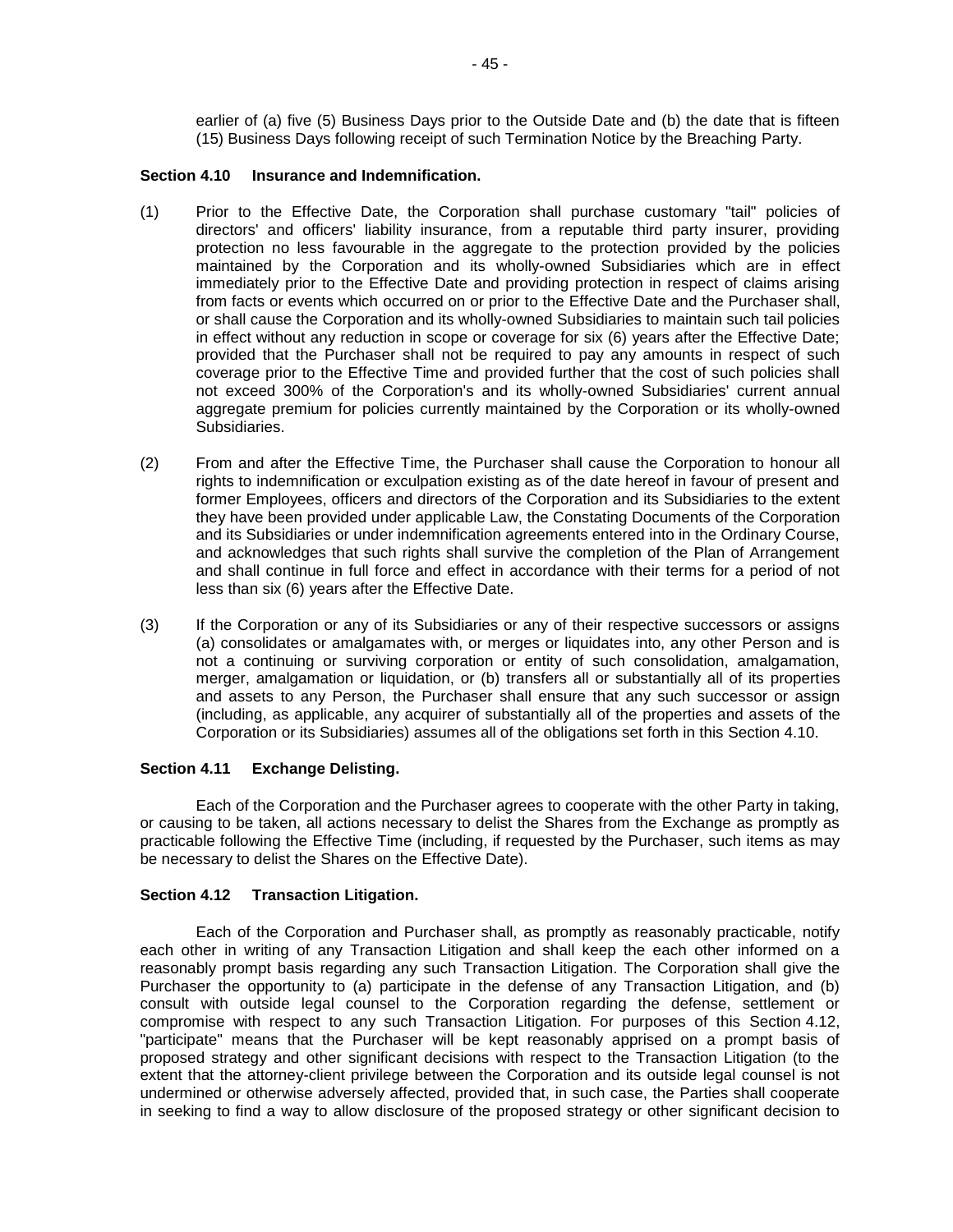earlier of (a) five (5) Business Days prior to the Outside Date and (b) the date that is fifteen (15) Business Days following receipt of such Termination Notice by the Breaching Party.

**Section 4.10 Insurance and Indemnification.**

(1) Prior to the Effective Date, the Corporation shall purchase customary "tail" policies of directors' and officers' liability insurance, from a reputable third party insurer, providing protection no less favourable in the aggregate to the protection provided by the policies maintained by the Corporation and its wholly-owned Subsidiaries which are in effect immediately prior to the Effective Date and providing protection in respect of claims arising from facts or events which occurred on or prior to the Effective Date and the Purchaser shall, or shall cause the Corporation and its wholly-owned Subsidiaries to maintain such tail policies in effect without any reduction in scope or coverage for six (6) years after the Effective Date; provided that the Purchaser shall not be required to pay any amounts in respect of such coverage prior to the Effective Time and provided further that the cost of such policies shall not exceed 300% of the Corporation's and its wholly-owned Subsidiaries' current annual aggregate premium for policies currently maintained by the Corporation or its wholly-owned Subsidiaries.

(2) From and after the Effective Time, the Purchaser shall cause the Corporation to honour all rights to indemnification or exculpation existing as of the date hereof in favour of present and former Employees, officers and directors of the Corporation and its Subsidiaries to the extent they have been provided under applicable Law, the Constating Documents of the Corporation and its Subsidiaries or under indemnification agreements entered into in the Ordinary Course, and acknowledges that such rights shall survive the completion of the Plan of Arrangement and shall continue in full force and effect in accordance with their terms for a period of not less than six (6) years after the Effective Date.

(3) If the Corporation or any of its Subsidiaries or any of their respective successors or assigns (a) consolidates or amalgamates with, or merges or liquidates into, any other Person and is not a continuing or surviving corporation or entity of such consolidation, amalgamation, merger, amalgamation or liquidation, or (b) transfers all or substantially all of its properties and assets to any Person, the Purchaser shall ensure that any such successor or assign (including, as applicable, any acquirer of substantially all of the properties and assets of the Corporation or its Subsidiaries) assumes all of the obligations set forth in this Section 4.10.

**Section 4.11 Exchange Delisting.**

Each of the Corporation and the Purchaser agrees to cooperate with the other Party in taking, or causing to be taken, all actions necessary to delist the Shares from the Exchange as promptly as practicable following the Effective Time (including, if requested by the Purchaser, such items as may be necessary to delist the Shares on the Effective Date).

**Section 4.12 Transaction Litigation.**

Each of the Corporation and Purchaser shall, as promptly as reasonably practicable, notify each other in writing of any Transaction Litigation and shall keep the each other informed on a reasonably prompt basis regarding any such Transaction Litigation. The Corporation shall give the Purchaser the opportunity to (a) participate in the defense of any Transaction Litigation, and (b) consult with outside legal counsel to the Corporation regarding the defense, settlement or compromise with respect to any such Transaction Litigation. For purposes of this Section 4.12, "participate" means that the Purchaser will be kept reasonably apprised on a prompt basis of proposed strategy and other significant decisions with respect to the Transaction Litigation (to the extent that the attorney-client privilege between the Corporation and its outside legal counsel is not undermined or otherwise adversely affected, provided that, in such case, the Parties shall cooperate in seeking to find a way to allow disclosure of the proposed strategy or other significant decision to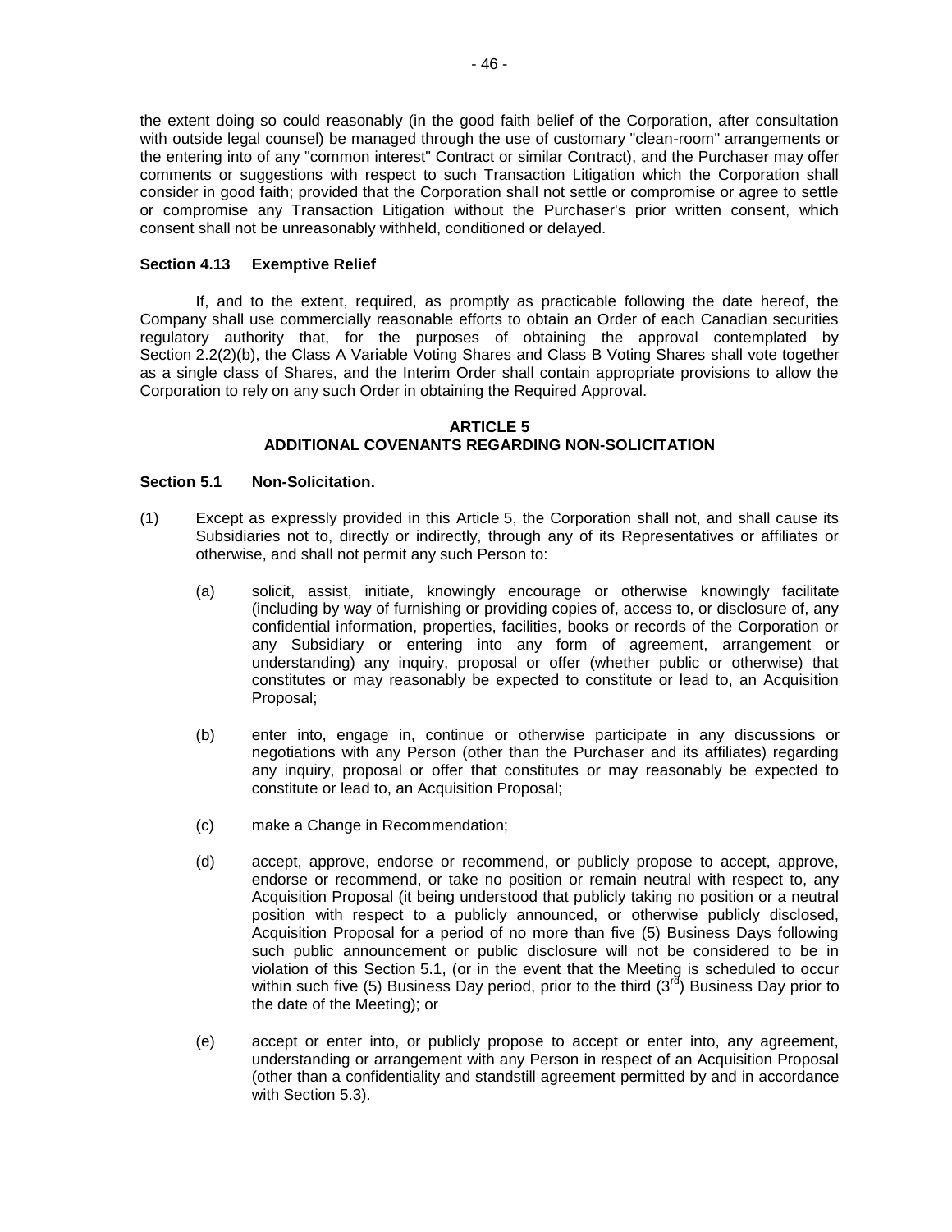the extent doing so could reasonably (in the good faith belief of the Corporation, after consultation with outside legal counsel) be managed through the use of customary "clean-room" arrangements or the entering into of any "common interest" Contract or similar Contract), and the Purchaser may offer comments or suggestions with respect to such Transaction Litigation which the Corporation shall consider in good faith; provided that the Corporation shall not settle or compromise or agree to settle or compromise any Transaction Litigation without the Purchaser's prior written consent, which consent shall not be unreasonably withheld, conditioned or delayed.

**Section 4.13 Exemptive Relief**

If, and to the extent, required, as promptly as practicable following the date hereof, the Company shall use commercially reasonable efforts to obtain an Order of each Canadian securities regulatory authority that, for the purposes of obtaining the approval contemplated by Section 2.2(2)(b), the Class A Variable Voting Shares and Class B Voting Shares shall vote together as a single class of Shares, and the Interim Order shall contain appropriate provisions to allow the Corporation to rely on any such Order in obtaining the Required Approval.

## ARTICLE 5
## ADDITIONAL COVENANTS REGARDING NON-SOLICITATION

**Section 5.1 Non-Solicitation.**

(1) Except as expressly provided in this Article 5, the Corporation shall not, and shall cause its Subsidiaries not to, directly or indirectly, through any of its Representatives or affiliates or otherwise, and shall not permit any such Person to:

(a) solicit, assist, initiate, knowingly encourage or otherwise knowingly facilitate (including by way of furnishing or providing copies of, access to, or disclosure of, any confidential information, properties, facilities, books or records of the Corporation or any Subsidiary or entering into any form of agreement, arrangement or understanding) any inquiry, proposal or offer (whether public or otherwise) that constitutes or may reasonably be expected to constitute or lead to, an Acquisition Proposal;

(b) enter into, engage in, continue or otherwise participate in any discussions or negotiations with any Person (other than the Purchaser and its affiliates) regarding any inquiry, proposal or offer that constitutes or may reasonably be expected to constitute or lead to, an Acquisition Proposal;

(c) make a Change in Recommendation;

(d) accept, approve, endorse or recommend, or publicly propose to accept, approve, endorse or recommend, or take no position or remain neutral with respect to, any Acquisition Proposal (it being understood that publicly taking no position or a neutral position with respect to a publicly announced, or otherwise publicly disclosed, Acquisition Proposal for a period of no more than five (5) Business Days following such public announcement or public disclosure will not be considered to be in violation of this Section 5.1, (or in the event that the Meeting is scheduled to occur within such five (5) Business Day period, prior to the third (3rd) Business Day prior to the date of the Meeting); or

(e) accept or enter into, or publicly propose to accept or enter into, any agreement, understanding or arrangement with any Person in respect of an Acquisition Proposal (other than a confidentiality and standstill agreement permitted by and in accordance with Section 5.3).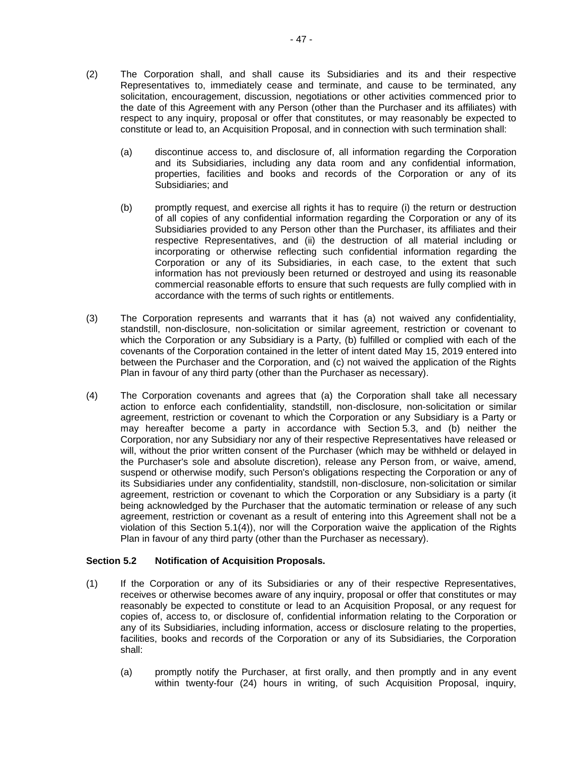(2) The Corporation shall, and shall cause its Subsidiaries and its and their respective Representatives to, immediately cease and terminate, and cause to be terminated, any solicitation, encouragement, discussion, negotiations or other activities commenced prior to the date of this Agreement with any Person (other than the Purchaser and its affiliates) with respect to any inquiry, proposal or offer that constitutes, or may reasonably be expected to constitute or lead to, an Acquisition Proposal, and in connection with such termination shall:

(a) discontinue access to, and disclosure of, all information regarding the Corporation and its Subsidiaries, including any data room and any confidential information, properties, facilities and books and records of the Corporation or any of its Subsidiaries; and

(b) promptly request, and exercise all rights it has to require (i) the return or destruction of all copies of any confidential information regarding the Corporation or any of its Subsidiaries provided to any Person other than the Purchaser, its affiliates and their respective Representatives, and (ii) the destruction of all material including or incorporating or otherwise reflecting such confidential information regarding the Corporation or any of its Subsidiaries, in each case, to the extent that such information has not previously been returned or destroyed and using its reasonable commercial reasonable efforts to ensure that such requests are fully complied with in accordance with the terms of such rights or entitlements.

(3) The Corporation represents and warrants that it has (a) not waived any confidentiality, standstill, non-disclosure, non-solicitation or similar agreement, restriction or covenant to which the Corporation or any Subsidiary is a Party, (b) fulfilled or complied with each of the covenants of the Corporation contained in the letter of intent dated May 15, 2019 entered into between the Purchaser and the Corporation, and (c) not waived the application of the Rights Plan in favour of any third party (other than the Purchaser as necessary).

(4) The Corporation covenants and agrees that (a) the Corporation shall take all necessary action to enforce each confidentiality, standstill, non-disclosure, non-solicitation or similar agreement, restriction or covenant to which the Corporation or any Subsidiary is a Party or may hereafter become a party in accordance with Section 5.3, and (b) neither the Corporation, nor any Subsidiary nor any of their respective Representatives have released or will, without the prior written consent of the Purchaser (which may be withheld or delayed in the Purchaser's sole and absolute discretion), release any Person from, or waive, amend, suspend or otherwise modify, such Person's obligations respecting the Corporation or any of its Subsidiaries under any confidentiality, standstill, non-disclosure, non-solicitation or similar agreement, restriction or covenant to which the Corporation or any Subsidiary is a party (it being acknowledged by the Purchaser that the automatic termination or release of any such agreement, restriction or covenant as a result of entering into this Agreement shall not be a violation of this Section 5.1(4)), nor will the Corporation waive the application of the Rights Plan in favour of any third party (other than the Purchaser as necessary).

### Section 5.2 Notification of Acquisition Proposals.

(1) If the Corporation or any of its Subsidiaries or any of their respective Representatives, receives or otherwise becomes aware of any inquiry, proposal or offer that constitutes or may reasonably be expected to constitute or lead to an Acquisition Proposal, or any request for copies of, access to, or disclosure of, confidential information relating to the Corporation or any of its Subsidiaries, including information, access or disclosure relating to the properties, facilities, books and records of the Corporation or any of its Subsidiaries, the Corporation shall:

(a) promptly notify the Purchaser, at first orally, and then promptly and in any event within twenty-four (24) hours in writing, of such Acquisition Proposal, inquiry,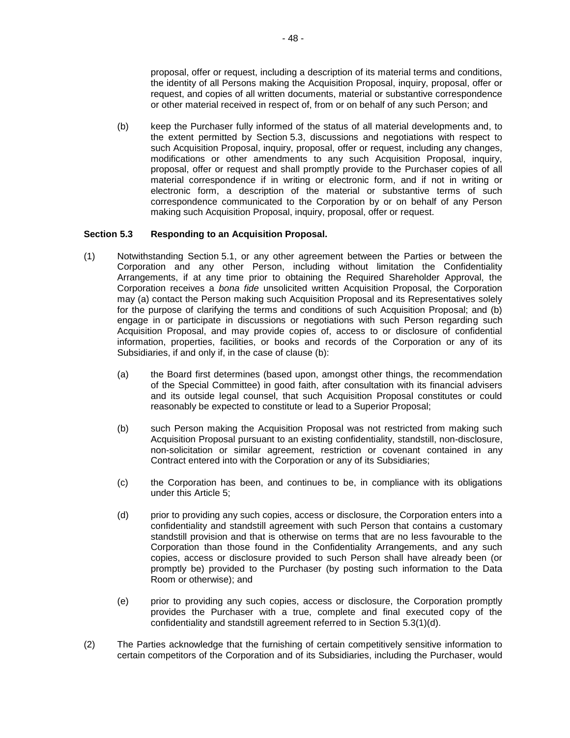proposal, offer or request, including a description of its material terms and conditions, the identity of all Persons making the Acquisition Proposal, inquiry, proposal, offer or request, and copies of all written documents, material or substantive correspondence or other material received in respect of, from or on behalf of any such Person; and

(b) keep the Purchaser fully informed of the status of all material developments and, to the extent permitted by Section 5.3, discussions and negotiations with respect to such Acquisition Proposal, inquiry, proposal, offer or request, including any changes, modifications or other amendments to any such Acquisition Proposal, inquiry, proposal, offer or request and shall promptly provide to the Purchaser copies of all material correspondence if in writing or electronic form, and if not in writing or electronic form, a description of the material or substantive terms of such correspondence communicated to the Corporation by or on behalf of any Person making such Acquisition Proposal, inquiry, proposal, offer or request.

**Section 5.3 Responding to an Acquisition Proposal.**

(1) Notwithstanding Section 5.1, or any other agreement between the Parties or between the Corporation and any other Person, including without limitation the Confidentiality Arrangements, if at any time prior to obtaining the Required Shareholder Approval, the Corporation receives a *bona fide* unsolicited written Acquisition Proposal, the Corporation may (a) contact the Person making such Acquisition Proposal and its Representatives solely for the purpose of clarifying the terms and conditions of such Acquisition Proposal; and (b) engage in or participate in discussions or negotiations with such Person regarding such Acquisition Proposal, and may provide copies of, access to or disclosure of confidential information, properties, facilities, or books and records of the Corporation or any of its Subsidiaries, if and only if, in the case of clause (b):

(a) the Board first determines (based upon, amongst other things, the recommendation of the Special Committee) in good faith, after consultation with its financial advisers and its outside legal counsel, that such Acquisition Proposal constitutes or could reasonably be expected to constitute or lead to a Superior Proposal;

(b) such Person making the Acquisition Proposal was not restricted from making such Acquisition Proposal pursuant to an existing confidentiality, standstill, non-disclosure, non-solicitation or similar agreement, restriction or covenant contained in any Contract entered into with the Corporation or any of its Subsidiaries;

(c) the Corporation has been, and continues to be, in compliance with its obligations under this Article 5;

(d) prior to providing any such copies, access or disclosure, the Corporation enters into a confidentiality and standstill agreement with such Person that contains a customary standstill provision and that is otherwise on terms that are no less favourable to the Corporation than those found in the Confidentiality Arrangements, and any such copies, access or disclosure provided to such Person shall have already been (or promptly be) provided to the Purchaser (by posting such information to the Data Room or otherwise); and

(e) prior to providing any such copies, access or disclosure, the Corporation promptly provides the Purchaser with a true, complete and final executed copy of the confidentiality and standstill agreement referred to in Section 5.3(1)(d).

(2) The Parties acknowledge that the furnishing of certain competitively sensitive information to certain competitors of the Corporation and of its Subsidiaries, including the Purchaser, would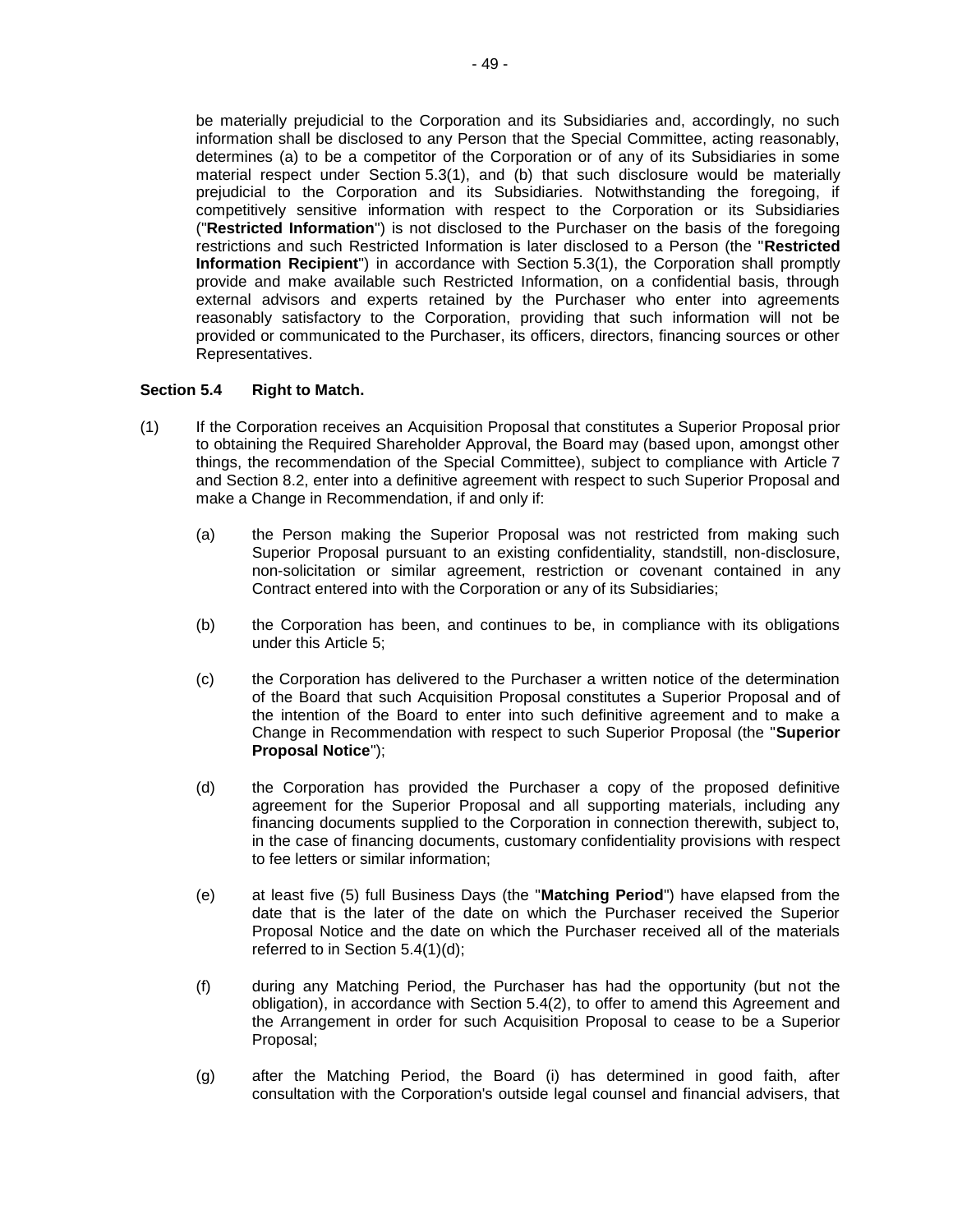be materially prejudicial to the Corporation and its Subsidiaries and, accordingly, no such information shall be disclosed to any Person that the Special Committee, acting reasonably, determines (a) to be a competitor of the Corporation or of any of its Subsidiaries in some material respect under Section 5.3(1), and (b) that such disclosure would be materially prejudicial to the Corporation and its Subsidiaries. Notwithstanding the foregoing, if competitively sensitive information with respect to the Corporation or its Subsidiaries ("**Restricted Information**") is not disclosed to the Purchaser on the basis of the foregoing restrictions and such Restricted Information is later disclosed to a Person (the "**Restricted Information Recipient**") in accordance with Section 5.3(1), the Corporation shall promptly provide and make available such Restricted Information, on a confidential basis, through external advisors and experts retained by the Purchaser who enter into agreements reasonably satisfactory to the Corporation, providing that such information will not be provided or communicated to the Purchaser, its officers, directors, financing sources or other Representatives.

**Section 5.4 Right to Match.**

(1) If the Corporation receives an Acquisition Proposal that constitutes a Superior Proposal prior to obtaining the Required Shareholder Approval, the Board may (based upon, amongst other things, the recommendation of the Special Committee), subject to compliance with Article 7 and Section 8.2, enter into a definitive agreement with respect to such Superior Proposal and make a Change in Recommendation, if and only if:

(a) the Person making the Superior Proposal was not restricted from making such Superior Proposal pursuant to an existing confidentiality, standstill, non-disclosure, non-solicitation or similar agreement, restriction or covenant contained in any Contract entered into with the Corporation or any of its Subsidiaries;

(b) the Corporation has been, and continues to be, in compliance with its obligations under this Article 5;

(c) the Corporation has delivered to the Purchaser a written notice of the determination of the Board that such Acquisition Proposal constitutes a Superior Proposal and of the intention of the Board to enter into such definitive agreement and to make a Change in Recommendation with respect to such Superior Proposal (the "**Superior Proposal Notice**");

(d) the Corporation has provided the Purchaser a copy of the proposed definitive agreement for the Superior Proposal and all supporting materials, including any financing documents supplied to the Corporation in connection therewith, subject to, in the case of financing documents, customary confidentiality provisions with respect to fee letters or similar information;

(e) at least five (5) full Business Days (the "**Matching Period**") have elapsed from the date that is the later of the date on which the Purchaser received the Superior Proposal Notice and the date on which the Purchaser received all of the materials referred to in Section 5.4(1)(d);

(f) during any Matching Period, the Purchaser has had the opportunity (but not the obligation), in accordance with Section 5.4(2), to offer to amend this Agreement and the Arrangement in order for such Acquisition Proposal to cease to be a Superior Proposal;

(g) after the Matching Period, the Board (i) has determined in good faith, after consultation with the Corporation's outside legal counsel and financial advisers, that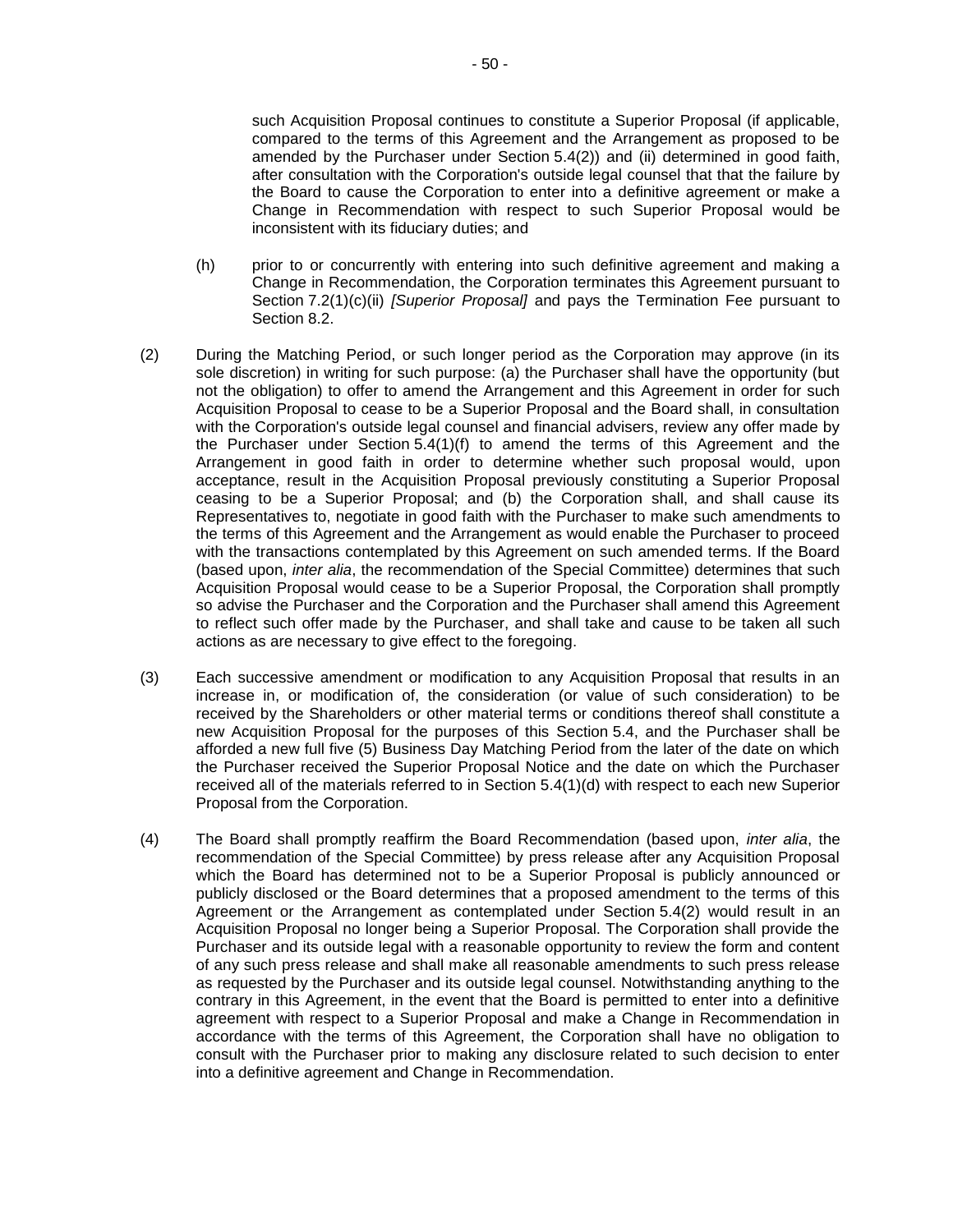such Acquisition Proposal continues to constitute a Superior Proposal (if applicable, compared to the terms of this Agreement and the Arrangement as proposed to be amended by the Purchaser under Section 5.4(2)) and (ii) determined in good faith, after consultation with the Corporation's outside legal counsel that that the failure by the Board to cause the Corporation to enter into a definitive agreement or make a Change in Recommendation with respect to such Superior Proposal would be inconsistent with its fiduciary duties; and

(h) prior to or concurrently with entering into such definitive agreement and making a Change in Recommendation, the Corporation terminates this Agreement pursuant to Section 7.2(1)(c)(ii) *[Superior Proposal]* and pays the Termination Fee pursuant to Section 8.2.

(2) During the Matching Period, or such longer period as the Corporation may approve (in its sole discretion) in writing for such purpose: (a) the Purchaser shall have the opportunity (but not the obligation) to offer to amend the Arrangement and this Agreement in order for such Acquisition Proposal to cease to be a Superior Proposal and the Board shall, in consultation with the Corporation's outside legal counsel and financial advisers, review any offer made by the Purchaser under Section 5.4(1)(f) to amend the terms of this Agreement and the Arrangement in good faith in order to determine whether such proposal would, upon acceptance, result in the Acquisition Proposal previously constituting a Superior Proposal ceasing to be a Superior Proposal; and (b) the Corporation shall, and shall cause its Representatives to, negotiate in good faith with the Purchaser to make such amendments to the terms of this Agreement and the Arrangement as would enable the Purchaser to proceed with the transactions contemplated by this Agreement on such amended terms. If the Board (based upon, *inter alia*, the recommendation of the Special Committee) determines that such Acquisition Proposal would cease to be a Superior Proposal, the Corporation shall promptly so advise the Purchaser and the Corporation and the Purchaser shall amend this Agreement to reflect such offer made by the Purchaser, and shall take and cause to be taken all such actions as are necessary to give effect to the foregoing.

(3) Each successive amendment or modification to any Acquisition Proposal that results in an increase in, or modification of, the consideration (or value of such consideration) to be received by the Shareholders or other material terms or conditions thereof shall constitute a new Acquisition Proposal for the purposes of this Section 5.4, and the Purchaser shall be afforded a new full five (5) Business Day Matching Period from the later of the date on which the Purchaser received the Superior Proposal Notice and the date on which the Purchaser received all of the materials referred to in Section 5.4(1)(d) with respect to each new Superior Proposal from the Corporation.

(4) The Board shall promptly reaffirm the Board Recommendation (based upon, *inter alia*, the recommendation of the Special Committee) by press release after any Acquisition Proposal which the Board has determined not to be a Superior Proposal is publicly announced or publicly disclosed or the Board determines that a proposed amendment to the terms of this Agreement or the Arrangement as contemplated under Section 5.4(2) would result in an Acquisition Proposal no longer being a Superior Proposal. The Corporation shall provide the Purchaser and its outside legal with a reasonable opportunity to review the form and content of any such press release and shall make all reasonable amendments to such press release as requested by the Purchaser and its outside legal counsel. Notwithstanding anything to the contrary in this Agreement, in the event that the Board is permitted to enter into a definitive agreement with respect to a Superior Proposal and make a Change in Recommendation in accordance with the terms of this Agreement, the Corporation shall have no obligation to consult with the Purchaser prior to making any disclosure related to such decision to enter into a definitive agreement and Change in Recommendation.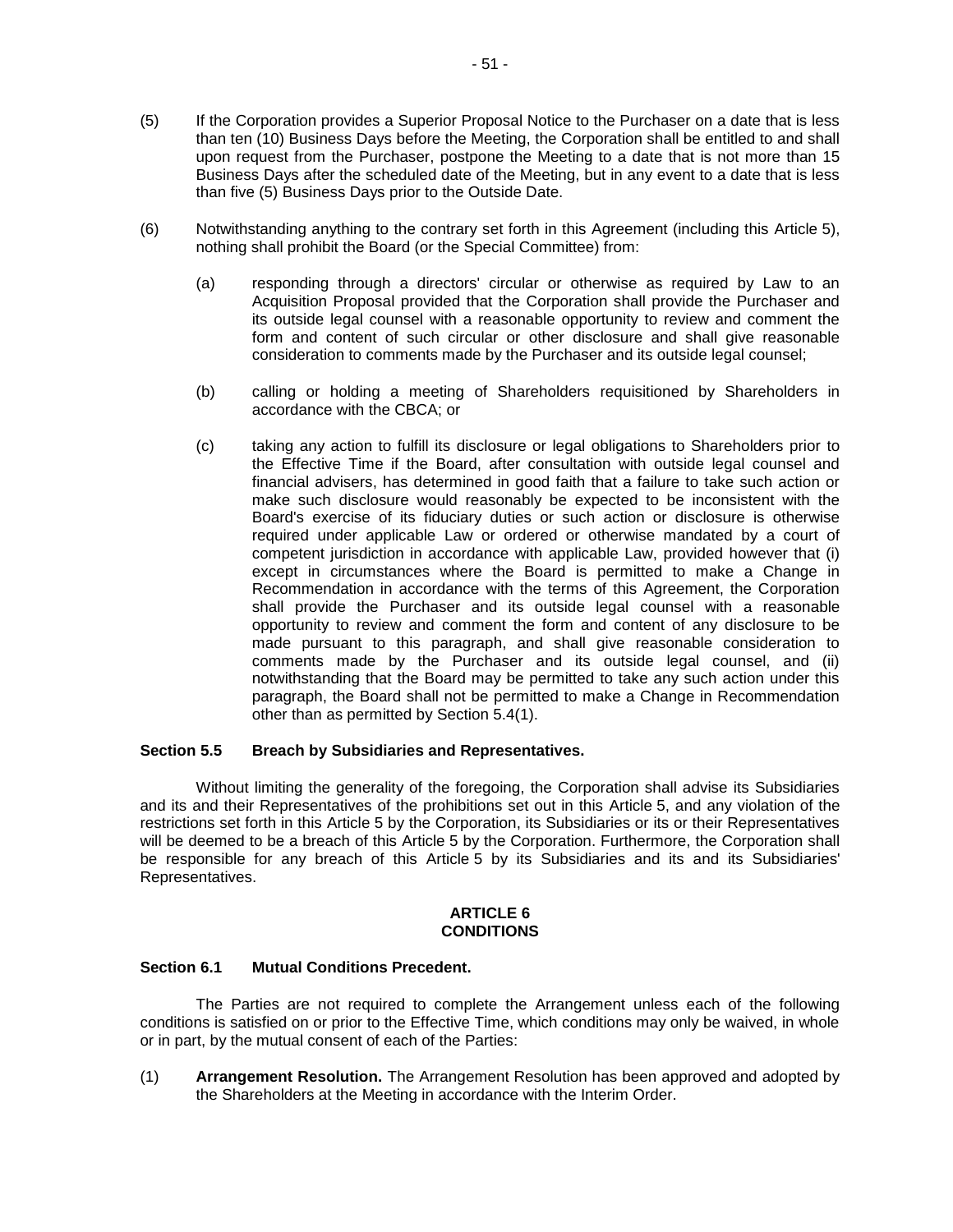(5) If the Corporation provides a Superior Proposal Notice to the Purchaser on a date that is less than ten (10) Business Days before the Meeting, the Corporation shall be entitled to and shall upon request from the Purchaser, postpone the Meeting to a date that is not more than 15 Business Days after the scheduled date of the Meeting, but in any event to a date that is less than five (5) Business Days prior to the Outside Date.

(6) Notwithstanding anything to the contrary set forth in this Agreement (including this Article 5), nothing shall prohibit the Board (or the Special Committee) from:

(a) responding through a directors' circular or otherwise as required by Law to an Acquisition Proposal provided that the Corporation shall provide the Purchaser and its outside legal counsel with a reasonable opportunity to review and comment the form and content of such circular or other disclosure and shall give reasonable consideration to comments made by the Purchaser and its outside legal counsel;

(b) calling or holding a meeting of Shareholders requisitioned by Shareholders in accordance with the CBCA; or

(c) taking any action to fulfill its disclosure or legal obligations to Shareholders prior to the Effective Time if the Board, after consultation with outside legal counsel and financial advisers, has determined in good faith that a failure to take such action or make such disclosure would reasonably be expected to be inconsistent with the Board's exercise of its fiduciary duties or such action or disclosure is otherwise required under applicable Law or ordered or otherwise mandated by a court of competent jurisdiction in accordance with applicable Law, provided however that (i) except in circumstances where the Board is permitted to make a Change in Recommendation in accordance with the terms of this Agreement, the Corporation shall provide the Purchaser and its outside legal counsel with a reasonable opportunity to review and comment the form and content of any disclosure to be made pursuant to this paragraph, and shall give reasonable consideration to comments made by the Purchaser and its outside legal counsel, and (ii) notwithstanding that the Board may be permitted to take any such action under this paragraph, the Board shall not be permitted to make a Change in Recommendation other than as permitted by Section 5.4(1).

### Section 5.5 Breach by Subsidiaries and Representatives.

Without limiting the generality of the foregoing, the Corporation shall advise its Subsidiaries and its and their Representatives of the prohibitions set out in this Article 5, and any violation of the restrictions set forth in this Article 5 by the Corporation, its Subsidiaries or its or their Representatives will be deemed to be a breach of this Article 5 by the Corporation. Furthermore, the Corporation shall be responsible for any breach of this Article 5 by its Subsidiaries and its and its Subsidiaries' Representatives.

## ARTICLE 6
## CONDITIONS

### Section 6.1 Mutual Conditions Precedent.

The Parties are not required to complete the Arrangement unless each of the following conditions is satisfied on or prior to the Effective Time, which conditions may only be waived, in whole or in part, by the mutual consent of each of the Parties:

(1) **Arrangement Resolution.** The Arrangement Resolution has been approved and adopted by the Shareholders at the Meeting in accordance with the Interim Order.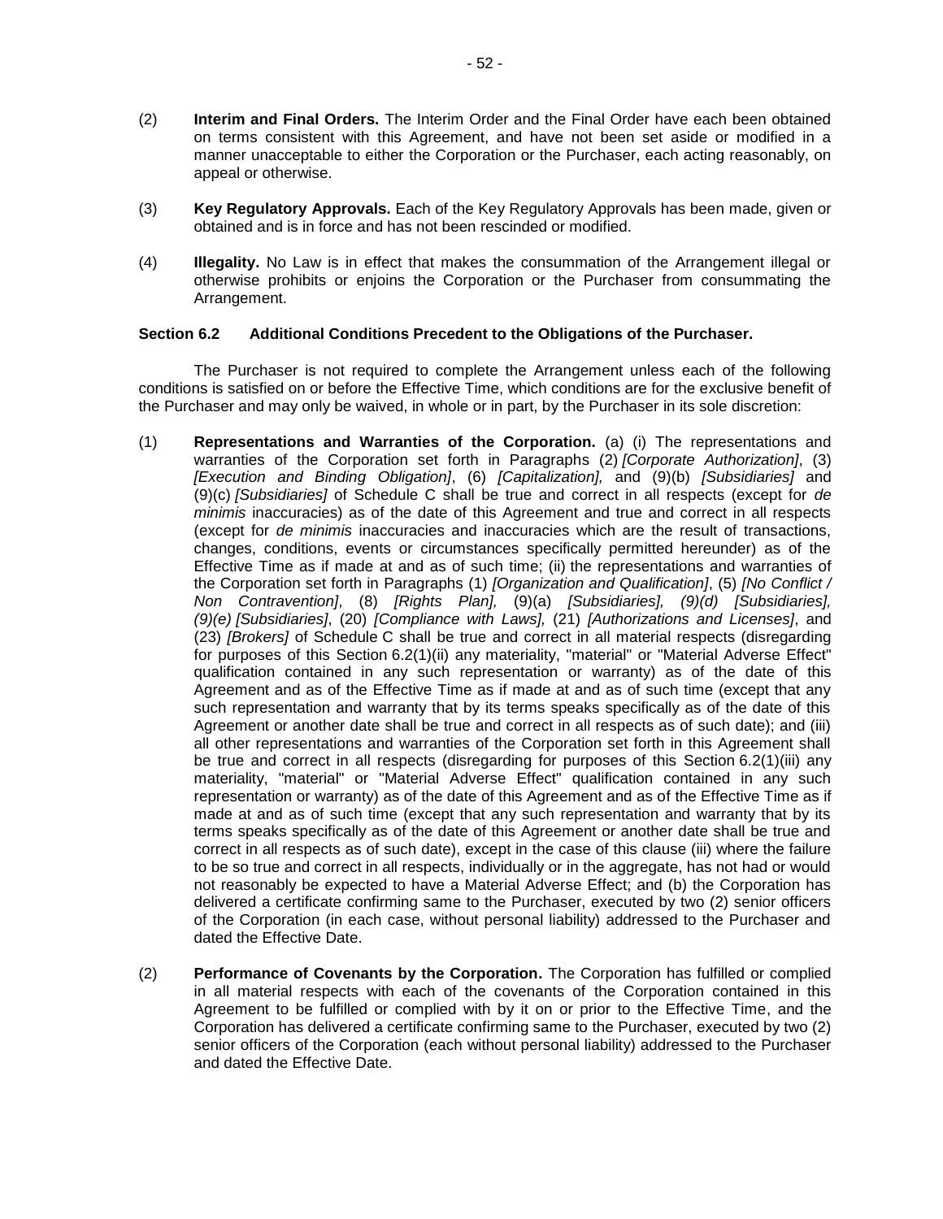(2) **Interim and Final Orders.** The Interim Order and the Final Order have each been obtained on terms consistent with this Agreement, and have not been set aside or modified in a manner unacceptable to either the Corporation or the Purchaser, each acting reasonably, on appeal or otherwise.

(3) **Key Regulatory Approvals.** Each of the Key Regulatory Approvals has been made, given or obtained and is in force and has not been rescinded or modified.

(4) **Illegality.** No Law is in effect that makes the consummation of the Arrangement illegal or otherwise prohibits or enjoins the Corporation or the Purchaser from consummating the Arrangement.

**Section 6.2 Additional Conditions Precedent to the Obligations of the Purchaser.**

The Purchaser is not required to complete the Arrangement unless each of the following conditions is satisfied on or before the Effective Time, which conditions are for the exclusive benefit of the Purchaser and may only be waived, in whole or in part, by the Purchaser in its sole discretion:

(1) **Representations and Warranties of the Corporation.** (a) (i) The representations and warranties of the Corporation set forth in Paragraphs (2) *[Corporate Authorization]*, (3) *[Execution and Binding Obligation]*, (6) *[Capitalization],* and (9)(b) *[Subsidiaries]* and (9)(c) *[Subsidiaries]* of Schedule C shall be true and correct in all respects (except for *de minimis* inaccuracies) as of the date of this Agreement and true and correct in all respects (except for *de minimis* inaccuracies and inaccuracies which are the result of transactions, changes, conditions, events or circumstances specifically permitted hereunder) as of the Effective Time as if made at and as of such time; (ii) the representations and warranties of the Corporation set forth in Paragraphs (1) *[Organization and Qualification]*, (5) *[No Conflict / Non Contravention]*, (8) *[Rights Plan],* (9)(a) *[Subsidiaries], (9)(d) [Subsidiaries], (9)(e) [Subsidiaries]*, (20) *[Compliance with Laws],* (21) *[Authorizations and Licenses]*, and (23) *[Brokers]* of Schedule C shall be true and correct in all material respects (disregarding for purposes of this Section 6.2(1)(ii) any materiality, "material" or "Material Adverse Effect" qualification contained in any such representation or warranty) as of the date of this Agreement and as of the Effective Time as if made at and as of such time (except that any such representation and warranty that by its terms speaks specifically as of the date of this Agreement or another date shall be true and correct in all respects as of such date); and (iii) all other representations and warranties of the Corporation set forth in this Agreement shall be true and correct in all respects (disregarding for purposes of this Section 6.2(1)(iii) any materiality, "material" or "Material Adverse Effect" qualification contained in any such representation or warranty) as of the date of this Agreement and as of the Effective Time as if made at and as of such time (except that any such representation and warranty that by its terms speaks specifically as of the date of this Agreement or another date shall be true and correct in all respects as of such date), except in the case of this clause (iii) where the failure to be so true and correct in all respects, individually or in the aggregate, has not had or would not reasonably be expected to have a Material Adverse Effect; and (b) the Corporation has delivered a certificate confirming same to the Purchaser, executed by two (2) senior officers of the Corporation (in each case, without personal liability) addressed to the Purchaser and dated the Effective Date.

(2) **Performance of Covenants by the Corporation.** The Corporation has fulfilled or complied in all material respects with each of the covenants of the Corporation contained in this Agreement to be fulfilled or complied with by it on or prior to the Effective Time, and the Corporation has delivered a certificate confirming same to the Purchaser, executed by two (2) senior officers of the Corporation (each without personal liability) addressed to the Purchaser and dated the Effective Date.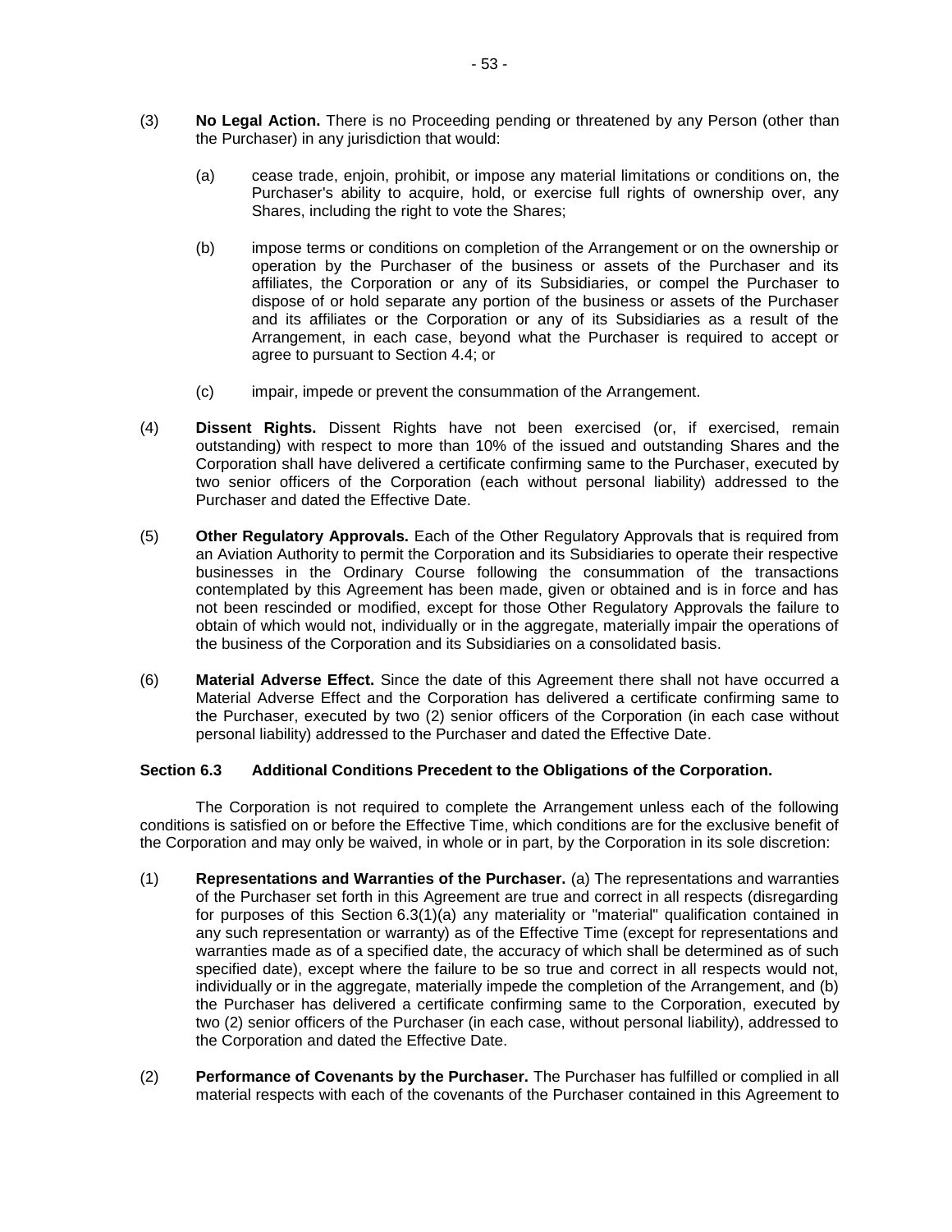(3) **No Legal Action.** There is no Proceeding pending or threatened by any Person (other than the Purchaser) in any jurisdiction that would:

    (a) cease trade, enjoin, prohibit, or impose any material limitations or conditions on, the Purchaser's ability to acquire, hold, or exercise full rights of ownership over, any Shares, including the right to vote the Shares;

    (b) impose terms or conditions on completion of the Arrangement or on the ownership or operation by the Purchaser of the business or assets of the Purchaser and its affiliates, the Corporation or any of its Subsidiaries, or compel the Purchaser to dispose of or hold separate any portion of the business or assets of the Purchaser and its affiliates or the Corporation or any of its Subsidiaries as a result of the Arrangement, in each case, beyond what the Purchaser is required to accept or agree to pursuant to Section 4.4; or

    (c) impair, impede or prevent the consummation of the Arrangement.

(4) **Dissent Rights.** Dissent Rights have not been exercised (or, if exercised, remain outstanding) with respect to more than 10% of the issued and outstanding Shares and the Corporation shall have delivered a certificate confirming same to the Purchaser, executed by two senior officers of the Corporation (each without personal liability) addressed to the Purchaser and dated the Effective Date.

(5) **Other Regulatory Approvals.** Each of the Other Regulatory Approvals that is required from an Aviation Authority to permit the Corporation and its Subsidiaries to operate their respective businesses in the Ordinary Course following the consummation of the transactions contemplated by this Agreement has been made, given or obtained and is in force and has not been rescinded or modified, except for those Other Regulatory Approvals the failure to obtain of which would not, individually or in the aggregate, materially impair the operations of the business of the Corporation and its Subsidiaries on a consolidated basis.

(6) **Material Adverse Effect.** Since the date of this Agreement there shall not have occurred a Material Adverse Effect and the Corporation has delivered a certificate confirming same to the Purchaser, executed by two (2) senior officers of the Corporation (in each case without personal liability) addressed to the Purchaser and dated the Effective Date.

### Section 6.3 Additional Conditions Precedent to the Obligations of the Corporation.

The Corporation is not required to complete the Arrangement unless each of the following conditions is satisfied on or before the Effective Time, which conditions are for the exclusive benefit of the Corporation and may only be waived, in whole or in part, by the Corporation in its sole discretion:

(1) **Representations and Warranties of the Purchaser.** (a) The representations and warranties of the Purchaser set forth in this Agreement are true and correct in all respects (disregarding for purposes of this Section 6.3(1)(a) any materiality or "material" qualification contained in any such representation or warranty) as of the Effective Time (except for representations and warranties made as of a specified date, the accuracy of which shall be determined as of such specified date), except where the failure to be so true and correct in all respects would not, individually or in the aggregate, materially impede the completion of the Arrangement, and (b) the Purchaser has delivered a certificate confirming same to the Corporation, executed by two (2) senior officers of the Purchaser (in each case, without personal liability), addressed to the Corporation and dated the Effective Date.

(2) **Performance of Covenants by the Purchaser.** The Purchaser has fulfilled or complied in all material respects with each of the covenants of the Purchaser contained in this Agreement to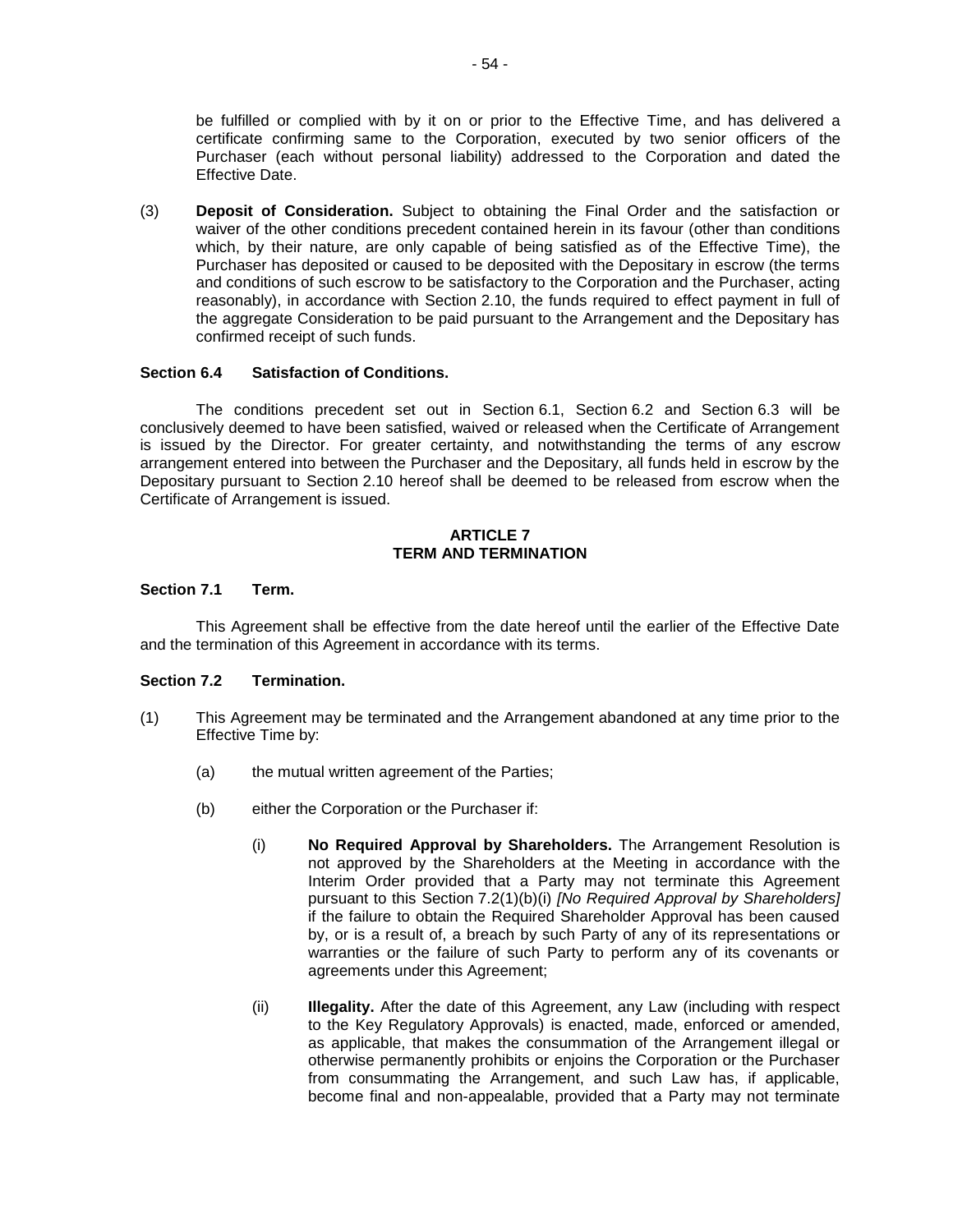be fulfilled or complied with by it on or prior to the Effective Time, and has delivered a certificate confirming same to the Corporation, executed by two senior officers of the Purchaser (each without personal liability) addressed to the Corporation and dated the Effective Date.

(3) **Deposit of Consideration.** Subject to obtaining the Final Order and the satisfaction or waiver of the other conditions precedent contained herein in its favour (other than conditions which, by their nature, are only capable of being satisfied as of the Effective Time), the Purchaser has deposited or caused to be deposited with the Depositary in escrow (the terms and conditions of such escrow to be satisfactory to the Corporation and the Purchaser, acting reasonably), in accordance with Section 2.10, the funds required to effect payment in full of the aggregate Consideration to be paid pursuant to the Arrangement and the Depositary has confirmed receipt of such funds.

**Section 6.4 Satisfaction of Conditions.**

The conditions precedent set out in Section 6.1, Section 6.2 and Section 6.3 will be conclusively deemed to have been satisfied, waived or released when the Certificate of Arrangement is issued by the Director. For greater certainty, and notwithstanding the terms of any escrow arrangement entered into between the Purchaser and the Depositary, all funds held in escrow by the Depositary pursuant to Section 2.10 hereof shall be deemed to be released from escrow when the Certificate of Arrangement is issued.

## ARTICLE 7
## TERM AND TERMINATION

**Section 7.1 Term.**

This Agreement shall be effective from the date hereof until the earlier of the Effective Date and the termination of this Agreement in accordance with its terms.

**Section 7.2 Termination.**

(1) This Agreement may be terminated and the Arrangement abandoned at any time prior to the Effective Time by:

(a) the mutual written agreement of the Parties;

(b) either the Corporation or the Purchaser if:

(i) **No Required Approval by Shareholders.** The Arrangement Resolution is not approved by the Shareholders at the Meeting in accordance with the Interim Order provided that a Party may not terminate this Agreement pursuant to this Section 7.2(1)(b)(i) *[No Required Approval by Shareholders]* if the failure to obtain the Required Shareholder Approval has been caused by, or is a result of, a breach by such Party of any of its representations or warranties or the failure of such Party to perform any of its covenants or agreements under this Agreement;

(ii) **Illegality.** After the date of this Agreement, any Law (including with respect to the Key Regulatory Approvals) is enacted, made, enforced or amended, as applicable, that makes the consummation of the Arrangement illegal or otherwise permanently prohibits or enjoins the Corporation or the Purchaser from consummating the Arrangement, and such Law has, if applicable, become final and non-appealable, provided that a Party may not terminate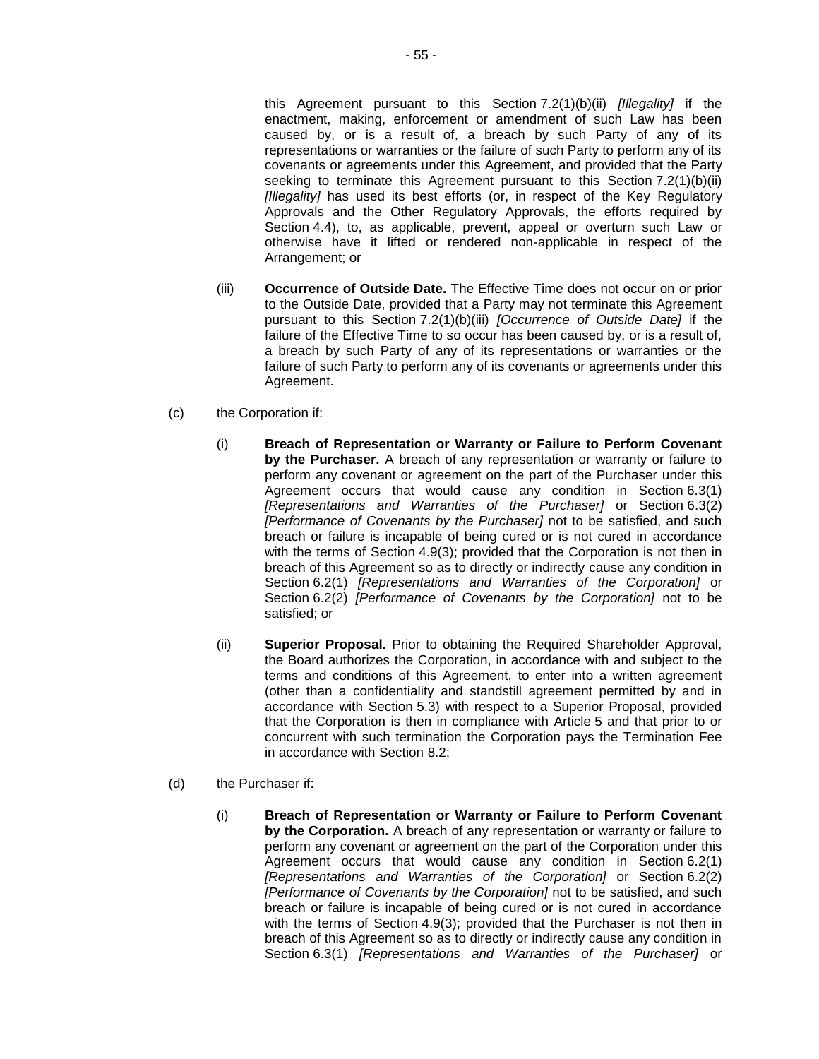this Agreement pursuant to this Section 7.2(1)(b)(ii) *[Illegality]* if the enactment, making, enforcement or amendment of such Law has been caused by, or is a result of, a breach by such Party of any of its representations or warranties or the failure of such Party to perform any of its covenants or agreements under this Agreement, and provided that the Party seeking to terminate this Agreement pursuant to this Section 7.2(1)(b)(ii) *[Illegality]* has used its best efforts (or, in respect of the Key Regulatory Approvals and the Other Regulatory Approvals, the efforts required by Section 4.4), to, as applicable, prevent, appeal or overturn such Law or otherwise have it lifted or rendered non-applicable in respect of the Arrangement; or

(iii) **Occurrence of Outside Date.** The Effective Time does not occur on or prior to the Outside Date, provided that a Party may not terminate this Agreement pursuant to this Section 7.2(1)(b)(iii) *[Occurrence of Outside Date]* if the failure of the Effective Time to so occur has been caused by, or is a result of, a breach by such Party of any of its representations or warranties or the failure of such Party to perform any of its covenants or agreements under this Agreement.

(c) the Corporation if:

(i) **Breach of Representation or Warranty or Failure to Perform Covenant by the Purchaser.** A breach of any representation or warranty or failure to perform any covenant or agreement on the part of the Purchaser under this Agreement occurs that would cause any condition in Section 6.3(1) *[Representations and Warranties of the Purchaser]* or Section 6.3(2) *[Performance of Covenants by the Purchaser]* not to be satisfied, and such breach or failure is incapable of being cured or is not cured in accordance with the terms of Section 4.9(3); provided that the Corporation is not then in breach of this Agreement so as to directly or indirectly cause any condition in Section 6.2(1) *[Representations and Warranties of the Corporation]* or Section 6.2(2) *[Performance of Covenants by the Corporation]* not to be satisfied; or

(ii) **Superior Proposal.** Prior to obtaining the Required Shareholder Approval, the Board authorizes the Corporation, in accordance with and subject to the terms and conditions of this Agreement, to enter into a written agreement (other than a confidentiality and standstill agreement permitted by and in accordance with Section 5.3) with respect to a Superior Proposal, provided that the Corporation is then in compliance with Article 5 and that prior to or concurrent with such termination the Corporation pays the Termination Fee in accordance with Section 8.2;

(d) the Purchaser if:

(i) **Breach of Representation or Warranty or Failure to Perform Covenant by the Corporation.** A breach of any representation or warranty or failure to perform any covenant or agreement on the part of the Corporation under this Agreement occurs that would cause any condition in Section 6.2(1) *[Representations and Warranties of the Corporation]* or Section 6.2(2) *[Performance of Covenants by the Corporation]* not to be satisfied, and such breach or failure is incapable of being cured or is not cured in accordance with the terms of Section 4.9(3); provided that the Purchaser is not then in breach of this Agreement so as to directly or indirectly cause any condition in Section 6.3(1) *[Representations and Warranties of the Purchaser]* or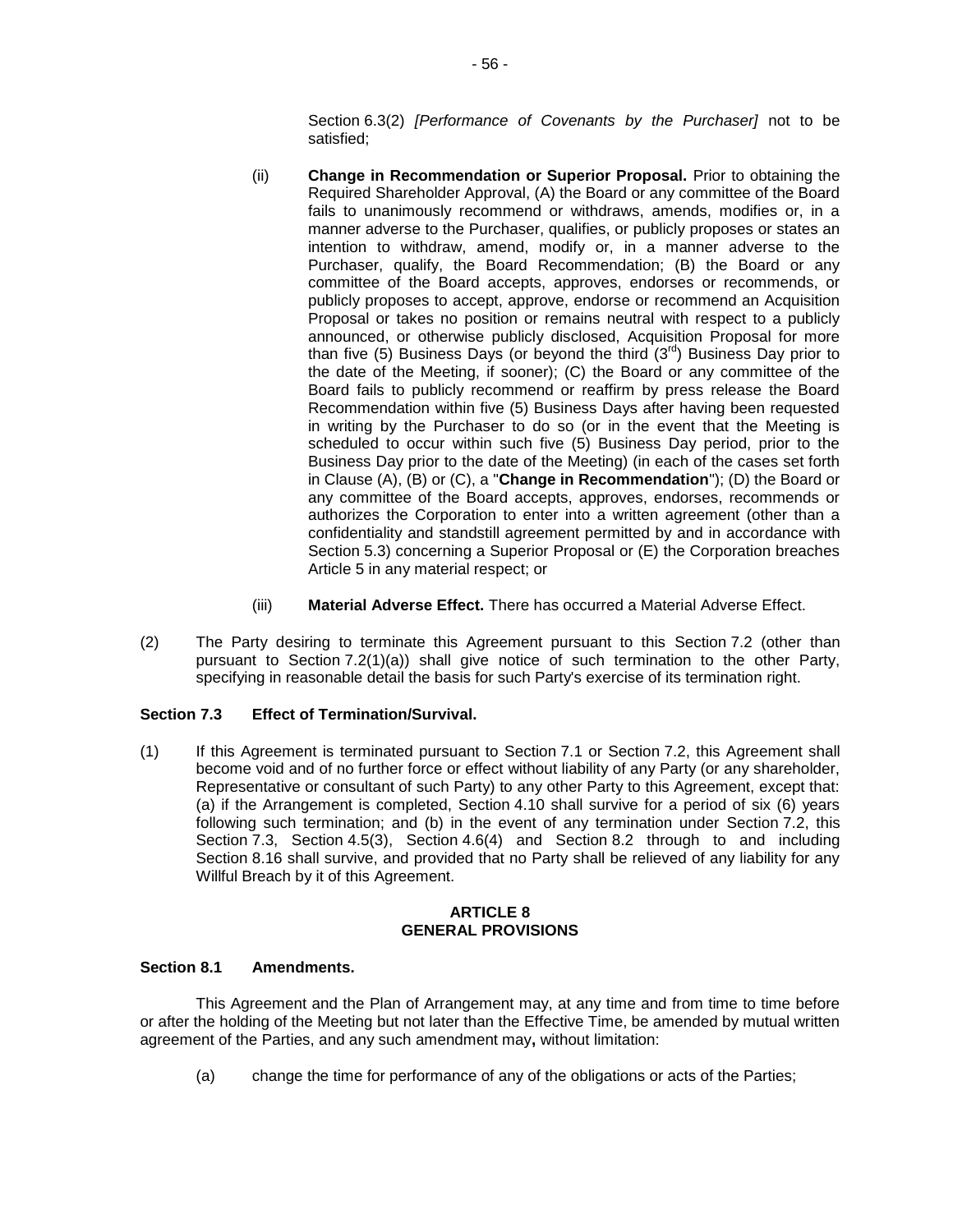Section 6.3(2) *[Performance of Covenants by the Purchaser]* not to be satisfied;

(ii) **Change in Recommendation or Superior Proposal.** Prior to obtaining the Required Shareholder Approval, (A) the Board or any committee of the Board fails to unanimously recommend or withdraws, amends, modifies or, in a manner adverse to the Purchaser, qualifies, or publicly proposes or states an intention to withdraw, amend, modify or, in a manner adverse to the Purchaser, qualify, the Board Recommendation; (B) the Board or any committee of the Board accepts, approves, endorses or recommends, or publicly proposes to accept, approve, endorse or recommend an Acquisition Proposal or takes no position or remains neutral with respect to a publicly announced, or otherwise publicly disclosed, Acquisition Proposal for more than five (5) Business Days (or beyond the third (3rd) Business Day prior to the date of the Meeting, if sooner); (C) the Board or any committee of the Board fails to publicly recommend or reaffirm by press release the Board Recommendation within five (5) Business Days after having been requested in writing by the Purchaser to do so (or in the event that the Meeting is scheduled to occur within such five (5) Business Day period, prior to the Business Day prior to the date of the Meeting) (in each of the cases set forth in Clause (A), (B) or (C), a "**Change in Recommendation**"); (D) the Board or any committee of the Board accepts, approves, endorses, recommends or authorizes the Corporation to enter into a written agreement (other than a confidentiality and standstill agreement permitted by and in accordance with Section 5.3) concerning a Superior Proposal or (E) the Corporation breaches Article 5 in any material respect; or

(iii) **Material Adverse Effect.** There has occurred a Material Adverse Effect.

(2) The Party desiring to terminate this Agreement pursuant to this Section 7.2 (other than pursuant to Section 7.2(1)(a)) shall give notice of such termination to the other Party, specifying in reasonable detail the basis for such Party's exercise of its termination right.

**Section 7.3 Effect of Termination/Survival.**

(1) If this Agreement is terminated pursuant to Section 7.1 or Section 7.2, this Agreement shall become void and of no further force or effect without liability of any Party (or any shareholder, Representative or consultant of such Party) to any other Party to this Agreement, except that: (a) if the Arrangement is completed, Section 4.10 shall survive for a period of six (6) years following such termination; and (b) in the event of any termination under Section 7.2, this Section 7.3, Section 4.5(3), Section 4.6(4) and Section 8.2 through to and including Section 8.16 shall survive, and provided that no Party shall be relieved of any liability for any Willful Breach by it of this Agreement.

**ARTICLE 8**
**GENERAL PROVISIONS**

**Section 8.1 Amendments.**

This Agreement and the Plan of Arrangement may, at any time and from time to time before or after the holding of the Meeting but not later than the Effective Time, be amended by mutual written agreement of the Parties, and any such amendment may**,** without limitation:

(a) change the time for performance of any of the obligations or acts of the Parties;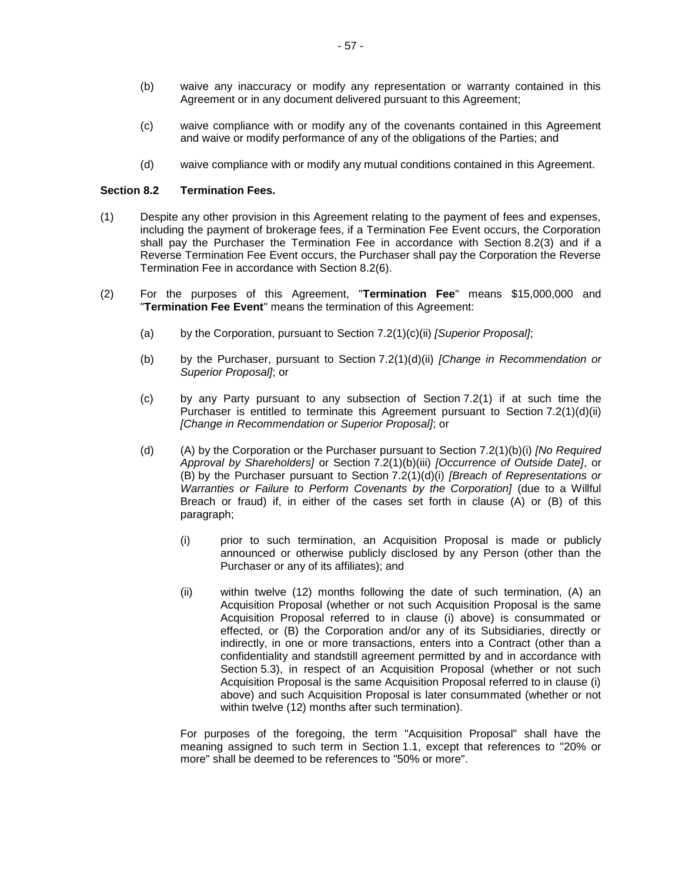(b) waive any inaccuracy or modify any representation or warranty contained in this Agreement or in any document delivered pursuant to this Agreement;

(c) waive compliance with or modify any of the covenants contained in this Agreement and waive or modify performance of any of the obligations of the Parties; and

(d) waive compliance with or modify any mutual conditions contained in this Agreement.

**Section 8.2 Termination Fees.**

(1) Despite any other provision in this Agreement relating to the payment of fees and expenses, including the payment of brokerage fees, if a Termination Fee Event occurs, the Corporation shall pay the Purchaser the Termination Fee in accordance with Section 8.2(3) and if a Reverse Termination Fee Event occurs, the Purchaser shall pay the Corporation the Reverse Termination Fee in accordance with Section 8.2(6).

(2) For the purposes of this Agreement, "**Termination Fee**" means $15,000,000 and "**Termination Fee Event**" means the termination of this Agreement:

(a) by the Corporation, pursuant to Section 7.2(1)(c)(ii) *[Superior Proposal]*;

(b) by the Purchaser, pursuant to Section 7.2(1)(d)(ii) *[Change in Recommendation or Superior Proposal]*; or

(c) by any Party pursuant to any subsection of Section 7.2(1) if at such time the Purchaser is entitled to terminate this Agreement pursuant to Section 7.2(1)(d)(ii) *[Change in Recommendation or Superior Proposal]*; or

(d) (A) by the Corporation or the Purchaser pursuant to Section 7.2(1)(b)(i) *[No Required Approval by Shareholders]* or Section 7.2(1)(b)(iii) *[Occurrence of Outside Date]*, or (B) by the Purchaser pursuant to Section 7.2(1)(d)(i) *[Breach of Representations or Warranties or Failure to Perform Covenants by the Corporation]* (due to a Willful Breach or fraud) if, in either of the cases set forth in clause (A) or (B) of this paragraph;

(i) prior to such termination, an Acquisition Proposal is made or publicly announced or otherwise publicly disclosed by any Person (other than the Purchaser or any of its affiliates); and

(ii) within twelve (12) months following the date of such termination, (A) an Acquisition Proposal (whether or not such Acquisition Proposal is the same Acquisition Proposal referred to in clause (i) above) is consummated or effected, or (B) the Corporation and/or any of its Subsidiaries, directly or indirectly, in one or more transactions, enters into a Contract (other than a confidentiality and standstill agreement permitted by and in accordance with Section 5.3), in respect of an Acquisition Proposal (whether or not such Acquisition Proposal is the same Acquisition Proposal referred to in clause (i) above) and such Acquisition Proposal is later consummated (whether or not within twelve (12) months after such termination).

For purposes of the foregoing, the term "Acquisition Proposal" shall have the meaning assigned to such term in Section 1.1, except that references to "20% or more" shall be deemed to be references to "50% or more".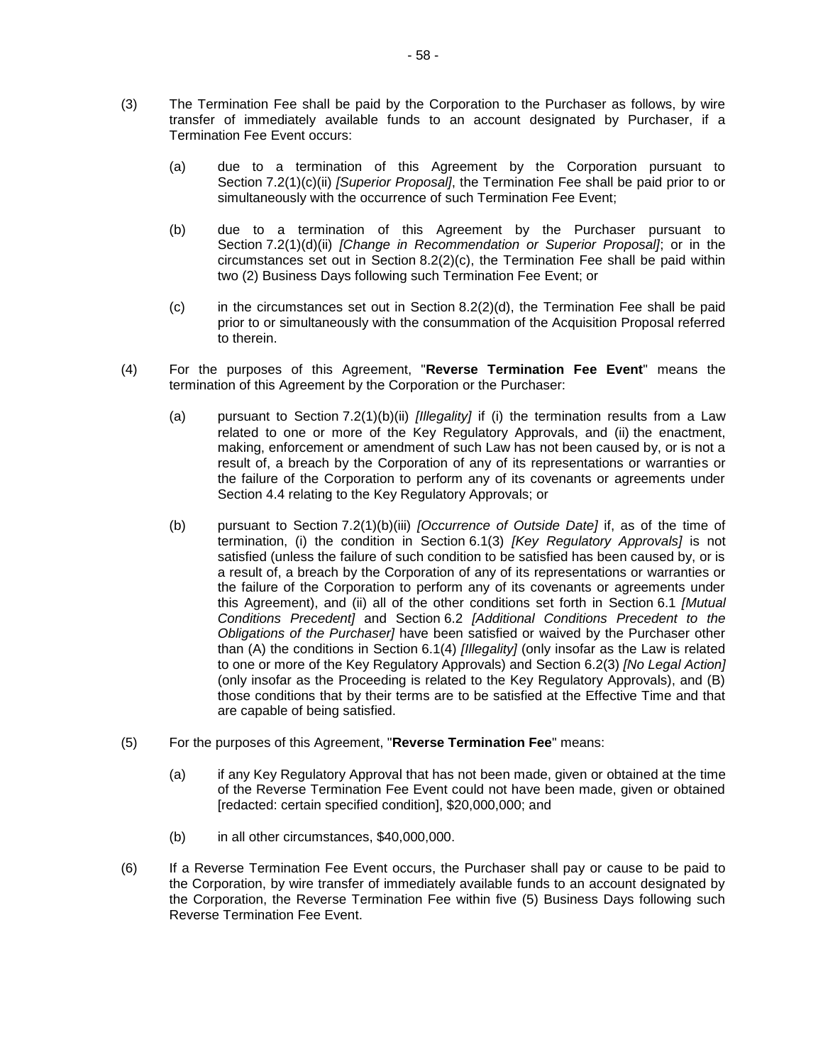(3) The Termination Fee shall be paid by the Corporation to the Purchaser as follows, by wire transfer of immediately available funds to an account designated by Purchaser, if a Termination Fee Event occurs:

  (a) due to a termination of this Agreement by the Corporation pursuant to Section 7.2(1)(c)(ii) *[Superior Proposal]*, the Termination Fee shall be paid prior to or simultaneously with the occurrence of such Termination Fee Event;

  (b) due to a termination of this Agreement by the Purchaser pursuant to Section 7.2(1)(d)(ii) *[Change in Recommendation or Superior Proposal]*; or in the circumstances set out in Section 8.2(2)(c), the Termination Fee shall be paid within two (2) Business Days following such Termination Fee Event; or

  (c) in the circumstances set out in Section 8.2(2)(d), the Termination Fee shall be paid prior to or simultaneously with the consummation of the Acquisition Proposal referred to therein.

(4) For the purposes of this Agreement, "**Reverse Termination Fee Event**" means the termination of this Agreement by the Corporation or the Purchaser:

  (a) pursuant to Section 7.2(1)(b)(ii) *[Illegality]* if (i) the termination results from a Law related to one or more of the Key Regulatory Approvals, and (ii) the enactment, making, enforcement or amendment of such Law has not been caused by, or is not a result of, a breach by the Corporation of any of its representations or warranties or the failure of the Corporation to perform any of its covenants or agreements under Section 4.4 relating to the Key Regulatory Approvals; or

  (b) pursuant to Section 7.2(1)(b)(iii) *[Occurrence of Outside Date]* if, as of the time of termination, (i) the condition in Section 6.1(3) *[Key Regulatory Approvals]* is not satisfied (unless the failure of such condition to be satisfied has been caused by, or is a result of, a breach by the Corporation of any of its representations or warranties or the failure of the Corporation to perform any of its covenants or agreements under this Agreement), and (ii) all of the other conditions set forth in Section 6.1 *[Mutual Conditions Precedent]* and Section 6.2 *[Additional Conditions Precedent to the Obligations of the Purchaser]* have been satisfied or waived by the Purchaser other than (A) the conditions in Section 6.1(4) *[Illegality]* (only insofar as the Law is related to one or more of the Key Regulatory Approvals) and Section 6.2(3) *[No Legal Action]* (only insofar as the Proceeding is related to the Key Regulatory Approvals), and (B) those conditions that by their terms are to be satisfied at the Effective Time and that are capable of being satisfied.

(5) For the purposes of this Agreement, "**Reverse Termination Fee**" means:

  (a) if any Key Regulatory Approval that has not been made, given or obtained at the time of the Reverse Termination Fee Event could not have been made, given or obtained [redacted: certain specified condition], $20,000,000; and

  (b) in all other circumstances, $40,000,000.

(6) If a Reverse Termination Fee Event occurs, the Purchaser shall pay or cause to be paid to the Corporation, by wire transfer of immediately available funds to an account designated by the Corporation, the Reverse Termination Fee within five (5) Business Days following such Reverse Termination Fee Event.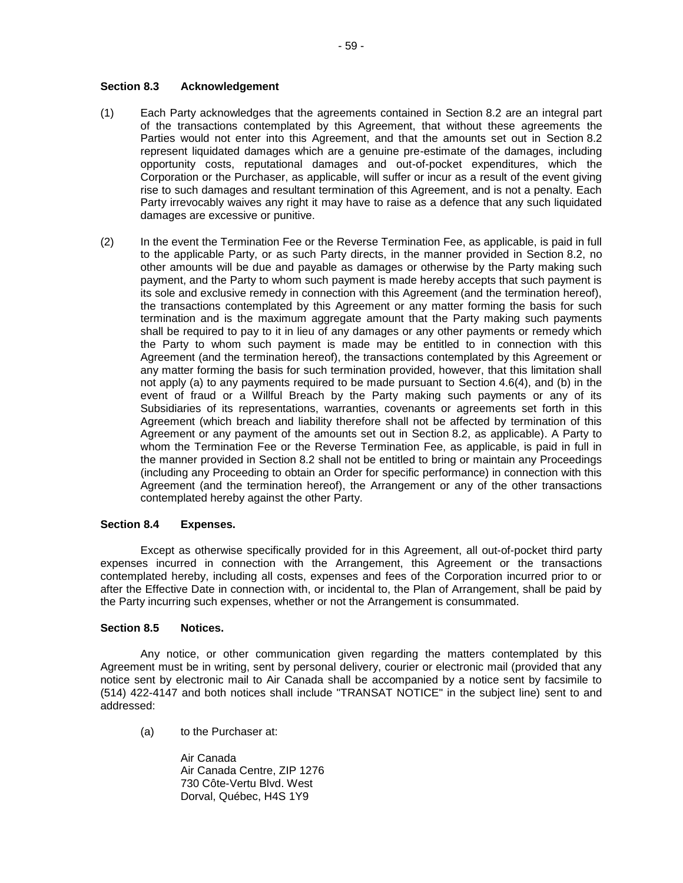**Section 8.3 Acknowledgement**

(1) Each Party acknowledges that the agreements contained in Section 8.2 are an integral part of the transactions contemplated by this Agreement, that without these agreements the Parties would not enter into this Agreement, and that the amounts set out in Section 8.2 represent liquidated damages which are a genuine pre-estimate of the damages, including opportunity costs, reputational damages and out-of-pocket expenditures, which the Corporation or the Purchaser, as applicable, will suffer or incur as a result of the event giving rise to such damages and resultant termination of this Agreement, and is not a penalty. Each Party irrevocably waives any right it may have to raise as a defence that any such liquidated damages are excessive or punitive.

(2) In the event the Termination Fee or the Reverse Termination Fee, as applicable, is paid in full to the applicable Party, or as such Party directs, in the manner provided in Section 8.2, no other amounts will be due and payable as damages or otherwise by the Party making such payment, and the Party to whom such payment is made hereby accepts that such payment is its sole and exclusive remedy in connection with this Agreement (and the termination hereof), the transactions contemplated by this Agreement or any matter forming the basis for such termination and is the maximum aggregate amount that the Party making such payments shall be required to pay to it in lieu of any damages or any other payments or remedy which the Party to whom such payment is made may be entitled to in connection with this Agreement (and the termination hereof), the transactions contemplated by this Agreement or any matter forming the basis for such termination provided, however, that this limitation shall not apply (a) to any payments required to be made pursuant to Section 4.6(4), and (b) in the event of fraud or a Willful Breach by the Party making such payments or any of its Subsidiaries of its representations, warranties, covenants or agreements set forth in this Agreement (which breach and liability therefore shall not be affected by termination of this Agreement or any payment of the amounts set out in Section 8.2, as applicable). A Party to whom the Termination Fee or the Reverse Termination Fee, as applicable, is paid in full in the manner provided in Section 8.2 shall not be entitled to bring or maintain any Proceedings (including any Proceeding to obtain an Order for specific performance) in connection with this Agreement (and the termination hereof), the Arrangement or any of the other transactions contemplated hereby against the other Party.

**Section 8.4 Expenses.**

Except as otherwise specifically provided for in this Agreement, all out-of-pocket third party expenses incurred in connection with the Arrangement, this Agreement or the transactions contemplated hereby, including all costs, expenses and fees of the Corporation incurred prior to or after the Effective Date in connection with, or incidental to, the Plan of Arrangement, shall be paid by the Party incurring such expenses, whether or not the Arrangement is consummated.

**Section 8.5 Notices.**

Any notice, or other communication given regarding the matters contemplated by this Agreement must be in writing, sent by personal delivery, courier or electronic mail (provided that any notice sent by electronic mail to Air Canada shall be accompanied by a notice sent by facsimile to (514) 422-4147 and both notices shall include "TRANSAT NOTICE" in the subject line) sent to and addressed:

(a) to the Purchaser at:

Air Canada
Air Canada Centre, ZIP 1276
730 Côte-Vertu Blvd. West
Dorval, Québec, H4S 1Y9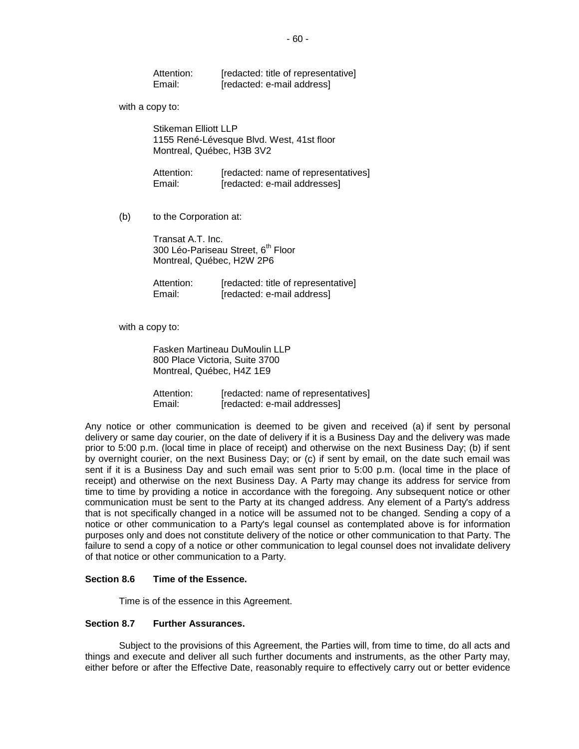Attention: [redacted: title of representative]
Email: [redacted: e-mail address]

with a copy to:

Stikeman Elliott LLP
1155 René-Lévesque Blvd. West, 41st floor
Montreal, Québec, H3B 3V2

Attention: [redacted: name of representatives]
Email: [redacted: e-mail addresses]

(b) to the Corporation at:

Transat A.T. Inc.
300 Léo-Pariseau Street, 6th Floor
Montreal, Québec, H2W 2P6

Attention: [redacted: title of representative]
Email: [redacted: e-mail address]

with a copy to:

Fasken Martineau DuMoulin LLP
800 Place Victoria, Suite 3700
Montreal, Québec, H4Z 1E9

Attention: [redacted: name of representatives]
Email: [redacted: e-mail addresses]

Any notice or other communication is deemed to be given and received (a) if sent by personal delivery or same day courier, on the date of delivery if it is a Business Day and the delivery was made prior to 5:00 p.m. (local time in place of receipt) and otherwise on the next Business Day; (b) if sent by overnight courier, on the next Business Day; or (c) if sent by email, on the date such email was sent if it is a Business Day and such email was sent prior to 5:00 p.m. (local time in the place of receipt) and otherwise on the next Business Day. A Party may change its address for service from time to time by providing a notice in accordance with the foregoing. Any subsequent notice or other communication must be sent to the Party at its changed address. Any element of a Party's address that is not specifically changed in a notice will be assumed not to be changed. Sending a copy of a notice or other communication to a Party's legal counsel as contemplated above is for information purposes only and does not constitute delivery of the notice or other communication to that Party. The failure to send a copy of a notice or other communication to legal counsel does not invalidate delivery of that notice or other communication to a Party.

### Section 8.6 Time of the Essence.

Time is of the essence in this Agreement.

### Section 8.7 Further Assurances.

Subject to the provisions of this Agreement, the Parties will, from time to time, do all acts and things and execute and deliver all such further documents and instruments, as the other Party may, either before or after the Effective Date, reasonably require to effectively carry out or better evidence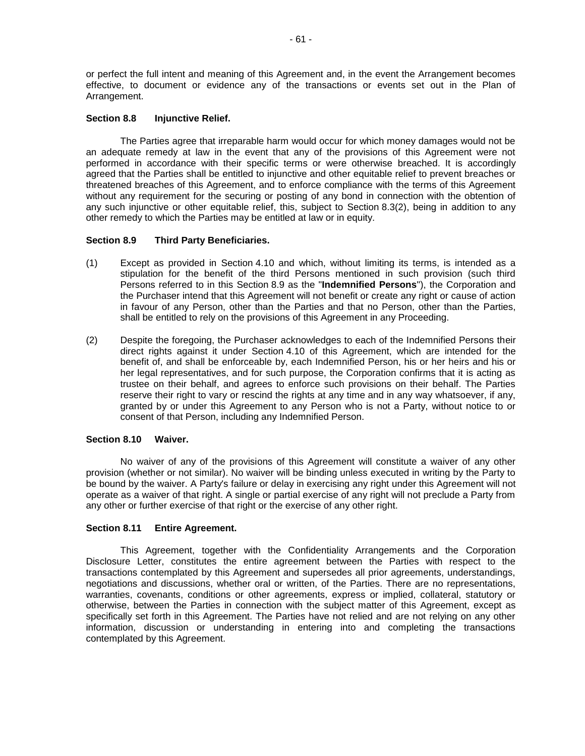or perfect the full intent and meaning of this Agreement and, in the event the Arrangement becomes effective, to document or evidence any of the transactions or events set out in the Plan of Arrangement.

**Section 8.8 Injunctive Relief.**

The Parties agree that irreparable harm would occur for which money damages would not be an adequate remedy at law in the event that any of the provisions of this Agreement were not performed in accordance with their specific terms or were otherwise breached. It is accordingly agreed that the Parties shall be entitled to injunctive and other equitable relief to prevent breaches or threatened breaches of this Agreement, and to enforce compliance with the terms of this Agreement without any requirement for the securing or posting of any bond in connection with the obtention of any such injunctive or other equitable relief, this, subject to Section 8.3(2), being in addition to any other remedy to which the Parties may be entitled at law or in equity.

**Section 8.9 Third Party Beneficiaries.**

(1) Except as provided in Section 4.10 and which, without limiting its terms, is intended as a stipulation for the benefit of the third Persons mentioned in such provision (such third Persons referred to in this Section 8.9 as the "**Indemnified Persons**"), the Corporation and the Purchaser intend that this Agreement will not benefit or create any right or cause of action in favour of any Person, other than the Parties and that no Person, other than the Parties, shall be entitled to rely on the provisions of this Agreement in any Proceeding.

(2) Despite the foregoing, the Purchaser acknowledges to each of the Indemnified Persons their direct rights against it under Section 4.10 of this Agreement, which are intended for the benefit of, and shall be enforceable by, each Indemnified Person, his or her heirs and his or her legal representatives, and for such purpose, the Corporation confirms that it is acting as trustee on their behalf, and agrees to enforce such provisions on their behalf. The Parties reserve their right to vary or rescind the rights at any time and in any way whatsoever, if any, granted by or under this Agreement to any Person who is not a Party, without notice to or consent of that Person, including any Indemnified Person.

**Section 8.10 Waiver.**

No waiver of any of the provisions of this Agreement will constitute a waiver of any other provision (whether or not similar). No waiver will be binding unless executed in writing by the Party to be bound by the waiver. A Party's failure or delay in exercising any right under this Agreement will not operate as a waiver of that right. A single or partial exercise of any right will not preclude a Party from any other or further exercise of that right or the exercise of any other right.

**Section 8.11 Entire Agreement.**

This Agreement, together with the Confidentiality Arrangements and the Corporation Disclosure Letter, constitutes the entire agreement between the Parties with respect to the transactions contemplated by this Agreement and supersedes all prior agreements, understandings, negotiations and discussions, whether oral or written, of the Parties. There are no representations, warranties, covenants, conditions or other agreements, express or implied, collateral, statutory or otherwise, between the Parties in connection with the subject matter of this Agreement, except as specifically set forth in this Agreement. The Parties have not relied and are not relying on any other information, discussion or understanding in entering into and completing the transactions contemplated by this Agreement.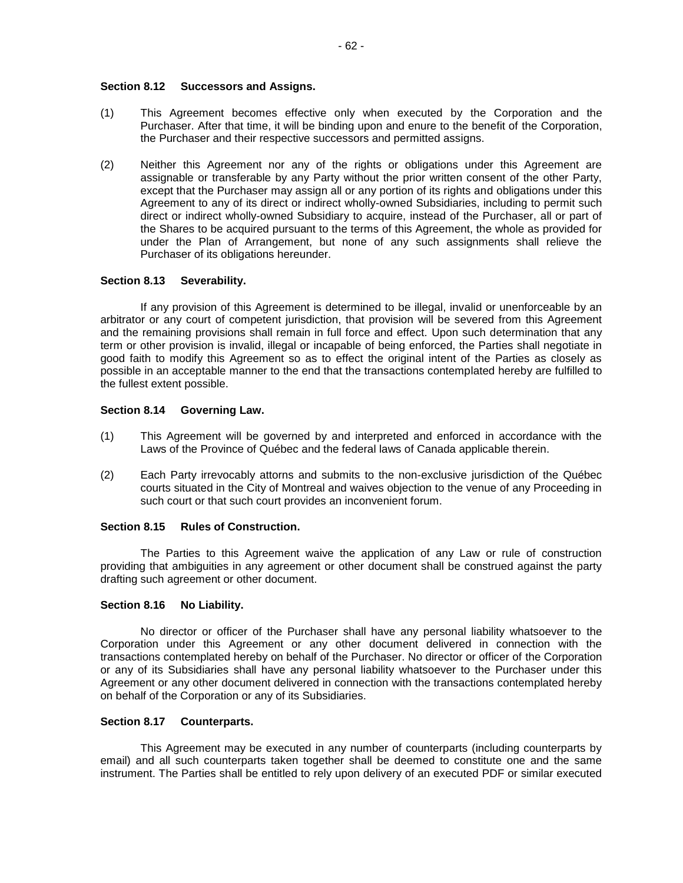**Section 8.12 Successors and Assigns.**

(1) This Agreement becomes effective only when executed by the Corporation and the Purchaser. After that time, it will be binding upon and enure to the benefit of the Corporation, the Purchaser and their respective successors and permitted assigns.

(2) Neither this Agreement nor any of the rights or obligations under this Agreement are assignable or transferable by any Party without the prior written consent of the other Party, except that the Purchaser may assign all or any portion of its rights and obligations under this Agreement to any of its direct or indirect wholly-owned Subsidiaries, including to permit such direct or indirect wholly-owned Subsidiary to acquire, instead of the Purchaser, all or part of the Shares to be acquired pursuant to the terms of this Agreement, the whole as provided for under the Plan of Arrangement, but none of any such assignments shall relieve the Purchaser of its obligations hereunder.

**Section 8.13 Severability.**

If any provision of this Agreement is determined to be illegal, invalid or unenforceable by an arbitrator or any court of competent jurisdiction, that provision will be severed from this Agreement and the remaining provisions shall remain in full force and effect. Upon such determination that any term or other provision is invalid, illegal or incapable of being enforced, the Parties shall negotiate in good faith to modify this Agreement so as to effect the original intent of the Parties as closely as possible in an acceptable manner to the end that the transactions contemplated hereby are fulfilled to the fullest extent possible.

**Section 8.14 Governing Law.**

(1) This Agreement will be governed by and interpreted and enforced in accordance with the Laws of the Province of Québec and the federal laws of Canada applicable therein.

(2) Each Party irrevocably attorns and submits to the non-exclusive jurisdiction of the Québec courts situated in the City of Montreal and waives objection to the venue of any Proceeding in such court or that such court provides an inconvenient forum.

**Section 8.15 Rules of Construction.**

The Parties to this Agreement waive the application of any Law or rule of construction providing that ambiguities in any agreement or other document shall be construed against the party drafting such agreement or other document.

**Section 8.16 No Liability.**

No director or officer of the Purchaser shall have any personal liability whatsoever to the Corporation under this Agreement or any other document delivered in connection with the transactions contemplated hereby on behalf of the Purchaser. No director or officer of the Corporation or any of its Subsidiaries shall have any personal liability whatsoever to the Purchaser under this Agreement or any other document delivered in connection with the transactions contemplated hereby on behalf of the Corporation or any of its Subsidiaries.

**Section 8.17 Counterparts.**

This Agreement may be executed in any number of counterparts (including counterparts by email) and all such counterparts taken together shall be deemed to constitute one and the same instrument. The Parties shall be entitled to rely upon delivery of an executed PDF or similar executed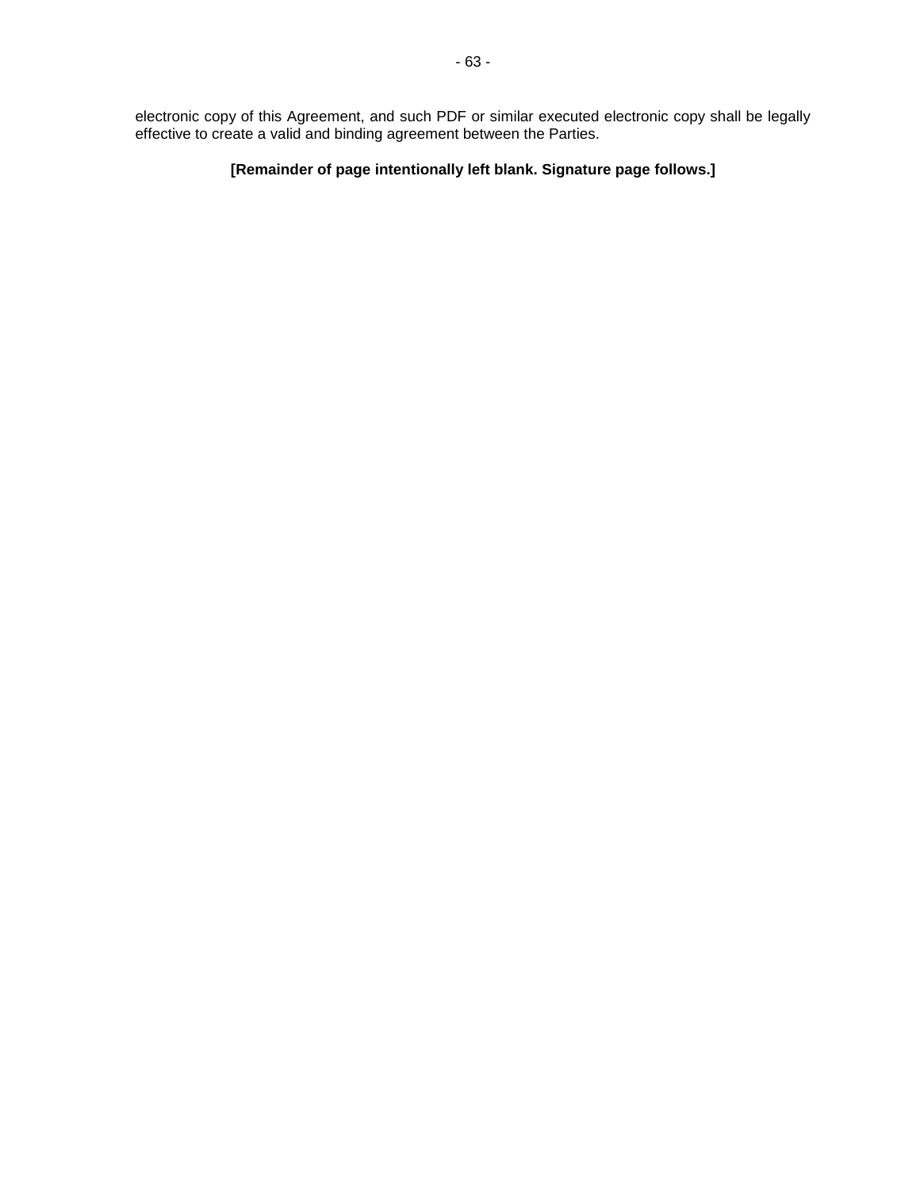electronic copy of this Agreement, and such PDF or similar executed electronic copy shall be legally effective to create a valid and binding agreement between the Parties.

**[Remainder of page intentionally left blank. Signature page follows.]**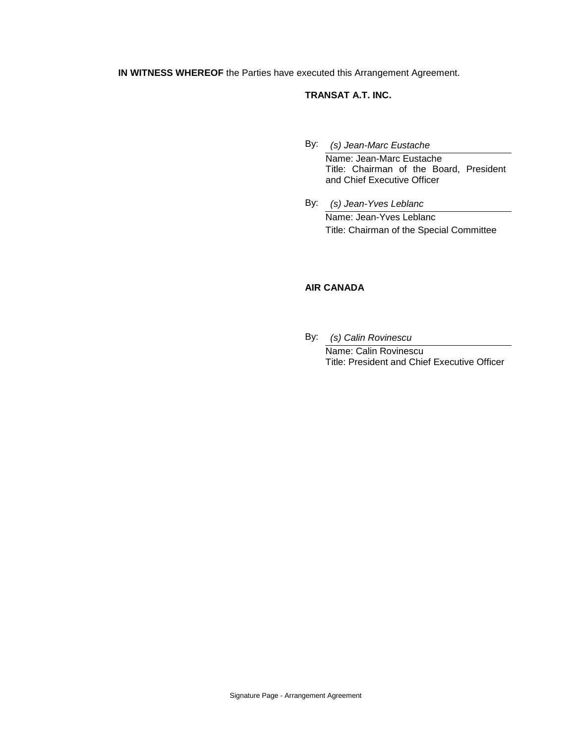**IN WITNESS WHEREOF** the Parties have executed this Arrangement Agreement.

**TRANSAT A.T. INC.**

By: *(s) Jean-Marc Eustache*
Name: Jean-Marc Eustache
Title: Chairman of the Board, President and Chief Executive Officer

By: *(s) Jean-Yves Leblanc*
Name: Jean-Yves Leblanc
Title: Chairman of the Special Committee

**AIR CANADA**

By: *(s) Calin Rovinescu*
Name: Calin Rovinescu
Title: President and Chief Executive Officer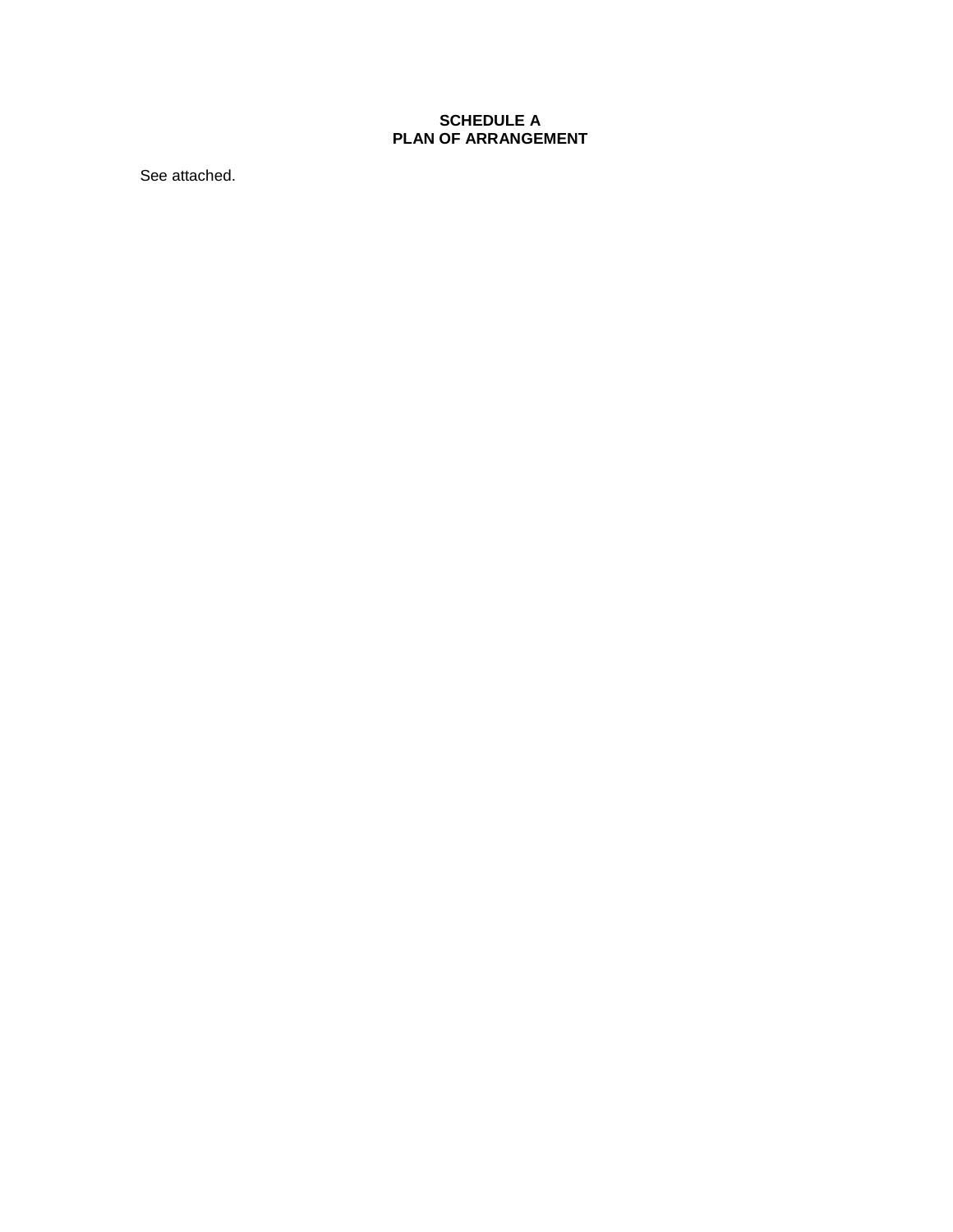# SCHEDULE A
# PLAN OF ARRANGEMENT

See attached.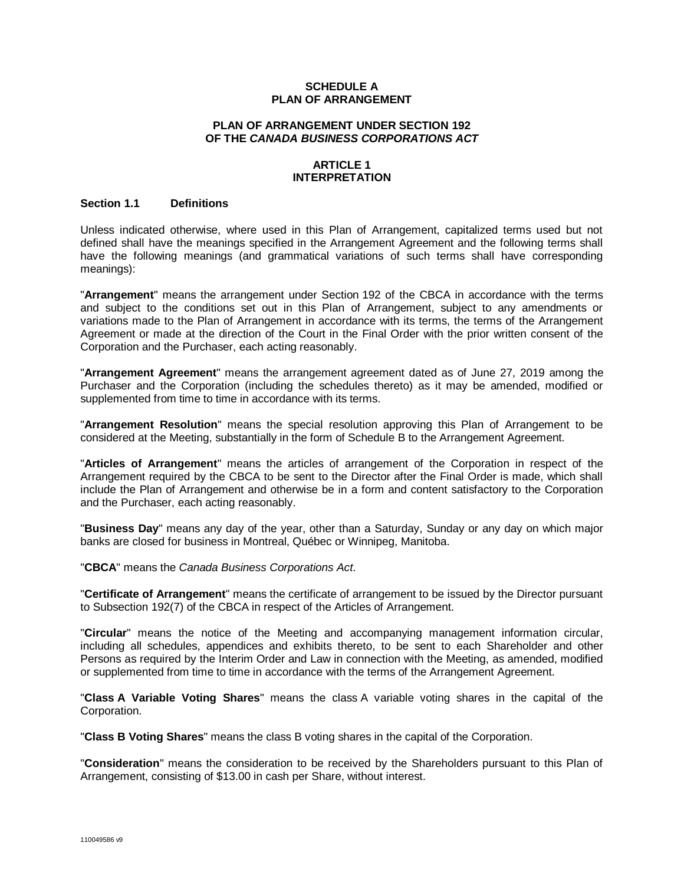# SCHEDULE A
# PLAN OF ARRANGEMENT

## PLAN OF ARRANGEMENT UNDER SECTION 192 OF THE *CANADA BUSINESS CORPORATIONS ACT*

## ARTICLE 1
## INTERPRETATION

### Section 1.1 Definitions

Unless indicated otherwise, where used in this Plan of Arrangement, capitalized terms used but not defined shall have the meanings specified in the Arrangement Agreement and the following terms shall have the following meanings (and grammatical variations of such terms shall have corresponding meanings):

"**Arrangement**" means the arrangement under Section 192 of the CBCA in accordance with the terms and subject to the conditions set out in this Plan of Arrangement, subject to any amendments or variations made to the Plan of Arrangement in accordance with its terms, the terms of the Arrangement Agreement or made at the direction of the Court in the Final Order with the prior written consent of the Corporation and the Purchaser, each acting reasonably.

"**Arrangement Agreement**" means the arrangement agreement dated as of June 27, 2019 among the Purchaser and the Corporation (including the schedules thereto) as it may be amended, modified or supplemented from time to time in accordance with its terms.

"**Arrangement Resolution**" means the special resolution approving this Plan of Arrangement to be considered at the Meeting, substantially in the form of Schedule B to the Arrangement Agreement.

"**Articles of Arrangement**" means the articles of arrangement of the Corporation in respect of the Arrangement required by the CBCA to be sent to the Director after the Final Order is made, which shall include the Plan of Arrangement and otherwise be in a form and content satisfactory to the Corporation and the Purchaser, each acting reasonably.

"**Business Day**" means any day of the year, other than a Saturday, Sunday or any day on which major banks are closed for business in Montreal, Québec or Winnipeg, Manitoba.

"**CBCA**" means the *Canada Business Corporations Act*.

"**Certificate of Arrangement**" means the certificate of arrangement to be issued by the Director pursuant to Subsection 192(7) of the CBCA in respect of the Articles of Arrangement.

"**Circular**" means the notice of the Meeting and accompanying management information circular, including all schedules, appendices and exhibits thereto, to be sent to each Shareholder and other Persons as required by the Interim Order and Law in connection with the Meeting, as amended, modified or supplemented from time to time in accordance with the terms of the Arrangement Agreement.

"**Class A Variable Voting Shares**" means the class A variable voting shares in the capital of the Corporation.

"**Class B Voting Shares**" means the class B voting shares in the capital of the Corporation.

"**Consideration**" means the consideration to be received by the Shareholders pursuant to this Plan of Arrangement, consisting of $13.00 in cash per Share, without interest.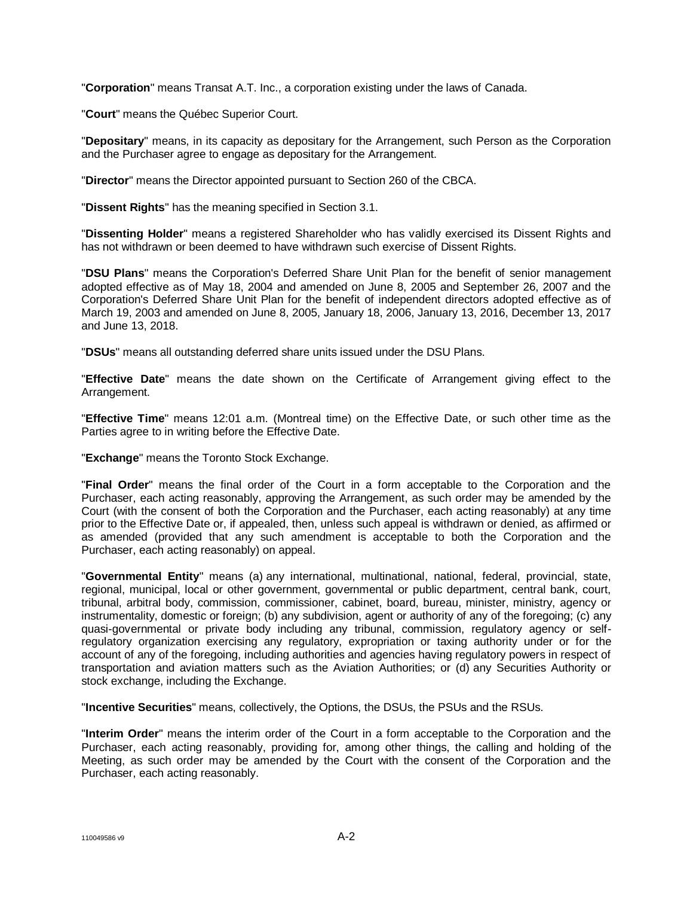"**Corporation**" means Transat A.T. Inc., a corporation existing under the laws of Canada.

"**Court**" means the Québec Superior Court.

"**Depositary**" means, in its capacity as depositary for the Arrangement, such Person as the Corporation and the Purchaser agree to engage as depositary for the Arrangement.

"**Director**" means the Director appointed pursuant to Section 260 of the CBCA.

"**Dissent Rights**" has the meaning specified in Section 3.1.

"**Dissenting Holder**" means a registered Shareholder who has validly exercised its Dissent Rights and has not withdrawn or been deemed to have withdrawn such exercise of Dissent Rights.

"**DSU Plans**" means the Corporation's Deferred Share Unit Plan for the benefit of senior management adopted effective as of May 18, 2004 and amended on June 8, 2005 and September 26, 2007 and the Corporation's Deferred Share Unit Plan for the benefit of independent directors adopted effective as of March 19, 2003 and amended on June 8, 2005, January 18, 2006, January 13, 2016, December 13, 2017 and June 13, 2018.

"**DSUs**" means all outstanding deferred share units issued under the DSU Plans.

"**Effective Date**" means the date shown on the Certificate of Arrangement giving effect to the Arrangement.

"**Effective Time**" means 12:01 a.m. (Montreal time) on the Effective Date, or such other time as the Parties agree to in writing before the Effective Date.

"**Exchange**" means the Toronto Stock Exchange.

"**Final Order**" means the final order of the Court in a form acceptable to the Corporation and the Purchaser, each acting reasonably, approving the Arrangement, as such order may be amended by the Court (with the consent of both the Corporation and the Purchaser, each acting reasonably) at any time prior to the Effective Date or, if appealed, then, unless such appeal is withdrawn or denied, as affirmed or as amended (provided that any such amendment is acceptable to both the Corporation and the Purchaser, each acting reasonably) on appeal.

"**Governmental Entity**" means (a) any international, multinational, national, federal, provincial, state, regional, municipal, local or other government, governmental or public department, central bank, court, tribunal, arbitral body, commission, commissioner, cabinet, board, bureau, minister, ministry, agency or instrumentality, domestic or foreign; (b) any subdivision, agent or authority of any of the foregoing; (c) any quasi-governmental or private body including any tribunal, commission, regulatory agency or self-regulatory organization exercising any regulatory, expropriation or taxing authority under or for the account of any of the foregoing, including authorities and agencies having regulatory powers in respect of transportation and aviation matters such as the Aviation Authorities; or (d) any Securities Authority or stock exchange, including the Exchange.

"**Incentive Securities**" means, collectively, the Options, the DSUs, the PSUs and the RSUs.

"**Interim Order**" means the interim order of the Court in a form acceptable to the Corporation and the Purchaser, each acting reasonably, providing for, among other things, the calling and holding of the Meeting, as such order may be amended by the Court with the consent of the Corporation and the Purchaser, each acting reasonably.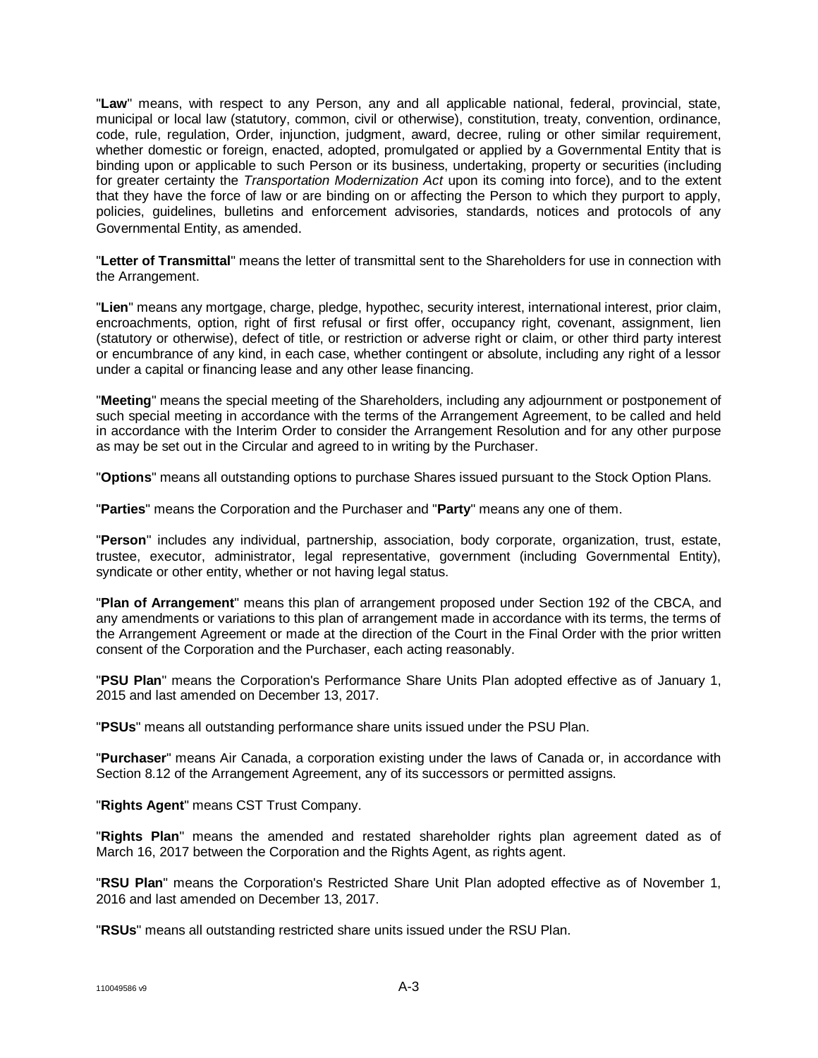"**Law**" means, with respect to any Person, any and all applicable national, federal, provincial, state, municipal or local law (statutory, common, civil or otherwise), constitution, treaty, convention, ordinance, code, rule, regulation, Order, injunction, judgment, award, decree, ruling or other similar requirement, whether domestic or foreign, enacted, adopted, promulgated or applied by a Governmental Entity that is binding upon or applicable to such Person or its business, undertaking, property or securities (including for greater certainty the *Transportation Modernization Act* upon its coming into force), and to the extent that they have the force of law or are binding on or affecting the Person to which they purport to apply, policies, guidelines, bulletins and enforcement advisories, standards, notices and protocols of any Governmental Entity, as amended.

"**Letter of Transmittal**" means the letter of transmittal sent to the Shareholders for use in connection with the Arrangement.

"**Lien**" means any mortgage, charge, pledge, hypothec, security interest, international interest, prior claim, encroachments, option, right of first refusal or first offer, occupancy right, covenant, assignment, lien (statutory or otherwise), defect of title, or restriction or adverse right or claim, or other third party interest or encumbrance of any kind, in each case, whether contingent or absolute, including any right of a lessor under a capital or financing lease and any other lease financing.

"**Meeting**" means the special meeting of the Shareholders, including any adjournment or postponement of such special meeting in accordance with the terms of the Arrangement Agreement, to be called and held in accordance with the Interim Order to consider the Arrangement Resolution and for any other purpose as may be set out in the Circular and agreed to in writing by the Purchaser.

"**Options**" means all outstanding options to purchase Shares issued pursuant to the Stock Option Plans.

"**Parties**" means the Corporation and the Purchaser and "**Party**" means any one of them.

"**Person**" includes any individual, partnership, association, body corporate, organization, trust, estate, trustee, executor, administrator, legal representative, government (including Governmental Entity), syndicate or other entity, whether or not having legal status.

"**Plan of Arrangement**" means this plan of arrangement proposed under Section 192 of the CBCA, and any amendments or variations to this plan of arrangement made in accordance with its terms, the terms of the Arrangement Agreement or made at the direction of the Court in the Final Order with the prior written consent of the Corporation and the Purchaser, each acting reasonably.

"**PSU Plan**" means the Corporation's Performance Share Units Plan adopted effective as of January 1, 2015 and last amended on December 13, 2017.

"**PSUs**" means all outstanding performance share units issued under the PSU Plan.

"**Purchaser**" means Air Canada, a corporation existing under the laws of Canada or, in accordance with Section 8.12 of the Arrangement Agreement, any of its successors or permitted assigns.

"**Rights Agent**" means CST Trust Company.

"**Rights Plan**" means the amended and restated shareholder rights plan agreement dated as of March 16, 2017 between the Corporation and the Rights Agent, as rights agent.

"**RSU Plan**" means the Corporation's Restricted Share Unit Plan adopted effective as of November 1, 2016 and last amended on December 13, 2017.

"**RSUs**" means all outstanding restricted share units issued under the RSU Plan.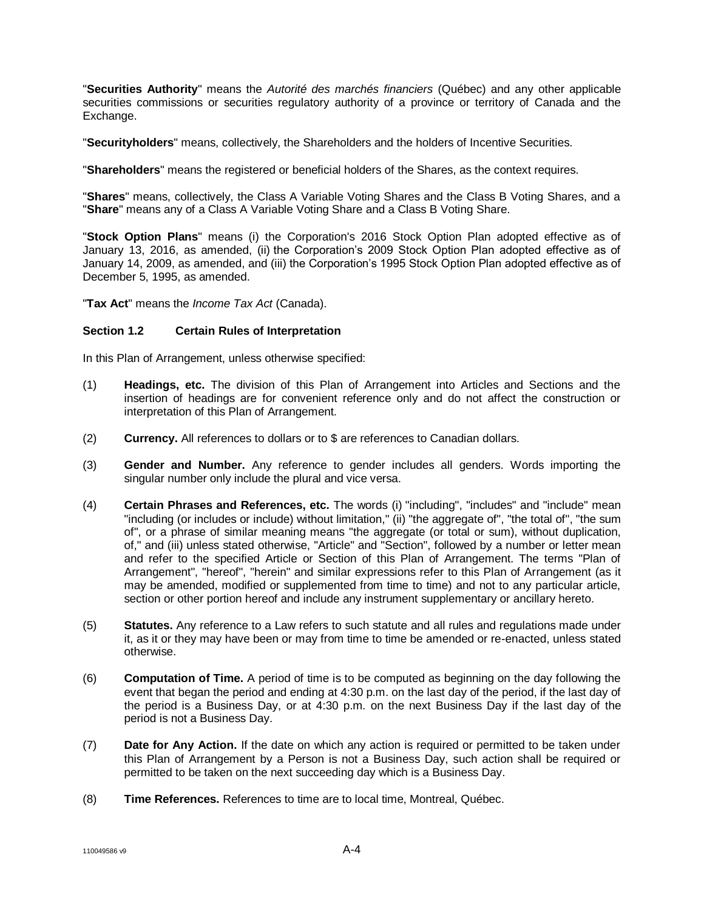"**Securities Authority**" means the *Autorité des marchés financiers* (Québec) and any other applicable securities commissions or securities regulatory authority of a province or territory of Canada and the Exchange.

"**Securityholders**" means, collectively, the Shareholders and the holders of Incentive Securities.

"**Shareholders**" means the registered or beneficial holders of the Shares, as the context requires.

"**Shares**" means, collectively, the Class A Variable Voting Shares and the Class B Voting Shares, and a "**Share**" means any of a Class A Variable Voting Share and a Class B Voting Share.

"**Stock Option Plans**" means (i) the Corporation's 2016 Stock Option Plan adopted effective as of January 13, 2016, as amended, (ii) the Corporation's 2009 Stock Option Plan adopted effective as of January 14, 2009, as amended, and (iii) the Corporation's 1995 Stock Option Plan adopted effective as of December 5, 1995, as amended.

"**Tax Act**" means the *Income Tax Act* (Canada).

### Section 1.2 Certain Rules of Interpretation

In this Plan of Arrangement, unless otherwise specified:

(1) **Headings, etc.** The division of this Plan of Arrangement into Articles and Sections and the insertion of headings are for convenient reference only and do not affect the construction or interpretation of this Plan of Arrangement.

(2) **Currency.** All references to dollars or to $ are references to Canadian dollars.

(3) **Gender and Number.** Any reference to gender includes all genders. Words importing the singular number only include the plural and vice versa.

(4) **Certain Phrases and References, etc.** The words (i) "including", "includes" and "include" mean "including (or includes or include) without limitation," (ii) "the aggregate of", "the total of", "the sum of", or a phrase of similar meaning means "the aggregate (or total or sum), without duplication, of," and (iii) unless stated otherwise, "Article" and "Section", followed by a number or letter mean and refer to the specified Article or Section of this Plan of Arrangement. The terms "Plan of Arrangement", "hereof", "herein" and similar expressions refer to this Plan of Arrangement (as it may be amended, modified or supplemented from time to time) and not to any particular article, section or other portion hereof and include any instrument supplementary or ancillary hereto.

(5) **Statutes.** Any reference to a Law refers to such statute and all rules and regulations made under it, as it or they may have been or may from time to time be amended or re-enacted, unless stated otherwise.

(6) **Computation of Time.** A period of time is to be computed as beginning on the day following the event that began the period and ending at 4:30 p.m. on the last day of the period, if the last day of the period is a Business Day, or at 4:30 p.m. on the next Business Day if the last day of the period is not a Business Day.

(7) **Date for Any Action.** If the date on which any action is required or permitted to be taken under this Plan of Arrangement by a Person is not a Business Day, such action shall be required or permitted to be taken on the next succeeding day which is a Business Day.

(8) **Time References.** References to time are to local time, Montreal, Québec.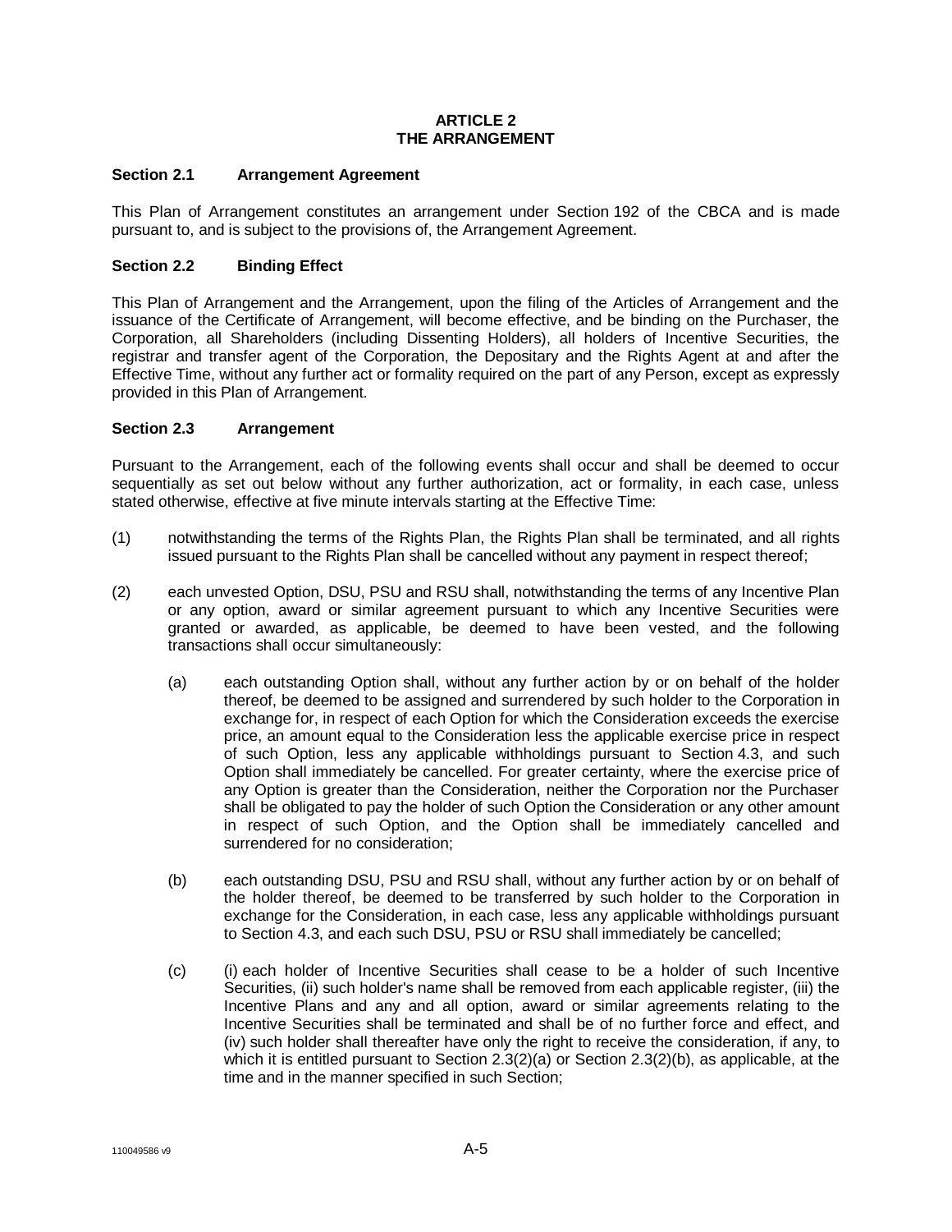# ARTICLE 2
# THE ARRANGEMENT

### Section 2.1 Arrangement Agreement

This Plan of Arrangement constitutes an arrangement under Section 192 of the CBCA and is made pursuant to, and is subject to the provisions of, the Arrangement Agreement.

### Section 2.2 Binding Effect

This Plan of Arrangement and the Arrangement, upon the filing of the Articles of Arrangement and the issuance of the Certificate of Arrangement, will become effective, and be binding on the Purchaser, the Corporation, all Shareholders (including Dissenting Holders), all holders of Incentive Securities, the registrar and transfer agent of the Corporation, the Depositary and the Rights Agent at and after the Effective Time, without any further act or formality required on the part of any Person, except as expressly provided in this Plan of Arrangement.

### Section 2.3 Arrangement

Pursuant to the Arrangement, each of the following events shall occur and shall be deemed to occur sequentially as set out below without any further authorization, act or formality, in each case, unless stated otherwise, effective at five minute intervals starting at the Effective Time:

(1) notwithstanding the terms of the Rights Plan, the Rights Plan shall be terminated, and all rights issued pursuant to the Rights Plan shall be cancelled without any payment in respect thereof;

(2) each unvested Option, DSU, PSU and RSU shall, notwithstanding the terms of any Incentive Plan or any option, award or similar agreement pursuant to which any Incentive Securities were granted or awarded, as applicable, be deemed to have been vested, and the following transactions shall occur simultaneously:

   (a) each outstanding Option shall, without any further action by or on behalf of the holder thereof, be deemed to be assigned and surrendered by such holder to the Corporation in exchange for, in respect of each Option for which the Consideration exceeds the exercise price, an amount equal to the Consideration less the applicable exercise price in respect of such Option, less any applicable withholdings pursuant to Section 4.3, and such Option shall immediately be cancelled. For greater certainty, where the exercise price of any Option is greater than the Consideration, neither the Corporation nor the Purchaser shall be obligated to pay the holder of such Option the Consideration or any other amount in respect of such Option, and the Option shall be immediately cancelled and surrendered for no consideration;

   (b) each outstanding DSU, PSU and RSU shall, without any further action by or on behalf of the holder thereof, be deemed to be transferred by such holder to the Corporation in exchange for the Consideration, in each case, less any applicable withholdings pursuant to Section 4.3, and each such DSU, PSU or RSU shall immediately be cancelled;

   (c) (i) each holder of Incentive Securities shall cease to be a holder of such Incentive Securities, (ii) such holder's name shall be removed from each applicable register, (iii) the Incentive Plans and any and all option, award or similar agreements relating to the Incentive Securities shall be terminated and shall be of no further force and effect, and (iv) such holder shall thereafter have only the right to receive the consideration, if any, to which it is entitled pursuant to Section 2.3(2)(a) or Section 2.3(2)(b), as applicable, at the time and in the manner specified in such Section;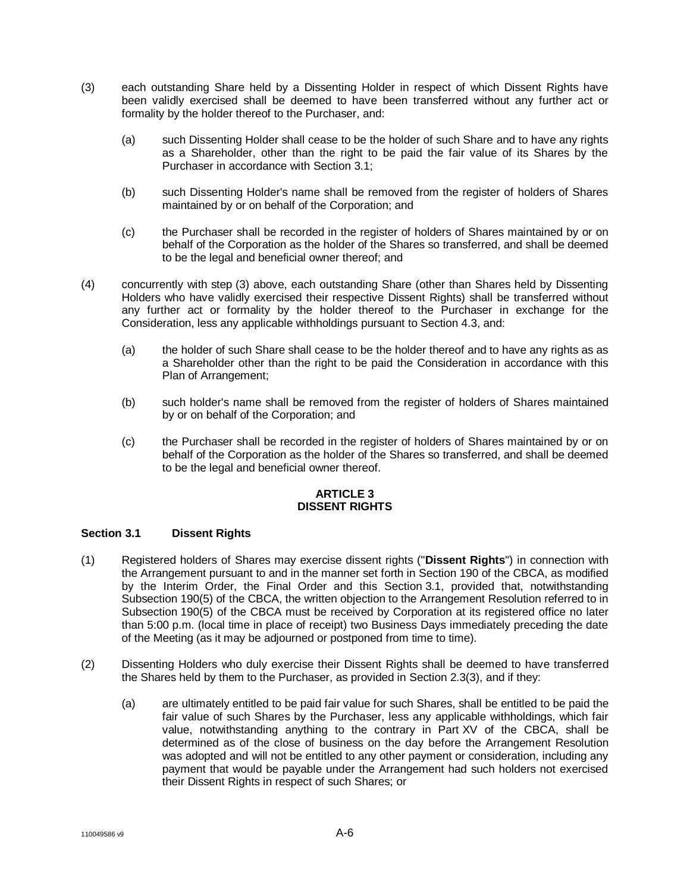(3) each outstanding Share held by a Dissenting Holder in respect of which Dissent Rights have been validly exercised shall be deemed to have been transferred without any further act or formality by the holder thereof to the Purchaser, and:

   (a) such Dissenting Holder shall cease to be the holder of such Share and to have any rights as a Shareholder, other than the right to be paid the fair value of its Shares by the Purchaser in accordance with Section 3.1;

   (b) such Dissenting Holder's name shall be removed from the register of holders of Shares maintained by or on behalf of the Corporation; and

   (c) the Purchaser shall be recorded in the register of holders of Shares maintained by or on behalf of the Corporation as the holder of the Shares so transferred, and shall be deemed to be the legal and beneficial owner thereof; and

(4) concurrently with step (3) above, each outstanding Share (other than Shares held by Dissenting Holders who have validly exercised their respective Dissent Rights) shall be transferred without any further act or formality by the holder thereof to the Purchaser in exchange for the Consideration, less any applicable withholdings pursuant to Section 4.3, and:

   (a) the holder of such Share shall cease to be the holder thereof and to have any rights as as a Shareholder other than the right to be paid the Consideration in accordance with this Plan of Arrangement;

   (b) such holder's name shall be removed from the register of holders of Shares maintained by or on behalf of the Corporation; and

   (c) the Purchaser shall be recorded in the register of holders of Shares maintained by or on behalf of the Corporation as the holder of the Shares so transferred, and shall be deemed to be the legal and beneficial owner thereof.

## ARTICLE 3
## DISSENT RIGHTS

### Section 3.1 Dissent Rights

(1) Registered holders of Shares may exercise dissent rights ("**Dissent Rights**") in connection with the Arrangement pursuant to and in the manner set forth in Section 190 of the CBCA, as modified by the Interim Order, the Final Order and this Section 3.1, provided that, notwithstanding Subsection 190(5) of the CBCA, the written objection to the Arrangement Resolution referred to in Subsection 190(5) of the CBCA must be received by Corporation at its registered office no later than 5:00 p.m. (local time in place of receipt) two Business Days immediately preceding the date of the Meeting (as it may be adjourned or postponed from time to time).

(2) Dissenting Holders who duly exercise their Dissent Rights shall be deemed to have transferred the Shares held by them to the Purchaser, as provided in Section 2.3(3), and if they:

   (a) are ultimately entitled to be paid fair value for such Shares, shall be entitled to be paid the fair value of such Shares by the Purchaser, less any applicable withholdings, which fair value, notwithstanding anything to the contrary in Part XV of the CBCA, shall be determined as of the close of business on the day before the Arrangement Resolution was adopted and will not be entitled to any other payment or consideration, including any payment that would be payable under the Arrangement had such holders not exercised their Dissent Rights in respect of such Shares; or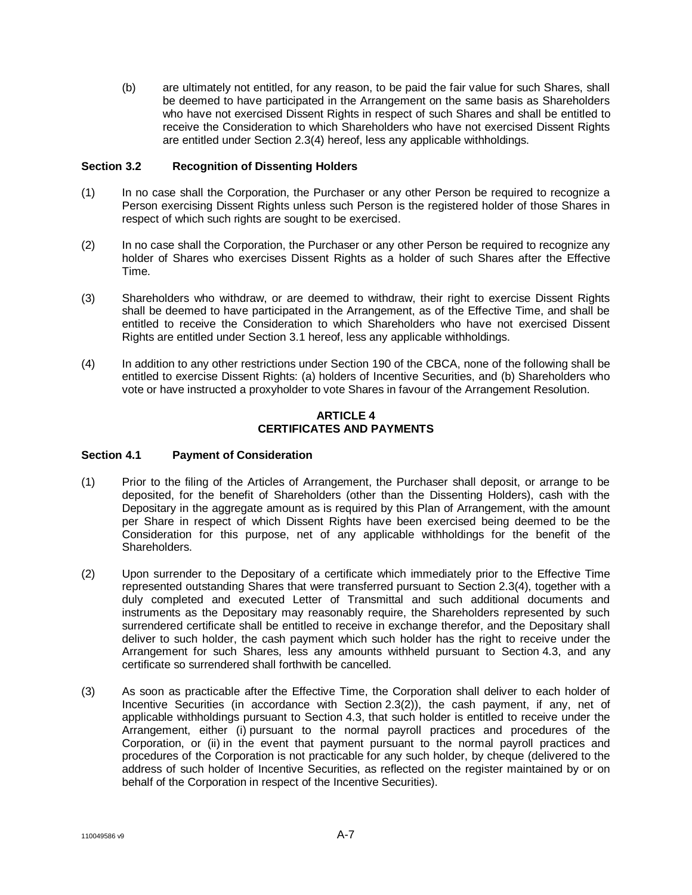(b) are ultimately not entitled, for any reason, to be paid the fair value for such Shares, shall be deemed to have participated in the Arrangement on the same basis as Shareholders who have not exercised Dissent Rights in respect of such Shares and shall be entitled to receive the Consideration to which Shareholders who have not exercised Dissent Rights are entitled under Section 2.3(4) hereof, less any applicable withholdings.

### Section 3.2 Recognition of Dissenting Holders

(1) In no case shall the Corporation, the Purchaser or any other Person be required to recognize a Person exercising Dissent Rights unless such Person is the registered holder of those Shares in respect of which such rights are sought to be exercised.

(2) In no case shall the Corporation, the Purchaser or any other Person be required to recognize any holder of Shares who exercises Dissent Rights as a holder of such Shares after the Effective Time.

(3) Shareholders who withdraw, or are deemed to withdraw, their right to exercise Dissent Rights shall be deemed to have participated in the Arrangement, as of the Effective Time, and shall be entitled to receive the Consideration to which Shareholders who have not exercised Dissent Rights are entitled under Section 3.1 hereof, less any applicable withholdings.

(4) In addition to any other restrictions under Section 190 of the CBCA, none of the following shall be entitled to exercise Dissent Rights: (a) holders of Incentive Securities, and (b) Shareholders who vote or have instructed a proxyholder to vote Shares in favour of the Arrangement Resolution.

## ARTICLE 4
## CERTIFICATES AND PAYMENTS

### Section 4.1 Payment of Consideration

(1) Prior to the filing of the Articles of Arrangement, the Purchaser shall deposit, or arrange to be deposited, for the benefit of Shareholders (other than the Dissenting Holders), cash with the Depositary in the aggregate amount as is required by this Plan of Arrangement, with the amount per Share in respect of which Dissent Rights have been exercised being deemed to be the Consideration for this purpose, net of any applicable withholdings for the benefit of the Shareholders.

(2) Upon surrender to the Depositary of a certificate which immediately prior to the Effective Time represented outstanding Shares that were transferred pursuant to Section 2.3(4), together with a duly completed and executed Letter of Transmittal and such additional documents and instruments as the Depositary may reasonably require, the Shareholders represented by such surrendered certificate shall be entitled to receive in exchange therefor, and the Depositary shall deliver to such holder, the cash payment which such holder has the right to receive under the Arrangement for such Shares, less any amounts withheld pursuant to Section 4.3, and any certificate so surrendered shall forthwith be cancelled.

(3) As soon as practicable after the Effective Time, the Corporation shall deliver to each holder of Incentive Securities (in accordance with Section 2.3(2)), the cash payment, if any, net of applicable withholdings pursuant to Section 4.3, that such holder is entitled to receive under the Arrangement, either (i) pursuant to the normal payroll practices and procedures of the Corporation, or (ii) in the event that payment pursuant to the normal payroll practices and procedures of the Corporation is not practicable for any such holder, by cheque (delivered to the address of such holder of Incentive Securities, as reflected on the register maintained by or on behalf of the Corporation in respect of the Incentive Securities).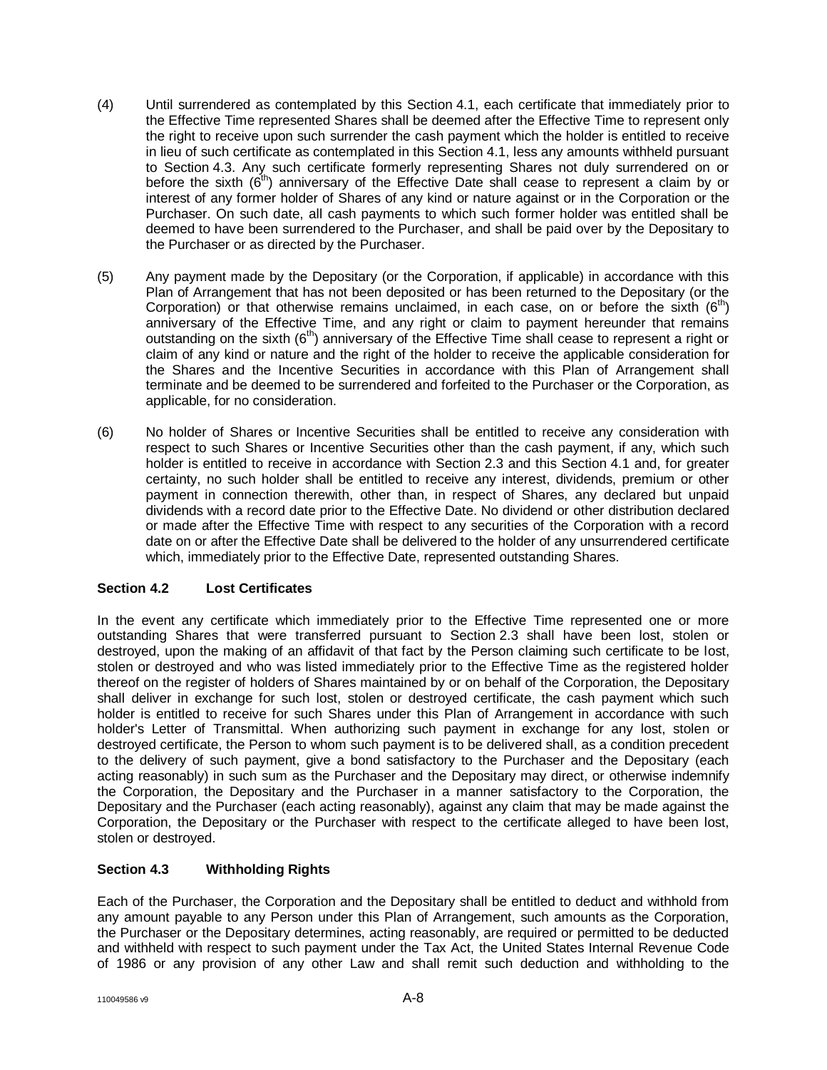(4) Until surrendered as contemplated by this Section 4.1, each certificate that immediately prior to the Effective Time represented Shares shall be deemed after the Effective Time to represent only the right to receive upon such surrender the cash payment which the holder is entitled to receive in lieu of such certificate as contemplated in this Section 4.1, less any amounts withheld pursuant to Section 4.3. Any such certificate formerly representing Shares not duly surrendered on or before the sixth ($6^{th}$) anniversary of the Effective Date shall cease to represent a claim by or interest of any former holder of Shares of any kind or nature against or in the Corporation or the Purchaser. On such date, all cash payments to which such former holder was entitled shall be deemed to have been surrendered to the Purchaser, and shall be paid over by the Depositary to the Purchaser or as directed by the Purchaser.

(5) Any payment made by the Depositary (or the Corporation, if applicable) in accordance with this Plan of Arrangement that has not been deposited or has been returned to the Depositary (or the Corporation) or that otherwise remains unclaimed, in each case, on or before the sixth ($6^{th}$) anniversary of the Effective Time, and any right or claim to payment hereunder that remains outstanding on the sixth ($6^{th}$) anniversary of the Effective Time shall cease to represent a right or claim of any kind or nature and the right of the holder to receive the applicable consideration for the Shares and the Incentive Securities in accordance with this Plan of Arrangement shall terminate and be deemed to be surrendered and forfeited to the Purchaser or the Corporation, as applicable, for no consideration.

(6) No holder of Shares or Incentive Securities shall be entitled to receive any consideration with respect to such Shares or Incentive Securities other than the cash payment, if any, which such holder is entitled to receive in accordance with Section 2.3 and this Section 4.1 and, for greater certainty, no such holder shall be entitled to receive any interest, dividends, premium or other payment in connection therewith, other than, in respect of Shares, any declared but unpaid dividends with a record date prior to the Effective Date. No dividend or other distribution declared or made after the Effective Time with respect to any securities of the Corporation with a record date on or after the Effective Date shall be delivered to the holder of any unsurrendered certificate which, immediately prior to the Effective Date, represented outstanding Shares.

### Section 4.2 Lost Certificates

In the event any certificate which immediately prior to the Effective Time represented one or more outstanding Shares that were transferred pursuant to Section 2.3 shall have been lost, stolen or destroyed, upon the making of an affidavit of that fact by the Person claiming such certificate to be lost, stolen or destroyed and who was listed immediately prior to the Effective Time as the registered holder thereof on the register of holders of Shares maintained by or on behalf of the Corporation, the Depositary shall deliver in exchange for such lost, stolen or destroyed certificate, the cash payment which such holder is entitled to receive for such Shares under this Plan of Arrangement in accordance with such holder's Letter of Transmittal. When authorizing such payment in exchange for any lost, stolen or destroyed certificate, the Person to whom such payment is to be delivered shall, as a condition precedent to the delivery of such payment, give a bond satisfactory to the Purchaser and the Depositary (each acting reasonably) in such sum as the Purchaser and the Depositary may direct, or otherwise indemnify the Corporation, the Depositary and the Purchaser in a manner satisfactory to the Corporation, the Depositary and the Purchaser (each acting reasonably), against any claim that may be made against the Corporation, the Depositary or the Purchaser with respect to the certificate alleged to have been lost, stolen or destroyed.

### Section 4.3 Withholding Rights

Each of the Purchaser, the Corporation and the Depositary shall be entitled to deduct and withhold from any amount payable to any Person under this Plan of Arrangement, such amounts as the Corporation, the Purchaser or the Depositary determines, acting reasonably, are required or permitted to be deducted and withheld with respect to such payment under the Tax Act, the United States Internal Revenue Code of 1986 or any provision of any other Law and shall remit such deduction and withholding to the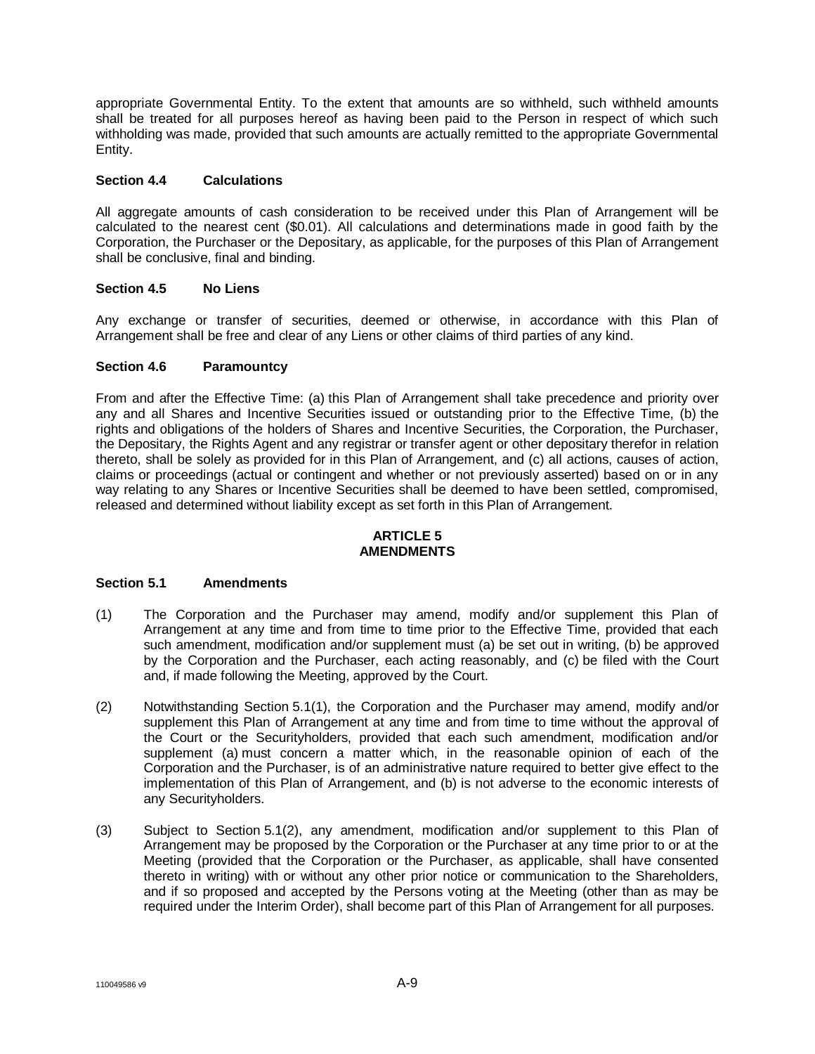appropriate Governmental Entity. To the extent that amounts are so withheld, such withheld amounts shall be treated for all purposes hereof as having been paid to the Person in respect of which such withholding was made, provided that such amounts are actually remitted to the appropriate Governmental Entity.

### Section 4.4 Calculations

All aggregate amounts of cash consideration to be received under this Plan of Arrangement will be calculated to the nearest cent ($0.01). All calculations and determinations made in good faith by the Corporation, the Purchaser or the Depositary, as applicable, for the purposes of this Plan of Arrangement shall be conclusive, final and binding.

### Section 4.5 No Liens

Any exchange or transfer of securities, deemed or otherwise, in accordance with this Plan of Arrangement shall be free and clear of any Liens or other claims of third parties of any kind.

### Section 4.6 Paramountcy

From and after the Effective Time: (a) this Plan of Arrangement shall take precedence and priority over any and all Shares and Incentive Securities issued or outstanding prior to the Effective Time, (b) the rights and obligations of the holders of Shares and Incentive Securities, the Corporation, the Purchaser, the Depositary, the Rights Agent and any registrar or transfer agent or other depositary therefor in relation thereto, shall be solely as provided for in this Plan of Arrangement, and (c) all actions, causes of action, claims or proceedings (actual or contingent and whether or not previously asserted) based on or in any way relating to any Shares or Incentive Securities shall be deemed to have been settled, compromised, released and determined without liability except as set forth in this Plan of Arrangement.

## ARTICLE 5
## AMENDMENTS

### Section 5.1 Amendments

(1) The Corporation and the Purchaser may amend, modify and/or supplement this Plan of Arrangement at any time and from time to time prior to the Effective Time, provided that each such amendment, modification and/or supplement must (a) be set out in writing, (b) be approved by the Corporation and the Purchaser, each acting reasonably, and (c) be filed with the Court and, if made following the Meeting, approved by the Court.

(2) Notwithstanding Section 5.1(1), the Corporation and the Purchaser may amend, modify and/or supplement this Plan of Arrangement at any time and from time to time without the approval of the Court or the Securityholders, provided that each such amendment, modification and/or supplement (a) must concern a matter which, in the reasonable opinion of each of the Corporation and the Purchaser, is of an administrative nature required to better give effect to the implementation of this Plan of Arrangement, and (b) is not adverse to the economic interests of any Securityholders.

(3) Subject to Section 5.1(2), any amendment, modification and/or supplement to this Plan of Arrangement may be proposed by the Corporation or the Purchaser at any time prior to or at the Meeting (provided that the Corporation or the Purchaser, as applicable, shall have consented thereto in writing) with or without any other prior notice or communication to the Shareholders, and if so proposed and accepted by the Persons voting at the Meeting (other than as may be required under the Interim Order), shall become part of this Plan of Arrangement for all purposes.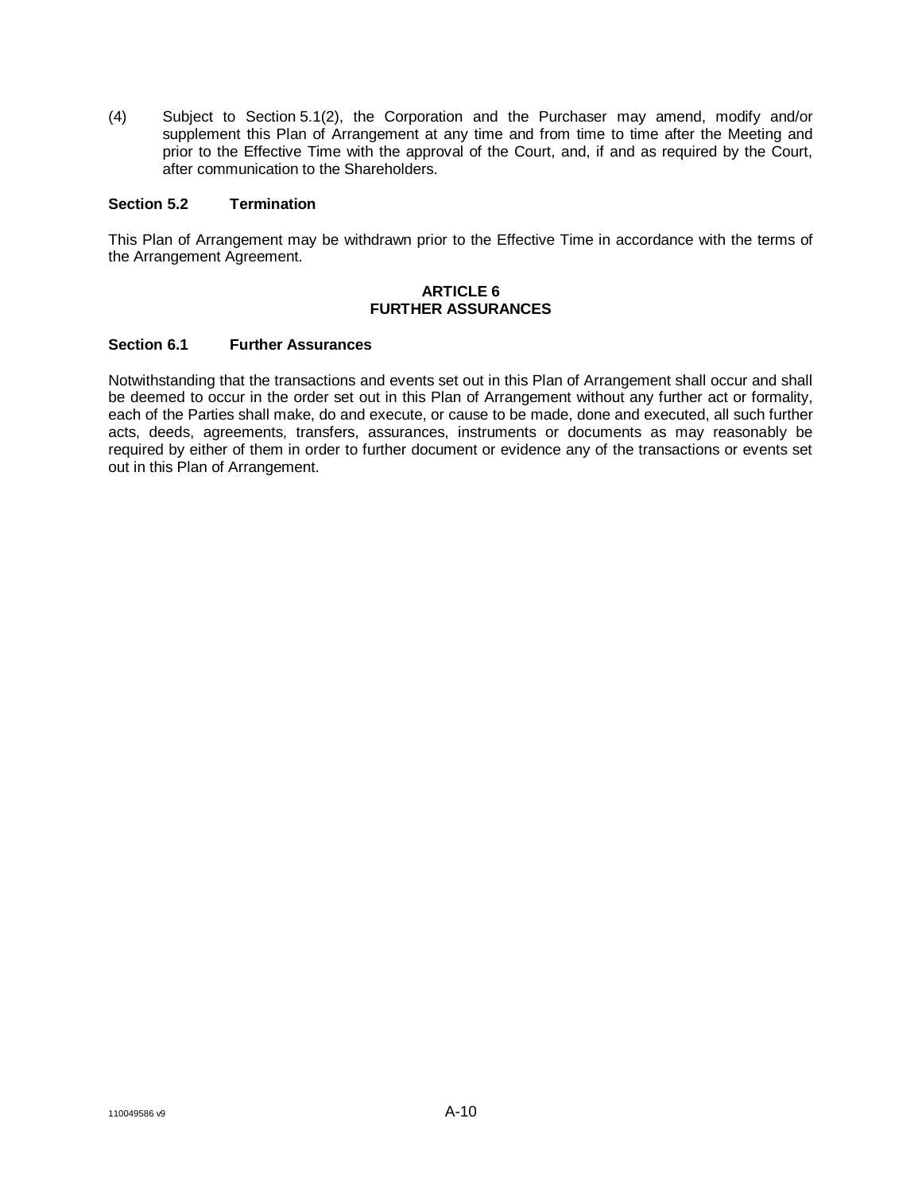(4) Subject to Section 5.1(2), the Corporation and the Purchaser may amend, modify and/or supplement this Plan of Arrangement at any time and from time to time after the Meeting and prior to the Effective Time with the approval of the Court, and, if and as required by the Court, after communication to the Shareholders.

**Section 5.2 Termination**

This Plan of Arrangement may be withdrawn prior to the Effective Time in accordance with the terms of the Arrangement Agreement.

## ARTICLE 6
## FURTHER ASSURANCES

**Section 6.1 Further Assurances**

Notwithstanding that the transactions and events set out in this Plan of Arrangement shall occur and shall be deemed to occur in the order set out in this Plan of Arrangement without any further act or formality, each of the Parties shall make, do and execute, or cause to be made, done and executed, all such further acts, deeds, agreements, transfers, assurances, instruments or documents as may reasonably be required by either of them in order to further document or evidence any of the transactions or events set out in this Plan of Arrangement.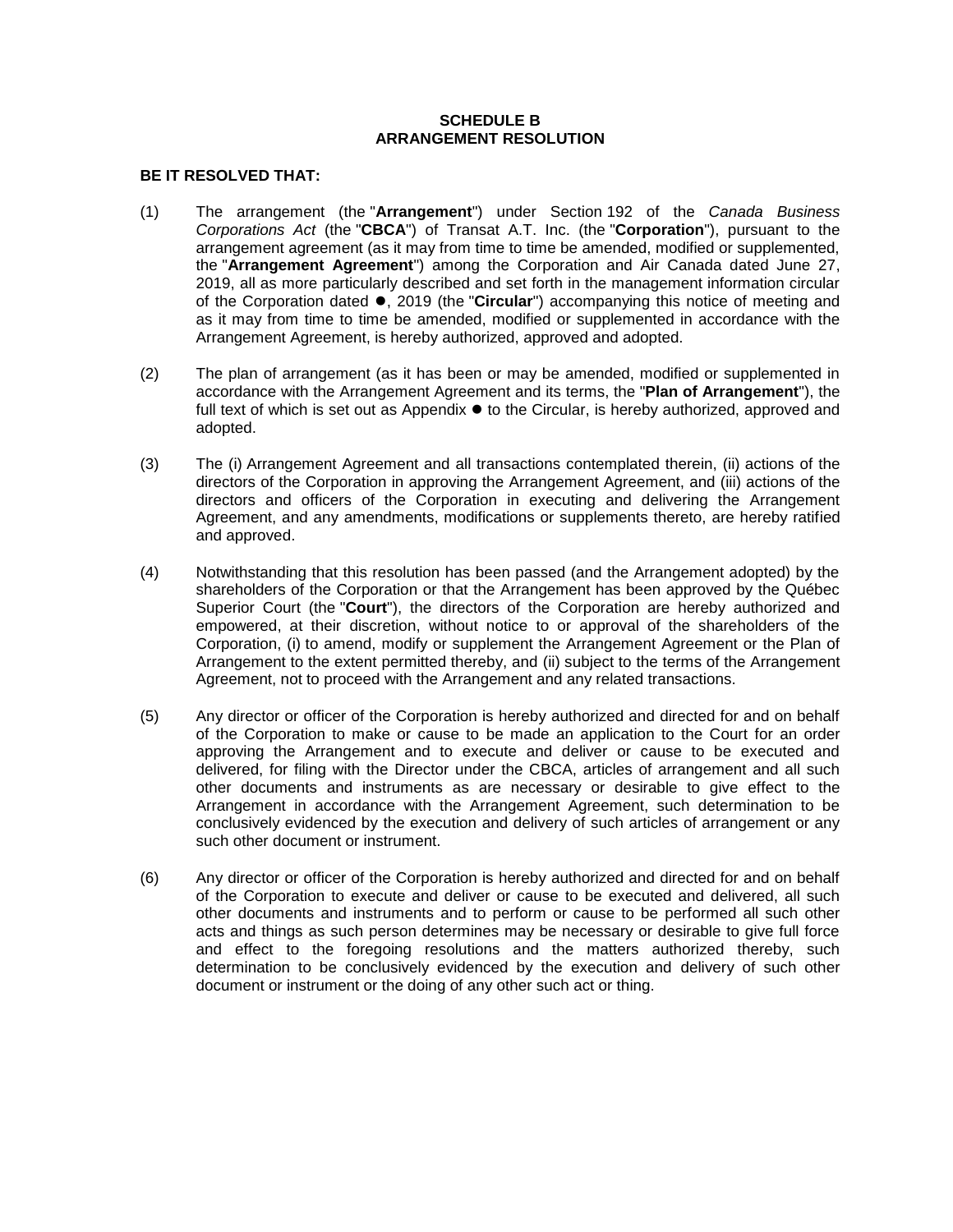**SCHEDULE B**
**ARRANGEMENT RESOLUTION**

**BE IT RESOLVED THAT:**

(1) The arrangement (the "**Arrangement**") under Section 192 of the *Canada Business Corporations Act* (the "**CBCA**") of Transat A.T. Inc. (the "**Corporation**"), pursuant to the arrangement agreement (as it may from time to time be amended, modified or supplemented, the "**Arrangement Agreement**") among the Corporation and Air Canada dated June 27, 2019, all as more particularly described and set forth in the management information circular of the Corporation dated ●, 2019 (the "**Circular**") accompanying this notice of meeting and as it may from time to time be amended, modified or supplemented in accordance with the Arrangement Agreement, is hereby authorized, approved and adopted.

(2) The plan of arrangement (as it has been or may be amended, modified or supplemented in accordance with the Arrangement Agreement and its terms, the "**Plan of Arrangement**"), the full text of which is set out as Appendix ● to the Circular, is hereby authorized, approved and adopted.

(3) The (i) Arrangement Agreement and all transactions contemplated therein, (ii) actions of the directors of the Corporation in approving the Arrangement Agreement, and (iii) actions of the directors and officers of the Corporation in executing and delivering the Arrangement Agreement, and any amendments, modifications or supplements thereto, are hereby ratified and approved.

(4) Notwithstanding that this resolution has been passed (and the Arrangement adopted) by the shareholders of the Corporation or that the Arrangement has been approved by the Québec Superior Court (the "**Court**"), the directors of the Corporation are hereby authorized and empowered, at their discretion, without notice to or approval of the shareholders of the Corporation, (i) to amend, modify or supplement the Arrangement Agreement or the Plan of Arrangement to the extent permitted thereby, and (ii) subject to the terms of the Arrangement Agreement, not to proceed with the Arrangement and any related transactions.

(5) Any director or officer of the Corporation is hereby authorized and directed for and on behalf of the Corporation to make or cause to be made an application to the Court for an order approving the Arrangement and to execute and deliver or cause to be executed and delivered, for filing with the Director under the CBCA, articles of arrangement and all such other documents and instruments as are necessary or desirable to give effect to the Arrangement in accordance with the Arrangement Agreement, such determination to be conclusively evidenced by the execution and delivery of such articles of arrangement or any such other document or instrument.

(6) Any director or officer of the Corporation is hereby authorized and directed for and on behalf of the Corporation to execute and deliver or cause to be executed and delivered, all such other documents and instruments and to perform or cause to be performed all such other acts and things as such person determines may be necessary or desirable to give full force and effect to the foregoing resolutions and the matters authorized thereby, such determination to be conclusively evidenced by the execution and delivery of such other document or instrument or the doing of any other such act or thing.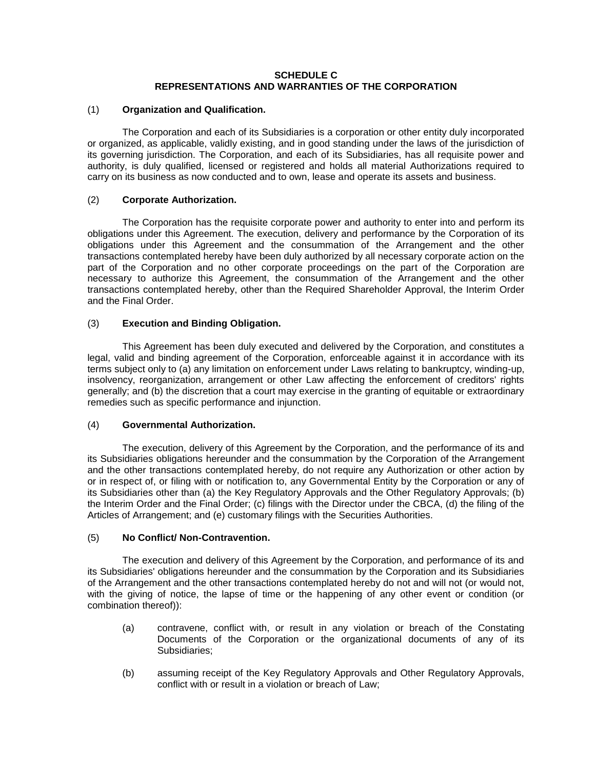**SCHEDULE C**
**REPRESENTATIONS AND WARRANTIES OF THE CORPORATION**

(1) **Organization and Qualification.**

The Corporation and each of its Subsidiaries is a corporation or other entity duly incorporated or organized, as applicable, validly existing, and in good standing under the laws of the jurisdiction of its governing jurisdiction. The Corporation, and each of its Subsidiaries, has all requisite power and authority, is duly qualified, licensed or registered and holds all material Authorizations required to carry on its business as now conducted and to own, lease and operate its assets and business.

(2) **Corporate Authorization.**

The Corporation has the requisite corporate power and authority to enter into and perform its obligations under this Agreement. The execution, delivery and performance by the Corporation of its obligations under this Agreement and the consummation of the Arrangement and the other transactions contemplated hereby have been duly authorized by all necessary corporate action on the part of the Corporation and no other corporate proceedings on the part of the Corporation are necessary to authorize this Agreement, the consummation of the Arrangement and the other transactions contemplated hereby, other than the Required Shareholder Approval, the Interim Order and the Final Order.

(3) **Execution and Binding Obligation.**

This Agreement has been duly executed and delivered by the Corporation, and constitutes a legal, valid and binding agreement of the Corporation, enforceable against it in accordance with its terms subject only to (a) any limitation on enforcement under Laws relating to bankruptcy, winding-up, insolvency, reorganization, arrangement or other Law affecting the enforcement of creditors' rights generally; and (b) the discretion that a court may exercise in the granting of equitable or extraordinary remedies such as specific performance and injunction.

(4) **Governmental Authorization.**

The execution, delivery of this Agreement by the Corporation, and the performance of its and its Subsidiaries obligations hereunder and the consummation by the Corporation of the Arrangement and the other transactions contemplated hereby, do not require any Authorization or other action by or in respect of, or filing with or notification to, any Governmental Entity by the Corporation or any of its Subsidiaries other than (a) the Key Regulatory Approvals and the Other Regulatory Approvals; (b) the Interim Order and the Final Order; (c) filings with the Director under the CBCA, (d) the filing of the Articles of Arrangement; and (e) customary filings with the Securities Authorities.

(5) **No Conflict/ Non-Contravention.**

The execution and delivery of this Agreement by the Corporation, and performance of its and its Subsidiaries' obligations hereunder and the consummation by the Corporation and its Subsidiaries of the Arrangement and the other transactions contemplated hereby do not and will not (or would not, with the giving of notice, the lapse of time or the happening of any other event or condition (or combination thereof)):

(a) contravene, conflict with, or result in any violation or breach of the Constating Documents of the Corporation or the organizational documents of any of its Subsidiaries;

(b) assuming receipt of the Key Regulatory Approvals and Other Regulatory Approvals, conflict with or result in a violation or breach of Law;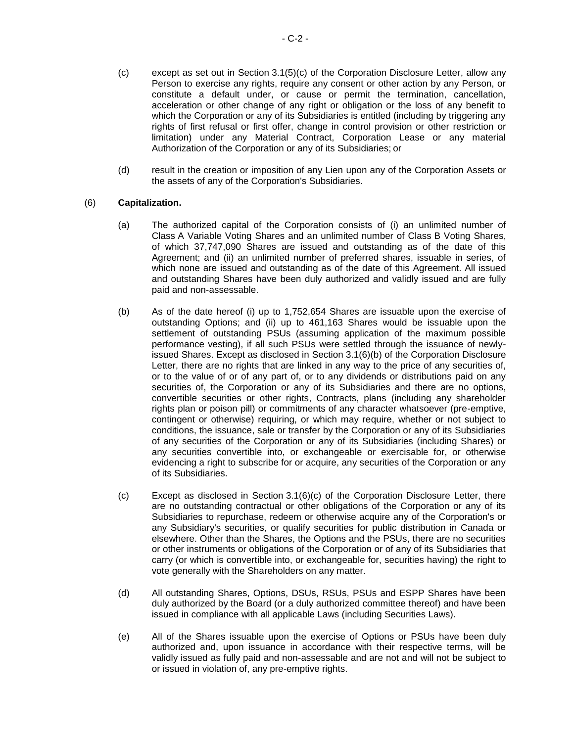(c) except as set out in Section 3.1(5)(c) of the Corporation Disclosure Letter, allow any Person to exercise any rights, require any consent or other action by any Person, or constitute a default under, or cause or permit the termination, cancellation, acceleration or other change of any right or obligation or the loss of any benefit to which the Corporation or any of its Subsidiaries is entitled (including by triggering any rights of first refusal or first offer, change in control provision or other restriction or limitation) under any Material Contract, Corporation Lease or any material Authorization of the Corporation or any of its Subsidiaries; or

(d) result in the creation or imposition of any Lien upon any of the Corporation Assets or the assets of any of the Corporation's Subsidiaries.

(6) **Capitalization.**

(a) The authorized capital of the Corporation consists of (i) an unlimited number of Class A Variable Voting Shares and an unlimited number of Class B Voting Shares, of which 37,747,090 Shares are issued and outstanding as of the date of this Agreement; and (ii) an unlimited number of preferred shares, issuable in series, of which none are issued and outstanding as of the date of this Agreement. All issued and outstanding Shares have been duly authorized and validly issued and are fully paid and non-assessable.

(b) As of the date hereof (i) up to 1,752,654 Shares are issuable upon the exercise of outstanding Options; and (ii) up to 461,163 Shares would be issuable upon the settlement of outstanding PSUs (assuming application of the maximum possible performance vesting), if all such PSUs were settled through the issuance of newly-issued Shares. Except as disclosed in Section 3.1(6)(b) of the Corporation Disclosure Letter, there are no rights that are linked in any way to the price of any securities of, or to the value of or of any part of, or to any dividends or distributions paid on any securities of, the Corporation or any of its Subsidiaries and there are no options, convertible securities or other rights, Contracts, plans (including any shareholder rights plan or poison pill) or commitments of any character whatsoever (pre-emptive, contingent or otherwise) requiring, or which may require, whether or not subject to conditions, the issuance, sale or transfer by the Corporation or any of its Subsidiaries of any securities of the Corporation or any of its Subsidiaries (including Shares) or any securities convertible into, or exchangeable or exercisable for, or otherwise evidencing a right to subscribe for or acquire, any securities of the Corporation or any of its Subsidiaries.

(c) Except as disclosed in Section 3.1(6)(c) of the Corporation Disclosure Letter, there are no outstanding contractual or other obligations of the Corporation or any of its Subsidiaries to repurchase, redeem or otherwise acquire any of the Corporation's or any Subsidiary's securities, or qualify securities for public distribution in Canada or elsewhere. Other than the Shares, the Options and the PSUs, there are no securities or other instruments or obligations of the Corporation or of any of its Subsidiaries that carry (or which is convertible into, or exchangeable for, securities having) the right to vote generally with the Shareholders on any matter.

(d) All outstanding Shares, Options, DSUs, RSUs, PSUs and ESPP Shares have been duly authorized by the Board (or a duly authorized committee thereof) and have been issued in compliance with all applicable Laws (including Securities Laws).

(e) All of the Shares issuable upon the exercise of Options or PSUs have been duly authorized and, upon issuance in accordance with their respective terms, will be validly issued as fully paid and non-assessable and are not and will not be subject to or issued in violation of, any pre-emptive rights.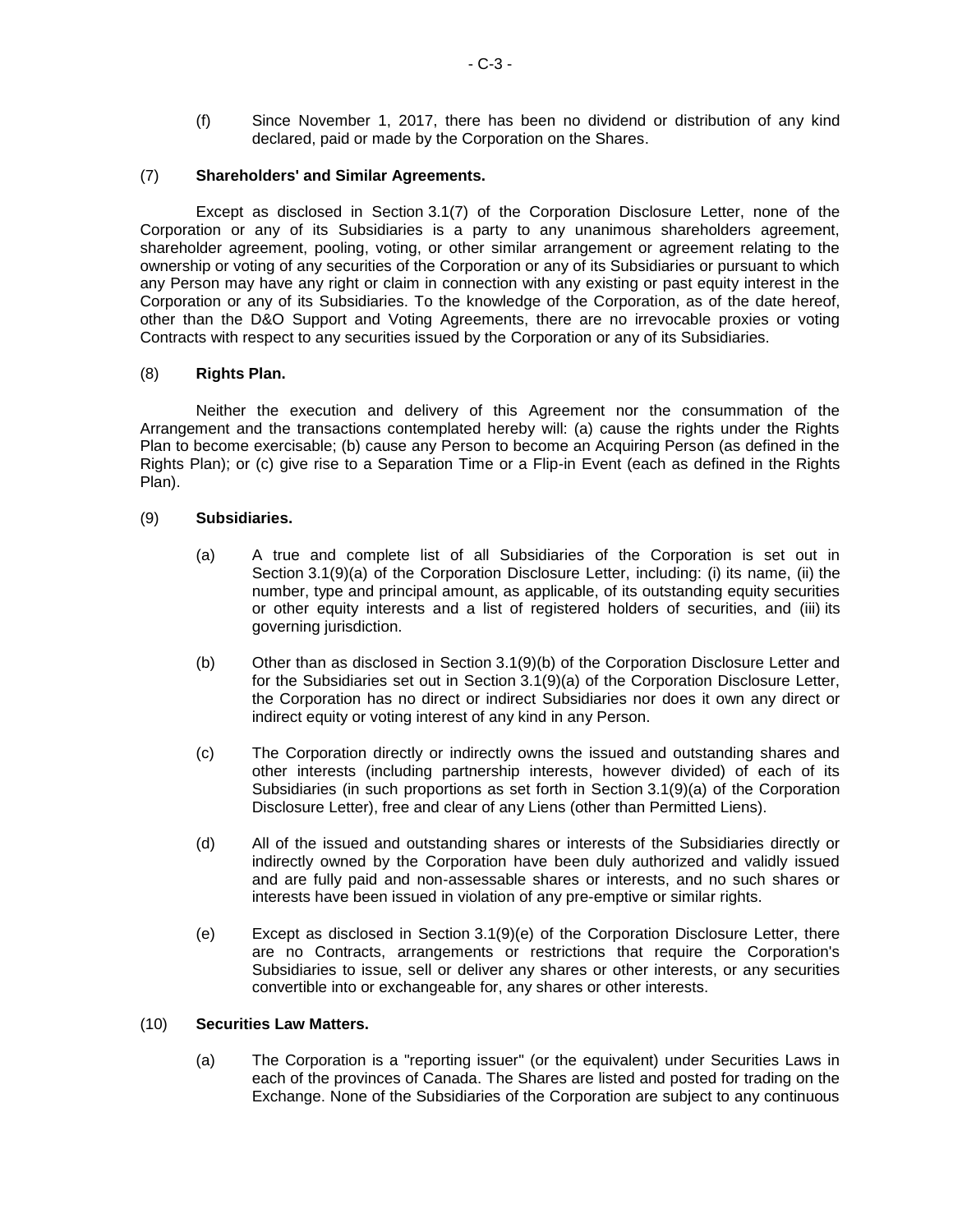(f) Since November 1, 2017, there has been no dividend or distribution of any kind declared, paid or made by the Corporation on the Shares.

(7) **Shareholders' and Similar Agreements.**

Except as disclosed in Section 3.1(7) of the Corporation Disclosure Letter, none of the Corporation or any of its Subsidiaries is a party to any unanimous shareholders agreement, shareholder agreement, pooling, voting, or other similar arrangement or agreement relating to the ownership or voting of any securities of the Corporation or any of its Subsidiaries or pursuant to which any Person may have any right or claim in connection with any existing or past equity interest in the Corporation or any of its Subsidiaries. To the knowledge of the Corporation, as of the date hereof, other than the D&O Support and Voting Agreements, there are no irrevocable proxies or voting Contracts with respect to any securities issued by the Corporation or any of its Subsidiaries.

(8) **Rights Plan.**

Neither the execution and delivery of this Agreement nor the consummation of the Arrangement and the transactions contemplated hereby will: (a) cause the rights under the Rights Plan to become exercisable; (b) cause any Person to become an Acquiring Person (as defined in the Rights Plan); or (c) give rise to a Separation Time or a Flip-in Event (each as defined in the Rights Plan).

(9) **Subsidiaries.**

(a) A true and complete list of all Subsidiaries of the Corporation is set out in Section 3.1(9)(a) of the Corporation Disclosure Letter, including: (i) its name, (ii) the number, type and principal amount, as applicable, of its outstanding equity securities or other equity interests and a list of registered holders of securities, and (iii) its governing jurisdiction.

(b) Other than as disclosed in Section 3.1(9)(b) of the Corporation Disclosure Letter and for the Subsidiaries set out in Section 3.1(9)(a) of the Corporation Disclosure Letter, the Corporation has no direct or indirect Subsidiaries nor does it own any direct or indirect equity or voting interest of any kind in any Person.

(c) The Corporation directly or indirectly owns the issued and outstanding shares and other interests (including partnership interests, however divided) of each of its Subsidiaries (in such proportions as set forth in Section 3.1(9)(a) of the Corporation Disclosure Letter), free and clear of any Liens (other than Permitted Liens).

(d) All of the issued and outstanding shares or interests of the Subsidiaries directly or indirectly owned by the Corporation have been duly authorized and validly issued and are fully paid and non-assessable shares or interests, and no such shares or interests have been issued in violation of any pre-emptive or similar rights.

(e) Except as disclosed in Section 3.1(9)(e) of the Corporation Disclosure Letter, there are no Contracts, arrangements or restrictions that require the Corporation's Subsidiaries to issue, sell or deliver any shares or other interests, or any securities convertible into or exchangeable for, any shares or other interests.

(10) **Securities Law Matters.**

(a) The Corporation is a "reporting issuer" (or the equivalent) under Securities Laws in each of the provinces of Canada. The Shares are listed and posted for trading on the Exchange. None of the Subsidiaries of the Corporation are subject to any continuous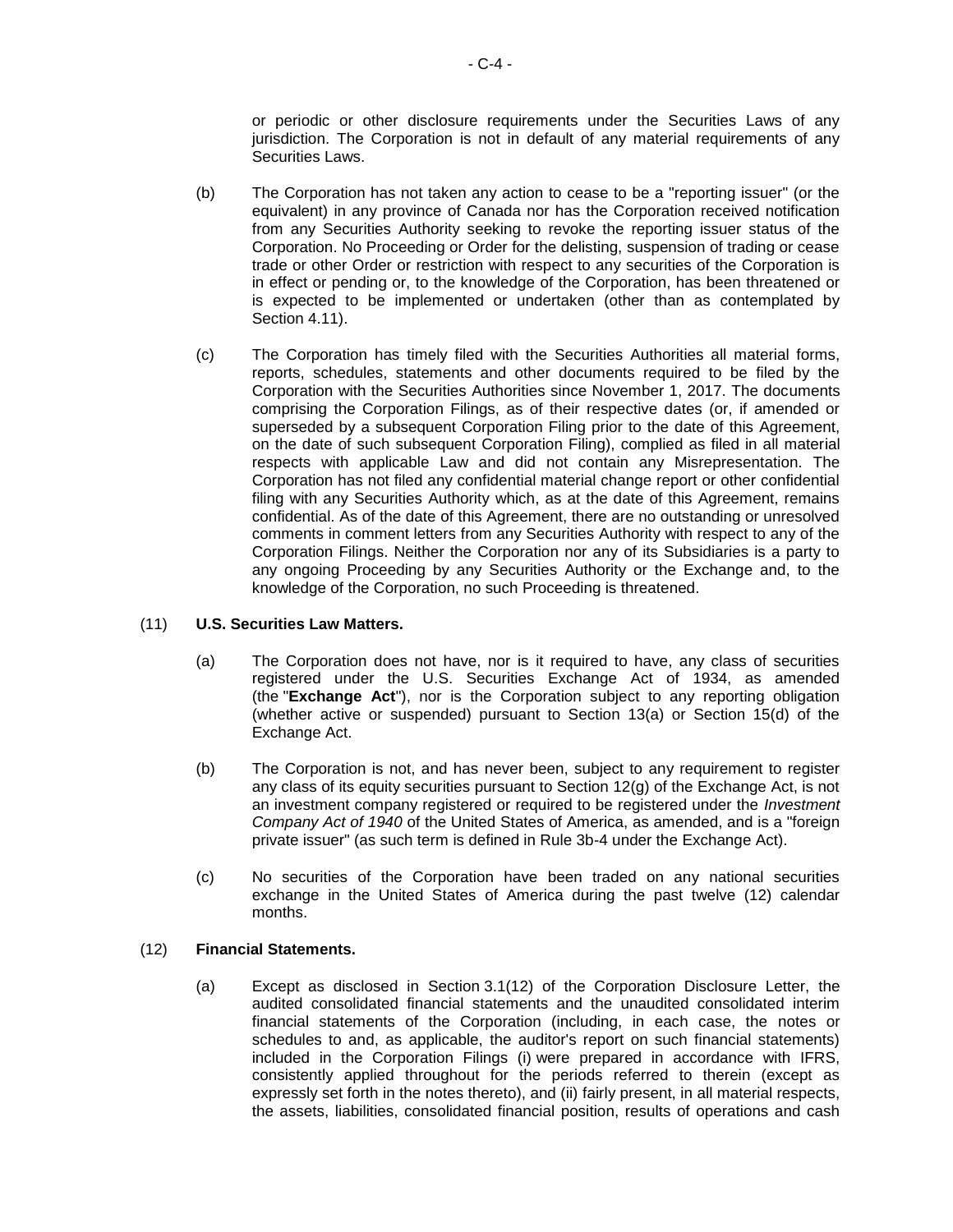or periodic or other disclosure requirements under the Securities Laws of any jurisdiction. The Corporation is not in default of any material requirements of any Securities Laws.

(b) The Corporation has not taken any action to cease to be a "reporting issuer" (or the equivalent) in any province of Canada nor has the Corporation received notification from any Securities Authority seeking to revoke the reporting issuer status of the Corporation. No Proceeding or Order for the delisting, suspension of trading or cease trade or other Order or restriction with respect to any securities of the Corporation is in effect or pending or, to the knowledge of the Corporation, has been threatened or is expected to be implemented or undertaken (other than as contemplated by Section 4.11).

(c) The Corporation has timely filed with the Securities Authorities all material forms, reports, schedules, statements and other documents required to be filed by the Corporation with the Securities Authorities since November 1, 2017. The documents comprising the Corporation Filings, as of their respective dates (or, if amended or superseded by a subsequent Corporation Filing prior to the date of this Agreement, on the date of such subsequent Corporation Filing), complied as filed in all material respects with applicable Law and did not contain any Misrepresentation. The Corporation has not filed any confidential material change report or other confidential filing with any Securities Authority which, as at the date of this Agreement, remains confidential. As of the date of this Agreement, there are no outstanding or unresolved comments in comment letters from any Securities Authority with respect to any of the Corporation Filings. Neither the Corporation nor any of its Subsidiaries is a party to any ongoing Proceeding by any Securities Authority or the Exchange and, to the knowledge of the Corporation, no such Proceeding is threatened.

(11) **U.S. Securities Law Matters.**

(a) The Corporation does not have, nor is it required to have, any class of securities registered under the U.S. Securities Exchange Act of 1934, as amended (the "**Exchange Act**"), nor is the Corporation subject to any reporting obligation (whether active or suspended) pursuant to Section 13(a) or Section 15(d) of the Exchange Act.

(b) The Corporation is not, and has never been, subject to any requirement to register any class of its equity securities pursuant to Section 12(g) of the Exchange Act, is not an investment company registered or required to be registered under the *Investment Company Act of 1940* of the United States of America, as amended, and is a "foreign private issuer" (as such term is defined in Rule 3b-4 under the Exchange Act).

(c) No securities of the Corporation have been traded on any national securities exchange in the United States of America during the past twelve (12) calendar months.

(12) **Financial Statements.**

(a) Except as disclosed in Section 3.1(12) of the Corporation Disclosure Letter, the audited consolidated financial statements and the unaudited consolidated interim financial statements of the Corporation (including, in each case, the notes or schedules to and, as applicable, the auditor's report on such financial statements) included in the Corporation Filings (i) were prepared in accordance with IFRS, consistently applied throughout for the periods referred to therein (except as expressly set forth in the notes thereto), and (ii) fairly present, in all material respects, the assets, liabilities, consolidated financial position, results of operations and cash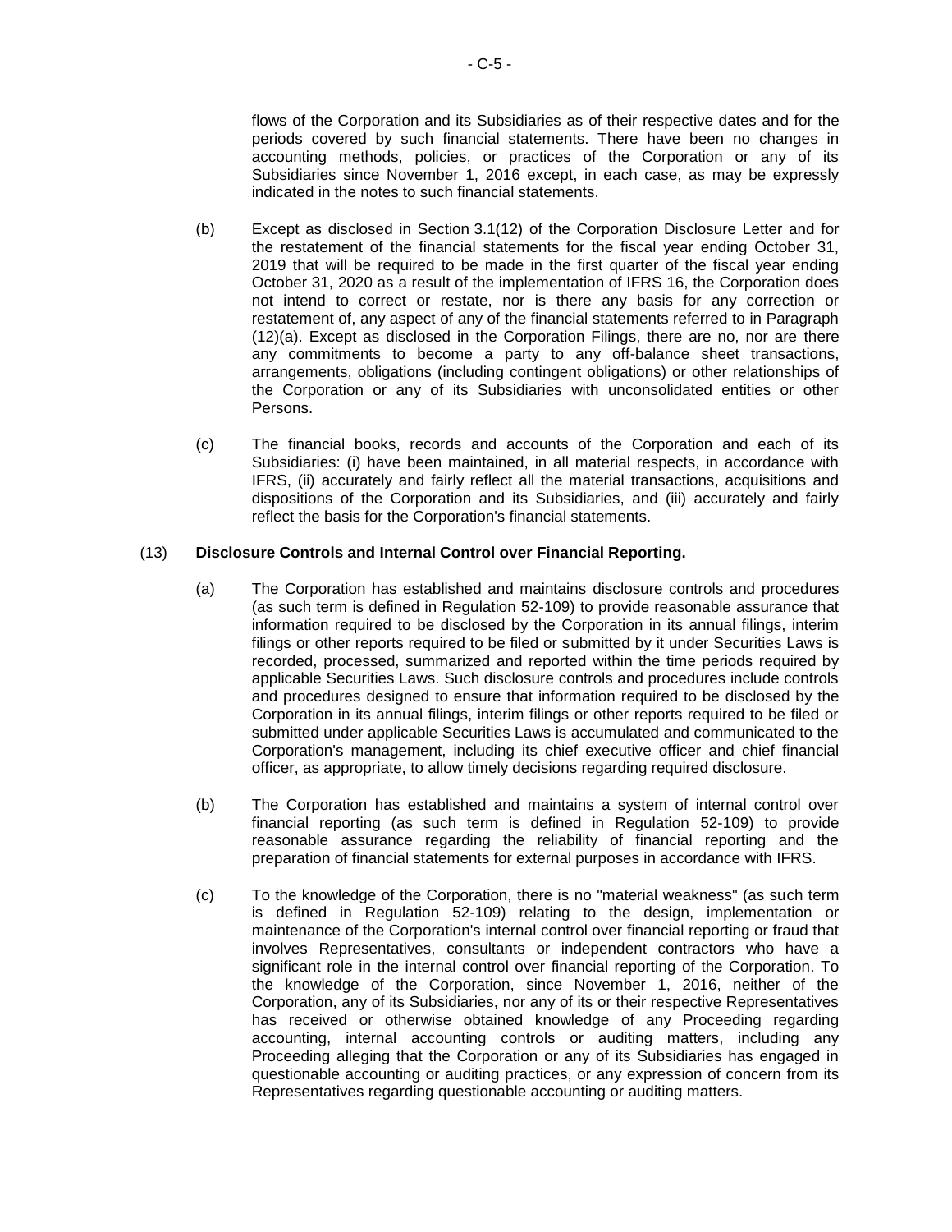flows of the Corporation and its Subsidiaries as of their respective dates and for the periods covered by such financial statements. There have been no changes in accounting methods, policies, or practices of the Corporation or any of its Subsidiaries since November 1, 2016 except, in each case, as may be expressly indicated in the notes to such financial statements.

(b) Except as disclosed in Section 3.1(12) of the Corporation Disclosure Letter and for the restatement of the financial statements for the fiscal year ending October 31, 2019 that will be required to be made in the first quarter of the fiscal year ending October 31, 2020 as a result of the implementation of IFRS 16, the Corporation does not intend to correct or restate, nor is there any basis for any correction or restatement of, any aspect of any of the financial statements referred to in Paragraph (12)(a). Except as disclosed in the Corporation Filings, there are no, nor are there any commitments to become a party to any off-balance sheet transactions, arrangements, obligations (including contingent obligations) or other relationships of the Corporation or any of its Subsidiaries with unconsolidated entities or other Persons.

(c) The financial books, records and accounts of the Corporation and each of its Subsidiaries: (i) have been maintained, in all material respects, in accordance with IFRS, (ii) accurately and fairly reflect all the material transactions, acquisitions and dispositions of the Corporation and its Subsidiaries, and (iii) accurately and fairly reflect the basis for the Corporation's financial statements.

(13) **Disclosure Controls and Internal Control over Financial Reporting.**

(a) The Corporation has established and maintains disclosure controls and procedures (as such term is defined in Regulation 52-109) to provide reasonable assurance that information required to be disclosed by the Corporation in its annual filings, interim filings or other reports required to be filed or submitted by it under Securities Laws is recorded, processed, summarized and reported within the time periods required by applicable Securities Laws. Such disclosure controls and procedures include controls and procedures designed to ensure that information required to be disclosed by the Corporation in its annual filings, interim filings or other reports required to be filed or submitted under applicable Securities Laws is accumulated and communicated to the Corporation's management, including its chief executive officer and chief financial officer, as appropriate, to allow timely decisions regarding required disclosure.

(b) The Corporation has established and maintains a system of internal control over financial reporting (as such term is defined in Regulation 52-109) to provide reasonable assurance regarding the reliability of financial reporting and the preparation of financial statements for external purposes in accordance with IFRS.

(c) To the knowledge of the Corporation, there is no "material weakness" (as such term is defined in Regulation 52-109) relating to the design, implementation or maintenance of the Corporation's internal control over financial reporting or fraud that involves Representatives, consultants or independent contractors who have a significant role in the internal control over financial reporting of the Corporation. To the knowledge of the Corporation, since November 1, 2016, neither of the Corporation, any of its Subsidiaries, nor any of its or their respective Representatives has received or otherwise obtained knowledge of any Proceeding regarding accounting, internal accounting controls or auditing matters, including any Proceeding alleging that the Corporation or any of its Subsidiaries has engaged in questionable accounting or auditing practices, or any expression of concern from its Representatives regarding questionable accounting or auditing matters.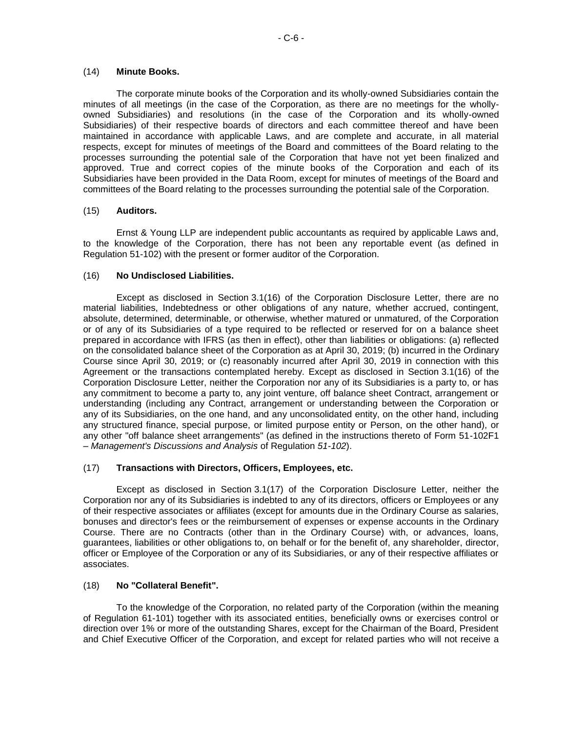(14) **Minute Books.**

The corporate minute books of the Corporation and its wholly-owned Subsidiaries contain the minutes of all meetings (in the case of the Corporation, as there are no meetings for the wholly-owned Subsidiaries) and resolutions (in the case of the Corporation and its wholly-owned Subsidiaries) of their respective boards of directors and each committee thereof and have been maintained in accordance with applicable Laws, and are complete and accurate, in all material respects, except for minutes of meetings of the Board and committees of the Board relating to the processes surrounding the potential sale of the Corporation that have not yet been finalized and approved. True and correct copies of the minute books of the Corporation and each of its Subsidiaries have been provided in the Data Room, except for minutes of meetings of the Board and committees of the Board relating to the processes surrounding the potential sale of the Corporation.

(15) **Auditors.**

Ernst & Young LLP are independent public accountants as required by applicable Laws and, to the knowledge of the Corporation, there has not been any reportable event (as defined in Regulation 51-102) with the present or former auditor of the Corporation.

(16) **No Undisclosed Liabilities.**

Except as disclosed in Section 3.1(16) of the Corporation Disclosure Letter, there are no material liabilities, Indebtedness or other obligations of any nature, whether accrued, contingent, absolute, determined, determinable, or otherwise, whether matured or unmatured, of the Corporation or of any of its Subsidiaries of a type required to be reflected or reserved for on a balance sheet prepared in accordance with IFRS (as then in effect), other than liabilities or obligations: (a) reflected on the consolidated balance sheet of the Corporation as at April 30, 2019; (b) incurred in the Ordinary Course since April 30, 2019; or (c) reasonably incurred after April 30, 2019 in connection with this Agreement or the transactions contemplated hereby. Except as disclosed in Section 3.1(16) of the Corporation Disclosure Letter, neither the Corporation nor any of its Subsidiaries is a party to, or has any commitment to become a party to, any joint venture, off balance sheet Contract, arrangement or understanding (including any Contract, arrangement or understanding between the Corporation or any of its Subsidiaries, on the one hand, and any unconsolidated entity, on the other hand, including any structured finance, special purpose, or limited purpose entity or Person, on the other hand), or any other "off balance sheet arrangements" (as defined in the instructions thereto of Form 51-102F1 – *Management's Discussions and Analysis* of Regulation *51-102*).

(17) **Transactions with Directors, Officers, Employees, etc.**

Except as disclosed in Section 3.1(17) of the Corporation Disclosure Letter, neither the Corporation nor any of its Subsidiaries is indebted to any of its directors, officers or Employees or any of their respective associates or affiliates (except for amounts due in the Ordinary Course as salaries, bonuses and director's fees or the reimbursement of expenses or expense accounts in the Ordinary Course. There are no Contracts (other than in the Ordinary Course) with, or advances, loans, guarantees, liabilities or other obligations to, on behalf or for the benefit of, any shareholder, director, officer or Employee of the Corporation or any of its Subsidiaries, or any of their respective affiliates or associates.

(18) **No "Collateral Benefit".**

To the knowledge of the Corporation, no related party of the Corporation (within the meaning of Regulation 61-101) together with its associated entities, beneficially owns or exercises control or direction over 1% or more of the outstanding Shares, except for the Chairman of the Board, President and Chief Executive Officer of the Corporation, and except for related parties who will not receive a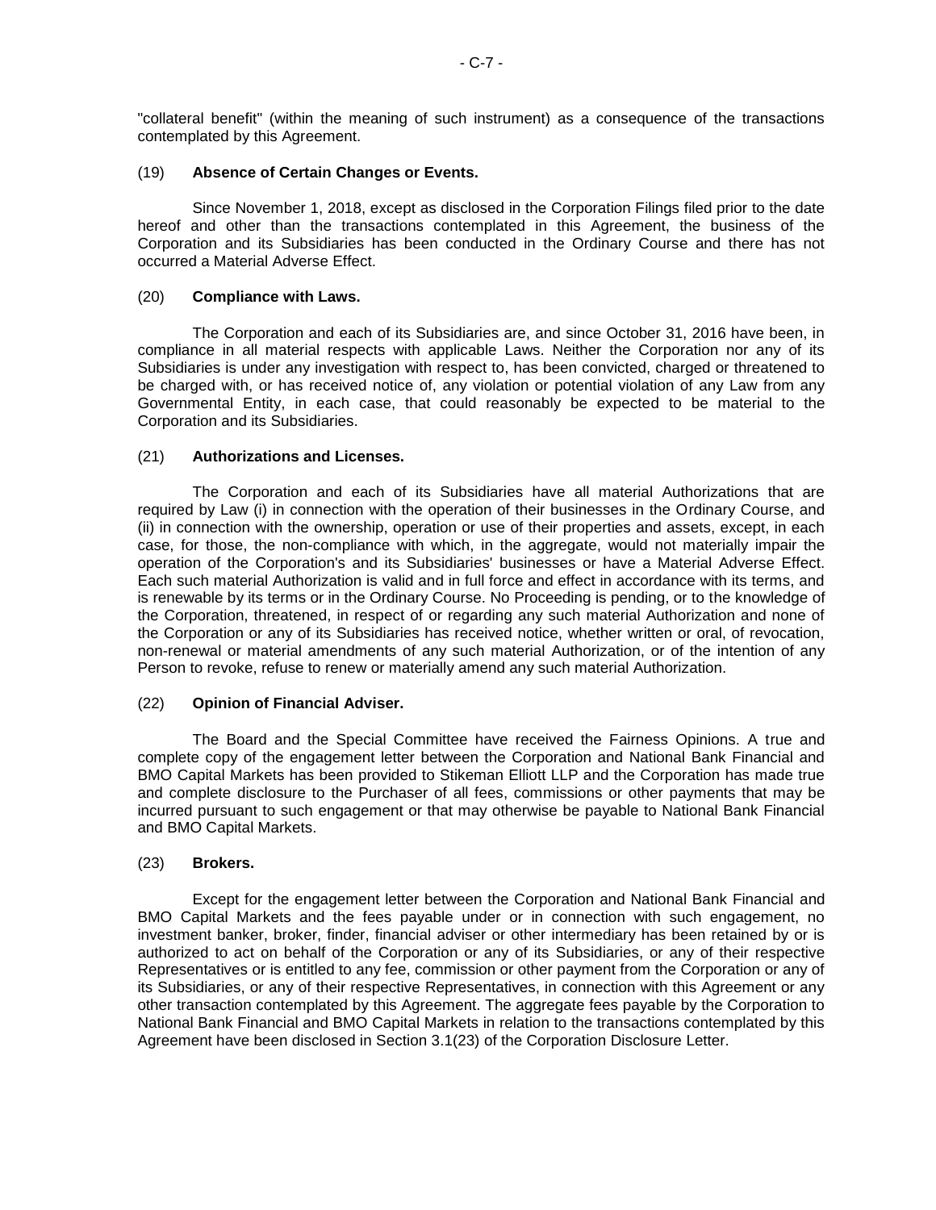"collateral benefit" (within the meaning of such instrument) as a consequence of the transactions contemplated by this Agreement.

(19) **Absence of Certain Changes or Events.**

Since November 1, 2018, except as disclosed in the Corporation Filings filed prior to the date hereof and other than the transactions contemplated in this Agreement, the business of the Corporation and its Subsidiaries has been conducted in the Ordinary Course and there has not occurred a Material Adverse Effect.

(20) **Compliance with Laws.**

The Corporation and each of its Subsidiaries are, and since October 31, 2016 have been, in compliance in all material respects with applicable Laws. Neither the Corporation nor any of its Subsidiaries is under any investigation with respect to, has been convicted, charged or threatened to be charged with, or has received notice of, any violation or potential violation of any Law from any Governmental Entity, in each case, that could reasonably be expected to be material to the Corporation and its Subsidiaries.

(21) **Authorizations and Licenses.**

The Corporation and each of its Subsidiaries have all material Authorizations that are required by Law (i) in connection with the operation of their businesses in the Ordinary Course, and (ii) in connection with the ownership, operation or use of their properties and assets, except, in each case, for those, the non-compliance with which, in the aggregate, would not materially impair the operation of the Corporation's and its Subsidiaries' businesses or have a Material Adverse Effect. Each such material Authorization is valid and in full force and effect in accordance with its terms, and is renewable by its terms or in the Ordinary Course. No Proceeding is pending, or to the knowledge of the Corporation, threatened, in respect of or regarding any such material Authorization and none of the Corporation or any of its Subsidiaries has received notice, whether written or oral, of revocation, non-renewal or material amendments of any such material Authorization, or of the intention of any Person to revoke, refuse to renew or materially amend any such material Authorization.

(22) **Opinion of Financial Adviser.**

The Board and the Special Committee have received the Fairness Opinions. A true and complete copy of the engagement letter between the Corporation and National Bank Financial and BMO Capital Markets has been provided to Stikeman Elliott LLP and the Corporation has made true and complete disclosure to the Purchaser of all fees, commissions or other payments that may be incurred pursuant to such engagement or that may otherwise be payable to National Bank Financial and BMO Capital Markets.

(23) **Brokers.**

Except for the engagement letter between the Corporation and National Bank Financial and BMO Capital Markets and the fees payable under or in connection with such engagement, no investment banker, broker, finder, financial adviser or other intermediary has been retained by or is authorized to act on behalf of the Corporation or any of its Subsidiaries, or any of their respective Representatives or is entitled to any fee, commission or other payment from the Corporation or any of its Subsidiaries, or any of their respective Representatives, in connection with this Agreement or any other transaction contemplated by this Agreement. The aggregate fees payable by the Corporation to National Bank Financial and BMO Capital Markets in relation to the transactions contemplated by this Agreement have been disclosed in Section 3.1(23) of the Corporation Disclosure Letter.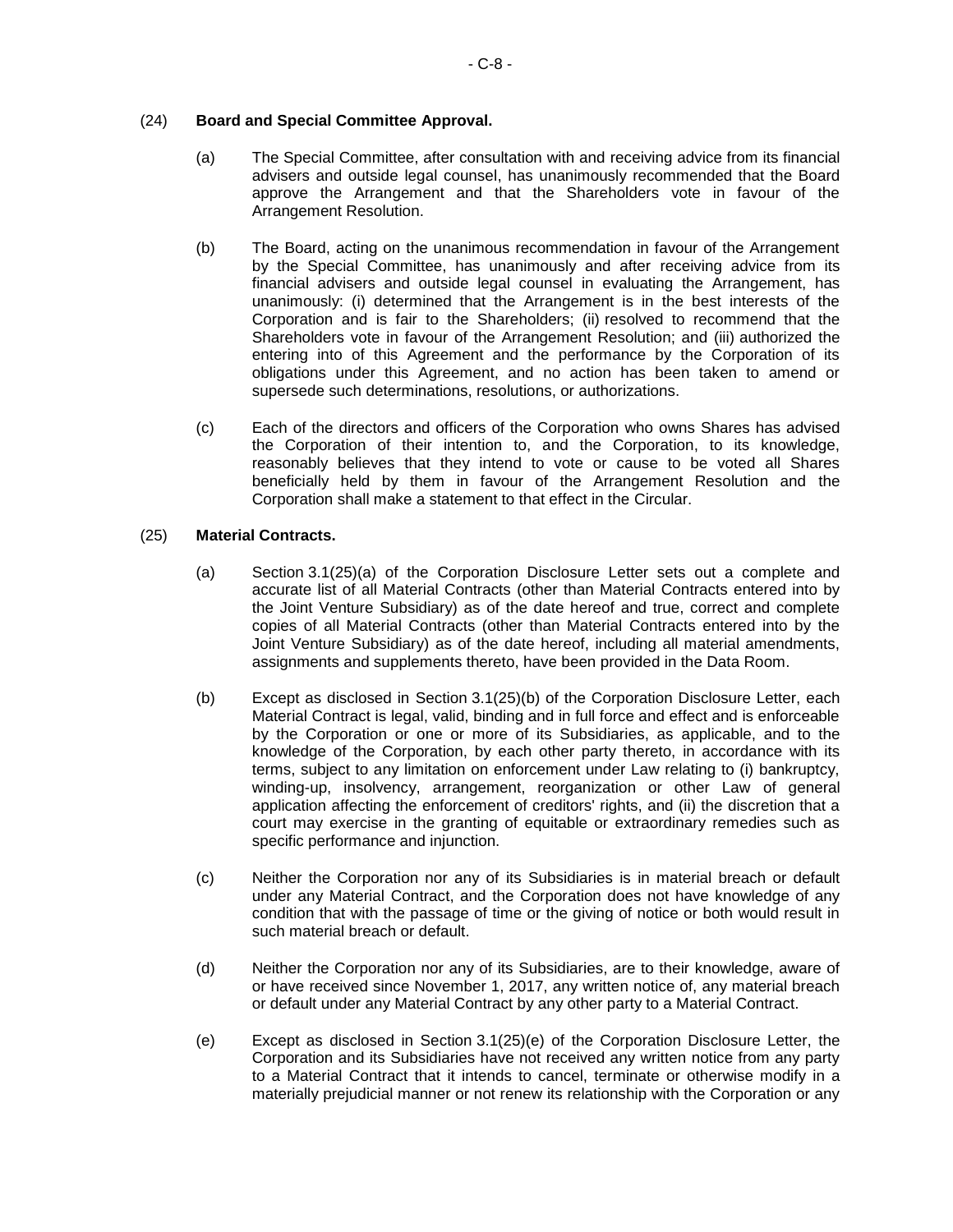(24) **Board and Special Committee Approval.**

(a) The Special Committee, after consultation with and receiving advice from its financial advisers and outside legal counsel, has unanimously recommended that the Board approve the Arrangement and that the Shareholders vote in favour of the Arrangement Resolution.

(b) The Board, acting on the unanimous recommendation in favour of the Arrangement by the Special Committee, has unanimously and after receiving advice from its financial advisers and outside legal counsel in evaluating the Arrangement, has unanimously: (i) determined that the Arrangement is in the best interests of the Corporation and is fair to the Shareholders; (ii) resolved to recommend that the Shareholders vote in favour of the Arrangement Resolution; and (iii) authorized the entering into of this Agreement and the performance by the Corporation of its obligations under this Agreement, and no action has been taken to amend or supersede such determinations, resolutions, or authorizations.

(c) Each of the directors and officers of the Corporation who owns Shares has advised the Corporation of their intention to, and the Corporation, to its knowledge, reasonably believes that they intend to vote or cause to be voted all Shares beneficially held by them in favour of the Arrangement Resolution and the Corporation shall make a statement to that effect in the Circular.

(25) **Material Contracts.**

(a) Section 3.1(25)(a) of the Corporation Disclosure Letter sets out a complete and accurate list of all Material Contracts (other than Material Contracts entered into by the Joint Venture Subsidiary) as of the date hereof and true, correct and complete copies of all Material Contracts (other than Material Contracts entered into by the Joint Venture Subsidiary) as of the date hereof, including all material amendments, assignments and supplements thereto, have been provided in the Data Room.

(b) Except as disclosed in Section 3.1(25)(b) of the Corporation Disclosure Letter, each Material Contract is legal, valid, binding and in full force and effect and is enforceable by the Corporation or one or more of its Subsidiaries, as applicable, and to the knowledge of the Corporation, by each other party thereto, in accordance with its terms, subject to any limitation on enforcement under Law relating to (i) bankruptcy, winding-up, insolvency, arrangement, reorganization or other Law of general application affecting the enforcement of creditors' rights, and (ii) the discretion that a court may exercise in the granting of equitable or extraordinary remedies such as specific performance and injunction.

(c) Neither the Corporation nor any of its Subsidiaries is in material breach or default under any Material Contract, and the Corporation does not have knowledge of any condition that with the passage of time or the giving of notice or both would result in such material breach or default.

(d) Neither the Corporation nor any of its Subsidiaries, are to their knowledge, aware of or have received since November 1, 2017, any written notice of, any material breach or default under any Material Contract by any other party to a Material Contract.

(e) Except as disclosed in Section 3.1(25)(e) of the Corporation Disclosure Letter, the Corporation and its Subsidiaries have not received any written notice from any party to a Material Contract that it intends to cancel, terminate or otherwise modify in a materially prejudicial manner or not renew its relationship with the Corporation or any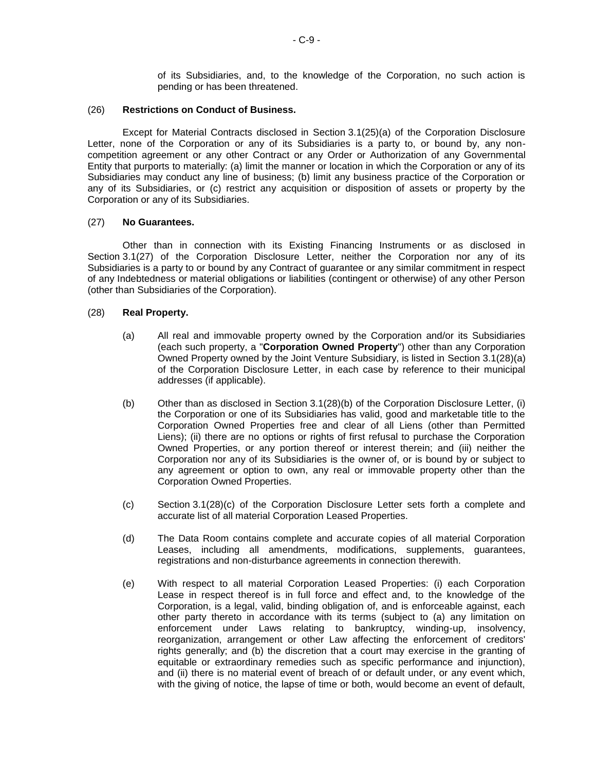of its Subsidiaries, and, to the knowledge of the Corporation, no such action is pending or has been threatened.

(26) **Restrictions on Conduct of Business.**

Except for Material Contracts disclosed in Section 3.1(25)(a) of the Corporation Disclosure Letter, none of the Corporation or any of its Subsidiaries is a party to, or bound by, any non-competition agreement or any other Contract or any Order or Authorization of any Governmental Entity that purports to materially: (a) limit the manner or location in which the Corporation or any of its Subsidiaries may conduct any line of business; (b) limit any business practice of the Corporation or any of its Subsidiaries, or (c) restrict any acquisition or disposition of assets or property by the Corporation or any of its Subsidiaries.

(27) **No Guarantees.**

Other than in connection with its Existing Financing Instruments or as disclosed in Section 3.1(27) of the Corporation Disclosure Letter, neither the Corporation nor any of its Subsidiaries is a party to or bound by any Contract of guarantee or any similar commitment in respect of any Indebtedness or material obligations or liabilities (contingent or otherwise) of any other Person (other than Subsidiaries of the Corporation).

(28) **Real Property.**

(a) All real and immovable property owned by the Corporation and/or its Subsidiaries (each such property, a "**Corporation Owned Property**") other than any Corporation Owned Property owned by the Joint Venture Subsidiary, is listed in Section 3.1(28)(a) of the Corporation Disclosure Letter, in each case by reference to their municipal addresses (if applicable).

(b) Other than as disclosed in Section 3.1(28)(b) of the Corporation Disclosure Letter, (i) the Corporation or one of its Subsidiaries has valid, good and marketable title to the Corporation Owned Properties free and clear of all Liens (other than Permitted Liens); (ii) there are no options or rights of first refusal to purchase the Corporation Owned Properties, or any portion thereof or interest therein; and (iii) neither the Corporation nor any of its Subsidiaries is the owner of, or is bound by or subject to any agreement or option to own, any real or immovable property other than the Corporation Owned Properties.

(c) Section 3.1(28)(c) of the Corporation Disclosure Letter sets forth a complete and accurate list of all material Corporation Leased Properties.

(d) The Data Room contains complete and accurate copies of all material Corporation Leases, including all amendments, modifications, supplements, guarantees, registrations and non-disturbance agreements in connection therewith.

(e) With respect to all material Corporation Leased Properties: (i) each Corporation Lease in respect thereof is in full force and effect and, to the knowledge of the Corporation, is a legal, valid, binding obligation of, and is enforceable against, each other party thereto in accordance with its terms (subject to (a) any limitation on enforcement under Laws relating to bankruptcy, winding-up, insolvency, reorganization, arrangement or other Law affecting the enforcement of creditors' rights generally; and (b) the discretion that a court may exercise in the granting of equitable or extraordinary remedies such as specific performance and injunction), and (ii) there is no material event of breach of or default under, or any event which, with the giving of notice, the lapse of time or both, would become an event of default,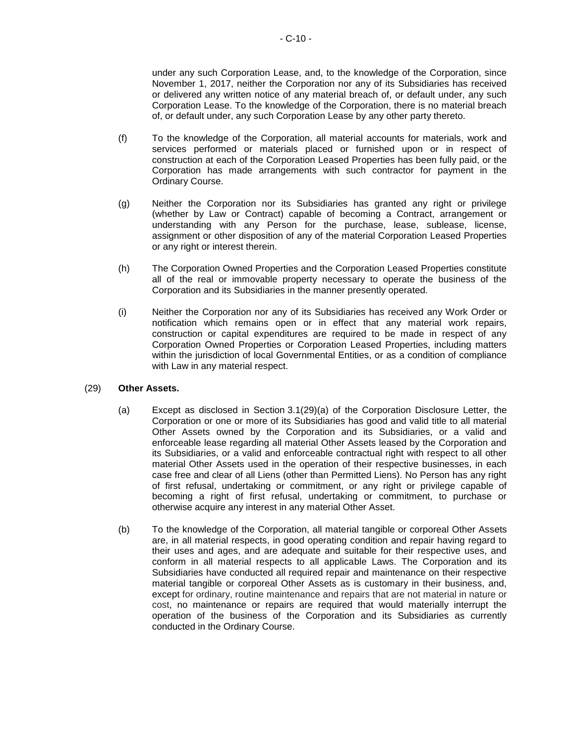under any such Corporation Lease, and, to the knowledge of the Corporation, since November 1, 2017, neither the Corporation nor any of its Subsidiaries has received or delivered any written notice of any material breach of, or default under, any such Corporation Lease. To the knowledge of the Corporation, there is no material breach of, or default under, any such Corporation Lease by any other party thereto.

(f) To the knowledge of the Corporation, all material accounts for materials, work and services performed or materials placed or furnished upon or in respect of construction at each of the Corporation Leased Properties has been fully paid, or the Corporation has made arrangements with such contractor for payment in the Ordinary Course.

(g) Neither the Corporation nor its Subsidiaries has granted any right or privilege (whether by Law or Contract) capable of becoming a Contract, arrangement or understanding with any Person for the purchase, lease, sublease, license, assignment or other disposition of any of the material Corporation Leased Properties or any right or interest therein.

(h) The Corporation Owned Properties and the Corporation Leased Properties constitute all of the real or immovable property necessary to operate the business of the Corporation and its Subsidiaries in the manner presently operated.

(i) Neither the Corporation nor any of its Subsidiaries has received any Work Order or notification which remains open or in effect that any material work repairs, construction or capital expenditures are required to be made in respect of any Corporation Owned Properties or Corporation Leased Properties, including matters within the jurisdiction of local Governmental Entities, or as a condition of compliance with Law in any material respect.

(29) **Other Assets.**

(a) Except as disclosed in Section 3.1(29)(a) of the Corporation Disclosure Letter, the Corporation or one or more of its Subsidiaries has good and valid title to all material Other Assets owned by the Corporation and its Subsidiaries, or a valid and enforceable lease regarding all material Other Assets leased by the Corporation and its Subsidiaries, or a valid and enforceable contractual right with respect to all other material Other Assets used in the operation of their respective businesses, in each case free and clear of all Liens (other than Permitted Liens). No Person has any right of first refusal, undertaking or commitment, or any right or privilege capable of becoming a right of first refusal, undertaking or commitment, to purchase or otherwise acquire any interest in any material Other Asset.

(b) To the knowledge of the Corporation, all material tangible or corporeal Other Assets are, in all material respects, in good operating condition and repair having regard to their uses and ages, and are adequate and suitable for their respective uses, and conform in all material respects to all applicable Laws. The Corporation and its Subsidiaries have conducted all required repair and maintenance on their respective material tangible or corporeal Other Assets as is customary in their business, and, except for ordinary, routine maintenance and repairs that are not material in nature or cost, no maintenance or repairs are required that would materially interrupt the operation of the business of the Corporation and its Subsidiaries as currently conducted in the Ordinary Course.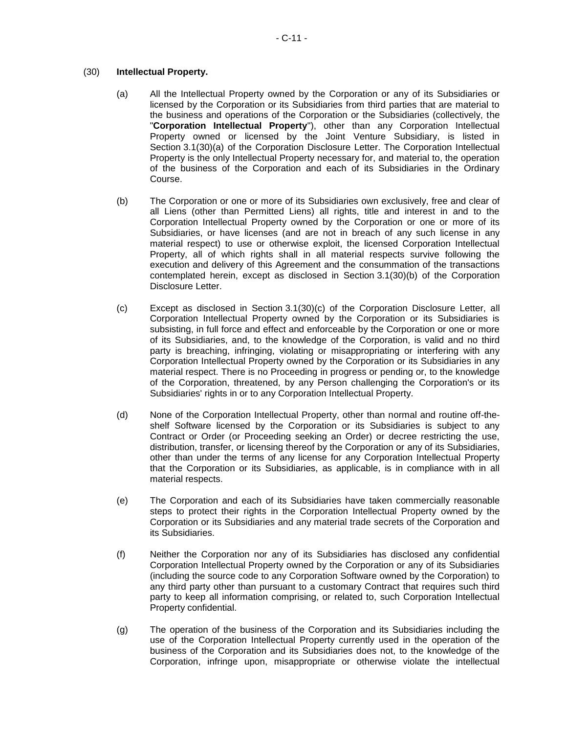(30) **Intellectual Property.**

(a) All the Intellectual Property owned by the Corporation or any of its Subsidiaries or licensed by the Corporation or its Subsidiaries from third parties that are material to the business and operations of the Corporation or the Subsidiaries (collectively, the "**Corporation Intellectual Property**"), other than any Corporation Intellectual Property owned or licensed by the Joint Venture Subsidiary, is listed in Section 3.1(30)(a) of the Corporation Disclosure Letter. The Corporation Intellectual Property is the only Intellectual Property necessary for, and material to, the operation of the business of the Corporation and each of its Subsidiaries in the Ordinary Course.

(b) The Corporation or one or more of its Subsidiaries own exclusively, free and clear of all Liens (other than Permitted Liens) all rights, title and interest in and to the Corporation Intellectual Property owned by the Corporation or one or more of its Subsidiaries, or have licenses (and are not in breach of any such license in any material respect) to use or otherwise exploit, the licensed Corporation Intellectual Property, all of which rights shall in all material respects survive following the execution and delivery of this Agreement and the consummation of the transactions contemplated herein, except as disclosed in Section 3.1(30)(b) of the Corporation Disclosure Letter.

(c) Except as disclosed in Section 3.1(30)(c) of the Corporation Disclosure Letter, all Corporation Intellectual Property owned by the Corporation or its Subsidiaries is subsisting, in full force and effect and enforceable by the Corporation or one or more of its Subsidiaries, and, to the knowledge of the Corporation, is valid and no third party is breaching, infringing, violating or misappropriating or interfering with any Corporation Intellectual Property owned by the Corporation or its Subsidiaries in any material respect. There is no Proceeding in progress or pending or, to the knowledge of the Corporation, threatened, by any Person challenging the Corporation's or its Subsidiaries' rights in or to any Corporation Intellectual Property.

(d) None of the Corporation Intellectual Property, other than normal and routine off-the-shelf Software licensed by the Corporation or its Subsidiaries is subject to any Contract or Order (or Proceeding seeking an Order) or decree restricting the use, distribution, transfer, or licensing thereof by the Corporation or any of its Subsidiaries, other than under the terms of any license for any Corporation Intellectual Property that the Corporation or its Subsidiaries, as applicable, is in compliance with in all material respects.

(e) The Corporation and each of its Subsidiaries have taken commercially reasonable steps to protect their rights in the Corporation Intellectual Property owned by the Corporation or its Subsidiaries and any material trade secrets of the Corporation and its Subsidiaries.

(f) Neither the Corporation nor any of its Subsidiaries has disclosed any confidential Corporation Intellectual Property owned by the Corporation or any of its Subsidiaries (including the source code to any Corporation Software owned by the Corporation) to any third party other than pursuant to a customary Contract that requires such third party to keep all information comprising, or related to, such Corporation Intellectual Property confidential.

(g) The operation of the business of the Corporation and its Subsidiaries including the use of the Corporation Intellectual Property currently used in the operation of the business of the Corporation and its Subsidiaries does not, to the knowledge of the Corporation, infringe upon, misappropriate or otherwise violate the intellectual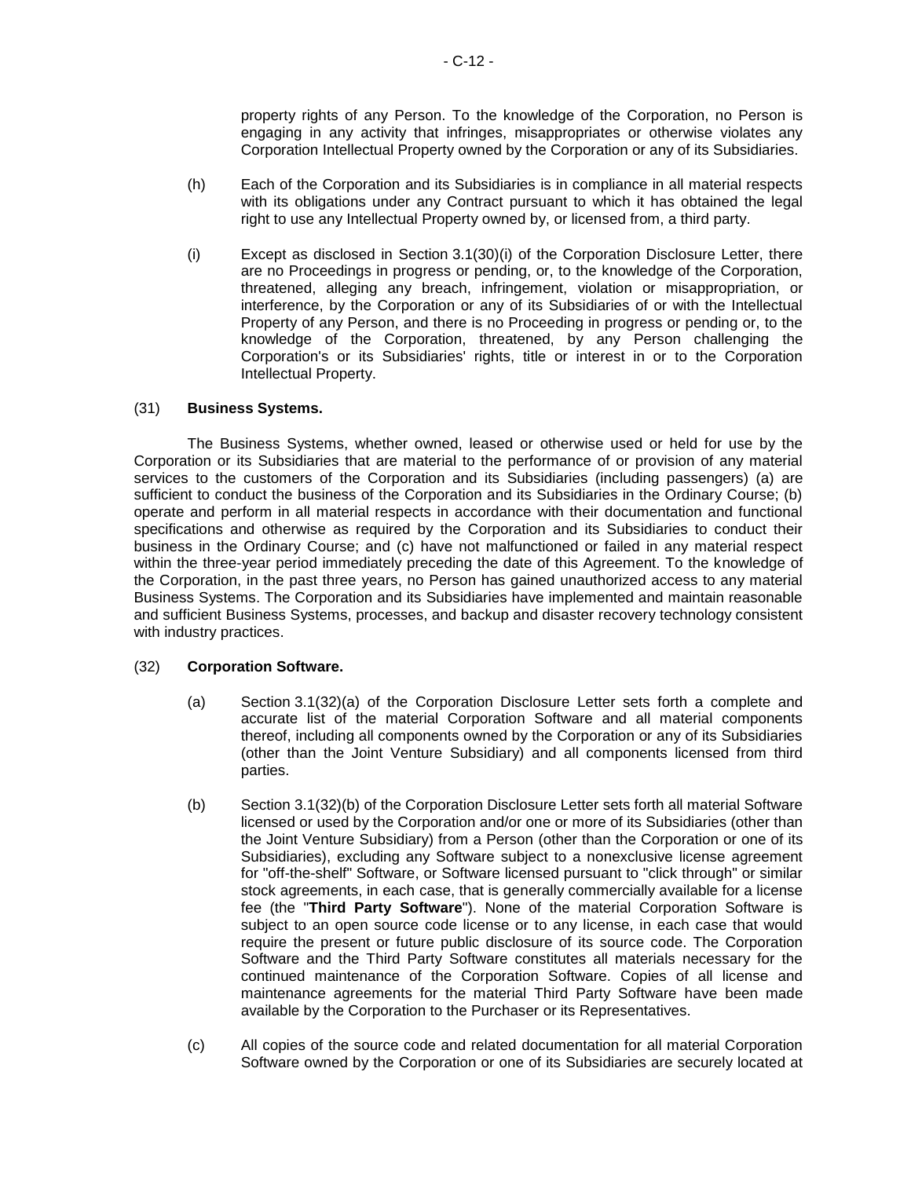property rights of any Person. To the knowledge of the Corporation, no Person is engaging in any activity that infringes, misappropriates or otherwise violates any Corporation Intellectual Property owned by the Corporation or any of its Subsidiaries.

(h) Each of the Corporation and its Subsidiaries is in compliance in all material respects with its obligations under any Contract pursuant to which it has obtained the legal right to use any Intellectual Property owned by, or licensed from, a third party.

(i) Except as disclosed in Section 3.1(30)(i) of the Corporation Disclosure Letter, there are no Proceedings in progress or pending, or, to the knowledge of the Corporation, threatened, alleging any breach, infringement, violation or misappropriation, or interference, by the Corporation or any of its Subsidiaries of or with the Intellectual Property of any Person, and there is no Proceeding in progress or pending or, to the knowledge of the Corporation, threatened, by any Person challenging the Corporation's or its Subsidiaries' rights, title or interest in or to the Corporation Intellectual Property.

(31) **Business Systems.**

The Business Systems, whether owned, leased or otherwise used or held for use by the Corporation or its Subsidiaries that are material to the performance of or provision of any material services to the customers of the Corporation and its Subsidiaries (including passengers) (a) are sufficient to conduct the business of the Corporation and its Subsidiaries in the Ordinary Course; (b) operate and perform in all material respects in accordance with their documentation and functional specifications and otherwise as required by the Corporation and its Subsidiaries to conduct their business in the Ordinary Course; and (c) have not malfunctioned or failed in any material respect within the three-year period immediately preceding the date of this Agreement. To the knowledge of the Corporation, in the past three years, no Person has gained unauthorized access to any material Business Systems. The Corporation and its Subsidiaries have implemented and maintain reasonable and sufficient Business Systems, processes, and backup and disaster recovery technology consistent with industry practices.

(32) **Corporation Software.**

(a) Section 3.1(32)(a) of the Corporation Disclosure Letter sets forth a complete and accurate list of the material Corporation Software and all material components thereof, including all components owned by the Corporation or any of its Subsidiaries (other than the Joint Venture Subsidiary) and all components licensed from third parties.

(b) Section 3.1(32)(b) of the Corporation Disclosure Letter sets forth all material Software licensed or used by the Corporation and/or one or more of its Subsidiaries (other than the Joint Venture Subsidiary) from a Person (other than the Corporation or one of its Subsidiaries), excluding any Software subject to a nonexclusive license agreement for "off-the-shelf" Software, or Software licensed pursuant to "click through" or similar stock agreements, in each case, that is generally commercially available for a license fee (the "**Third Party Software**"). None of the material Corporation Software is subject to an open source code license or to any license, in each case that would require the present or future public disclosure of its source code. The Corporation Software and the Third Party Software constitutes all materials necessary for the continued maintenance of the Corporation Software. Copies of all license and maintenance agreements for the material Third Party Software have been made available by the Corporation to the Purchaser or its Representatives.

(c) All copies of the source code and related documentation for all material Corporation Software owned by the Corporation or one of its Subsidiaries are securely located at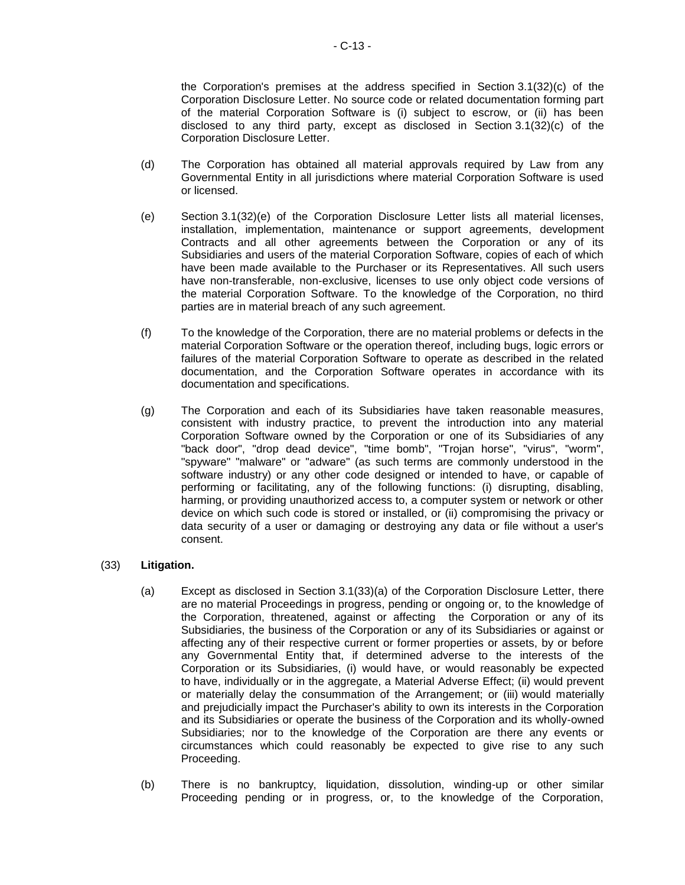the Corporation's premises at the address specified in Section 3.1(32)(c) of the Corporation Disclosure Letter. No source code or related documentation forming part of the material Corporation Software is (i) subject to escrow, or (ii) has been disclosed to any third party, except as disclosed in Section 3.1(32)(c) of the Corporation Disclosure Letter.

(d) The Corporation has obtained all material approvals required by Law from any Governmental Entity in all jurisdictions where material Corporation Software is used or licensed.

(e) Section 3.1(32)(e) of the Corporation Disclosure Letter lists all material licenses, installation, implementation, maintenance or support agreements, development Contracts and all other agreements between the Corporation or any of its Subsidiaries and users of the material Corporation Software, copies of each of which have been made available to the Purchaser or its Representatives. All such users have non-transferable, non-exclusive, licenses to use only object code versions of the material Corporation Software. To the knowledge of the Corporation, no third parties are in material breach of any such agreement.

(f) To the knowledge of the Corporation, there are no material problems or defects in the material Corporation Software or the operation thereof, including bugs, logic errors or failures of the material Corporation Software to operate as described in the related documentation, and the Corporation Software operates in accordance with its documentation and specifications.

(g) The Corporation and each of its Subsidiaries have taken reasonable measures, consistent with industry practice, to prevent the introduction into any material Corporation Software owned by the Corporation or one of its Subsidiaries of any "back door", "drop dead device", "time bomb", "Trojan horse", "virus", "worm", "spyware" "malware" or "adware" (as such terms are commonly understood in the software industry) or any other code designed or intended to have, or capable of performing or facilitating, any of the following functions: (i) disrupting, disabling, harming, or providing unauthorized access to, a computer system or network or other device on which such code is stored or installed, or (ii) compromising the privacy or data security of a user or damaging or destroying any data or file without a user's consent.

(33) **Litigation.**

(a) Except as disclosed in Section 3.1(33)(a) of the Corporation Disclosure Letter, there are no material Proceedings in progress, pending or ongoing or, to the knowledge of the Corporation, threatened, against or affecting the Corporation or any of its Subsidiaries, the business of the Corporation or any of its Subsidiaries or against or affecting any of their respective current or former properties or assets, by or before any Governmental Entity that, if determined adverse to the interests of the Corporation or its Subsidiaries, (i) would have, or would reasonably be expected to have, individually or in the aggregate, a Material Adverse Effect; (ii) would prevent or materially delay the consummation of the Arrangement; or (iii) would materially and prejudicially impact the Purchaser's ability to own its interests in the Corporation and its Subsidiaries or operate the business of the Corporation and its wholly-owned Subsidiaries; nor to the knowledge of the Corporation are there any events or circumstances which could reasonably be expected to give rise to any such Proceeding.

(b) There is no bankruptcy, liquidation, dissolution, winding-up or other similar Proceeding pending or in progress, or, to the knowledge of the Corporation,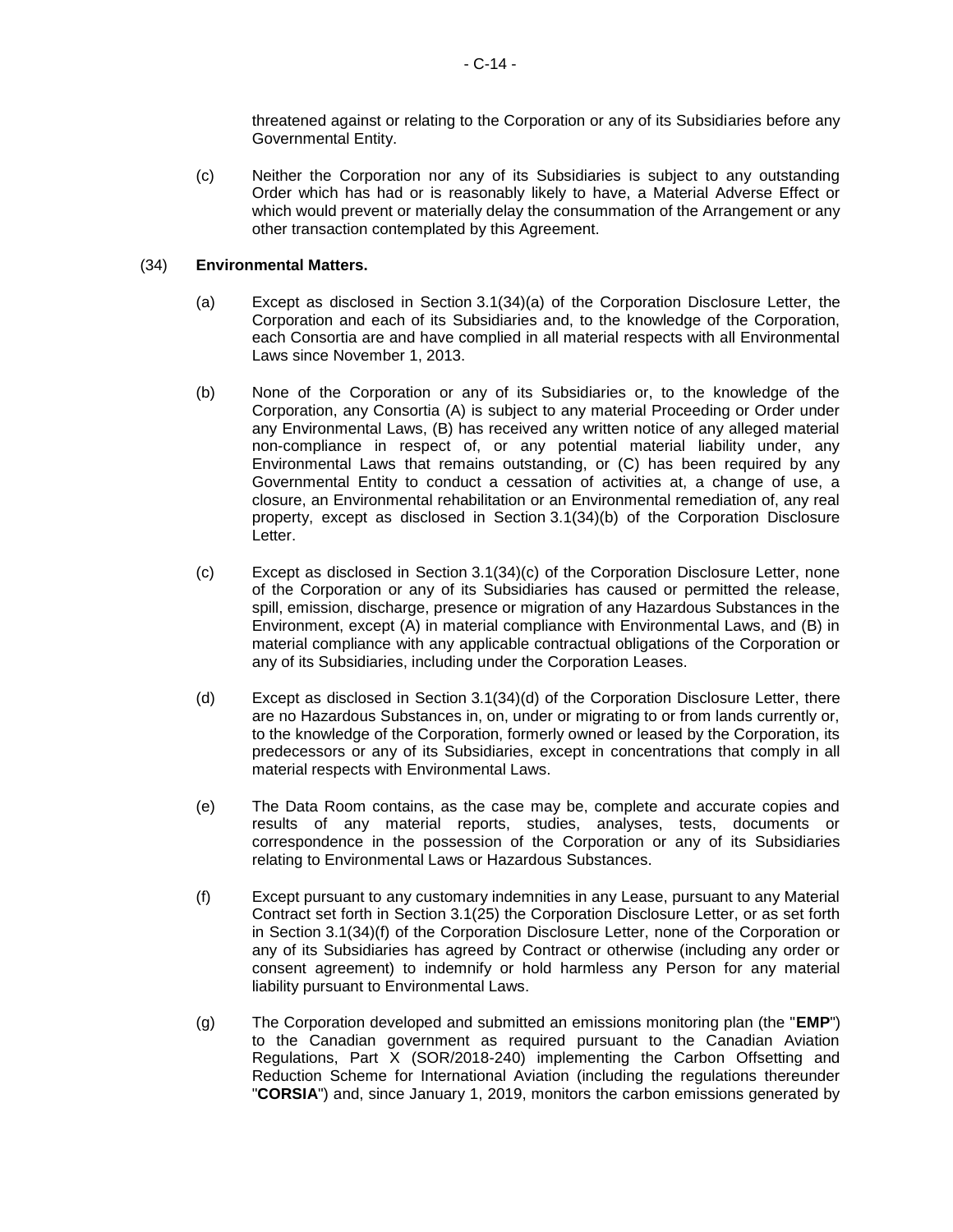threatened against or relating to the Corporation or any of its Subsidiaries before any Governmental Entity.

(c) Neither the Corporation nor any of its Subsidiaries is subject to any outstanding Order which has had or is reasonably likely to have, a Material Adverse Effect or which would prevent or materially delay the consummation of the Arrangement or any other transaction contemplated by this Agreement.

(34) **Environmental Matters.**

(a) Except as disclosed in Section 3.1(34)(a) of the Corporation Disclosure Letter, the Corporation and each of its Subsidiaries and, to the knowledge of the Corporation, each Consortia are and have complied in all material respects with all Environmental Laws since November 1, 2013.

(b) None of the Corporation or any of its Subsidiaries or, to the knowledge of the Corporation, any Consortia (A) is subject to any material Proceeding or Order under any Environmental Laws, (B) has received any written notice of any alleged material non-compliance in respect of, or any potential material liability under, any Environmental Laws that remains outstanding, or (C) has been required by any Governmental Entity to conduct a cessation of activities at, a change of use, a closure, an Environmental rehabilitation or an Environmental remediation of, any real property, except as disclosed in Section 3.1(34)(b) of the Corporation Disclosure Letter.

(c) Except as disclosed in Section 3.1(34)(c) of the Corporation Disclosure Letter, none of the Corporation or any of its Subsidiaries has caused or permitted the release, spill, emission, discharge, presence or migration of any Hazardous Substances in the Environment, except (A) in material compliance with Environmental Laws, and (B) in material compliance with any applicable contractual obligations of the Corporation or any of its Subsidiaries, including under the Corporation Leases.

(d) Except as disclosed in Section 3.1(34)(d) of the Corporation Disclosure Letter, there are no Hazardous Substances in, on, under or migrating to or from lands currently or, to the knowledge of the Corporation, formerly owned or leased by the Corporation, its predecessors or any of its Subsidiaries, except in concentrations that comply in all material respects with Environmental Laws.

(e) The Data Room contains, as the case may be, complete and accurate copies and results of any material reports, studies, analyses, tests, documents or correspondence in the possession of the Corporation or any of its Subsidiaries relating to Environmental Laws or Hazardous Substances.

(f) Except pursuant to any customary indemnities in any Lease, pursuant to any Material Contract set forth in Section 3.1(25) the Corporation Disclosure Letter, or as set forth in Section 3.1(34)(f) of the Corporation Disclosure Letter, none of the Corporation or any of its Subsidiaries has agreed by Contract or otherwise (including any order or consent agreement) to indemnify or hold harmless any Person for any material liability pursuant to Environmental Laws.

(g) The Corporation developed and submitted an emissions monitoring plan (the "**EMP**") to the Canadian government as required pursuant to the Canadian Aviation Regulations, Part X (SOR/2018-240) implementing the Carbon Offsetting and Reduction Scheme for International Aviation (including the regulations thereunder "**CORSIA**") and, since January 1, 2019, monitors the carbon emissions generated by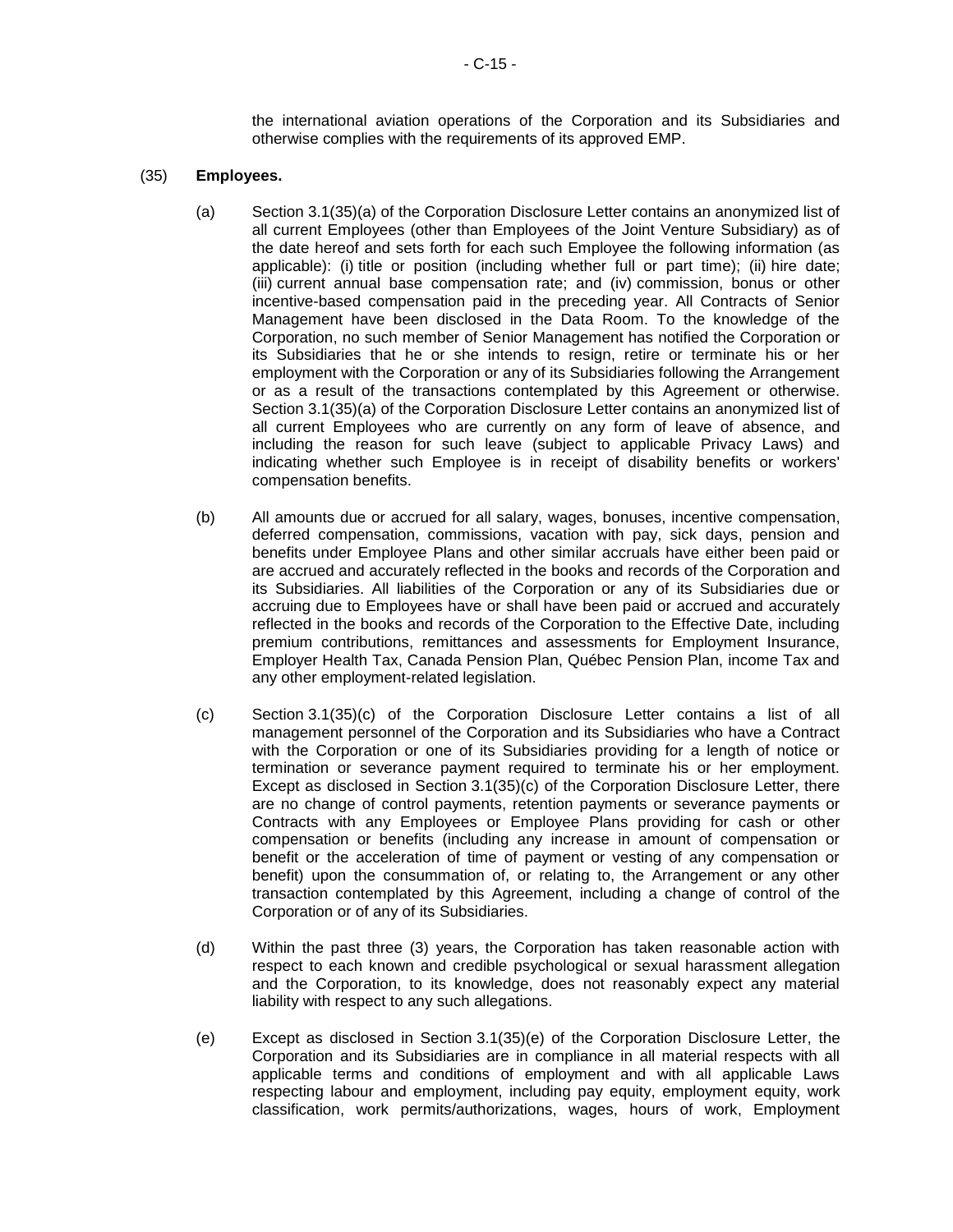the international aviation operations of the Corporation and its Subsidiaries and otherwise complies with the requirements of its approved EMP.

(35) **Employees.**

(a) Section 3.1(35)(a) of the Corporation Disclosure Letter contains an anonymized list of all current Employees (other than Employees of the Joint Venture Subsidiary) as of the date hereof and sets forth for each such Employee the following information (as applicable): (i) title or position (including whether full or part time); (ii) hire date; (iii) current annual base compensation rate; and (iv) commission, bonus or other incentive-based compensation paid in the preceding year. All Contracts of Senior Management have been disclosed in the Data Room. To the knowledge of the Corporation, no such member of Senior Management has notified the Corporation or its Subsidiaries that he or she intends to resign, retire or terminate his or her employment with the Corporation or any of its Subsidiaries following the Arrangement or as a result of the transactions contemplated by this Agreement or otherwise. Section 3.1(35)(a) of the Corporation Disclosure Letter contains an anonymized list of all current Employees who are currently on any form of leave of absence, and including the reason for such leave (subject to applicable Privacy Laws) and indicating whether such Employee is in receipt of disability benefits or workers' compensation benefits.

(b) All amounts due or accrued for all salary, wages, bonuses, incentive compensation, deferred compensation, commissions, vacation with pay, sick days, pension and benefits under Employee Plans and other similar accruals have either been paid or are accrued and accurately reflected in the books and records of the Corporation and its Subsidiaries. All liabilities of the Corporation or any of its Subsidiaries due or accruing due to Employees have or shall have been paid or accrued and accurately reflected in the books and records of the Corporation to the Effective Date, including premium contributions, remittances and assessments for Employment Insurance, Employer Health Tax, Canada Pension Plan, Québec Pension Plan, income Tax and any other employment-related legislation.

(c) Section 3.1(35)(c) of the Corporation Disclosure Letter contains a list of all management personnel of the Corporation and its Subsidiaries who have a Contract with the Corporation or one of its Subsidiaries providing for a length of notice or termination or severance payment required to terminate his or her employment. Except as disclosed in Section 3.1(35)(c) of the Corporation Disclosure Letter, there are no change of control payments, retention payments or severance payments or Contracts with any Employees or Employee Plans providing for cash or other compensation or benefits (including any increase in amount of compensation or benefit or the acceleration of time of payment or vesting of any compensation or benefit) upon the consummation of, or relating to, the Arrangement or any other transaction contemplated by this Agreement, including a change of control of the Corporation or of any of its Subsidiaries.

(d) Within the past three (3) years, the Corporation has taken reasonable action with respect to each known and credible psychological or sexual harassment allegation and the Corporation, to its knowledge, does not reasonably expect any material liability with respect to any such allegations.

(e) Except as disclosed in Section 3.1(35)(e) of the Corporation Disclosure Letter, the Corporation and its Subsidiaries are in compliance in all material respects with all applicable terms and conditions of employment and with all applicable Laws respecting labour and employment, including pay equity, employment equity, work classification, work permits/authorizations, wages, hours of work, Employment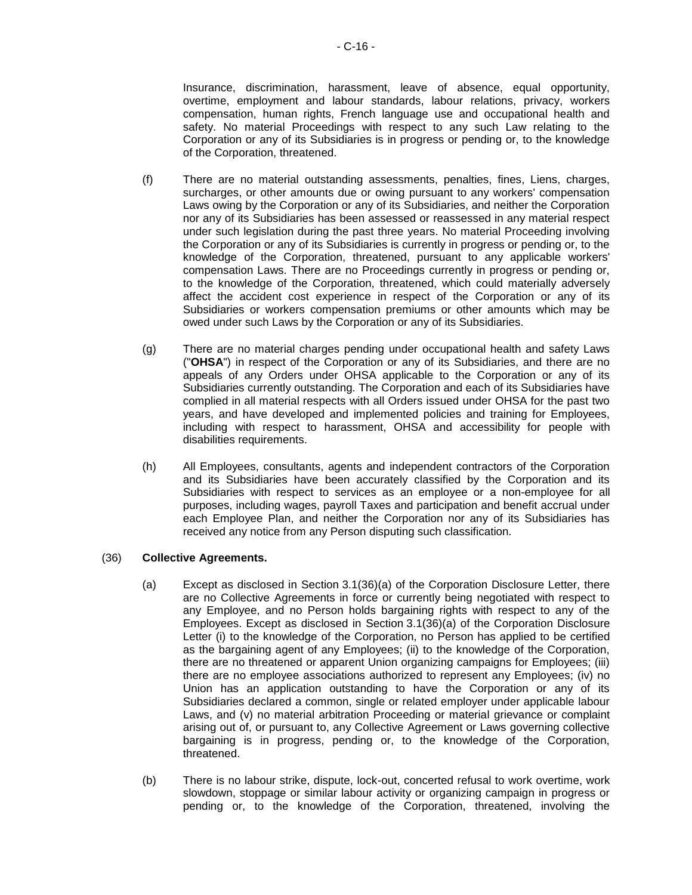Insurance, discrimination, harassment, leave of absence, equal opportunity, overtime, employment and labour standards, labour relations, privacy, workers compensation, human rights, French language use and occupational health and safety. No material Proceedings with respect to any such Law relating to the Corporation or any of its Subsidiaries is in progress or pending or, to the knowledge of the Corporation, threatened.

(f) There are no material outstanding assessments, penalties, fines, Liens, charges, surcharges, or other amounts due or owing pursuant to any workers' compensation Laws owing by the Corporation or any of its Subsidiaries, and neither the Corporation nor any of its Subsidiaries has been assessed or reassessed in any material respect under such legislation during the past three years. No material Proceeding involving the Corporation or any of its Subsidiaries is currently in progress or pending or, to the knowledge of the Corporation, threatened, pursuant to any applicable workers' compensation Laws. There are no Proceedings currently in progress or pending or, to the knowledge of the Corporation, threatened, which could materially adversely affect the accident cost experience in respect of the Corporation or any of its Subsidiaries or workers compensation premiums or other amounts which may be owed under such Laws by the Corporation or any of its Subsidiaries.

(g) There are no material charges pending under occupational health and safety Laws ("**OHSA**") in respect of the Corporation or any of its Subsidiaries, and there are no appeals of any Orders under OHSA applicable to the Corporation or any of its Subsidiaries currently outstanding. The Corporation and each of its Subsidiaries have complied in all material respects with all Orders issued under OHSA for the past two years, and have developed and implemented policies and training for Employees, including with respect to harassment, OHSA and accessibility for people with disabilities requirements.

(h) All Employees, consultants, agents and independent contractors of the Corporation and its Subsidiaries have been accurately classified by the Corporation and its Subsidiaries with respect to services as an employee or a non-employee for all purposes, including wages, payroll Taxes and participation and benefit accrual under each Employee Plan, and neither the Corporation nor any of its Subsidiaries has received any notice from any Person disputing such classification.

(36) **Collective Agreements.**

(a) Except as disclosed in Section 3.1(36)(a) of the Corporation Disclosure Letter, there are no Collective Agreements in force or currently being negotiated with respect to any Employee, and no Person holds bargaining rights with respect to any of the Employees. Except as disclosed in Section 3.1(36)(a) of the Corporation Disclosure Letter (i) to the knowledge of the Corporation, no Person has applied to be certified as the bargaining agent of any Employees; (ii) to the knowledge of the Corporation, there are no threatened or apparent Union organizing campaigns for Employees; (iii) there are no employee associations authorized to represent any Employees; (iv) no Union has an application outstanding to have the Corporation or any of its Subsidiaries declared a common, single or related employer under applicable labour Laws, and (v) no material arbitration Proceeding or material grievance or complaint arising out of, or pursuant to, any Collective Agreement or Laws governing collective bargaining is in progress, pending or, to the knowledge of the Corporation, threatened.

(b) There is no labour strike, dispute, lock-out, concerted refusal to work overtime, work slowdown, stoppage or similar labour activity or organizing campaign in progress or pending or, to the knowledge of the Corporation, threatened, involving the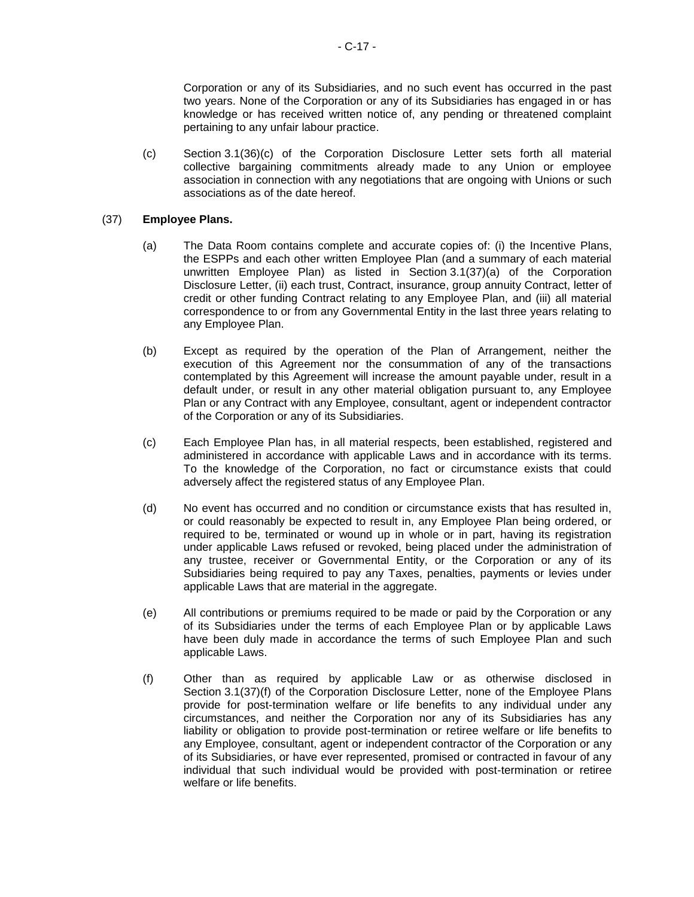Corporation or any of its Subsidiaries, and no such event has occurred in the past two years. None of the Corporation or any of its Subsidiaries has engaged in or has knowledge or has received written notice of, any pending or threatened complaint pertaining to any unfair labour practice.

(c) Section 3.1(36)(c) of the Corporation Disclosure Letter sets forth all material collective bargaining commitments already made to any Union or employee association in connection with any negotiations that are ongoing with Unions or such associations as of the date hereof.

(37) **Employee Plans.**

(a) The Data Room contains complete and accurate copies of: (i) the Incentive Plans, the ESPPs and each other written Employee Plan (and a summary of each material unwritten Employee Plan) as listed in Section 3.1(37)(a) of the Corporation Disclosure Letter, (ii) each trust, Contract, insurance, group annuity Contract, letter of credit or other funding Contract relating to any Employee Plan, and (iii) all material correspondence to or from any Governmental Entity in the last three years relating to any Employee Plan.

(b) Except as required by the operation of the Plan of Arrangement, neither the execution of this Agreement nor the consummation of any of the transactions contemplated by this Agreement will increase the amount payable under, result in a default under, or result in any other material obligation pursuant to, any Employee Plan or any Contract with any Employee, consultant, agent or independent contractor of the Corporation or any of its Subsidiaries.

(c) Each Employee Plan has, in all material respects, been established, registered and administered in accordance with applicable Laws and in accordance with its terms. To the knowledge of the Corporation, no fact or circumstance exists that could adversely affect the registered status of any Employee Plan.

(d) No event has occurred and no condition or circumstance exists that has resulted in, or could reasonably be expected to result in, any Employee Plan being ordered, or required to be, terminated or wound up in whole or in part, having its registration under applicable Laws refused or revoked, being placed under the administration of any trustee, receiver or Governmental Entity, or the Corporation or any of its Subsidiaries being required to pay any Taxes, penalties, payments or levies under applicable Laws that are material in the aggregate.

(e) All contributions or premiums required to be made or paid by the Corporation or any of its Subsidiaries under the terms of each Employee Plan or by applicable Laws have been duly made in accordance the terms of such Employee Plan and such applicable Laws.

(f) Other than as required by applicable Law or as otherwise disclosed in Section 3.1(37)(f) of the Corporation Disclosure Letter, none of the Employee Plans provide for post-termination welfare or life benefits to any individual under any circumstances, and neither the Corporation nor any of its Subsidiaries has any liability or obligation to provide post-termination or retiree welfare or life benefits to any Employee, consultant, agent or independent contractor of the Corporation or any of its Subsidiaries, or have ever represented, promised or contracted in favour of any individual that such individual would be provided with post-termination or retiree welfare or life benefits.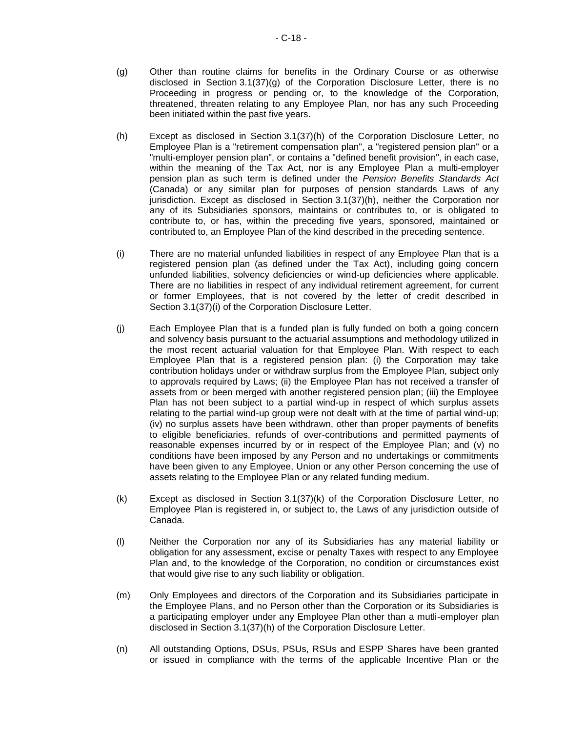(g) Other than routine claims for benefits in the Ordinary Course or as otherwise disclosed in Section 3.1(37)(g) of the Corporation Disclosure Letter, there is no Proceeding in progress or pending or, to the knowledge of the Corporation, threatened, threaten relating to any Employee Plan, nor has any such Proceeding been initiated within the past five years.

(h) Except as disclosed in Section 3.1(37)(h) of the Corporation Disclosure Letter, no Employee Plan is a "retirement compensation plan", a "registered pension plan" or a "multi-employer pension plan", or contains a "defined benefit provision", in each case, within the meaning of the Tax Act, nor is any Employee Plan a multi-employer pension plan as such term is defined under the *Pension Benefits Standards Act* (Canada) or any similar plan for purposes of pension standards Laws of any jurisdiction. Except as disclosed in Section 3.1(37)(h), neither the Corporation nor any of its Subsidiaries sponsors, maintains or contributes to, or is obligated to contribute to, or has, within the preceding five years, sponsored, maintained or contributed to, an Employee Plan of the kind described in the preceding sentence.

(i) There are no material unfunded liabilities in respect of any Employee Plan that is a registered pension plan (as defined under the Tax Act), including going concern unfunded liabilities, solvency deficiencies or wind-up deficiencies where applicable. There are no liabilities in respect of any individual retirement agreement, for current or former Employees, that is not covered by the letter of credit described in Section 3.1(37)(i) of the Corporation Disclosure Letter.

(j) Each Employee Plan that is a funded plan is fully funded on both a going concern and solvency basis pursuant to the actuarial assumptions and methodology utilized in the most recent actuarial valuation for that Employee Plan. With respect to each Employee Plan that is a registered pension plan: (i) the Corporation may take contribution holidays under or withdraw surplus from the Employee Plan, subject only to approvals required by Laws; (ii) the Employee Plan has not received a transfer of assets from or been merged with another registered pension plan; (iii) the Employee Plan has not been subject to a partial wind-up in respect of which surplus assets relating to the partial wind-up group were not dealt with at the time of partial wind-up; (iv) no surplus assets have been withdrawn, other than proper payments of benefits to eligible beneficiaries, refunds of over-contributions and permitted payments of reasonable expenses incurred by or in respect of the Employee Plan; and (v) no conditions have been imposed by any Person and no undertakings or commitments have been given to any Employee, Union or any other Person concerning the use of assets relating to the Employee Plan or any related funding medium.

(k) Except as disclosed in Section 3.1(37)(k) of the Corporation Disclosure Letter, no Employee Plan is registered in, or subject to, the Laws of any jurisdiction outside of Canada.

(l) Neither the Corporation nor any of its Subsidiaries has any material liability or obligation for any assessment, excise or penalty Taxes with respect to any Employee Plan and, to the knowledge of the Corporation, no condition or circumstances exist that would give rise to any such liability or obligation.

(m) Only Employees and directors of the Corporation and its Subsidiaries participate in the Employee Plans, and no Person other than the Corporation or its Subsidiaries is a participating employer under any Employee Plan other than a mutli-employer plan disclosed in Section 3.1(37)(h) of the Corporation Disclosure Letter.

(n) All outstanding Options, DSUs, PSUs, RSUs and ESPP Shares have been granted or issued in compliance with the terms of the applicable Incentive Plan or the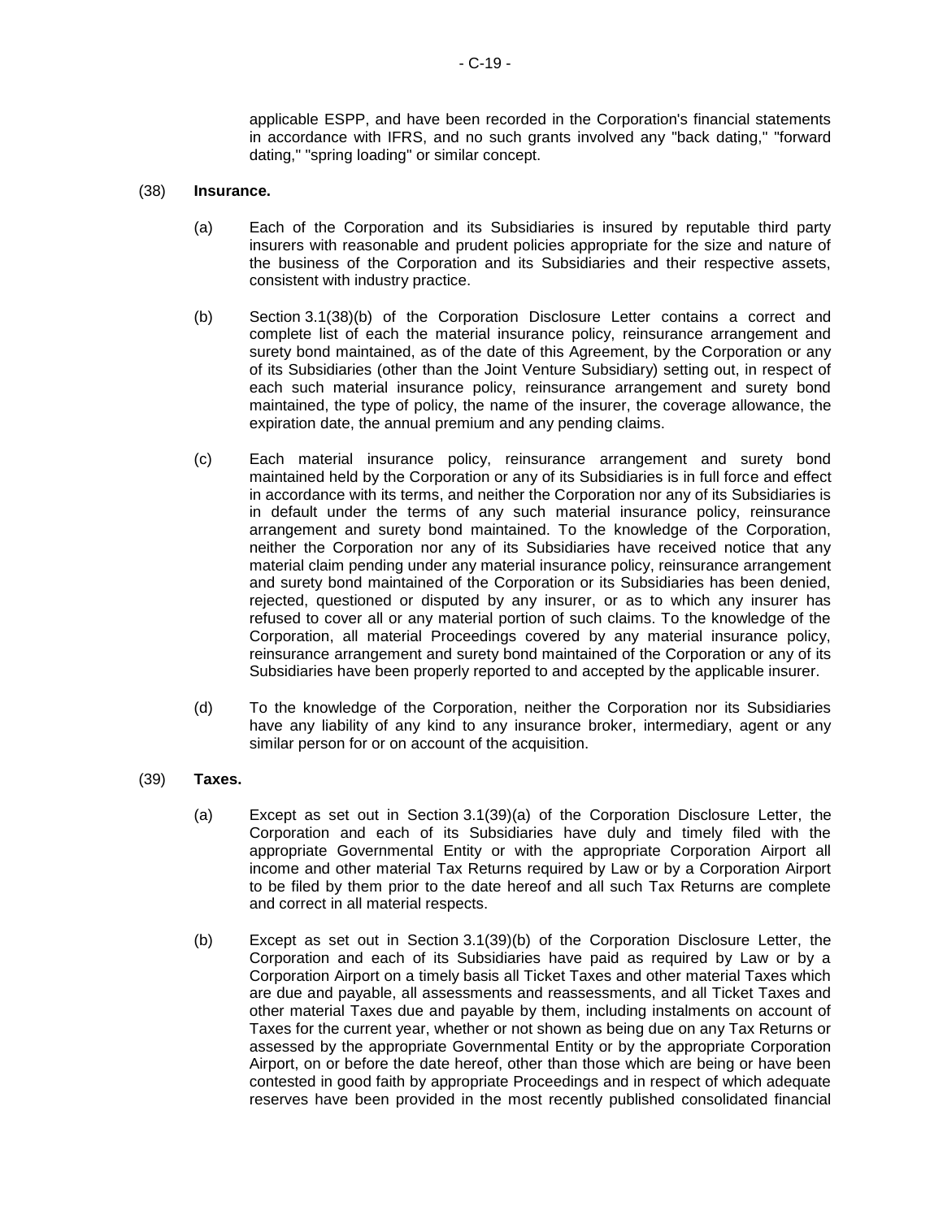applicable ESPP, and have been recorded in the Corporation's financial statements in accordance with IFRS, and no such grants involved any "back dating," "forward dating," "spring loading" or similar concept.

(38) **Insurance.**

(a) Each of the Corporation and its Subsidiaries is insured by reputable third party insurers with reasonable and prudent policies appropriate for the size and nature of the business of the Corporation and its Subsidiaries and their respective assets, consistent with industry practice.

(b) Section 3.1(38)(b) of the Corporation Disclosure Letter contains a correct and complete list of each the material insurance policy, reinsurance arrangement and surety bond maintained, as of the date of this Agreement, by the Corporation or any of its Subsidiaries (other than the Joint Venture Subsidiary) setting out, in respect of each such material insurance policy, reinsurance arrangement and surety bond maintained, the type of policy, the name of the insurer, the coverage allowance, the expiration date, the annual premium and any pending claims.

(c) Each material insurance policy, reinsurance arrangement and surety bond maintained held by the Corporation or any of its Subsidiaries is in full force and effect in accordance with its terms, and neither the Corporation nor any of its Subsidiaries is in default under the terms of any such material insurance policy, reinsurance arrangement and surety bond maintained. To the knowledge of the Corporation, neither the Corporation nor any of its Subsidiaries have received notice that any material claim pending under any material insurance policy, reinsurance arrangement and surety bond maintained of the Corporation or its Subsidiaries has been denied, rejected, questioned or disputed by any insurer, or as to which any insurer has refused to cover all or any material portion of such claims. To the knowledge of the Corporation, all material Proceedings covered by any material insurance policy, reinsurance arrangement and surety bond maintained of the Corporation or any of its Subsidiaries have been properly reported to and accepted by the applicable insurer.

(d) To the knowledge of the Corporation, neither the Corporation nor its Subsidiaries have any liability of any kind to any insurance broker, intermediary, agent or any similar person for or on account of the acquisition.

(39) **Taxes.**

(a) Except as set out in Section 3.1(39)(a) of the Corporation Disclosure Letter, the Corporation and each of its Subsidiaries have duly and timely filed with the appropriate Governmental Entity or with the appropriate Corporation Airport all income and other material Tax Returns required by Law or by a Corporation Airport to be filed by them prior to the date hereof and all such Tax Returns are complete and correct in all material respects.

(b) Except as set out in Section 3.1(39)(b) of the Corporation Disclosure Letter, the Corporation and each of its Subsidiaries have paid as required by Law or by a Corporation Airport on a timely basis all Ticket Taxes and other material Taxes which are due and payable, all assessments and reassessments, and all Ticket Taxes and other material Taxes due and payable by them, including instalments on account of Taxes for the current year, whether or not shown as being due on any Tax Returns or assessed by the appropriate Governmental Entity or by the appropriate Corporation Airport, on or before the date hereof, other than those which are being or have been contested in good faith by appropriate Proceedings and in respect of which adequate reserves have been provided in the most recently published consolidated financial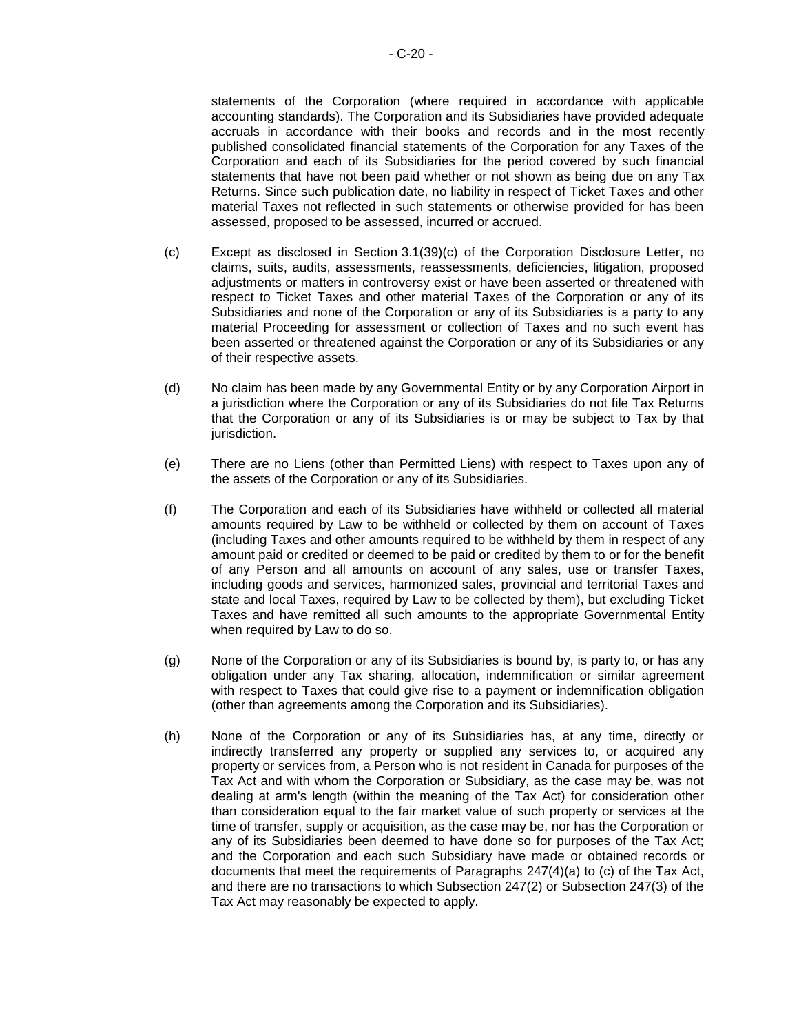statements of the Corporation (where required in accordance with applicable accounting standards). The Corporation and its Subsidiaries have provided adequate accruals in accordance with their books and records and in the most recently published consolidated financial statements of the Corporation for any Taxes of the Corporation and each of its Subsidiaries for the period covered by such financial statements that have not been paid whether or not shown as being due on any Tax Returns. Since such publication date, no liability in respect of Ticket Taxes and other material Taxes not reflected in such statements or otherwise provided for has been assessed, proposed to be assessed, incurred or accrued.

(c) Except as disclosed in Section 3.1(39)(c) of the Corporation Disclosure Letter, no claims, suits, audits, assessments, reassessments, deficiencies, litigation, proposed adjustments or matters in controversy exist or have been asserted or threatened with respect to Ticket Taxes and other material Taxes of the Corporation or any of its Subsidiaries and none of the Corporation or any of its Subsidiaries is a party to any material Proceeding for assessment or collection of Taxes and no such event has been asserted or threatened against the Corporation or any of its Subsidiaries or any of their respective assets.

(d) No claim has been made by any Governmental Entity or by any Corporation Airport in a jurisdiction where the Corporation or any of its Subsidiaries do not file Tax Returns that the Corporation or any of its Subsidiaries is or may be subject to Tax by that jurisdiction.

(e) There are no Liens (other than Permitted Liens) with respect to Taxes upon any of the assets of the Corporation or any of its Subsidiaries.

(f) The Corporation and each of its Subsidiaries have withheld or collected all material amounts required by Law to be withheld or collected by them on account of Taxes (including Taxes and other amounts required to be withheld by them in respect of any amount paid or credited or deemed to be paid or credited by them to or for the benefit of any Person and all amounts on account of any sales, use or transfer Taxes, including goods and services, harmonized sales, provincial and territorial Taxes and state and local Taxes, required by Law to be collected by them), but excluding Ticket Taxes and have remitted all such amounts to the appropriate Governmental Entity when required by Law to do so.

(g) None of the Corporation or any of its Subsidiaries is bound by, is party to, or has any obligation under any Tax sharing, allocation, indemnification or similar agreement with respect to Taxes that could give rise to a payment or indemnification obligation (other than agreements among the Corporation and its Subsidiaries).

(h) None of the Corporation or any of its Subsidiaries has, at any time, directly or indirectly transferred any property or supplied any services to, or acquired any property or services from, a Person who is not resident in Canada for purposes of the Tax Act and with whom the Corporation or Subsidiary, as the case may be, was not dealing at arm's length (within the meaning of the Tax Act) for consideration other than consideration equal to the fair market value of such property or services at the time of transfer, supply or acquisition, as the case may be, nor has the Corporation or any of its Subsidiaries been deemed to have done so for purposes of the Tax Act; and the Corporation and each such Subsidiary have made or obtained records or documents that meet the requirements of Paragraphs 247(4)(a) to (c) of the Tax Act, and there are no transactions to which Subsection 247(2) or Subsection 247(3) of the Tax Act may reasonably be expected to apply.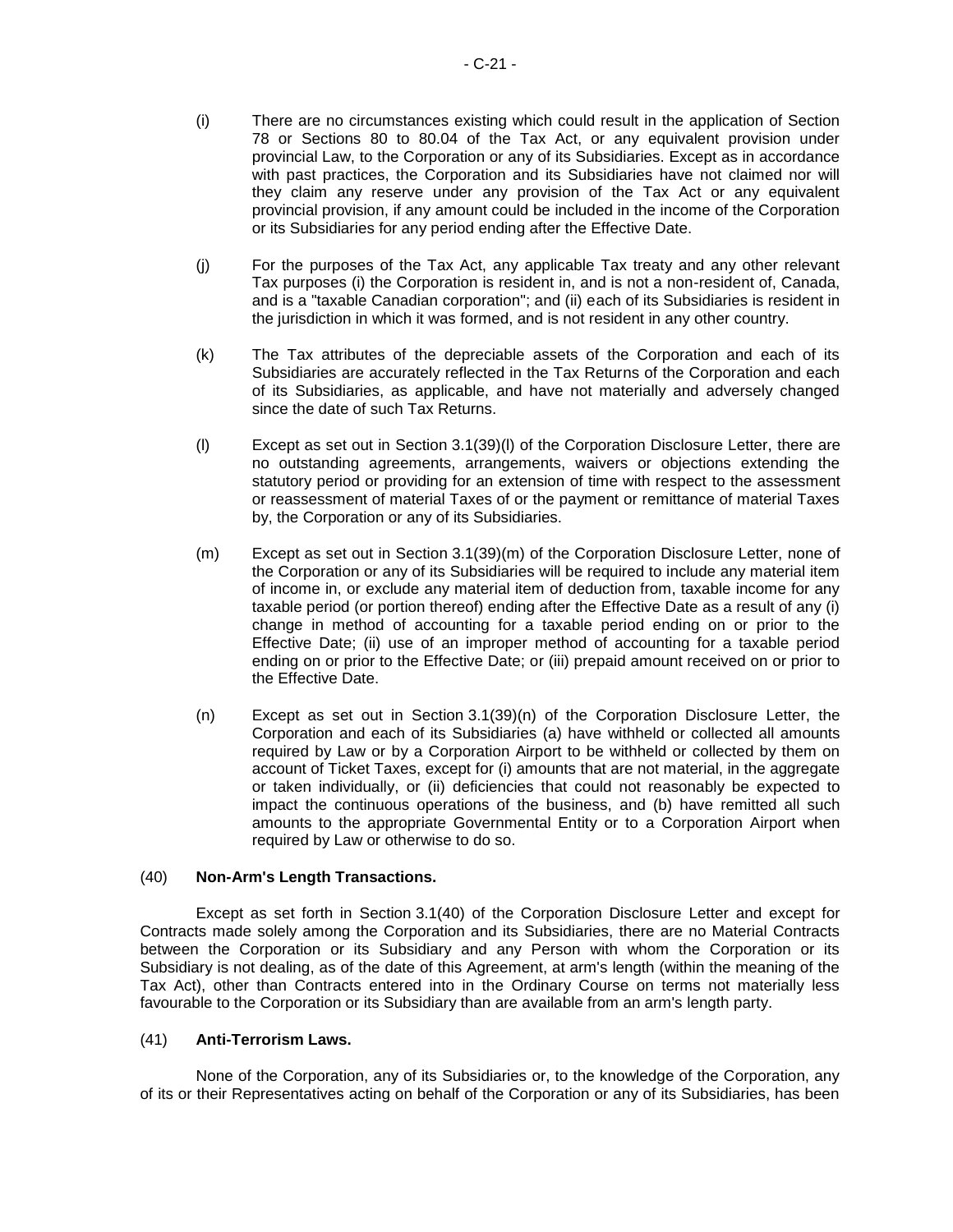(i) There are no circumstances existing which could result in the application of Section 78 or Sections 80 to 80.04 of the Tax Act, or any equivalent provision under provincial Law, to the Corporation or any of its Subsidiaries. Except as in accordance with past practices, the Corporation and its Subsidiaries have not claimed nor will they claim any reserve under any provision of the Tax Act or any equivalent provincial provision, if any amount could be included in the income of the Corporation or its Subsidiaries for any period ending after the Effective Date.

(j) For the purposes of the Tax Act, any applicable Tax treaty and any other relevant Tax purposes (i) the Corporation is resident in, and is not a non-resident of, Canada, and is a "taxable Canadian corporation"; and (ii) each of its Subsidiaries is resident in the jurisdiction in which it was formed, and is not resident in any other country.

(k) The Tax attributes of the depreciable assets of the Corporation and each of its Subsidiaries are accurately reflected in the Tax Returns of the Corporation and each of its Subsidiaries, as applicable, and have not materially and adversely changed since the date of such Tax Returns.

(l) Except as set out in Section 3.1(39)(l) of the Corporation Disclosure Letter, there are no outstanding agreements, arrangements, waivers or objections extending the statutory period or providing for an extension of time with respect to the assessment or reassessment of material Taxes of or the payment or remittance of material Taxes by, the Corporation or any of its Subsidiaries.

(m) Except as set out in Section 3.1(39)(m) of the Corporation Disclosure Letter, none of the Corporation or any of its Subsidiaries will be required to include any material item of income in, or exclude any material item of deduction from, taxable income for any taxable period (or portion thereof) ending after the Effective Date as a result of any (i) change in method of accounting for a taxable period ending on or prior to the Effective Date; (ii) use of an improper method of accounting for a taxable period ending on or prior to the Effective Date; or (iii) prepaid amount received on or prior to the Effective Date.

(n) Except as set out in Section 3.1(39)(n) of the Corporation Disclosure Letter, the Corporation and each of its Subsidiaries (a) have withheld or collected all amounts required by Law or by a Corporation Airport to be withheld or collected by them on account of Ticket Taxes, except for (i) amounts that are not material, in the aggregate or taken individually, or (ii) deficiencies that could not reasonably be expected to impact the continuous operations of the business, and (b) have remitted all such amounts to the appropriate Governmental Entity or to a Corporation Airport when required by Law or otherwise to do so.

(40) **Non-Arm's Length Transactions.**

Except as set forth in Section 3.1(40) of the Corporation Disclosure Letter and except for Contracts made solely among the Corporation and its Subsidiaries, there are no Material Contracts between the Corporation or its Subsidiary and any Person with whom the Corporation or its Subsidiary is not dealing, as of the date of this Agreement, at arm's length (within the meaning of the Tax Act), other than Contracts entered into in the Ordinary Course on terms not materially less favourable to the Corporation or its Subsidiary than are available from an arm's length party.

(41) **Anti-Terrorism Laws.**

None of the Corporation, any of its Subsidiaries or, to the knowledge of the Corporation, any of its or their Representatives acting on behalf of the Corporation or any of its Subsidiaries, has been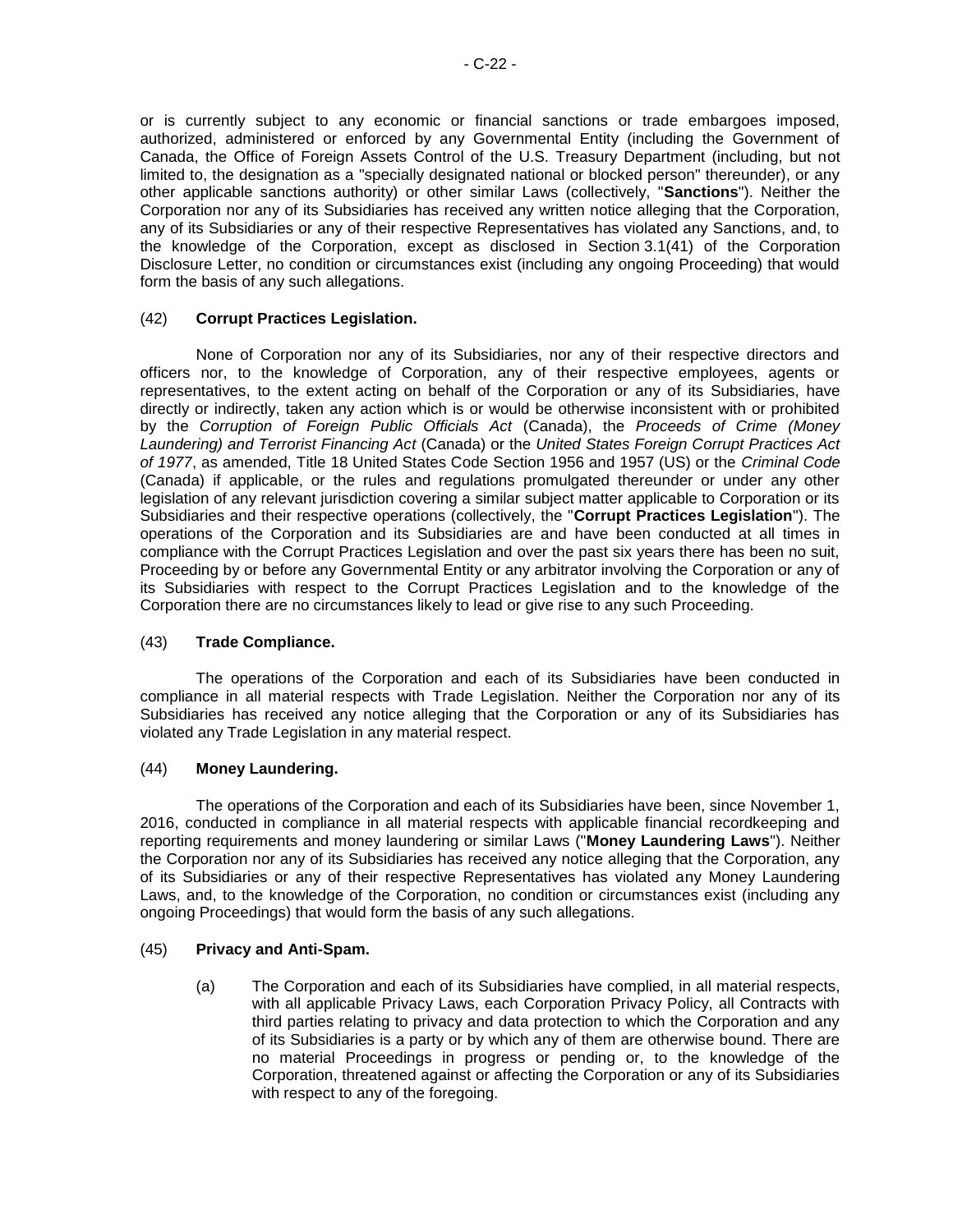or is currently subject to any economic or financial sanctions or trade embargoes imposed, authorized, administered or enforced by any Governmental Entity (including the Government of Canada, the Office of Foreign Assets Control of the U.S. Treasury Department (including, but not limited to, the designation as a "specially designated national or blocked person" thereunder), or any other applicable sanctions authority) or other similar Laws (collectively, "**Sanctions**"). Neither the Corporation nor any of its Subsidiaries has received any written notice alleging that the Corporation, any of its Subsidiaries or any of their respective Representatives has violated any Sanctions, and, to the knowledge of the Corporation, except as disclosed in Section 3.1(41) of the Corporation Disclosure Letter, no condition or circumstances exist (including any ongoing Proceeding) that would form the basis of any such allegations.

(42) **Corrupt Practices Legislation.**

None of Corporation nor any of its Subsidiaries, nor any of their respective directors and officers nor, to the knowledge of Corporation, any of their respective employees, agents or representatives, to the extent acting on behalf of the Corporation or any of its Subsidiaries, have directly or indirectly, taken any action which is or would be otherwise inconsistent with or prohibited by the *Corruption of Foreign Public Officials Act* (Canada), the *Proceeds of Crime (Money Laundering) and Terrorist Financing Act* (Canada) or the *United States Foreign Corrupt Practices Act of 1977*, as amended, Title 18 United States Code Section 1956 and 1957 (US) or the *Criminal Code* (Canada) if applicable, or the rules and regulations promulgated thereunder or under any other legislation of any relevant jurisdiction covering a similar subject matter applicable to Corporation or its Subsidiaries and their respective operations (collectively, the "**Corrupt Practices Legislation**"). The operations of the Corporation and its Subsidiaries are and have been conducted at all times in compliance with the Corrupt Practices Legislation and over the past six years there has been no suit, Proceeding by or before any Governmental Entity or any arbitrator involving the Corporation or any of its Subsidiaries with respect to the Corrupt Practices Legislation and to the knowledge of the Corporation there are no circumstances likely to lead or give rise to any such Proceeding.

(43) **Trade Compliance.**

The operations of the Corporation and each of its Subsidiaries have been conducted in compliance in all material respects with Trade Legislation. Neither the Corporation nor any of its Subsidiaries has received any notice alleging that the Corporation or any of its Subsidiaries has violated any Trade Legislation in any material respect.

(44) **Money Laundering.**

The operations of the Corporation and each of its Subsidiaries have been, since November 1, 2016, conducted in compliance in all material respects with applicable financial recordkeeping and reporting requirements and money laundering or similar Laws ("**Money Laundering Laws**"). Neither the Corporation nor any of its Subsidiaries has received any notice alleging that the Corporation, any of its Subsidiaries or any of their respective Representatives has violated any Money Laundering Laws, and, to the knowledge of the Corporation, no condition or circumstances exist (including any ongoing Proceedings) that would form the basis of any such allegations.

(45) **Privacy and Anti-Spam.**

(a) The Corporation and each of its Subsidiaries have complied, in all material respects, with all applicable Privacy Laws, each Corporation Privacy Policy, all Contracts with third parties relating to privacy and data protection to which the Corporation and any of its Subsidiaries is a party or by which any of them are otherwise bound. There are no material Proceedings in progress or pending or, to the knowledge of the Corporation, threatened against or affecting the Corporation or any of its Subsidiaries with respect to any of the foregoing.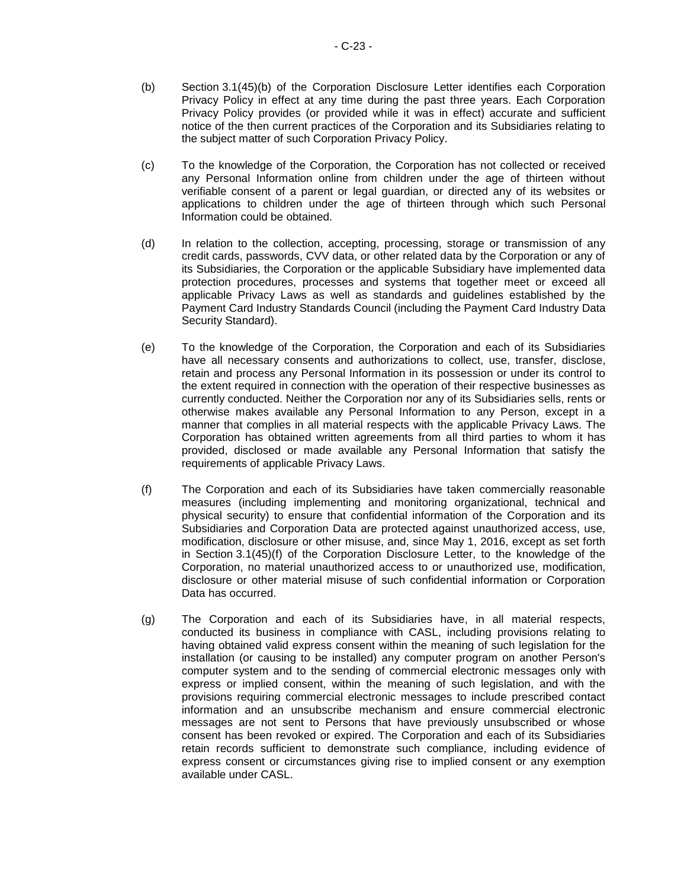(b) Section 3.1(45)(b) of the Corporation Disclosure Letter identifies each Corporation Privacy Policy in effect at any time during the past three years. Each Corporation Privacy Policy provides (or provided while it was in effect) accurate and sufficient notice of the then current practices of the Corporation and its Subsidiaries relating to the subject matter of such Corporation Privacy Policy.

(c) To the knowledge of the Corporation, the Corporation has not collected or received any Personal Information online from children under the age of thirteen without verifiable consent of a parent or legal guardian, or directed any of its websites or applications to children under the age of thirteen through which such Personal Information could be obtained.

(d) In relation to the collection, accepting, processing, storage or transmission of any credit cards, passwords, CVV data, or other related data by the Corporation or any of its Subsidiaries, the Corporation or the applicable Subsidiary have implemented data protection procedures, processes and systems that together meet or exceed all applicable Privacy Laws as well as standards and guidelines established by the Payment Card Industry Standards Council (including the Payment Card Industry Data Security Standard).

(e) To the knowledge of the Corporation, the Corporation and each of its Subsidiaries have all necessary consents and authorizations to collect, use, transfer, disclose, retain and process any Personal Information in its possession or under its control to the extent required in connection with the operation of their respective businesses as currently conducted. Neither the Corporation nor any of its Subsidiaries sells, rents or otherwise makes available any Personal Information to any Person, except in a manner that complies in all material respects with the applicable Privacy Laws. The Corporation has obtained written agreements from all third parties to whom it has provided, disclosed or made available any Personal Information that satisfy the requirements of applicable Privacy Laws.

(f) The Corporation and each of its Subsidiaries have taken commercially reasonable measures (including implementing and monitoring organizational, technical and physical security) to ensure that confidential information of the Corporation and its Subsidiaries and Corporation Data are protected against unauthorized access, use, modification, disclosure or other misuse, and, since May 1, 2016, except as set forth in Section 3.1(45)(f) of the Corporation Disclosure Letter, to the knowledge of the Corporation, no material unauthorized access to or unauthorized use, modification, disclosure or other material misuse of such confidential information or Corporation Data has occurred.

(g) The Corporation and each of its Subsidiaries have, in all material respects, conducted its business in compliance with CASL, including provisions relating to having obtained valid express consent within the meaning of such legislation for the installation (or causing to be installed) any computer program on another Person's computer system and to the sending of commercial electronic messages only with express or implied consent, within the meaning of such legislation, and with the provisions requiring commercial electronic messages to include prescribed contact information and an unsubscribe mechanism and ensure commercial electronic messages are not sent to Persons that have previously unsubscribed or whose consent has been revoked or expired. The Corporation and each of its Subsidiaries retain records sufficient to demonstrate such compliance, including evidence of express consent or circumstances giving rise to implied consent or any exemption available under CASL.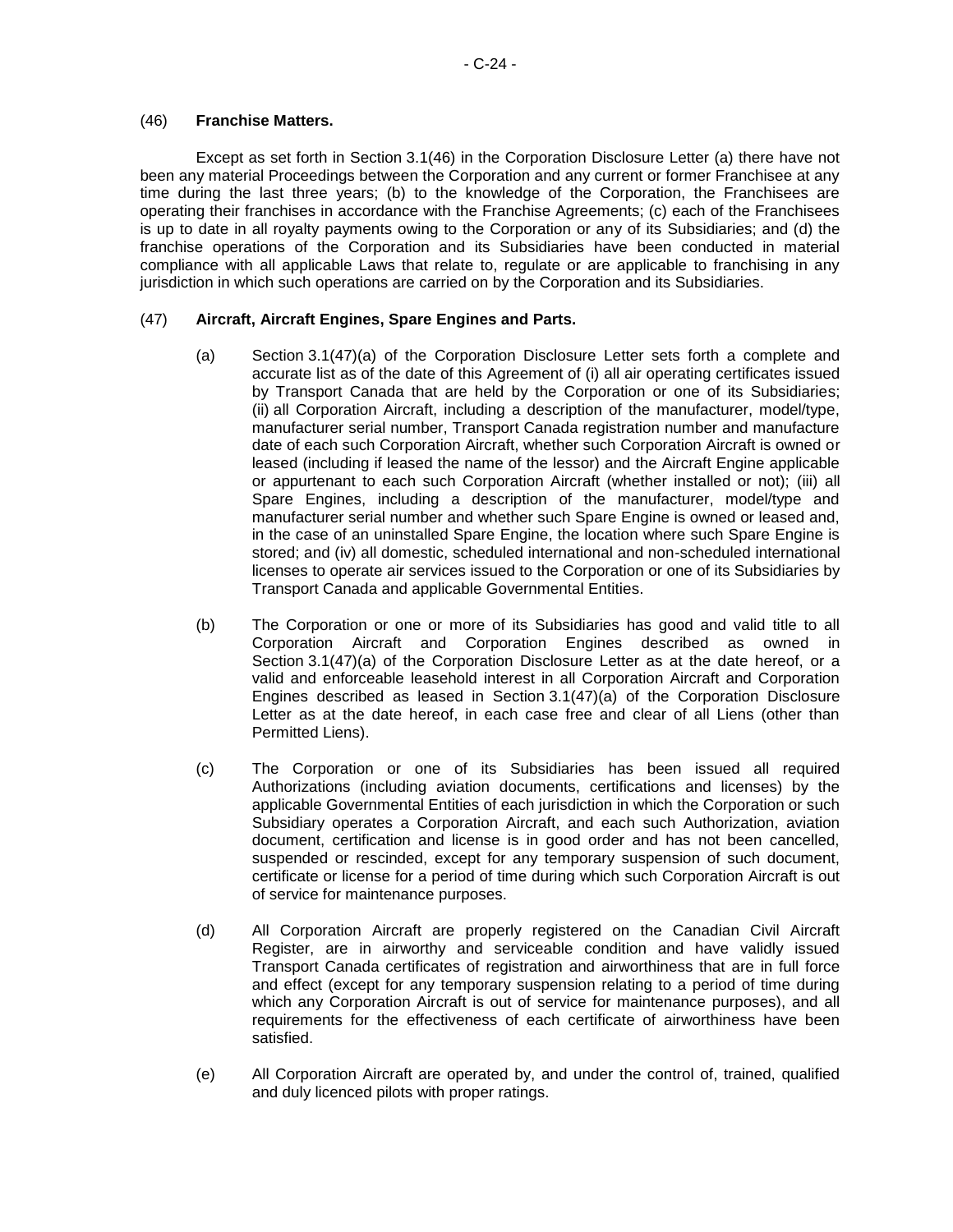(46) **Franchise Matters.**

Except as set forth in Section 3.1(46) in the Corporation Disclosure Letter (a) there have not been any material Proceedings between the Corporation and any current or former Franchisee at any time during the last three years; (b) to the knowledge of the Corporation, the Franchisees are operating their franchises in accordance with the Franchise Agreements; (c) each of the Franchisees is up to date in all royalty payments owing to the Corporation or any of its Subsidiaries; and (d) the franchise operations of the Corporation and its Subsidiaries have been conducted in material compliance with all applicable Laws that relate to, regulate or are applicable to franchising in any jurisdiction in which such operations are carried on by the Corporation and its Subsidiaries.

(47) **Aircraft, Aircraft Engines, Spare Engines and Parts.**

(a) Section 3.1(47)(a) of the Corporation Disclosure Letter sets forth a complete and accurate list as of the date of this Agreement of (i) all air operating certificates issued by Transport Canada that are held by the Corporation or one of its Subsidiaries; (ii) all Corporation Aircraft, including a description of the manufacturer, model/type, manufacturer serial number, Transport Canada registration number and manufacture date of each such Corporation Aircraft, whether such Corporation Aircraft is owned or leased (including if leased the name of the lessor) and the Aircraft Engine applicable or appurtenant to each such Corporation Aircraft (whether installed or not); (iii) all Spare Engines, including a description of the manufacturer, model/type and manufacturer serial number and whether such Spare Engine is owned or leased and, in the case of an uninstalled Spare Engine, the location where such Spare Engine is stored; and (iv) all domestic, scheduled international and non-scheduled international licenses to operate air services issued to the Corporation or one of its Subsidiaries by Transport Canada and applicable Governmental Entities.

(b) The Corporation or one or more of its Subsidiaries has good and valid title to all Corporation Aircraft and Corporation Engines described as owned in Section 3.1(47)(a) of the Corporation Disclosure Letter as at the date hereof, or a valid and enforceable leasehold interest in all Corporation Aircraft and Corporation Engines described as leased in Section 3.1(47)(a) of the Corporation Disclosure Letter as at the date hereof, in each case free and clear of all Liens (other than Permitted Liens).

(c) The Corporation or one of its Subsidiaries has been issued all required Authorizations (including aviation documents, certifications and licenses) by the applicable Governmental Entities of each jurisdiction in which the Corporation or such Subsidiary operates a Corporation Aircraft, and each such Authorization, aviation document, certification and license is in good order and has not been cancelled, suspended or rescinded, except for any temporary suspension of such document, certificate or license for a period of time during which such Corporation Aircraft is out of service for maintenance purposes.

(d) All Corporation Aircraft are properly registered on the Canadian Civil Aircraft Register, are in airworthy and serviceable condition and have validly issued Transport Canada certificates of registration and airworthiness that are in full force and effect (except for any temporary suspension relating to a period of time during which any Corporation Aircraft is out of service for maintenance purposes), and all requirements for the effectiveness of each certificate of airworthiness have been satisfied.

(e) All Corporation Aircraft are operated by, and under the control of, trained, qualified and duly licenced pilots with proper ratings.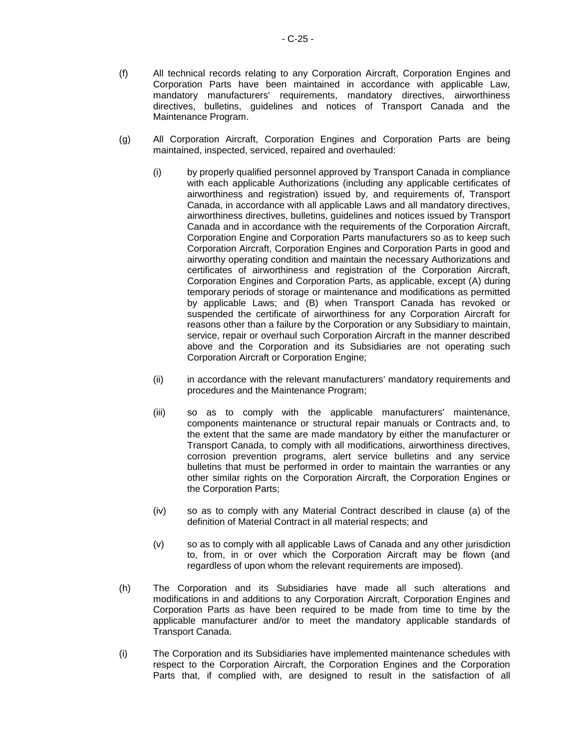(f) All technical records relating to any Corporation Aircraft, Corporation Engines and Corporation Parts have been maintained in accordance with applicable Law, mandatory manufacturers' requirements, mandatory directives, airworthiness directives, bulletins, guidelines and notices of Transport Canada and the Maintenance Program.

(g) All Corporation Aircraft, Corporation Engines and Corporation Parts are being maintained, inspected, serviced, repaired and overhauled:

  (i) by properly qualified personnel approved by Transport Canada in compliance with each applicable Authorizations (including any applicable certificates of airworthiness and registration) issued by, and requirements of, Transport Canada, in accordance with all applicable Laws and all mandatory directives, airworthiness directives, bulletins, guidelines and notices issued by Transport Canada and in accordance with the requirements of the Corporation Aircraft, Corporation Engine and Corporation Parts manufacturers so as to keep such Corporation Aircraft, Corporation Engines and Corporation Parts in good and airworthy operating condition and maintain the necessary Authorizations and certificates of airworthiness and registration of the Corporation Aircraft, Corporation Engines and Corporation Parts, as applicable, except (A) during temporary periods of storage or maintenance and modifications as permitted by applicable Laws; and (B) when Transport Canada has revoked or suspended the certificate of airworthiness for any Corporation Aircraft for reasons other than a failure by the Corporation or any Subsidiary to maintain, service, repair or overhaul such Corporation Aircraft in the manner described above and the Corporation and its Subsidiaries are not operating such Corporation Aircraft or Corporation Engine;

  (ii) in accordance with the relevant manufacturers' mandatory requirements and procedures and the Maintenance Program;

  (iii) so as to comply with the applicable manufacturers' maintenance, components maintenance or structural repair manuals or Contracts and, to the extent that the same are made mandatory by either the manufacturer or Transport Canada, to comply with all modifications, airworthiness directives, corrosion prevention programs, alert service bulletins and any service bulletins that must be performed in order to maintain the warranties or any other similar rights on the Corporation Aircraft, the Corporation Engines or the Corporation Parts;

  (iv) so as to comply with any Material Contract described in clause (a) of the definition of Material Contract in all material respects; and

  (v) so as to comply with all applicable Laws of Canada and any other jurisdiction to, from, in or over which the Corporation Aircraft may be flown (and regardless of upon whom the relevant requirements are imposed).

(h) The Corporation and its Subsidiaries have made all such alterations and modifications in and additions to any Corporation Aircraft, Corporation Engines and Corporation Parts as have been required to be made from time to time by the applicable manufacturer and/or to meet the mandatory applicable standards of Transport Canada.

(i) The Corporation and its Subsidiaries have implemented maintenance schedules with respect to the Corporation Aircraft, the Corporation Engines and the Corporation Parts that, if complied with, are designed to result in the satisfaction of all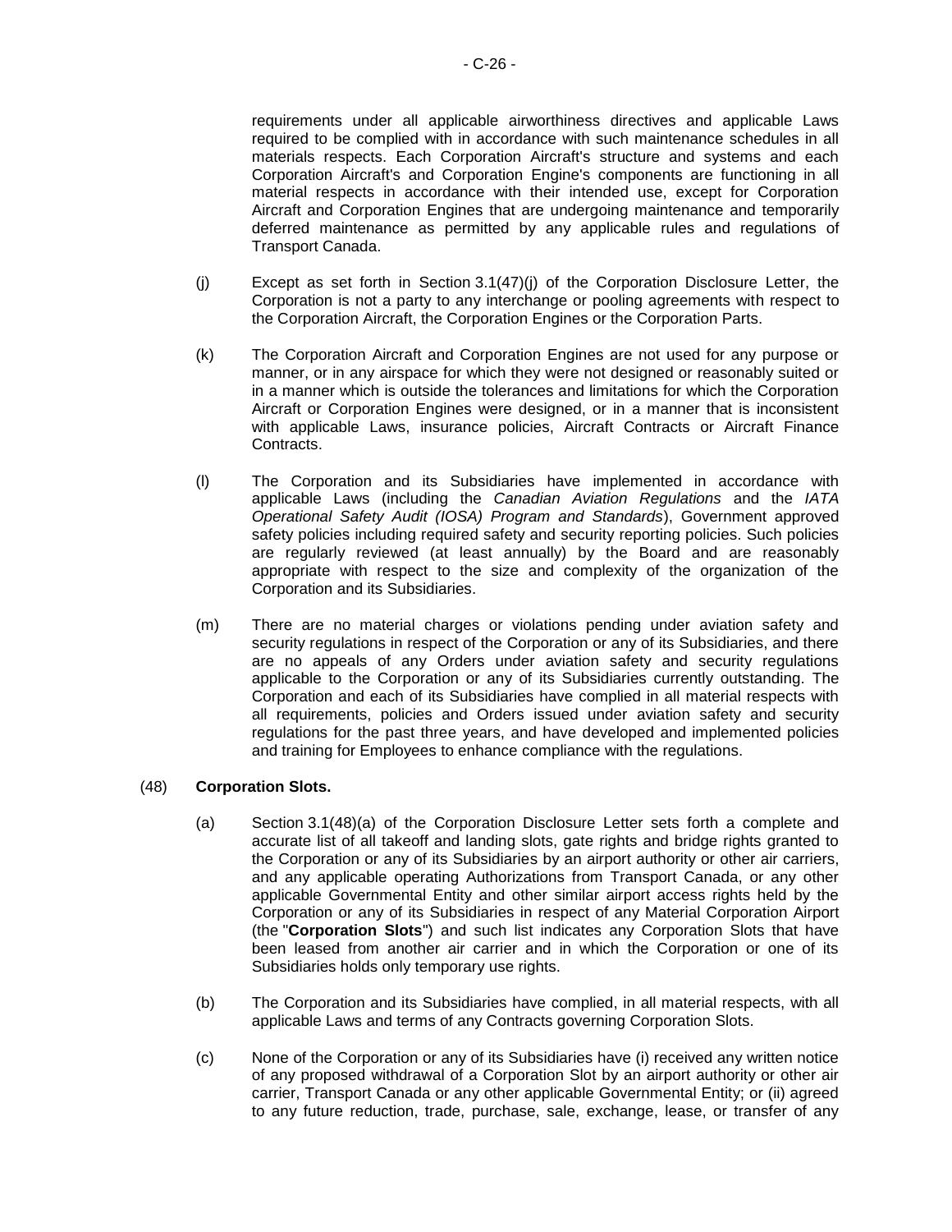requirements under all applicable airworthiness directives and applicable Laws required to be complied with in accordance with such maintenance schedules in all materials respects. Each Corporation Aircraft's structure and systems and each Corporation Aircraft's and Corporation Engine's components are functioning in all material respects in accordance with their intended use, except for Corporation Aircraft and Corporation Engines that are undergoing maintenance and temporarily deferred maintenance as permitted by any applicable rules and regulations of Transport Canada.

(j) Except as set forth in Section 3.1(47)(j) of the Corporation Disclosure Letter, the Corporation is not a party to any interchange or pooling agreements with respect to the Corporation Aircraft, the Corporation Engines or the Corporation Parts.

(k) The Corporation Aircraft and Corporation Engines are not used for any purpose or manner, or in any airspace for which they were not designed or reasonably suited or in a manner which is outside the tolerances and limitations for which the Corporation Aircraft or Corporation Engines were designed, or in a manner that is inconsistent with applicable Laws, insurance policies, Aircraft Contracts or Aircraft Finance Contracts.

(l) The Corporation and its Subsidiaries have implemented in accordance with applicable Laws (including the *Canadian Aviation Regulations* and the *IATA Operational Safety Audit (IOSA) Program and Standards*), Government approved safety policies including required safety and security reporting policies. Such policies are regularly reviewed (at least annually) by the Board and are reasonably appropriate with respect to the size and complexity of the organization of the Corporation and its Subsidiaries.

(m) There are no material charges or violations pending under aviation safety and security regulations in respect of the Corporation or any of its Subsidiaries, and there are no appeals of any Orders under aviation safety and security regulations applicable to the Corporation or any of its Subsidiaries currently outstanding. The Corporation and each of its Subsidiaries have complied in all material respects with all requirements, policies and Orders issued under aviation safety and security regulations for the past three years, and have developed and implemented policies and training for Employees to enhance compliance with the regulations.

(48) **Corporation Slots.**

(a) Section 3.1(48)(a) of the Corporation Disclosure Letter sets forth a complete and accurate list of all takeoff and landing slots, gate rights and bridge rights granted to the Corporation or any of its Subsidiaries by an airport authority or other air carriers, and any applicable operating Authorizations from Transport Canada, or any other applicable Governmental Entity and other similar airport access rights held by the Corporation or any of its Subsidiaries in respect of any Material Corporation Airport (the "**Corporation Slots**") and such list indicates any Corporation Slots that have been leased from another air carrier and in which the Corporation or one of its Subsidiaries holds only temporary use rights.

(b) The Corporation and its Subsidiaries have complied, in all material respects, with all applicable Laws and terms of any Contracts governing Corporation Slots.

(c) None of the Corporation or any of its Subsidiaries have (i) received any written notice of any proposed withdrawal of a Corporation Slot by an airport authority or other air carrier, Transport Canada or any other applicable Governmental Entity; or (ii) agreed to any future reduction, trade, purchase, sale, exchange, lease, or transfer of any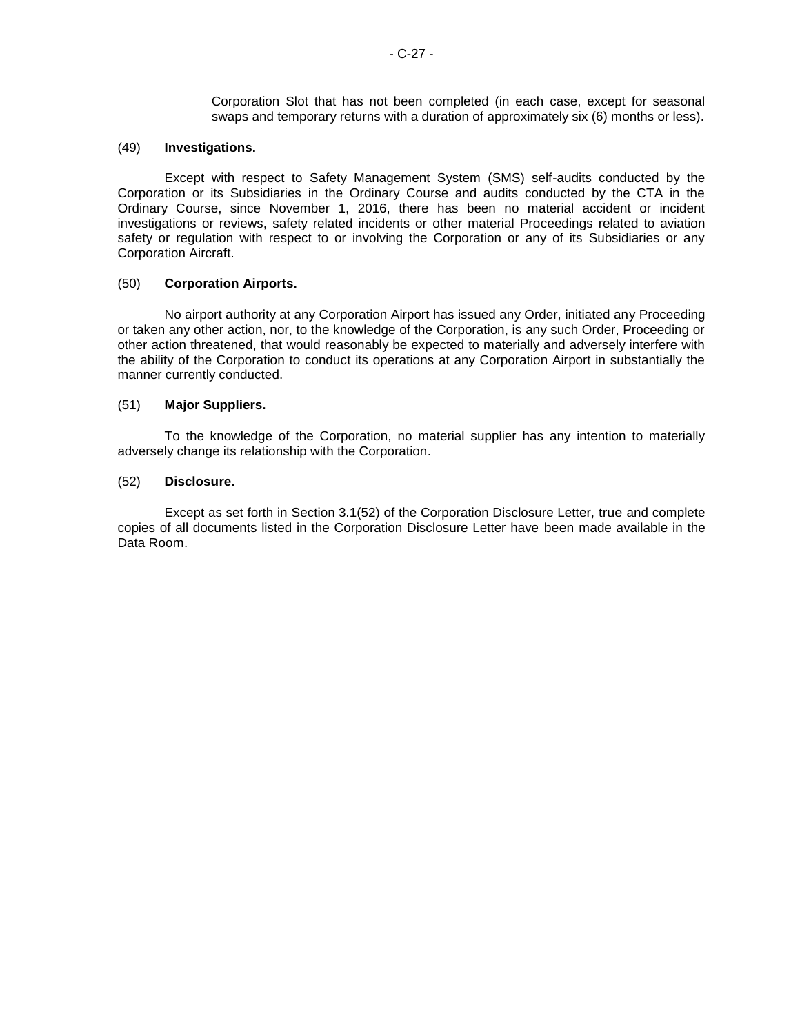Corporation Slot that has not been completed (in each case, except for seasonal swaps and temporary returns with a duration of approximately six (6) months or less).

(49) **Investigations.**

Except with respect to Safety Management System (SMS) self-audits conducted by the Corporation or its Subsidiaries in the Ordinary Course and audits conducted by the CTA in the Ordinary Course, since November 1, 2016, there has been no material accident or incident investigations or reviews, safety related incidents or other material Proceedings related to aviation safety or regulation with respect to or involving the Corporation or any of its Subsidiaries or any Corporation Aircraft.

(50) **Corporation Airports.**

No airport authority at any Corporation Airport has issued any Order, initiated any Proceeding or taken any other action, nor, to the knowledge of the Corporation, is any such Order, Proceeding or other action threatened, that would reasonably be expected to materially and adversely interfere with the ability of the Corporation to conduct its operations at any Corporation Airport in substantially the manner currently conducted.

(51) **Major Suppliers.**

To the knowledge of the Corporation, no material supplier has any intention to materially adversely change its relationship with the Corporation.

(52) **Disclosure.**

Except as set forth in Section 3.1(52) of the Corporation Disclosure Letter, true and complete copies of all documents listed in the Corporation Disclosure Letter have been made available in the Data Room.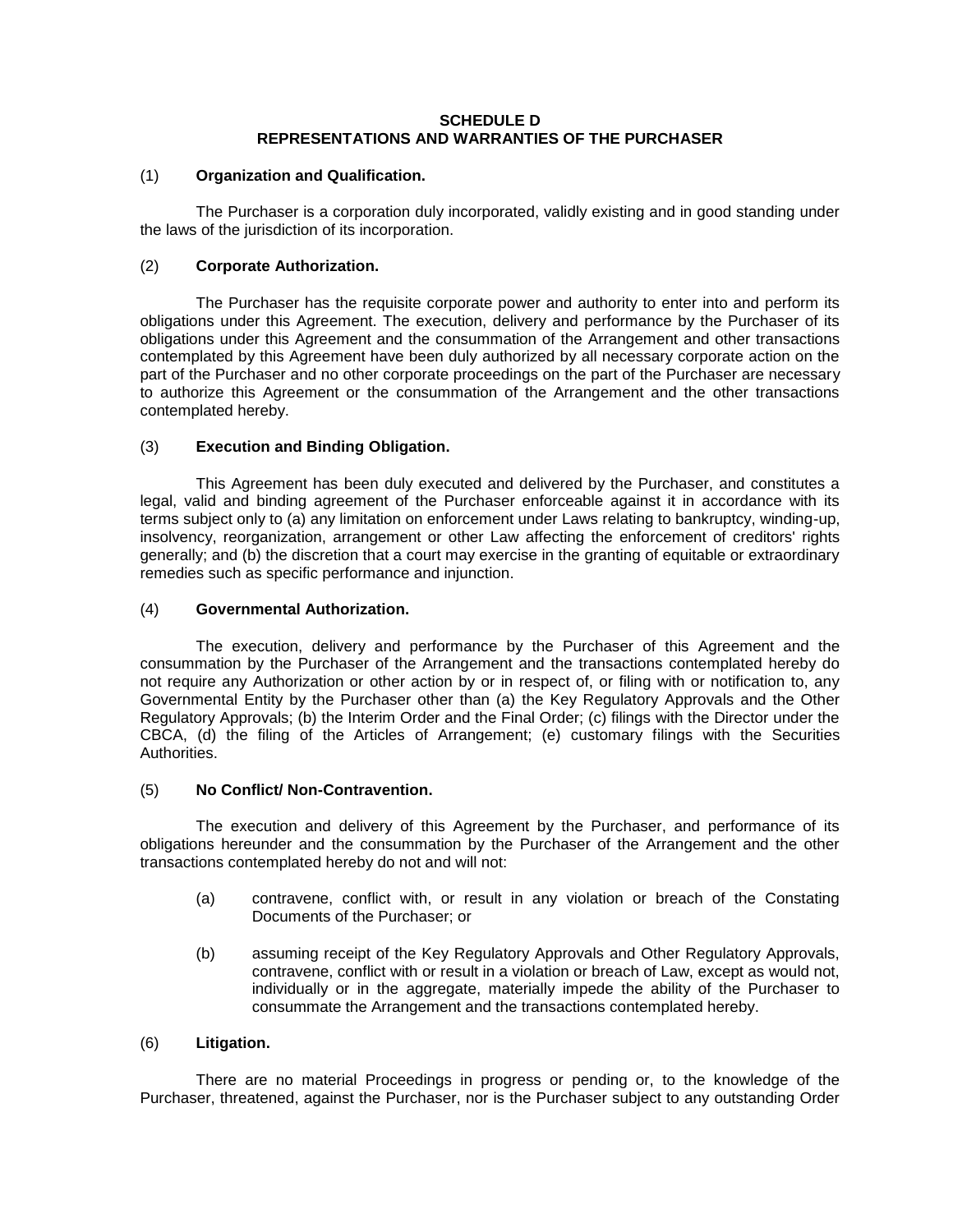# SCHEDULE D
# REPRESENTATIONS AND WARRANTIES OF THE PURCHASER

(1) **Organization and Qualification.**

The Purchaser is a corporation duly incorporated, validly existing and in good standing under the laws of the jurisdiction of its incorporation.

(2) **Corporate Authorization.**

The Purchaser has the requisite corporate power and authority to enter into and perform its obligations under this Agreement. The execution, delivery and performance by the Purchaser of its obligations under this Agreement and the consummation of the Arrangement and other transactions contemplated by this Agreement have been duly authorized by all necessary corporate action on the part of the Purchaser and no other corporate proceedings on the part of the Purchaser are necessary to authorize this Agreement or the consummation of the Arrangement and the other transactions contemplated hereby.

(3) **Execution and Binding Obligation.**

This Agreement has been duly executed and delivered by the Purchaser, and constitutes a legal, valid and binding agreement of the Purchaser enforceable against it in accordance with its terms subject only to (a) any limitation on enforcement under Laws relating to bankruptcy, winding-up, insolvency, reorganization, arrangement or other Law affecting the enforcement of creditors' rights generally; and (b) the discretion that a court may exercise in the granting of equitable or extraordinary remedies such as specific performance and injunction.

(4) **Governmental Authorization.**

The execution, delivery and performance by the Purchaser of this Agreement and the consummation by the Purchaser of the Arrangement and the transactions contemplated hereby do not require any Authorization or other action by or in respect of, or filing with or notification to, any Governmental Entity by the Purchaser other than (a) the Key Regulatory Approvals and the Other Regulatory Approvals; (b) the Interim Order and the Final Order; (c) filings with the Director under the CBCA, (d) the filing of the Articles of Arrangement; (e) customary filings with the Securities Authorities.

(5) **No Conflict/ Non-Contravention.**

The execution and delivery of this Agreement by the Purchaser, and performance of its obligations hereunder and the consummation by the Purchaser of the Arrangement and the other transactions contemplated hereby do not and will not:

(a) contravene, conflict with, or result in any violation or breach of the Constating Documents of the Purchaser; or

(b) assuming receipt of the Key Regulatory Approvals and Other Regulatory Approvals, contravene, conflict with or result in a violation or breach of Law, except as would not, individually or in the aggregate, materially impede the ability of the Purchaser to consummate the Arrangement and the transactions contemplated hereby.

(6) **Litigation.**

There are no material Proceedings in progress or pending or, to the knowledge of the Purchaser, threatened, against the Purchaser, nor is the Purchaser subject to any outstanding Order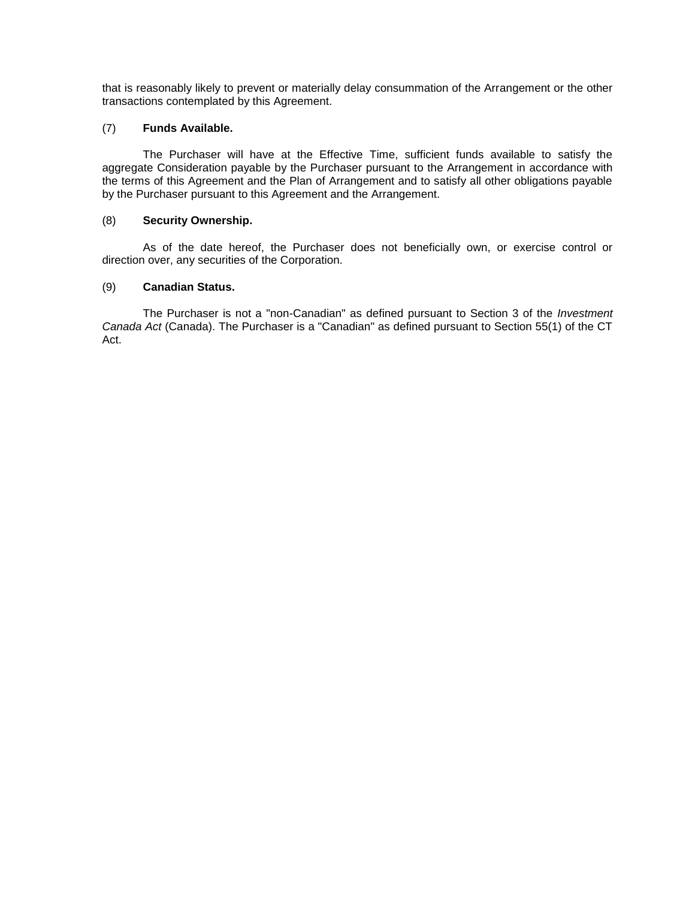that is reasonably likely to prevent or materially delay consummation of the Arrangement or the other transactions contemplated by this Agreement.

(7) **Funds Available.**

The Purchaser will have at the Effective Time, sufficient funds available to satisfy the aggregate Consideration payable by the Purchaser pursuant to the Arrangement in accordance with the terms of this Agreement and the Plan of Arrangement and to satisfy all other obligations payable by the Purchaser pursuant to this Agreement and the Arrangement.

(8) **Security Ownership.**

As of the date hereof, the Purchaser does not beneficially own, or exercise control or direction over, any securities of the Corporation.

(9) **Canadian Status.**

The Purchaser is not a "non-Canadian" as defined pursuant to Section 3 of the *Investment Canada Act* (Canada). The Purchaser is a "Canadian" as defined pursuant to Section 55(1) of the CT Act.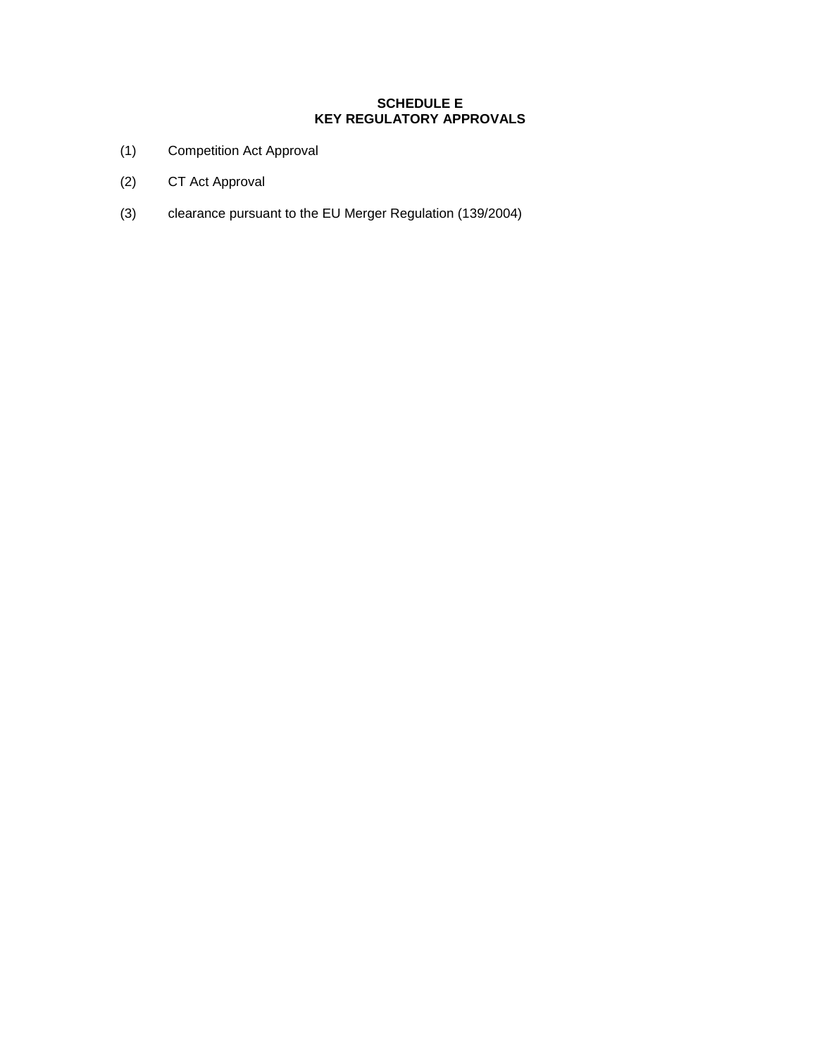# SCHEDULE E
## KEY REGULATORY APPROVALS

(1) Competition Act Approval

(2) CT Act Approval

(3) clearance pursuant to the EU Merger Regulation (139/2004)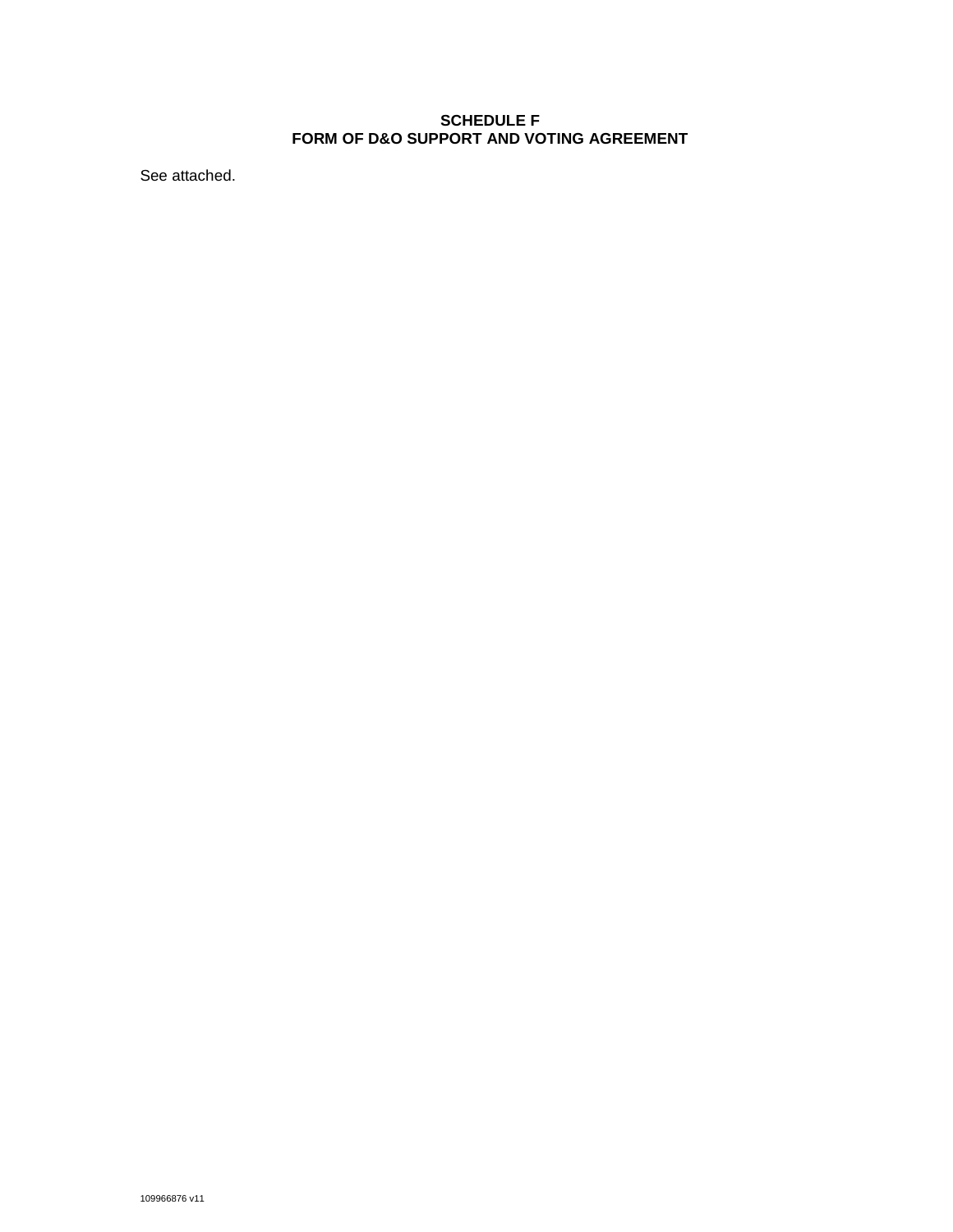**SCHEDULE F**
**FORM OF D&O SUPPORT AND VOTING AGREEMENT**

See attached.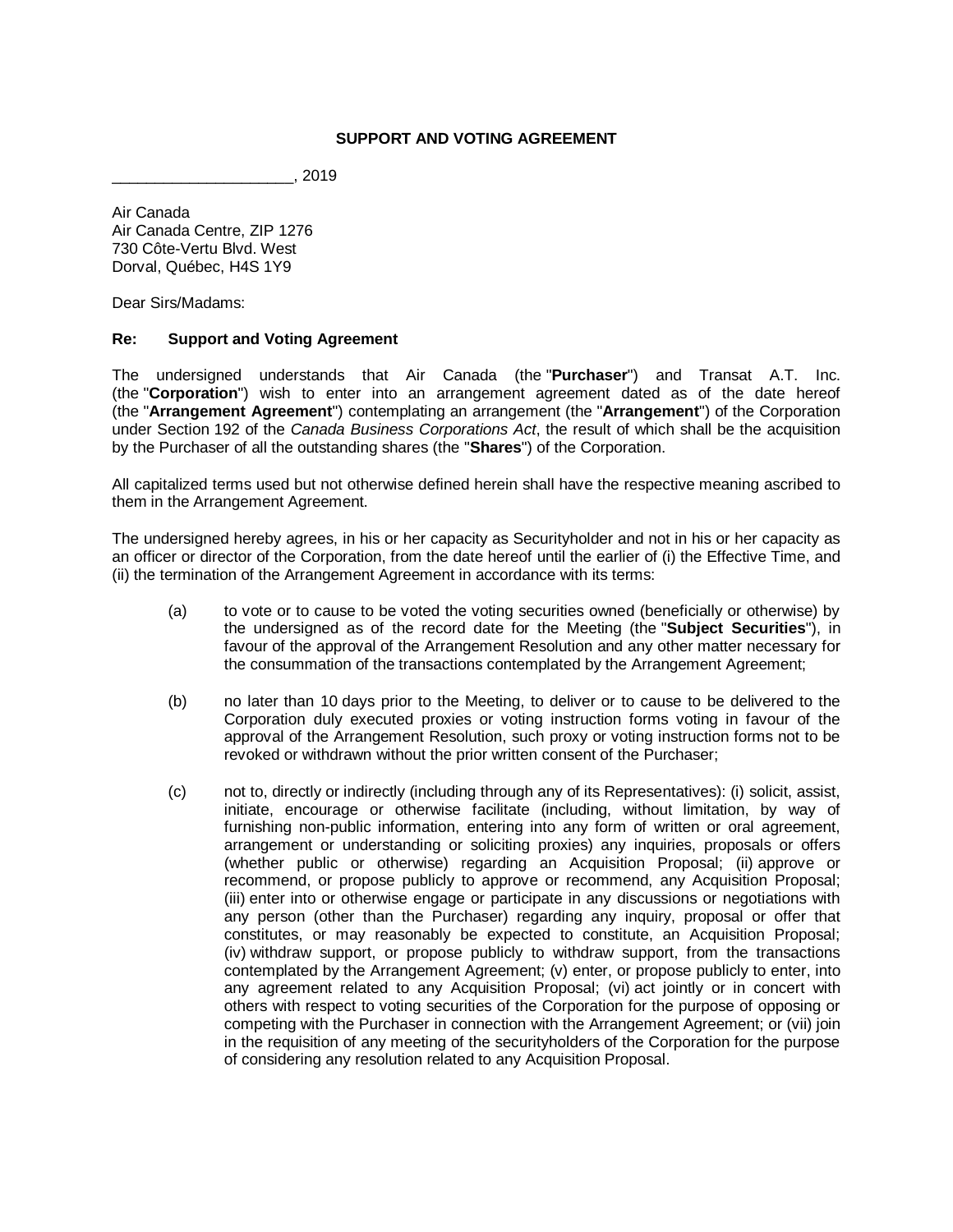**SUPPORT AND VOTING AGREEMENT**

_____________________, 2019

Air Canada
Air Canada Centre, ZIP 1276
730 Côte-Vertu Blvd. West
Dorval, Québec, H4S 1Y9

Dear Sirs/Madams:

**Re: Support and Voting Agreement**

The undersigned understands that Air Canada (the "**Purchaser**") and Transat A.T. Inc. (the "**Corporation**") wish to enter into an arrangement agreement dated as of the date hereof (the "**Arrangement Agreement**") contemplating an arrangement (the "**Arrangement**") of the Corporation under Section 192 of the *Canada Business Corporations Act*, the result of which shall be the acquisition by the Purchaser of all the outstanding shares (the "**Shares**") of the Corporation.

All capitalized terms used but not otherwise defined herein shall have the respective meaning ascribed to them in the Arrangement Agreement.

The undersigned hereby agrees, in his or her capacity as Securityholder and not in his or her capacity as an officer or director of the Corporation, from the date hereof until the earlier of (i) the Effective Time, and (ii) the termination of the Arrangement Agreement in accordance with its terms:

(a) to vote or to cause to be voted the voting securities owned (beneficially or otherwise) by the undersigned as of the record date for the Meeting (the "**Subject Securities**"), in favour of the approval of the Arrangement Resolution and any other matter necessary for the consummation of the transactions contemplated by the Arrangement Agreement;

(b) no later than 10 days prior to the Meeting, to deliver or to cause to be delivered to the Corporation duly executed proxies or voting instruction forms voting in favour of the approval of the Arrangement Resolution, such proxy or voting instruction forms not to be revoked or withdrawn without the prior written consent of the Purchaser;

(c) not to, directly or indirectly (including through any of its Representatives): (i) solicit, assist, initiate, encourage or otherwise facilitate (including, without limitation, by way of furnishing non-public information, entering into any form of written or oral agreement, arrangement or understanding or soliciting proxies) any inquiries, proposals or offers (whether public or otherwise) regarding an Acquisition Proposal; (ii) approve or recommend, or propose publicly to approve or recommend, any Acquisition Proposal; (iii) enter into or otherwise engage or participate in any discussions or negotiations with any person (other than the Purchaser) regarding any inquiry, proposal or offer that constitutes, or may reasonably be expected to constitute, an Acquisition Proposal; (iv) withdraw support, or propose publicly to withdraw support, from the transactions contemplated by the Arrangement Agreement; (v) enter, or propose publicly to enter, into any agreement related to any Acquisition Proposal; (vi) act jointly or in concert with others with respect to voting securities of the Corporation for the purpose of opposing or competing with the Purchaser in connection with the Arrangement Agreement; or (vii) join in the requisition of any meeting of the securityholders of the Corporation for the purpose of considering any resolution related to any Acquisition Proposal.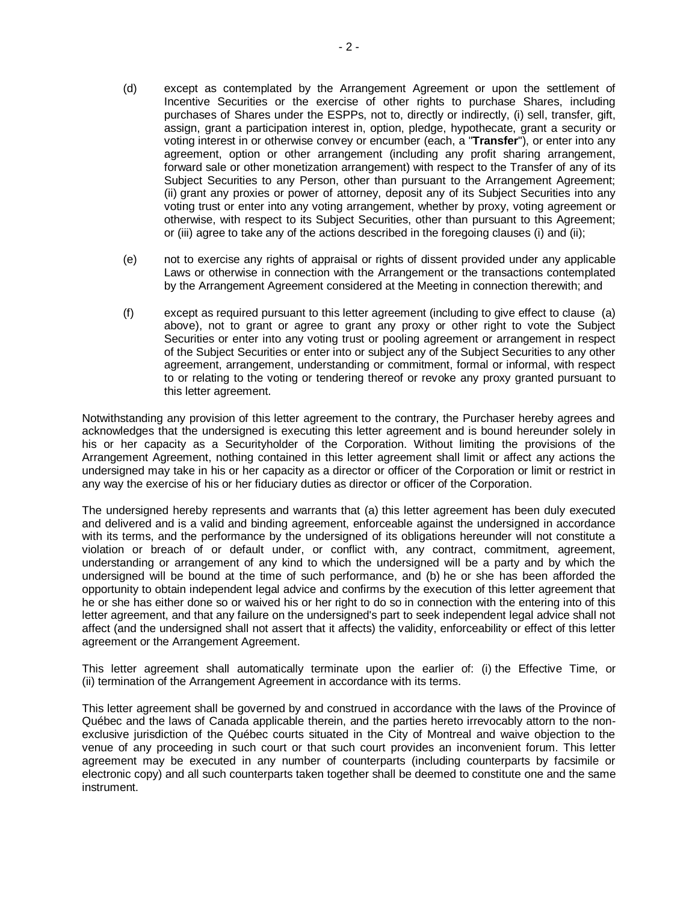(d) except as contemplated by the Arrangement Agreement or upon the settlement of Incentive Securities or the exercise of other rights to purchase Shares, including purchases of Shares under the ESPPs, not to, directly or indirectly, (i) sell, transfer, gift, assign, grant a participation interest in, option, pledge, hypothecate, grant a security or voting interest in or otherwise convey or encumber (each, a "**Transfer**"), or enter into any agreement, option or other arrangement (including any profit sharing arrangement, forward sale or other monetization arrangement) with respect to the Transfer of any of its Subject Securities to any Person, other than pursuant to the Arrangement Agreement; (ii) grant any proxies or power of attorney, deposit any of its Subject Securities into any voting trust or enter into any voting arrangement, whether by proxy, voting agreement or otherwise, with respect to its Subject Securities, other than pursuant to this Agreement; or (iii) agree to take any of the actions described in the foregoing clauses (i) and (ii);

(e) not to exercise any rights of appraisal or rights of dissent provided under any applicable Laws or otherwise in connection with the Arrangement or the transactions contemplated by the Arrangement Agreement considered at the Meeting in connection therewith; and

(f) except as required pursuant to this letter agreement (including to give effect to clause (a) above), not to grant or agree to grant any proxy or other right to vote the Subject Securities or enter into any voting trust or pooling agreement or arrangement in respect of the Subject Securities or enter into or subject any of the Subject Securities to any other agreement, arrangement, understanding or commitment, formal or informal, with respect to or relating to the voting or tendering thereof or revoke any proxy granted pursuant to this letter agreement.

Notwithstanding any provision of this letter agreement to the contrary, the Purchaser hereby agrees and acknowledges that the undersigned is executing this letter agreement and is bound hereunder solely in his or her capacity as a Securityholder of the Corporation. Without limiting the provisions of the Arrangement Agreement, nothing contained in this letter agreement shall limit or affect any actions the undersigned may take in his or her capacity as a director or officer of the Corporation or limit or restrict in any way the exercise of his or her fiduciary duties as director or officer of the Corporation.

The undersigned hereby represents and warrants that (a) this letter agreement has been duly executed and delivered and is a valid and binding agreement, enforceable against the undersigned in accordance with its terms, and the performance by the undersigned of its obligations hereunder will not constitute a violation or breach of or default under, or conflict with, any contract, commitment, agreement, understanding or arrangement of any kind to which the undersigned will be a party and by which the undersigned will be bound at the time of such performance, and (b) he or she has been afforded the opportunity to obtain independent legal advice and confirms by the execution of this letter agreement that he or she has either done so or waived his or her right to do so in connection with the entering into of this letter agreement, and that any failure on the undersigned's part to seek independent legal advice shall not affect (and the undersigned shall not assert that it affects) the validity, enforceability or effect of this letter agreement or the Arrangement Agreement.

This letter agreement shall automatically terminate upon the earlier of: (i) the Effective Time, or (ii) termination of the Arrangement Agreement in accordance with its terms.

This letter agreement shall be governed by and construed in accordance with the laws of the Province of Québec and the laws of Canada applicable therein, and the parties hereto irrevocably attorn to the non-exclusive jurisdiction of the Québec courts situated in the City of Montreal and waive objection to the venue of any proceeding in such court or that such court provides an inconvenient forum. This letter agreement may be executed in any number of counterparts (including counterparts by facsimile or electronic copy) and all such counterparts taken together shall be deemed to constitute one and the same instrument.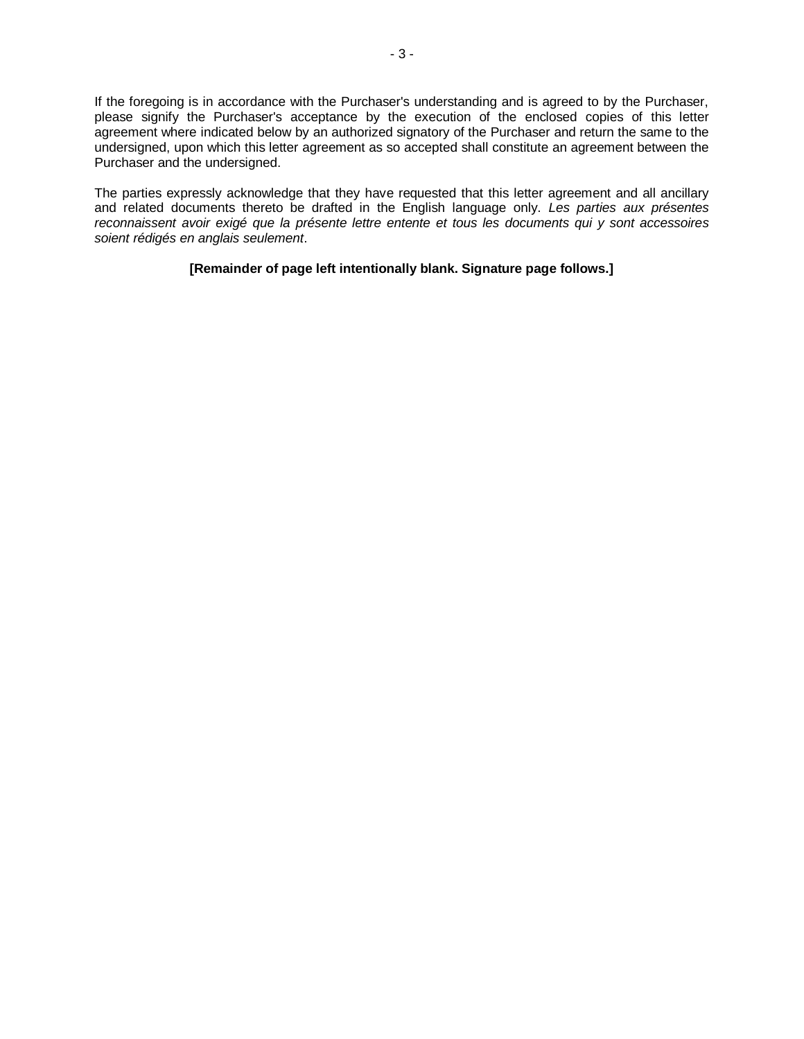If the foregoing is in accordance with the Purchaser's understanding and is agreed to by the Purchaser, please signify the Purchaser's acceptance by the execution of the enclosed copies of this letter agreement where indicated below by an authorized signatory of the Purchaser and return the same to the undersigned, upon which this letter agreement as so accepted shall constitute an agreement between the Purchaser and the undersigned.

The parties expressly acknowledge that they have requested that this letter agreement and all ancillary and related documents thereto be drafted in the English language only. *Les parties aux présentes reconnaissent avoir exigé que la présente lettre entente et tous les documents qui y sont accessoires soient rédigés en anglais seulement*.

**[Remainder of page left intentionally blank. Signature page follows.]**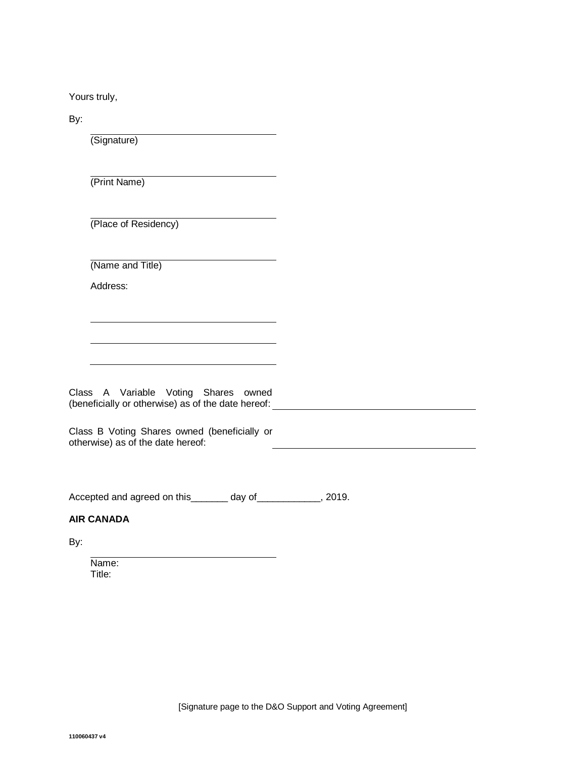Yours truly,

By:

\_\_\_\_\_\_\_\_\_\_\_\_\_\_\_\_\_\_\_\_\_\_\_\_\_\_\_\_\_\_\_\_\_\_\_\_
(Signature)

\_\_\_\_\_\_\_\_\_\_\_\_\_\_\_\_\_\_\_\_\_\_\_\_\_\_\_\_\_\_\_\_\_\_\_\_
(Print Name)

\_\_\_\_\_\_\_\_\_\_\_\_\_\_\_\_\_\_\_\_\_\_\_\_\_\_\_\_\_\_\_\_\_\_\_\_
(Place of Residency)

\_\_\_\_\_\_\_\_\_\_\_\_\_\_\_\_\_\_\_\_\_\_\_\_\_\_\_\_\_\_\_\_\_\_\_\_
(Name and Title)

Address:

\_\_\_\_\_\_\_\_\_\_\_\_\_\_\_\_\_\_\_\_\_\_\_\_\_\_\_\_\_\_\_\_\_\_\_\_

\_\_\_\_\_\_\_\_\_\_\_\_\_\_\_\_\_\_\_\_\_\_\_\_\_\_\_\_\_\_\_\_\_\_\_\_

\_\_\_\_\_\_\_\_\_\_\_\_\_\_\_\_\_\_\_\_\_\_\_\_\_\_\_\_\_\_\_\_\_\_\_\_

Class A Variable Voting Shares owned (beneficially or otherwise) as of the date hereof: \_\_\_\_\_\_\_\_\_\_\_\_\_\_\_\_\_\_\_\_\_\_\_\_\_\_\_\_\_\_\_\_\_\_\_\_

Class B Voting Shares owned (beneficially or otherwise) as of the date hereof: \_\_\_\_\_\_\_\_\_\_\_\_\_\_\_\_\_\_\_\_\_\_\_\_\_\_\_\_\_\_\_\_\_\_\_\_

Accepted and agreed on this\_\_\_\_\_\_\_ day of\_\_\_\_\_\_\_\_\_\_\_\_, 2019.

**AIR CANADA**

By:

\_\_\_\_\_\_\_\_\_\_\_\_\_\_\_\_\_\_\_\_\_\_\_\_\_\_\_\_\_\_\_\_\_\_\_\_
Name:
Title:

[Signature page to the D&O Support and Voting Agreement]